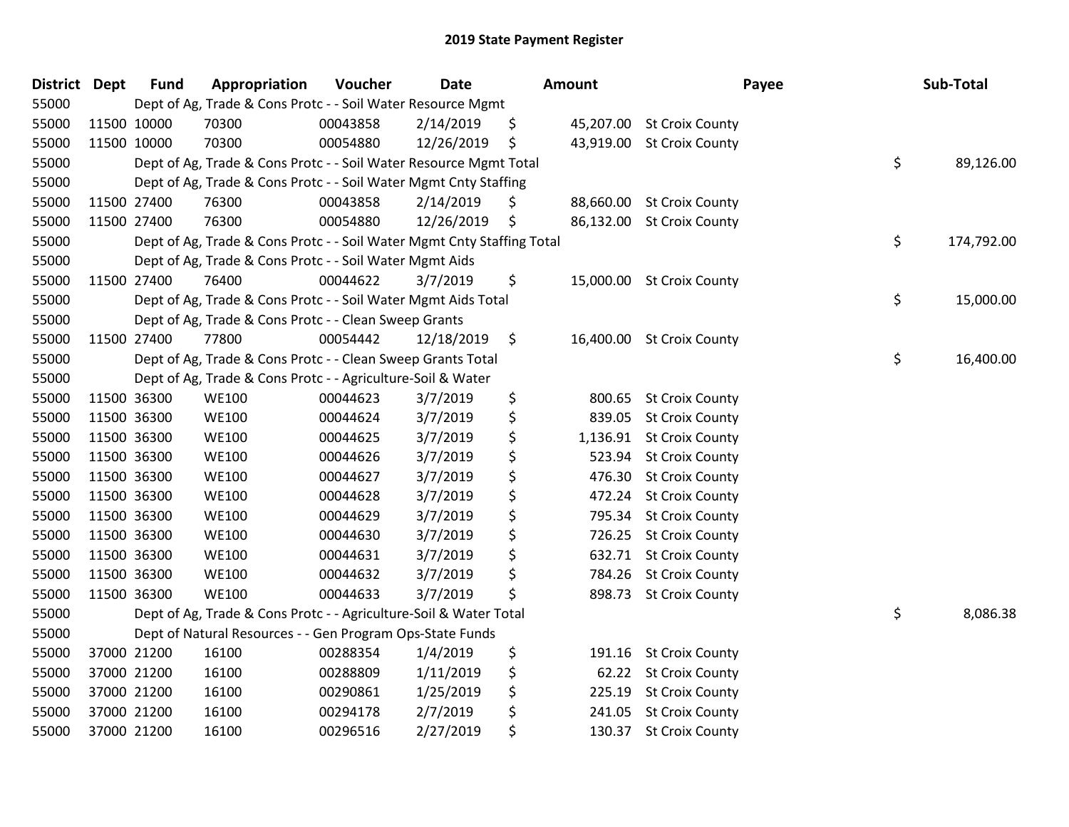# 2019 State Payment Register

| District | Dept | Fund | Appropriation | Voucher | Date | Amount | Payee | Sub-Total |
|---|---|---|---|---|---|---|---|---|
| 55000 | | Dept of Ag, Trade & Cons Protc - - Soil Water Resource Mgmt | | | | | | |
| 55000 | 11500 | 10000 | 70300 | 00043858 | 2/14/2019 | $ 45,207.00 | St Croix County | |
| 55000 | 11500 | 10000 | 70300 | 00054880 | 12/26/2019 | $ 43,919.00 | St Croix County | |
| 55000 | | Dept of Ag, Trade & Cons Protc - - Soil Water Resource Mgmt Total | | | | | | $ 89,126.00 |
| 55000 | | Dept of Ag, Trade & Cons Protc - - Soil Water Mgmt Cnty Staffing | | | | | | |
| 55000 | 11500 | 27400 | 76300 | 00043858 | 2/14/2019 | $ 88,660.00 | St Croix County | |
| 55000 | 11500 | 27400 | 76300 | 00054880 | 12/26/2019 | $ 86,132.00 | St Croix County | |
| 55000 | | Dept of Ag, Trade & Cons Protc - - Soil Water Mgmt Cnty Staffing Total | | | | | | $ 174,792.00 |
| 55000 | | Dept of Ag, Trade & Cons Protc - - Soil Water Mgmt Aids | | | | | | |
| 55000 | 11500 | 27400 | 76400 | 00044622 | 3/7/2019 | $ 15,000.00 | St Croix County | |
| 55000 | | Dept of Ag, Trade & Cons Protc - - Soil Water Mgmt Aids Total | | | | | | $ 15,000.00 |
| 55000 | | Dept of Ag, Trade & Cons Protc - - Clean Sweep Grants | | | | | | |
| 55000 | 11500 | 27400 | 77800 | 00054442 | 12/18/2019 | $ 16,400.00 | St Croix County | |
| 55000 | | Dept of Ag, Trade & Cons Protc - - Clean Sweep Grants Total | | | | | | $ 16,400.00 |
| 55000 | | Dept of Ag, Trade & Cons Protc - - Agriculture-Soil & Water | | | | | | |
| 55000 | 11500 | 36300 | WE100 | 00044623 | 3/7/2019 | $ 800.65 | St Croix County | |
| 55000 | 11500 | 36300 | WE100 | 00044624 | 3/7/2019 | $ 839.05 | St Croix County | |
| 55000 | 11500 | 36300 | WE100 | 00044625 | 3/7/2019 | $ 1,136.91 | St Croix County | |
| 55000 | 11500 | 36300 | WE100 | 00044626 | 3/7/2019 | $ 523.94 | St Croix County | |
| 55000 | 11500 | 36300 | WE100 | 00044627 | 3/7/2019 | $ 476.30 | St Croix County | |
| 55000 | 11500 | 36300 | WE100 | 00044628 | 3/7/2019 | $ 472.24 | St Croix County | |
| 55000 | 11500 | 36300 | WE100 | 00044629 | 3/7/2019 | $ 795.34 | St Croix County | |
| 55000 | 11500 | 36300 | WE100 | 00044630 | 3/7/2019 | $ 726.25 | St Croix County | |
| 55000 | 11500 | 36300 | WE100 | 00044631 | 3/7/2019 | $ 632.71 | St Croix County | |
| 55000 | 11500 | 36300 | WE100 | 00044632 | 3/7/2019 | $ 784.26 | St Croix County | |
| 55000 | 11500 | 36300 | WE100 | 00044633 | 3/7/2019 | $ 898.73 | St Croix County | |
| 55000 | | Dept of Ag, Trade & Cons Protc - - Agriculture-Soil & Water Total | | | | | | $ 8,086.38 |
| 55000 | | Dept of Natural Resources - - Gen Program Ops-State Funds | | | | | | |
| 55000 | 37000 | 21200 | 16100 | 00288354 | 1/4/2019 | $ 191.16 | St Croix County | |
| 55000 | 37000 | 21200 | 16100 | 00288809 | 1/11/2019 | $ 62.22 | St Croix County | |
| 55000 | 37000 | 21200 | 16100 | 00290861 | 1/25/2019 | $ 225.19 | St Croix County | |
| 55000 | 37000 | 21200 | 16100 | 00294178 | 2/7/2019 | $ 241.05 | St Croix County | |
| 55000 | 37000 | 21200 | 16100 | 00296516 | 2/27/2019 | $ 130.37 | St Croix County | |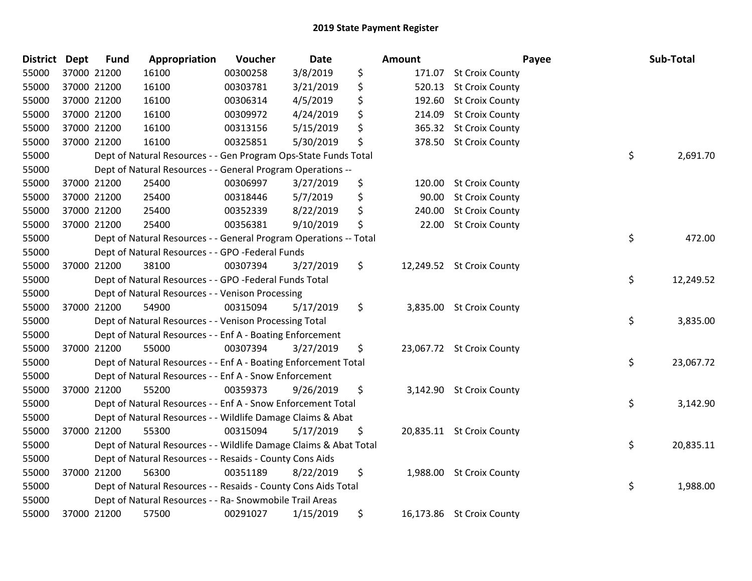## 2019 State Payment Register

| District | Dept | Fund | Appropriation | Voucher | Date | | Amount | Payee | | Sub-Total |
|---|---|---|---|---|---|---|---|---|---|---|
| 55000 | 37000 | 21200 | 16100 | 00300258 | 3/8/2019 | $ | 171.07 | St Croix County | | |
| 55000 | 37000 | 21200 | 16100 | 00303781 | 3/21/2019 | $ | 520.13 | St Croix County | | |
| 55000 | 37000 | 21200 | 16100 | 00306314 | 4/5/2019 | $ | 192.60 | St Croix County | | |
| 55000 | 37000 | 21200 | 16100 | 00309972 | 4/24/2019 | $ | 214.09 | St Croix County | | |
| 55000 | 37000 | 21200 | 16100 | 00313156 | 5/15/2019 | $ | 365.32 | St Croix County | | |
| 55000 | 37000 | 21200 | 16100 | 00325851 | 5/30/2019 | $ | 378.50 | St Croix County | | |
| 55000 | | | Dept of Natural Resources - - Gen Program Ops-State Funds Total | | | | | | $ | 2,691.70 |
| 55000 | | | Dept of Natural Resources - - General Program Operations -- | | | | | | | |
| 55000 | 37000 | 21200 | 25400 | 00306997 | 3/27/2019 | $ | 120.00 | St Croix County | | |
| 55000 | 37000 | 21200 | 25400 | 00318446 | 5/7/2019 | $ | 90.00 | St Croix County | | |
| 55000 | 37000 | 21200 | 25400 | 00352339 | 8/22/2019 | $ | 240.00 | St Croix County | | |
| 55000 | 37000 | 21200 | 25400 | 00356381 | 9/10/2019 | $ | 22.00 | St Croix County | | |
| 55000 | | | Dept of Natural Resources - - General Program Operations -- Total | | | | | | $ | 472.00 |
| 55000 | | | Dept of Natural Resources - - GPO -Federal Funds | | | | | | | |
| 55000 | 37000 | 21200 | 38100 | 00307394 | 3/27/2019 | $ | 12,249.52 | St Croix County | | |
| 55000 | | | Dept of Natural Resources - - GPO -Federal Funds Total | | | | | | $ | 12,249.52 |
| 55000 | | | Dept of Natural Resources - - Venison Processing | | | | | | | |
| 55000 | 37000 | 21200 | 54900 | 00315094 | 5/17/2019 | $ | 3,835.00 | St Croix County | | |
| 55000 | | | Dept of Natural Resources - - Venison Processing Total | | | | | | $ | 3,835.00 |
| 55000 | | | Dept of Natural Resources - - Enf A - Boating Enforcement | | | | | | | |
| 55000 | 37000 | 21200 | 55000 | 00307394 | 3/27/2019 | $ | 23,067.72 | St Croix County | | |
| 55000 | | | Dept of Natural Resources - - Enf A - Boating Enforcement Total | | | | | | $ | 23,067.72 |
| 55000 | | | Dept of Natural Resources - - Enf A - Snow Enforcement | | | | | | | |
| 55000 | 37000 | 21200 | 55200 | 00359373 | 9/26/2019 | $ | 3,142.90 | St Croix County | | |
| 55000 | | | Dept of Natural Resources - - Enf A - Snow Enforcement Total | | | | | | $ | 3,142.90 |
| 55000 | | | Dept of Natural Resources - - Wildlife Damage Claims & Abat | | | | | | | |
| 55000 | 37000 | 21200 | 55300 | 00315094 | 5/17/2019 | $ | 20,835.11 | St Croix County | | |
| 55000 | | | Dept of Natural Resources - - Wildlife Damage Claims & Abat Total | | | | | | $ | 20,835.11 |
| 55000 | | | Dept of Natural Resources - - Resaids - County Cons Aids | | | | | | | |
| 55000 | 37000 | 21200 | 56300 | 00351189 | 8/22/2019 | $ | 1,988.00 | St Croix County | | |
| 55000 | | | Dept of Natural Resources - - Resaids - County Cons Aids Total | | | | | | $ | 1,988.00 |
| 55000 | | | Dept of Natural Resources - - Ra- Snowmobile Trail Areas | | | | | | | |
| 55000 | 37000 | 21200 | 57500 | 00291027 | 1/15/2019 | $ | 16,173.86 | St Croix County | | |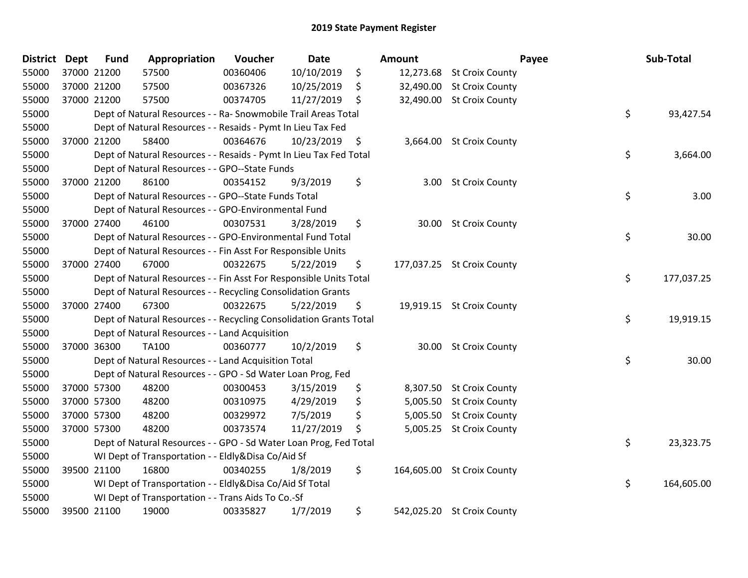## 2019 State Payment Register

| District | Dept | Fund | Appropriation | Voucher | Date | | Amount | Payee | | Sub-Total |
|---|---|---|---|---|---|---|---|---|---|---|
| 55000 | 37000 | 21200 | 57500 | 00360406 | 10/10/2019 | $ | 12,273.68 | St Croix County | | |
| 55000 | 37000 | 21200 | 57500 | 00367326 | 10/25/2019 | $ | 32,490.00 | St Croix County | | |
| 55000 | 37000 | 21200 | 57500 | 00374705 | 11/27/2019 | $ | 32,490.00 | St Croix County | | |
| 55000 | | Dept of Natural Resources - - Ra- Snowmobile Trail Areas Total | | | | | | | $ | 93,427.54 |
| 55000 | | Dept of Natural Resources - - Resaids - Pymt In Lieu Tax Fed | | | | | | | | |
| 55000 | 37000 | 21200 | 58400 | 00364676 | 10/23/2019 | $ | 3,664.00 | St Croix County | | |
| 55000 | | Dept of Natural Resources - - Resaids - Pymt In Lieu Tax Fed Total | | | | | | | $ | 3,664.00 |
| 55000 | | Dept of Natural Resources - - GPO--State Funds | | | | | | | | |
| 55000 | 37000 | 21200 | 86100 | 00354152 | 9/3/2019 | $ | 3.00 | St Croix County | | |
| 55000 | | Dept of Natural Resources - - GPO--State Funds Total | | | | | | | $ | 3.00 |
| 55000 | | Dept of Natural Resources - - GPO-Environmental Fund | | | | | | | | |
| 55000 | 37000 | 27400 | 46100 | 00307531 | 3/28/2019 | $ | 30.00 | St Croix County | | |
| 55000 | | Dept of Natural Resources - - GPO-Environmental Fund Total | | | | | | | $ | 30.00 |
| 55000 | | Dept of Natural Resources - - Fin Asst For Responsible Units | | | | | | | | |
| 55000 | 37000 | 27400 | 67000 | 00322675 | 5/22/2019 | $ | 177,037.25 | St Croix County | | |
| 55000 | | Dept of Natural Resources - - Fin Asst For Responsible Units Total | | | | | | | $ | 177,037.25 |
| 55000 | | Dept of Natural Resources - - Recycling Consolidation Grants | | | | | | | | |
| 55000 | 37000 | 27400 | 67300 | 00322675 | 5/22/2019 | $ | 19,919.15 | St Croix County | | |
| 55000 | | Dept of Natural Resources - - Recycling Consolidation Grants Total | | | | | | | $ | 19,919.15 |
| 55000 | | Dept of Natural Resources - - Land Acquisition | | | | | | | | |
| 55000 | 37000 | 36300 | TA100 | 00360777 | 10/2/2019 | $ | 30.00 | St Croix County | | |
| 55000 | | Dept of Natural Resources - - Land Acquisition Total | | | | | | | $ | 30.00 |
| 55000 | | Dept of Natural Resources - - GPO - Sd Water Loan Prog, Fed | | | | | | | | |
| 55000 | 37000 | 57300 | 48200 | 00300453 | 3/15/2019 | $ | 8,307.50 | St Croix County | | |
| 55000 | 37000 | 57300 | 48200 | 00310975 | 4/29/2019 | $ | 5,005.50 | St Croix County | | |
| 55000 | 37000 | 57300 | 48200 | 00329972 | 7/5/2019 | $ | 5,005.50 | St Croix County | | |
| 55000 | 37000 | 57300 | 48200 | 00373574 | 11/27/2019 | $ | 5,005.25 | St Croix County | | |
| 55000 | | Dept of Natural Resources - - GPO - Sd Water Loan Prog, Fed Total | | | | | | | $ | 23,323.75 |
| 55000 | | WI Dept of Transportation - - Eldly&Disa Co/Aid Sf | | | | | | | | |
| 55000 | 39500 | 21100 | 16800 | 00340255 | 1/8/2019 | $ | 164,605.00 | St Croix County | | |
| 55000 | | WI Dept of Transportation - - Eldly&Disa Co/Aid Sf Total | | | | | | | $ | 164,605.00 |
| 55000 | | WI Dept of Transportation - - Trans Aids To Co.-Sf | | | | | | | | |
| 55000 | 39500 | 21100 | 19000 | 00335827 | 1/7/2019 | $ | 542,025.20 | St Croix County | | |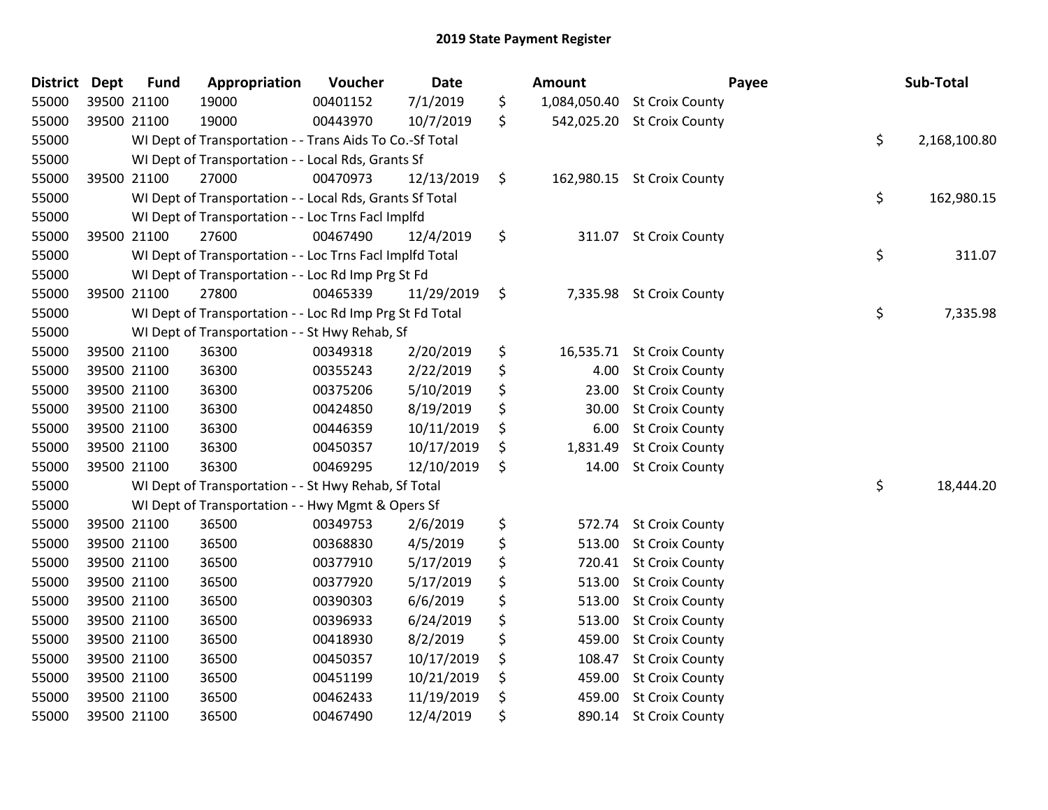## 2019 State Payment Register

| District | Dept | Fund | Appropriation | Voucher | Date | Amount | Payee | Sub-Total |
|---|---|---|---|---|---|---|---|---|
| 55000 | 39500 | 21100 | 19000 | 00401152 | 7/1/2019 | $ 1,084,050.40 | St Croix County | |
| 55000 | 39500 | 21100 | 19000 | 00443970 | 10/7/2019 | $ 542,025.20 | St Croix County | |
| 55000 | | WI Dept of Transportation - - Trans Aids To Co.-Sf Total | | | | | | $ 2,168,100.80 |
| 55000 | | WI Dept of Transportation - - Local Rds, Grants Sf | | | | | | |
| 55000 | 39500 | 21100 | 27000 | 00470973 | 12/13/2019 | $ 162,980.15 | St Croix County | |
| 55000 | | WI Dept of Transportation - - Local Rds, Grants Sf Total | | | | | | $ 162,980.15 |
| 55000 | | WI Dept of Transportation - - Loc Trns Facl Implfd | | | | | | |
| 55000 | 39500 | 21100 | 27600 | 00467490 | 12/4/2019 | $ 311.07 | St Croix County | |
| 55000 | | WI Dept of Transportation - - Loc Trns Facl Implfd Total | | | | | | $ 311.07 |
| 55000 | | WI Dept of Transportation - - Loc Rd Imp Prg St Fd | | | | | | |
| 55000 | 39500 | 21100 | 27800 | 00465339 | 11/29/2019 | $ 7,335.98 | St Croix County | |
| 55000 | | WI Dept of Transportation - - Loc Rd Imp Prg St Fd Total | | | | | | $ 7,335.98 |
| 55000 | | WI Dept of Transportation - - St Hwy Rehab, Sf | | | | | | |
| 55000 | 39500 | 21100 | 36300 | 00349318 | 2/20/2019 | $ 16,535.71 | St Croix County | |
| 55000 | 39500 | 21100 | 36300 | 00355243 | 2/22/2019 | $ 4.00 | St Croix County | |
| 55000 | 39500 | 21100 | 36300 | 00375206 | 5/10/2019 | $ 23.00 | St Croix County | |
| 55000 | 39500 | 21100 | 36300 | 00424850 | 8/19/2019 | $ 30.00 | St Croix County | |
| 55000 | 39500 | 21100 | 36300 | 00446359 | 10/11/2019 | $ 6.00 | St Croix County | |
| 55000 | 39500 | 21100 | 36300 | 00450357 | 10/17/2019 | $ 1,831.49 | St Croix County | |
| 55000 | 39500 | 21100 | 36300 | 00469295 | 12/10/2019 | $ 14.00 | St Croix County | |
| 55000 | | WI Dept of Transportation - - St Hwy Rehab, Sf Total | | | | | | $ 18,444.20 |
| 55000 | | WI Dept of Transportation - - Hwy Mgmt & Opers Sf | | | | | | |
| 55000 | 39500 | 21100 | 36500 | 00349753 | 2/6/2019 | $ 572.74 | St Croix County | |
| 55000 | 39500 | 21100 | 36500 | 00368830 | 4/5/2019 | $ 513.00 | St Croix County | |
| 55000 | 39500 | 21100 | 36500 | 00377910 | 5/17/2019 | $ 720.41 | St Croix County | |
| 55000 | 39500 | 21100 | 36500 | 00377920 | 5/17/2019 | $ 513.00 | St Croix County | |
| 55000 | 39500 | 21100 | 36500 | 00390303 | 6/6/2019 | $ 513.00 | St Croix County | |
| 55000 | 39500 | 21100 | 36500 | 00396933 | 6/24/2019 | $ 513.00 | St Croix County | |
| 55000 | 39500 | 21100 | 36500 | 00418930 | 8/2/2019 | $ 459.00 | St Croix County | |
| 55000 | 39500 | 21100 | 36500 | 00450357 | 10/17/2019 | $ 108.47 | St Croix County | |
| 55000 | 39500 | 21100 | 36500 | 00451199 | 10/21/2019 | $ 459.00 | St Croix County | |
| 55000 | 39500 | 21100 | 36500 | 00462433 | 11/19/2019 | $ 459.00 | St Croix County | |
| 55000 | 39500 | 21100 | 36500 | 00467490 | 12/4/2019 | $ 890.14 | St Croix County | |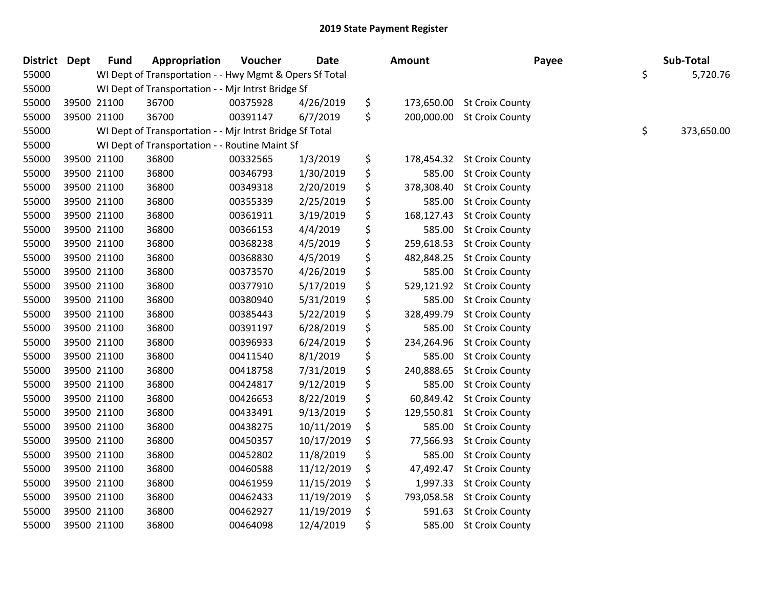# 2019 State Payment Register

| District | Dept | Fund | Appropriation | Voucher | Date | Amount | Payee | Sub-Total |
|---|---|---|---|---|---|---|---|---|
| 55000 | | WI Dept of Transportation - - Hwy Mgmt & Opers Sf Total | | | | | | $ 5,720.76 |
| 55000 | | WI Dept of Transportation - - Mjr Intrst Bridge Sf | | | | | | |
| 55000 | 39500 | 21100 | 36700 | 00375928 | 4/26/2019 | $ 173,650.00 | St Croix County | |
| 55000 | 39500 | 21100 | 36700 | 00391147 | 6/7/2019 | $ 200,000.00 | St Croix County | |
| 55000 | | WI Dept of Transportation - - Mjr Intrst Bridge Sf Total | | | | | | $ 373,650.00 |
| 55000 | | WI Dept of Transportation - - Routine Maint Sf | | | | | | |
| 55000 | 39500 | 21100 | 36800 | 00332565 | 1/3/2019 | $ 178,454.32 | St Croix County | |
| 55000 | 39500 | 21100 | 36800 | 00346793 | 1/30/2019 | $ 585.00 | St Croix County | |
| 55000 | 39500 | 21100 | 36800 | 00349318 | 2/20/2019 | $ 378,308.40 | St Croix County | |
| 55000 | 39500 | 21100 | 36800 | 00355339 | 2/25/2019 | $ 585.00 | St Croix County | |
| 55000 | 39500 | 21100 | 36800 | 00361911 | 3/19/2019 | $ 168,127.43 | St Croix County | |
| 55000 | 39500 | 21100 | 36800 | 00366153 | 4/4/2019 | $ 585.00 | St Croix County | |
| 55000 | 39500 | 21100 | 36800 | 00368238 | 4/5/2019 | $ 259,618.53 | St Croix County | |
| 55000 | 39500 | 21100 | 36800 | 00368830 | 4/5/2019 | $ 482,848.25 | St Croix County | |
| 55000 | 39500 | 21100 | 36800 | 00373570 | 4/26/2019 | $ 585.00 | St Croix County | |
| 55000 | 39500 | 21100 | 36800 | 00377910 | 5/17/2019 | $ 529,121.92 | St Croix County | |
| 55000 | 39500 | 21100 | 36800 | 00380940 | 5/31/2019 | $ 585.00 | St Croix County | |
| 55000 | 39500 | 21100 | 36800 | 00385443 | 5/22/2019 | $ 328,499.79 | St Croix County | |
| 55000 | 39500 | 21100 | 36800 | 00391197 | 6/28/2019 | $ 585.00 | St Croix County | |
| 55000 | 39500 | 21100 | 36800 | 00396933 | 6/24/2019 | $ 234,264.96 | St Croix County | |
| 55000 | 39500 | 21100 | 36800 | 00411540 | 8/1/2019 | $ 585.00 | St Croix County | |
| 55000 | 39500 | 21100 | 36800 | 00418758 | 7/31/2019 | $ 240,888.65 | St Croix County | |
| 55000 | 39500 | 21100 | 36800 | 00424817 | 9/12/2019 | $ 585.00 | St Croix County | |
| 55000 | 39500 | 21100 | 36800 | 00426653 | 8/22/2019 | $ 60,849.42 | St Croix County | |
| 55000 | 39500 | 21100 | 36800 | 00433491 | 9/13/2019 | $ 129,550.81 | St Croix County | |
| 55000 | 39500 | 21100 | 36800 | 00438275 | 10/11/2019 | $ 585.00 | St Croix County | |
| 55000 | 39500 | 21100 | 36800 | 00450357 | 10/17/2019 | $ 77,566.93 | St Croix County | |
| 55000 | 39500 | 21100 | 36800 | 00452802 | 11/8/2019 | $ 585.00 | St Croix County | |
| 55000 | 39500 | 21100 | 36800 | 00460588 | 11/12/2019 | $ 47,492.47 | St Croix County | |
| 55000 | 39500 | 21100 | 36800 | 00461959 | 11/15/2019 | $ 1,997.33 | St Croix County | |
| 55000 | 39500 | 21100 | 36800 | 00462433 | 11/19/2019 | $ 793,058.58 | St Croix County | |
| 55000 | 39500 | 21100 | 36800 | 00462927 | 11/19/2019 | $ 591.63 | St Croix County | |
| 55000 | 39500 | 21100 | 36800 | 00464098 | 12/4/2019 | $ 585.00 | St Croix County | |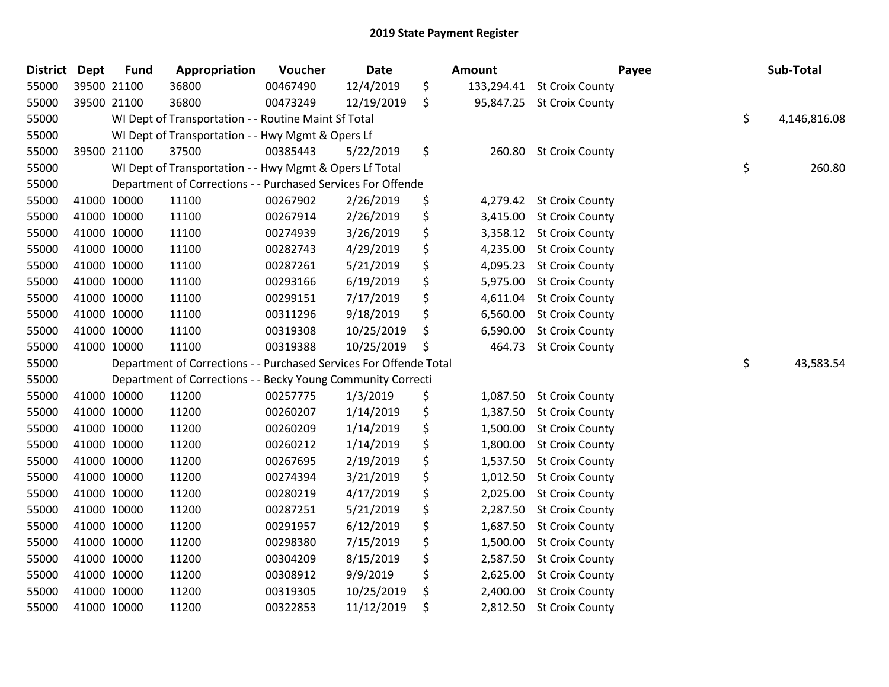# 2019 State Payment Register

| District | Dept | Fund | Appropriation | Voucher | Date | | Amount | Payee | | Sub-Total |
|---|---|---|---|---|---|---|---|---|---|---|
| 55000 | 39500 | 21100 | 36800 | 00467490 | 12/4/2019 | $ | 133,294.41 | St Croix County | | |
| 55000 | 39500 | 21100 | 36800 | 00473249 | 12/19/2019 | $ | 95,847.25 | St Croix County | | |
| 55000 | | WI Dept of Transportation - - Routine Maint Sf Total | | | | | | | $ | 4,146,816.08 |
| 55000 | | WI Dept of Transportation - - Hwy Mgmt & Opers Lf | | | | | | | | |
| 55000 | 39500 | 21100 | 37500 | 00385443 | 5/22/2019 | $ | 260.80 | St Croix County | | |
| 55000 | | WI Dept of Transportation - - Hwy Mgmt & Opers Lf Total | | | | | | | $ | 260.80 |
| 55000 | | Department of Corrections - - Purchased Services For Offende | | | | | | | | |
| 55000 | 41000 | 10000 | 11100 | 00267902 | 2/26/2019 | $ | 4,279.42 | St Croix County | | |
| 55000 | 41000 | 10000 | 11100 | 00267914 | 2/26/2019 | $ | 3,415.00 | St Croix County | | |
| 55000 | 41000 | 10000 | 11100 | 00274939 | 3/26/2019 | $ | 3,358.12 | St Croix County | | |
| 55000 | 41000 | 10000 | 11100 | 00282743 | 4/29/2019 | $ | 4,235.00 | St Croix County | | |
| 55000 | 41000 | 10000 | 11100 | 00287261 | 5/21/2019 | $ | 4,095.23 | St Croix County | | |
| 55000 | 41000 | 10000 | 11100 | 00293166 | 6/19/2019 | $ | 5,975.00 | St Croix County | | |
| 55000 | 41000 | 10000 | 11100 | 00299151 | 7/17/2019 | $ | 4,611.04 | St Croix County | | |
| 55000 | 41000 | 10000 | 11100 | 00311296 | 9/18/2019 | $ | 6,560.00 | St Croix County | | |
| 55000 | 41000 | 10000 | 11100 | 00319308 | 10/25/2019 | $ | 6,590.00 | St Croix County | | |
| 55000 | 41000 | 10000 | 11100 | 00319388 | 10/25/2019 | $ | 464.73 | St Croix County | | |
| 55000 | | Department of Corrections - - Purchased Services For Offende Total | | | | | | | $ | 43,583.54 |
| 55000 | | Department of Corrections - - Becky Young Community Correcti | | | | | | | | |
| 55000 | 41000 | 10000 | 11200 | 00257775 | 1/3/2019 | $ | 1,087.50 | St Croix County | | |
| 55000 | 41000 | 10000 | 11200 | 00260207 | 1/14/2019 | $ | 1,387.50 | St Croix County | | |
| 55000 | 41000 | 10000 | 11200 | 00260209 | 1/14/2019 | $ | 1,500.00 | St Croix County | | |
| 55000 | 41000 | 10000 | 11200 | 00260212 | 1/14/2019 | $ | 1,800.00 | St Croix County | | |
| 55000 | 41000 | 10000 | 11200 | 00267695 | 2/19/2019 | $ | 1,537.50 | St Croix County | | |
| 55000 | 41000 | 10000 | 11200 | 00274394 | 3/21/2019 | $ | 1,012.50 | St Croix County | | |
| 55000 | 41000 | 10000 | 11200 | 00280219 | 4/17/2019 | $ | 2,025.00 | St Croix County | | |
| 55000 | 41000 | 10000 | 11200 | 00287251 | 5/21/2019 | $ | 2,287.50 | St Croix County | | |
| 55000 | 41000 | 10000 | 11200 | 00291957 | 6/12/2019 | $ | 1,687.50 | St Croix County | | |
| 55000 | 41000 | 10000 | 11200 | 00298380 | 7/15/2019 | $ | 1,500.00 | St Croix County | | |
| 55000 | 41000 | 10000 | 11200 | 00304209 | 8/15/2019 | $ | 2,587.50 | St Croix County | | |
| 55000 | 41000 | 10000 | 11200 | 00308912 | 9/9/2019 | $ | 2,625.00 | St Croix County | | |
| 55000 | 41000 | 10000 | 11200 | 00319305 | 10/25/2019 | $ | 2,400.00 | St Croix County | | |
| 55000 | 41000 | 10000 | 11200 | 00322853 | 11/12/2019 | $ | 2,812.50 | St Croix County | | |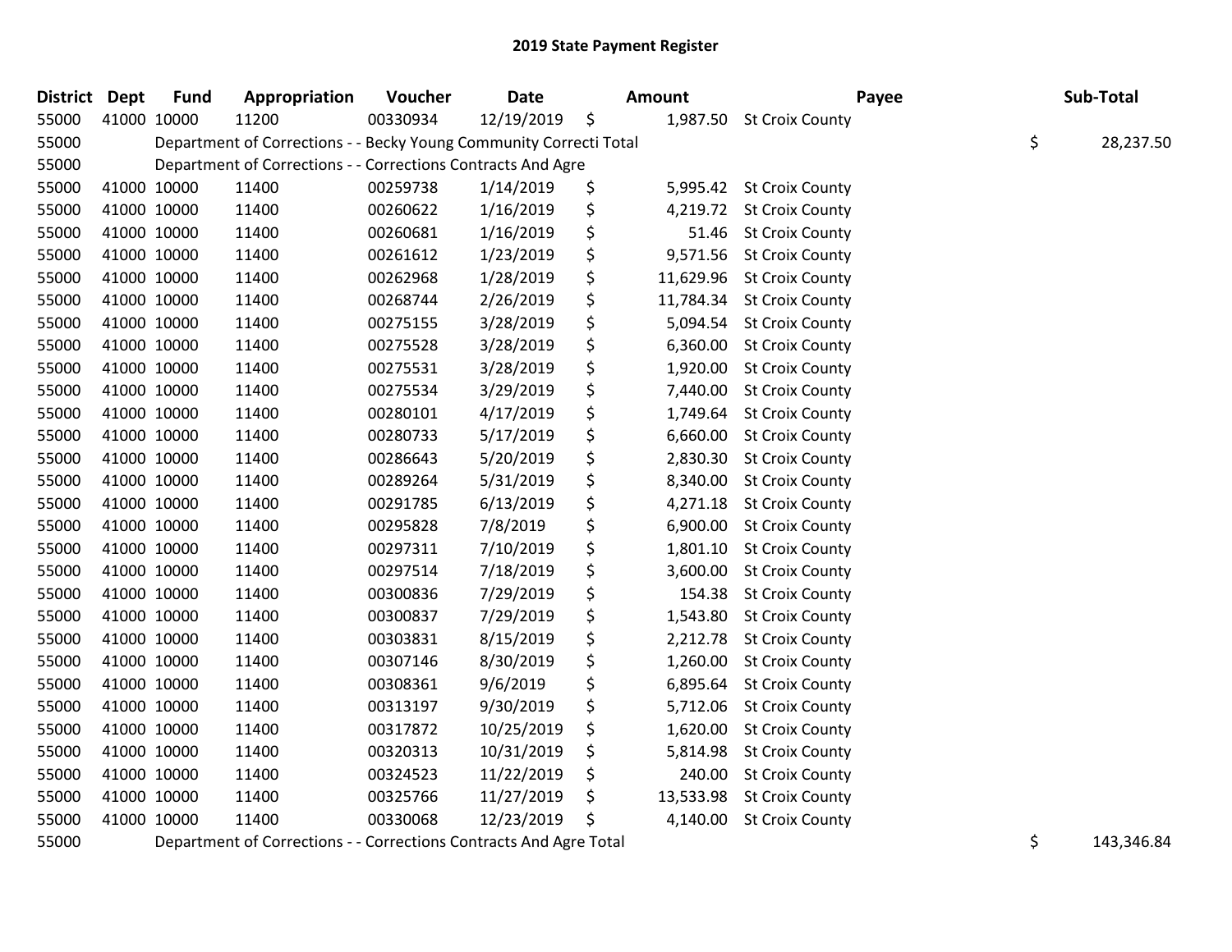# 2019 State Payment Register

| District | Dept | Fund | Appropriation | Voucher | Date | Amount | Payee | Sub-Total |
|---|---|---|---|---|---|---|---|---|
| 55000 | 41000 | 10000 | 11200 | 00330934 | 12/19/2019 | $ 1,987.50 | St Croix County | |
| 55000 | Department of Corrections - - Becky Young Community Correcti Total | | | | | | | $ 28,237.50 |
| 55000 | Department of Corrections - - Corrections Contracts And Agre | | | | | | | |
| 55000 | 41000 | 10000 | 11400 | 00259738 | 1/14/2019 | $ 5,995.42 | St Croix County | |
| 55000 | 41000 | 10000 | 11400 | 00260622 | 1/16/2019 | $ 4,219.72 | St Croix County | |
| 55000 | 41000 | 10000 | 11400 | 00260681 | 1/16/2019 | $ 51.46 | St Croix County | |
| 55000 | 41000 | 10000 | 11400 | 00261612 | 1/23/2019 | $ 9,571.56 | St Croix County | |
| 55000 | 41000 | 10000 | 11400 | 00262968 | 1/28/2019 | $ 11,629.96 | St Croix County | |
| 55000 | 41000 | 10000 | 11400 | 00268744 | 2/26/2019 | $ 11,784.34 | St Croix County | |
| 55000 | 41000 | 10000 | 11400 | 00275155 | 3/28/2019 | $ 5,094.54 | St Croix County | |
| 55000 | 41000 | 10000 | 11400 | 00275528 | 3/28/2019 | $ 6,360.00 | St Croix County | |
| 55000 | 41000 | 10000 | 11400 | 00275531 | 3/28/2019 | $ 1,920.00 | St Croix County | |
| 55000 | 41000 | 10000 | 11400 | 00275534 | 3/29/2019 | $ 7,440.00 | St Croix County | |
| 55000 | 41000 | 10000 | 11400 | 00280101 | 4/17/2019 | $ 1,749.64 | St Croix County | |
| 55000 | 41000 | 10000 | 11400 | 00280733 | 5/17/2019 | $ 6,660.00 | St Croix County | |
| 55000 | 41000 | 10000 | 11400 | 00286643 | 5/20/2019 | $ 2,830.30 | St Croix County | |
| 55000 | 41000 | 10000 | 11400 | 00289264 | 5/31/2019 | $ 8,340.00 | St Croix County | |
| 55000 | 41000 | 10000 | 11400 | 00291785 | 6/13/2019 | $ 4,271.18 | St Croix County | |
| 55000 | 41000 | 10000 | 11400 | 00295828 | 7/8/2019 | $ 6,900.00 | St Croix County | |
| 55000 | 41000 | 10000 | 11400 | 00297311 | 7/10/2019 | $ 1,801.10 | St Croix County | |
| 55000 | 41000 | 10000 | 11400 | 00297514 | 7/18/2019 | $ 3,600.00 | St Croix County | |
| 55000 | 41000 | 10000 | 11400 | 00300836 | 7/29/2019 | $ 154.38 | St Croix County | |
| 55000 | 41000 | 10000 | 11400 | 00300837 | 7/29/2019 | $ 1,543.80 | St Croix County | |
| 55000 | 41000 | 10000 | 11400 | 00303831 | 8/15/2019 | $ 2,212.78 | St Croix County | |
| 55000 | 41000 | 10000 | 11400 | 00307146 | 8/30/2019 | $ 1,260.00 | St Croix County | |
| 55000 | 41000 | 10000 | 11400 | 00308361 | 9/6/2019 | $ 6,895.64 | St Croix County | |
| 55000 | 41000 | 10000 | 11400 | 00313197 | 9/30/2019 | $ 5,712.06 | St Croix County | |
| 55000 | 41000 | 10000 | 11400 | 00317872 | 10/25/2019 | $ 1,620.00 | St Croix County | |
| 55000 | 41000 | 10000 | 11400 | 00320313 | 10/31/2019 | $ 5,814.98 | St Croix County | |
| 55000 | 41000 | 10000 | 11400 | 00324523 | 11/22/2019 | $ 240.00 | St Croix County | |
| 55000 | 41000 | 10000 | 11400 | 00325766 | 11/27/2019 | $ 13,533.98 | St Croix County | |
| 55000 | 41000 | 10000 | 11400 | 00330068 | 12/23/2019 | $ 4,140.00 | St Croix County | |
| 55000 | Department of Corrections - - Corrections Contracts And Agre Total | | | | | | | $ 143,346.84 |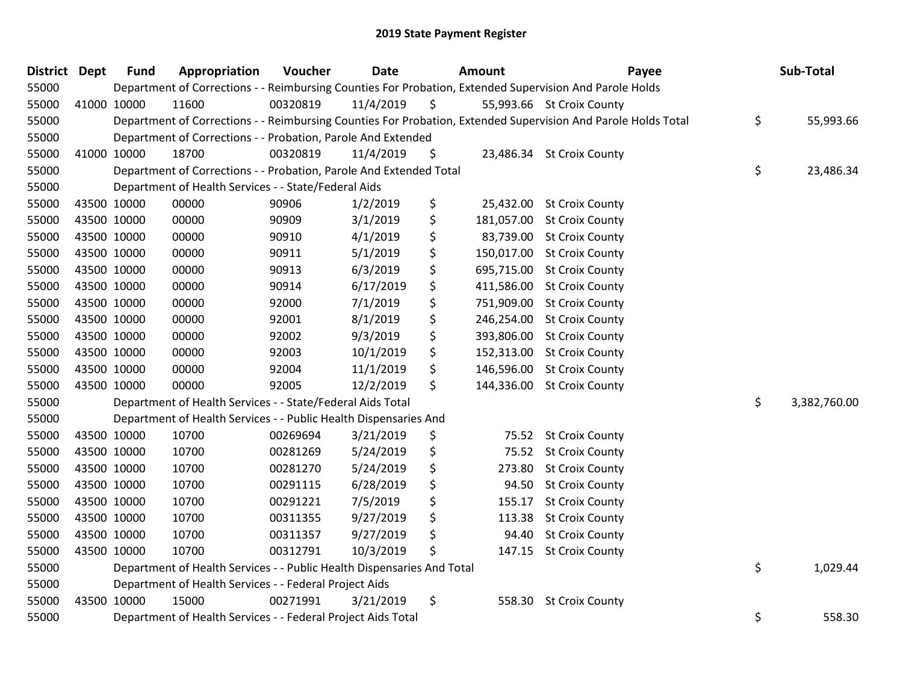# 2019 State Payment Register

| District | Dept | Fund | Appropriation | Voucher | Date | Amount | Payee | Sub-Total |
|---|---|---|---|---|---|---|---|---|
| 55000 | | Department of Corrections - - Reimbursing Counties For Probation, Extended Supervision And Parole Holds | | | | | | |
| 55000 | 41000 | 10000 | 11600 | 00320819 | 11/4/2019 | $ 55,993.66 | St Croix County | |
| 55000 | | Department of Corrections - - Reimbursing Counties For Probation, Extended Supervision And Parole Holds Total | | | | | | $ 55,993.66 |
| 55000 | | Department of Corrections - - Probation, Parole And Extended | | | | | | |
| 55000 | 41000 | 10000 | 18700 | 00320819 | 11/4/2019 | $ 23,486.34 | St Croix County | |
| 55000 | | Department of Corrections - - Probation, Parole And Extended Total | | | | | | $ 23,486.34 |
| 55000 | | Department of Health Services - - State/Federal Aids | | | | | | |
| 55000 | 43500 | 10000 | 00000 | 90906 | 1/2/2019 | $ 25,432.00 | St Croix County | |
| 55000 | 43500 | 10000 | 00000 | 90909 | 3/1/2019 | $ 181,057.00 | St Croix County | |
| 55000 | 43500 | 10000 | 00000 | 90910 | 4/1/2019 | $ 83,739.00 | St Croix County | |
| 55000 | 43500 | 10000 | 00000 | 90911 | 5/1/2019 | $ 150,017.00 | St Croix County | |
| 55000 | 43500 | 10000 | 00000 | 90913 | 6/3/2019 | $ 695,715.00 | St Croix County | |
| 55000 | 43500 | 10000 | 00000 | 90914 | 6/17/2019 | $ 411,586.00 | St Croix County | |
| 55000 | 43500 | 10000 | 00000 | 92000 | 7/1/2019 | $ 751,909.00 | St Croix County | |
| 55000 | 43500 | 10000 | 00000 | 92001 | 8/1/2019 | $ 246,254.00 | St Croix County | |
| 55000 | 43500 | 10000 | 00000 | 92002 | 9/3/2019 | $ 393,806.00 | St Croix County | |
| 55000 | 43500 | 10000 | 00000 | 92003 | 10/1/2019 | $ 152,313.00 | St Croix County | |
| 55000 | 43500 | 10000 | 00000 | 92004 | 11/1/2019 | $ 146,596.00 | St Croix County | |
| 55000 | 43500 | 10000 | 00000 | 92005 | 12/2/2019 | $ 144,336.00 | St Croix County | |
| 55000 | | Department of Health Services - - State/Federal Aids Total | | | | | | $ 3,382,760.00 |
| 55000 | | Department of Health Services - - Public Health Dispensaries And | | | | | | |
| 55000 | 43500 | 10000 | 10700 | 00269694 | 3/21/2019 | $ 75.52 | St Croix County | |
| 55000 | 43500 | 10000 | 10700 | 00281269 | 5/24/2019 | $ 75.52 | St Croix County | |
| 55000 | 43500 | 10000 | 10700 | 00281270 | 5/24/2019 | $ 273.80 | St Croix County | |
| 55000 | 43500 | 10000 | 10700 | 00291115 | 6/28/2019 | $ 94.50 | St Croix County | |
| 55000 | 43500 | 10000 | 10700 | 00291221 | 7/5/2019 | $ 155.17 | St Croix County | |
| 55000 | 43500 | 10000 | 10700 | 00311355 | 9/27/2019 | $ 113.38 | St Croix County | |
| 55000 | 43500 | 10000 | 10700 | 00311357 | 9/27/2019 | $ 94.40 | St Croix County | |
| 55000 | 43500 | 10000 | 10700 | 00312791 | 10/3/2019 | $ 147.15 | St Croix County | |
| 55000 | | Department of Health Services - - Public Health Dispensaries And Total | | | | | | $ 1,029.44 |
| 55000 | | Department of Health Services - - Federal Project Aids | | | | | | |
| 55000 | 43500 | 10000 | 15000 | 00271991 | 3/21/2019 | $ 558.30 | St Croix County | |
| 55000 | | Department of Health Services - - Federal Project Aids Total | | | | | | $ 558.30 |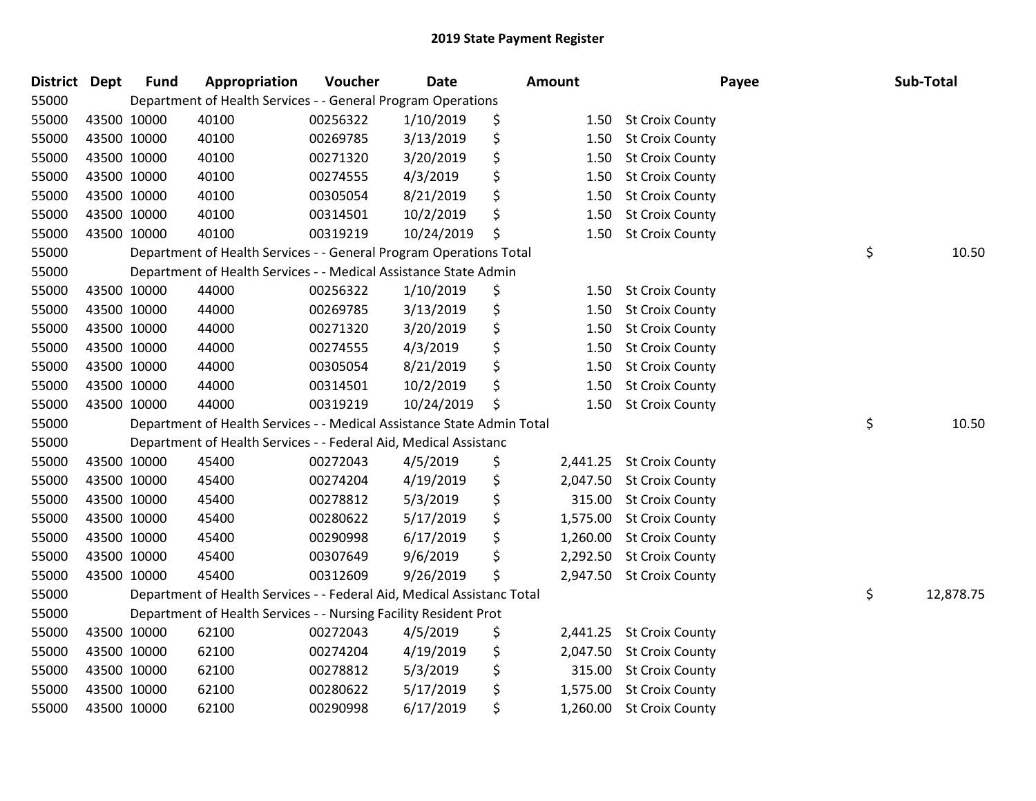# 2019 State Payment Register

| District | Dept | Fund | Appropriation | Voucher | Date | Amount | Payee | Sub-Total |
|---|---|---|---|---|---|---|---|---|
| 55000 | | Department of Health Services - - General Program Operations | | | | | | |
| 55000 | 43500 | 10000 | 40100 | 00256322 | 1/10/2019 | $ 1.50 | St Croix County | |
| 55000 | 43500 | 10000 | 40100 | 00269785 | 3/13/2019 | $ 1.50 | St Croix County | |
| 55000 | 43500 | 10000 | 40100 | 00271320 | 3/20/2019 | $ 1.50 | St Croix County | |
| 55000 | 43500 | 10000 | 40100 | 00274555 | 4/3/2019 | $ 1.50 | St Croix County | |
| 55000 | 43500 | 10000 | 40100 | 00305054 | 8/21/2019 | $ 1.50 | St Croix County | |
| 55000 | 43500 | 10000 | 40100 | 00314501 | 10/2/2019 | $ 1.50 | St Croix County | |
| 55000 | 43500 | 10000 | 40100 | 00319219 | 10/24/2019 | $ 1.50 | St Croix County | |
| 55000 | | Department of Health Services - - General Program Operations Total | | | | | | $ 10.50 |
| 55000 | | Department of Health Services - - Medical Assistance State Admin | | | | | | |
| 55000 | 43500 | 10000 | 44000 | 00256322 | 1/10/2019 | $ 1.50 | St Croix County | |
| 55000 | 43500 | 10000 | 44000 | 00269785 | 3/13/2019 | $ 1.50 | St Croix County | |
| 55000 | 43500 | 10000 | 44000 | 00271320 | 3/20/2019 | $ 1.50 | St Croix County | |
| 55000 | 43500 | 10000 | 44000 | 00274555 | 4/3/2019 | $ 1.50 | St Croix County | |
| 55000 | 43500 | 10000 | 44000 | 00305054 | 8/21/2019 | $ 1.50 | St Croix County | |
| 55000 | 43500 | 10000 | 44000 | 00314501 | 10/2/2019 | $ 1.50 | St Croix County | |
| 55000 | 43500 | 10000 | 44000 | 00319219 | 10/24/2019 | $ 1.50 | St Croix County | |
| 55000 | | Department of Health Services - - Medical Assistance State Admin Total | | | | | | $ 10.50 |
| 55000 | | Department of Health Services - - Federal Aid, Medical Assistanc | | | | | | |
| 55000 | 43500 | 10000 | 45400 | 00272043 | 4/5/2019 | $ 2,441.25 | St Croix County | |
| 55000 | 43500 | 10000 | 45400 | 00274204 | 4/19/2019 | $ 2,047.50 | St Croix County | |
| 55000 | 43500 | 10000 | 45400 | 00278812 | 5/3/2019 | $ 315.00 | St Croix County | |
| 55000 | 43500 | 10000 | 45400 | 00280622 | 5/17/2019 | $ 1,575.00 | St Croix County | |
| 55000 | 43500 | 10000 | 45400 | 00290998 | 6/17/2019 | $ 1,260.00 | St Croix County | |
| 55000 | 43500 | 10000 | 45400 | 00307649 | 9/6/2019 | $ 2,292.50 | St Croix County | |
| 55000 | 43500 | 10000 | 45400 | 00312609 | 9/26/2019 | $ 2,947.50 | St Croix County | |
| 55000 | | Department of Health Services - - Federal Aid, Medical Assistanc Total | | | | | | $ 12,878.75 |
| 55000 | | Department of Health Services - - Nursing Facility Resident Prot | | | | | | |
| 55000 | 43500 | 10000 | 62100 | 00272043 | 4/5/2019 | $ 2,441.25 | St Croix County | |
| 55000 | 43500 | 10000 | 62100 | 00274204 | 4/19/2019 | $ 2,047.50 | St Croix County | |
| 55000 | 43500 | 10000 | 62100 | 00278812 | 5/3/2019 | $ 315.00 | St Croix County | |
| 55000 | 43500 | 10000 | 62100 | 00280622 | 5/17/2019 | $ 1,575.00 | St Croix County | |
| 55000 | 43500 | 10000 | 62100 | 00290998 | 6/17/2019 | $ 1,260.00 | St Croix County | |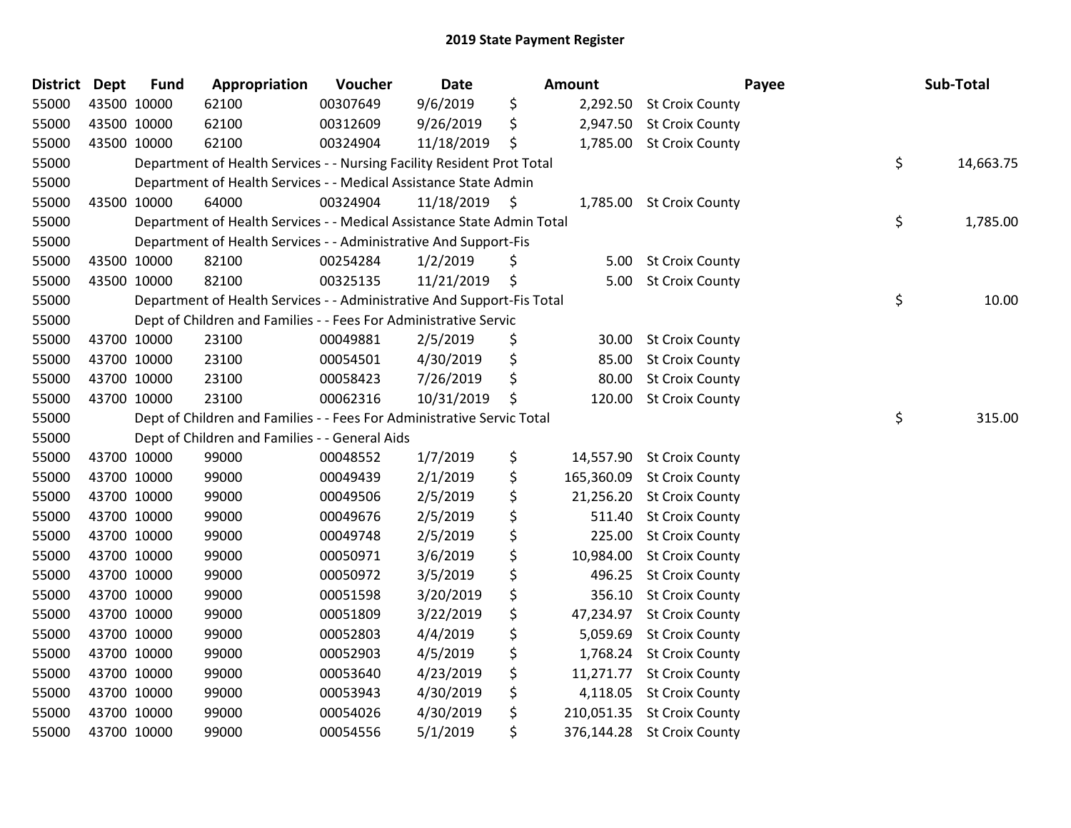## 2019 State Payment Register

| District | Dept | Fund | Appropriation | Voucher | Date | Amount | Payee | Sub-Total |
|---|---|---|---|---|---|---|---|---|
| 55000 | 43500 | 10000 | 62100 | 00307649 | 9/6/2019 | $ 2,292.50 | St Croix County | |
| 55000 | 43500 | 10000 | 62100 | 00312609 | 9/26/2019 | $ 2,947.50 | St Croix County | |
| 55000 | 43500 | 10000 | 62100 | 00324904 | 11/18/2019 | $ 1,785.00 | St Croix County | |
| 55000 | | Department of Health Services - - Nursing Facility Resident Prot Total | | | | | | $ 14,663.75 |
| 55000 | | Department of Health Services - - Medical Assistance State Admin | | | | | | |
| 55000 | 43500 | 10000 | 64000 | 00324904 | 11/18/2019 | $ 1,785.00 | St Croix County | |
| 55000 | | Department of Health Services - - Medical Assistance State Admin Total | | | | | | $ 1,785.00 |
| 55000 | | Department of Health Services - - Administrative And Support-Fis | | | | | | |
| 55000 | 43500 | 10000 | 82100 | 00254284 | 1/2/2019 | $ 5.00 | St Croix County | |
| 55000 | 43500 | 10000 | 82100 | 00325135 | 11/21/2019 | $ 5.00 | St Croix County | |
| 55000 | | Department of Health Services - - Administrative And Support-Fis Total | | | | | | $ 10.00 |
| 55000 | | Dept of Children and Families - - Fees For Administrative Servic | | | | | | |
| 55000 | 43700 | 10000 | 23100 | 00049881 | 2/5/2019 | $ 30.00 | St Croix County | |
| 55000 | 43700 | 10000 | 23100 | 00054501 | 4/30/2019 | $ 85.00 | St Croix County | |
| 55000 | 43700 | 10000 | 23100 | 00058423 | 7/26/2019 | $ 80.00 | St Croix County | |
| 55000 | 43700 | 10000 | 23100 | 00062316 | 10/31/2019 | $ 120.00 | St Croix County | |
| 55000 | | Dept of Children and Families - - Fees For Administrative Servic Total | | | | | | $ 315.00 |
| 55000 | | Dept of Children and Families - - General Aids | | | | | | |
| 55000 | 43700 | 10000 | 99000 | 00048552 | 1/7/2019 | $ 14,557.90 | St Croix County | |
| 55000 | 43700 | 10000 | 99000 | 00049439 | 2/1/2019 | $ 165,360.09 | St Croix County | |
| 55000 | 43700 | 10000 | 99000 | 00049506 | 2/5/2019 | $ 21,256.20 | St Croix County | |
| 55000 | 43700 | 10000 | 99000 | 00049676 | 2/5/2019 | $ 511.40 | St Croix County | |
| 55000 | 43700 | 10000 | 99000 | 00049748 | 2/5/2019 | $ 225.00 | St Croix County | |
| 55000 | 43700 | 10000 | 99000 | 00050971 | 3/6/2019 | $ 10,984.00 | St Croix County | |
| 55000 | 43700 | 10000 | 99000 | 00050972 | 3/5/2019 | $ 496.25 | St Croix County | |
| 55000 | 43700 | 10000 | 99000 | 00051598 | 3/20/2019 | $ 356.10 | St Croix County | |
| 55000 | 43700 | 10000 | 99000 | 00051809 | 3/22/2019 | $ 47,234.97 | St Croix County | |
| 55000 | 43700 | 10000 | 99000 | 00052803 | 4/4/2019 | $ 5,059.69 | St Croix County | |
| 55000 | 43700 | 10000 | 99000 | 00052903 | 4/5/2019 | $ 1,768.24 | St Croix County | |
| 55000 | 43700 | 10000 | 99000 | 00053640 | 4/23/2019 | $ 11,271.77 | St Croix County | |
| 55000 | 43700 | 10000 | 99000 | 00053943 | 4/30/2019 | $ 4,118.05 | St Croix County | |
| 55000 | 43700 | 10000 | 99000 | 00054026 | 4/30/2019 | $ 210,051.35 | St Croix County | |
| 55000 | 43700 | 10000 | 99000 | 00054556 | 5/1/2019 | $ 376,144.28 | St Croix County | |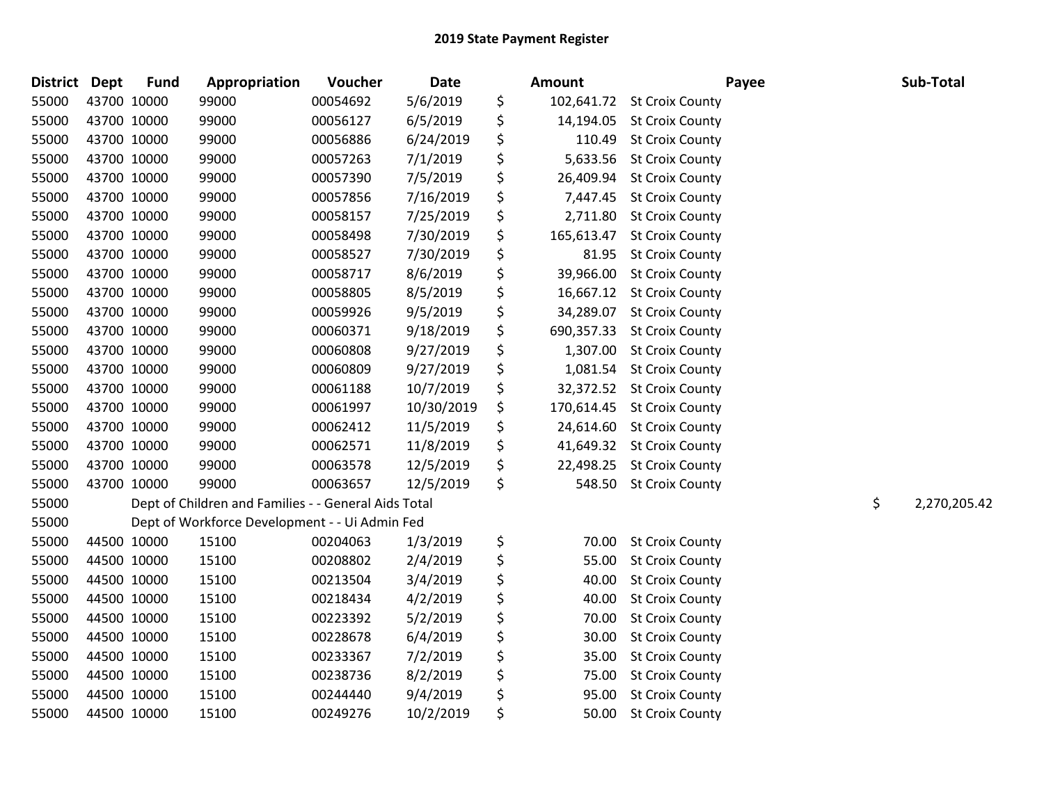## 2019 State Payment Register

| District | Dept | Fund | Appropriation | Voucher | Date | Amount | Payee | Sub-Total |
|---|---|---|---|---|---|---|---|---|
| 55000 | 43700 | 10000 | 99000 | 00054692 | 5/6/2019 | $ 102,641.72 | St Croix County | |
| 55000 | 43700 | 10000 | 99000 | 00056127 | 6/5/2019 | $ 14,194.05 | St Croix County | |
| 55000 | 43700 | 10000 | 99000 | 00056886 | 6/24/2019 | $ 110.49 | St Croix County | |
| 55000 | 43700 | 10000 | 99000 | 00057263 | 7/1/2019 | $ 5,633.56 | St Croix County | |
| 55000 | 43700 | 10000 | 99000 | 00057390 | 7/5/2019 | $ 26,409.94 | St Croix County | |
| 55000 | 43700 | 10000 | 99000 | 00057856 | 7/16/2019 | $ 7,447.45 | St Croix County | |
| 55000 | 43700 | 10000 | 99000 | 00058157 | 7/25/2019 | $ 2,711.80 | St Croix County | |
| 55000 | 43700 | 10000 | 99000 | 00058498 | 7/30/2019 | $ 165,613.47 | St Croix County | |
| 55000 | 43700 | 10000 | 99000 | 00058527 | 7/30/2019 | $ 81.95 | St Croix County | |
| 55000 | 43700 | 10000 | 99000 | 00058717 | 8/6/2019 | $ 39,966.00 | St Croix County | |
| 55000 | 43700 | 10000 | 99000 | 00058805 | 8/5/2019 | $ 16,667.12 | St Croix County | |
| 55000 | 43700 | 10000 | 99000 | 00059926 | 9/5/2019 | $ 34,289.07 | St Croix County | |
| 55000 | 43700 | 10000 | 99000 | 00060371 | 9/18/2019 | $ 690,357.33 | St Croix County | |
| 55000 | 43700 | 10000 | 99000 | 00060808 | 9/27/2019 | $ 1,307.00 | St Croix County | |
| 55000 | 43700 | 10000 | 99000 | 00060809 | 9/27/2019 | $ 1,081.54 | St Croix County | |
| 55000 | 43700 | 10000 | 99000 | 00061188 | 10/7/2019 | $ 32,372.52 | St Croix County | |
| 55000 | 43700 | 10000 | 99000 | 00061997 | 10/30/2019 | $ 170,614.45 | St Croix County | |
| 55000 | 43700 | 10000 | 99000 | 00062412 | 11/5/2019 | $ 24,614.60 | St Croix County | |
| 55000 | 43700 | 10000 | 99000 | 00062571 | 11/8/2019 | $ 41,649.32 | St Croix County | |
| 55000 | 43700 | 10000 | 99000 | 00063578 | 12/5/2019 | $ 22,498.25 | St Croix County | |
| 55000 | 43700 | 10000 | 99000 | 00063657 | 12/5/2019 | $ 548.50 | St Croix County | |
| 55000 | | Dept of Children and Families - - General Aids Total | | | | | | $ 2,270,205.42 |
| 55000 | | Dept of Workforce Development - - Ui Admin Fed | | | | | | |
| 55000 | 44500 | 10000 | 15100 | 00204063 | 1/3/2019 | $ 70.00 | St Croix County | |
| 55000 | 44500 | 10000 | 15100 | 00208802 | 2/4/2019 | $ 55.00 | St Croix County | |
| 55000 | 44500 | 10000 | 15100 | 00213504 | 3/4/2019 | $ 40.00 | St Croix County | |
| 55000 | 44500 | 10000 | 15100 | 00218434 | 4/2/2019 | $ 40.00 | St Croix County | |
| 55000 | 44500 | 10000 | 15100 | 00223392 | 5/2/2019 | $ 70.00 | St Croix County | |
| 55000 | 44500 | 10000 | 15100 | 00228678 | 6/4/2019 | $ 30.00 | St Croix County | |
| 55000 | 44500 | 10000 | 15100 | 00233367 | 7/2/2019 | $ 35.00 | St Croix County | |
| 55000 | 44500 | 10000 | 15100 | 00238736 | 8/2/2019 | $ 75.00 | St Croix County | |
| 55000 | 44500 | 10000 | 15100 | 00244440 | 9/4/2019 | $ 95.00 | St Croix County | |
| 55000 | 44500 | 10000 | 15100 | 00249276 | 10/2/2019 | $ 50.00 | St Croix County | |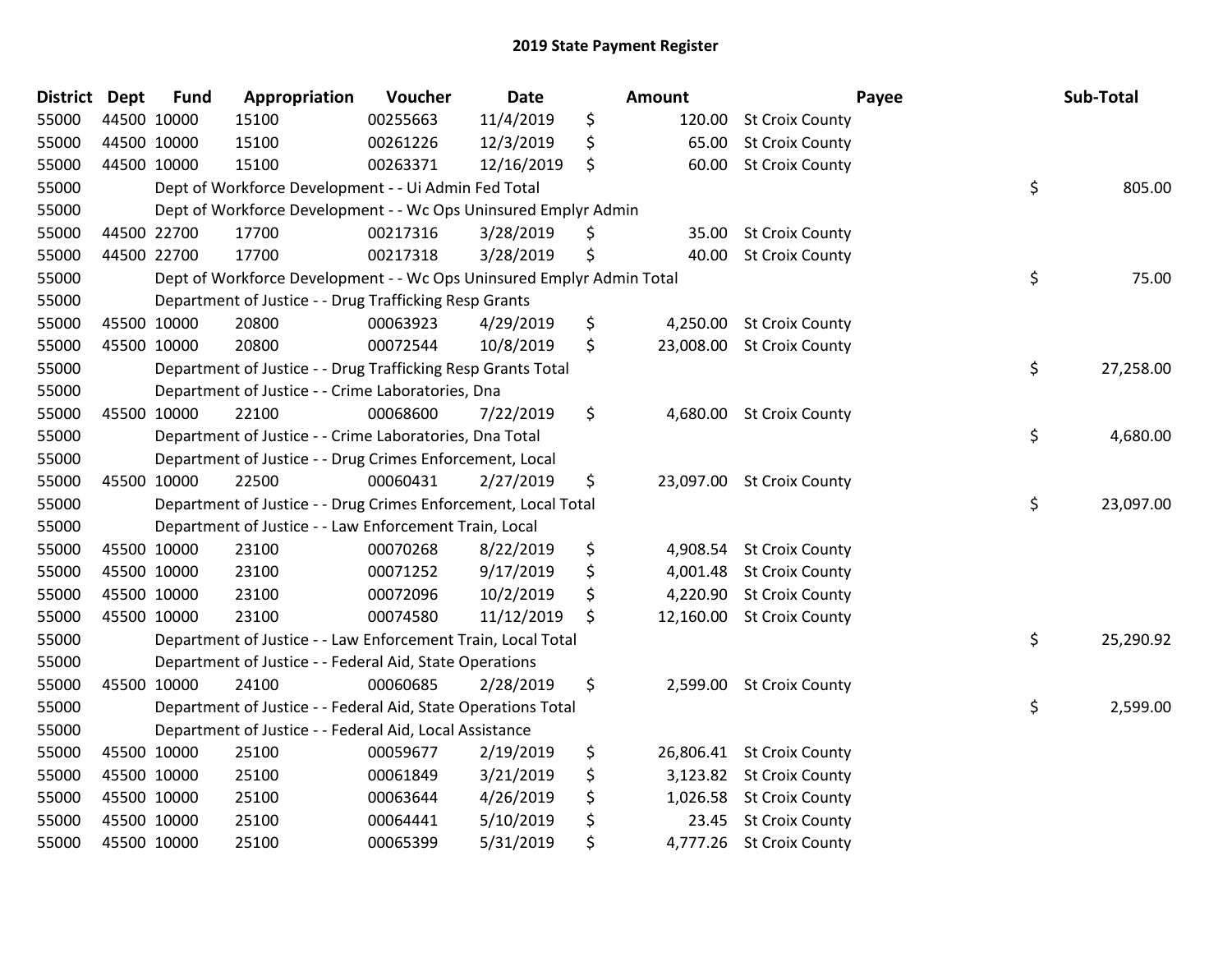## 2019 State Payment Register

| District | Dept | Fund | Appropriation | Voucher | Date | Amount | Payee | Sub-Total |
|---|---|---|---|---|---|---|---|---|
| 55000 | 44500 | 10000 | 15100 | 00255663 | 11/4/2019 | $ 120.00 | St Croix County | |
| 55000 | 44500 | 10000 | 15100 | 00261226 | 12/3/2019 | $ 65.00 | St Croix County | |
| 55000 | 44500 | 10000 | 15100 | 00263371 | 12/16/2019 | $ 60.00 | St Croix County | |
| 55000 | | | Dept of Workforce Development - - Ui Admin Fed Total | | | | | $ 805.00 |
| 55000 | | | Dept of Workforce Development - - Wc Ops Uninsured Emplyr Admin | | | | | |
| 55000 | 44500 | 22700 | 17700 | 00217316 | 3/28/2019 | $ 35.00 | St Croix County | |
| 55000 | 44500 | 22700 | 17700 | 00217318 | 3/28/2019 | $ 40.00 | St Croix County | |
| 55000 | | | Dept of Workforce Development - - Wc Ops Uninsured Emplyr Admin Total | | | | | $ 75.00 |
| 55000 | | | Department of Justice - - Drug Trafficking Resp Grants | | | | | |
| 55000 | 45500 | 10000 | 20800 | 00063923 | 4/29/2019 | $ 4,250.00 | St Croix County | |
| 55000 | 45500 | 10000 | 20800 | 00072544 | 10/8/2019 | $ 23,008.00 | St Croix County | |
| 55000 | | | Department of Justice - - Drug Trafficking Resp Grants Total | | | | | $ 27,258.00 |
| 55000 | | | Department of Justice - - Crime Laboratories, Dna | | | | | |
| 55000 | 45500 | 10000 | 22100 | 00068600 | 7/22/2019 | $ 4,680.00 | St Croix County | |
| 55000 | | | Department of Justice - - Crime Laboratories, Dna Total | | | | | $ 4,680.00 |
| 55000 | | | Department of Justice - - Drug Crimes Enforcement, Local | | | | | |
| 55000 | 45500 | 10000 | 22500 | 00060431 | 2/27/2019 | $ 23,097.00 | St Croix County | |
| 55000 | | | Department of Justice - - Drug Crimes Enforcement, Local Total | | | | | $ 23,097.00 |
| 55000 | | | Department of Justice - - Law Enforcement Train, Local | | | | | |
| 55000 | 45500 | 10000 | 23100 | 00070268 | 8/22/2019 | $ 4,908.54 | St Croix County | |
| 55000 | 45500 | 10000 | 23100 | 00071252 | 9/17/2019 | $ 4,001.48 | St Croix County | |
| 55000 | 45500 | 10000 | 23100 | 00072096 | 10/2/2019 | $ 4,220.90 | St Croix County | |
| 55000 | 45500 | 10000 | 23100 | 00074580 | 11/12/2019 | $ 12,160.00 | St Croix County | |
| 55000 | | | Department of Justice - - Law Enforcement Train, Local Total | | | | | $ 25,290.92 |
| 55000 | | | Department of Justice - - Federal Aid, State Operations | | | | | |
| 55000 | 45500 | 10000 | 24100 | 00060685 | 2/28/2019 | $ 2,599.00 | St Croix County | |
| 55000 | | | Department of Justice - - Federal Aid, State Operations Total | | | | | $ 2,599.00 |
| 55000 | | | Department of Justice - - Federal Aid, Local Assistance | | | | | |
| 55000 | 45500 | 10000 | 25100 | 00059677 | 2/19/2019 | $ 26,806.41 | St Croix County | |
| 55000 | 45500 | 10000 | 25100 | 00061849 | 3/21/2019 | $ 3,123.82 | St Croix County | |
| 55000 | 45500 | 10000 | 25100 | 00063644 | 4/26/2019 | $ 1,026.58 | St Croix County | |
| 55000 | 45500 | 10000 | 25100 | 00064441 | 5/10/2019 | $ 23.45 | St Croix County | |
| 55000 | 45500 | 10000 | 25100 | 00065399 | 5/31/2019 | $ 4,777.26 | St Croix County | |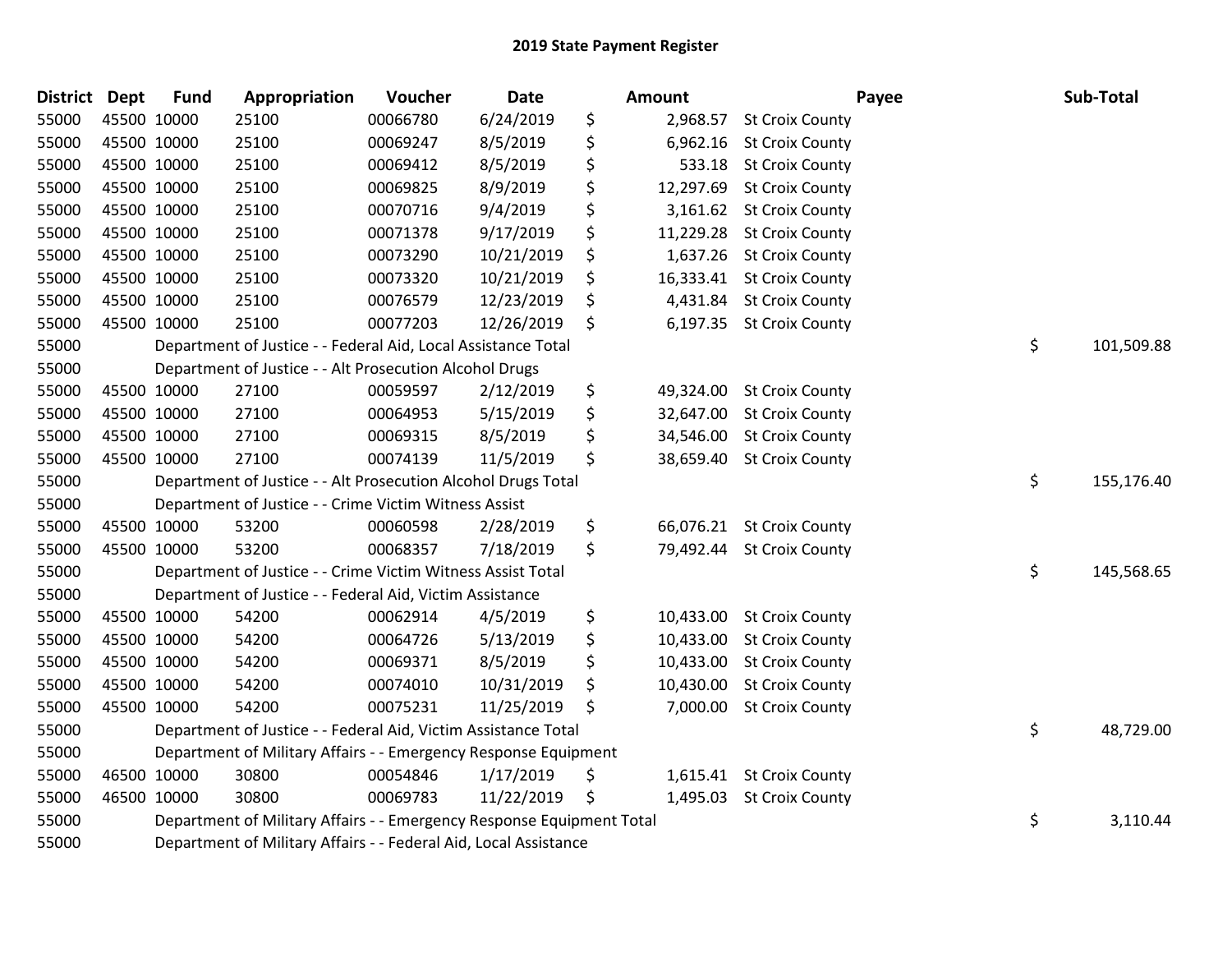# 2019 State Payment Register

| District | Dept | Fund | Appropriation | Voucher | Date | Amount | Payee | Sub-Total |
|---|---|---|---|---|---|---|---|---|
| 55000 | 45500 | 10000 | 25100 | 00066780 | 6/24/2019 | $ 2,968.57 | St Croix County | |
| 55000 | 45500 | 10000 | 25100 | 00069247 | 8/5/2019 | $ 6,962.16 | St Croix County | |
| 55000 | 45500 | 10000 | 25100 | 00069412 | 8/5/2019 | $ 533.18 | St Croix County | |
| 55000 | 45500 | 10000 | 25100 | 00069825 | 8/9/2019 | $ 12,297.69 | St Croix County | |
| 55000 | 45500 | 10000 | 25100 | 00070716 | 9/4/2019 | $ 3,161.62 | St Croix County | |
| 55000 | 45500 | 10000 | 25100 | 00071378 | 9/17/2019 | $ 11,229.28 | St Croix County | |
| 55000 | 45500 | 10000 | 25100 | 00073290 | 10/21/2019 | $ 1,637.26 | St Croix County | |
| 55000 | 45500 | 10000 | 25100 | 00073320 | 10/21/2019 | $ 16,333.41 | St Croix County | |
| 55000 | 45500 | 10000 | 25100 | 00076579 | 12/23/2019 | $ 4,431.84 | St Croix County | |
| 55000 | 45500 | 10000 | 25100 | 00077203 | 12/26/2019 | $ 6,197.35 | St Croix County | |
| 55000 | | Department of Justice - - Federal Aid, Local Assistance Total | | | | | | $ 101,509.88 |
| 55000 | | Department of Justice - - Alt Prosecution Alcohol Drugs | | | | | | |
| 55000 | 45500 | 10000 | 27100 | 00059597 | 2/12/2019 | $ 49,324.00 | St Croix County | |
| 55000 | 45500 | 10000 | 27100 | 00064953 | 5/15/2019 | $ 32,647.00 | St Croix County | |
| 55000 | 45500 | 10000 | 27100 | 00069315 | 8/5/2019 | $ 34,546.00 | St Croix County | |
| 55000 | 45500 | 10000 | 27100 | 00074139 | 11/5/2019 | $ 38,659.40 | St Croix County | |
| 55000 | | Department of Justice - - Alt Prosecution Alcohol Drugs Total | | | | | | $ 155,176.40 |
| 55000 | | Department of Justice - - Crime Victim Witness Assist | | | | | | |
| 55000 | 45500 | 10000 | 53200 | 00060598 | 2/28/2019 | $ 66,076.21 | St Croix County | |
| 55000 | 45500 | 10000 | 53200 | 00068357 | 7/18/2019 | $ 79,492.44 | St Croix County | |
| 55000 | | Department of Justice - - Crime Victim Witness Assist Total | | | | | | $ 145,568.65 |
| 55000 | | Department of Justice - - Federal Aid, Victim Assistance | | | | | | |
| 55000 | 45500 | 10000 | 54200 | 00062914 | 4/5/2019 | $ 10,433.00 | St Croix County | |
| 55000 | 45500 | 10000 | 54200 | 00064726 | 5/13/2019 | $ 10,433.00 | St Croix County | |
| 55000 | 45500 | 10000 | 54200 | 00069371 | 8/5/2019 | $ 10,433.00 | St Croix County | |
| 55000 | 45500 | 10000 | 54200 | 00074010 | 10/31/2019 | $ 10,430.00 | St Croix County | |
| 55000 | 45500 | 10000 | 54200 | 00075231 | 11/25/2019 | $ 7,000.00 | St Croix County | |
| 55000 | | Department of Justice - - Federal Aid, Victim Assistance Total | | | | | | $ 48,729.00 |
| 55000 | | Department of Military Affairs - - Emergency Response Equipment | | | | | | |
| 55000 | 46500 | 10000 | 30800 | 00054846 | 1/17/2019 | $ 1,615.41 | St Croix County | |
| 55000 | 46500 | 10000 | 30800 | 00069783 | 11/22/2019 | $ 1,495.03 | St Croix County | |
| 55000 | | Department of Military Affairs - - Emergency Response Equipment Total | | | | | | $ 3,110.44 |
| 55000 | | Department of Military Affairs - - Federal Aid, Local Assistance | | | | | | |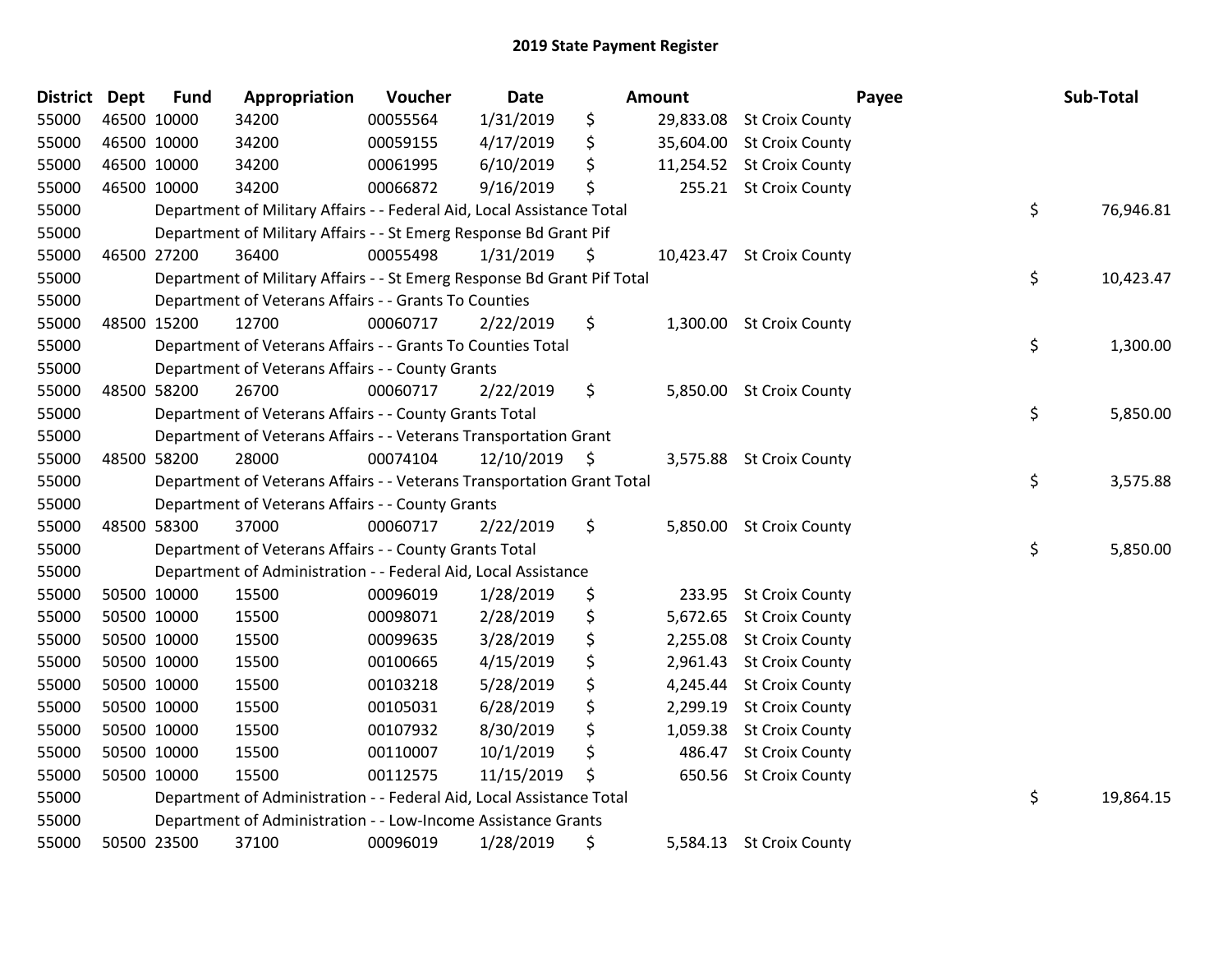## 2019 State Payment Register

| District | Dept | Fund | Appropriation | Voucher | Date | Amount | Payee | Sub-Total |
|---|---|---|---|---|---|---|---|---|
| 55000 | 46500 | 10000 | 34200 | 00055564 | 1/31/2019 | $ 29,833.08 | St Croix County | |
| 55000 | 46500 | 10000 | 34200 | 00059155 | 4/17/2019 | $ 35,604.00 | St Croix County | |
| 55000 | 46500 | 10000 | 34200 | 00061995 | 6/10/2019 | $ 11,254.52 | St Croix County | |
| 55000 | 46500 | 10000 | 34200 | 00066872 | 9/16/2019 | $ 255.21 | St Croix County | |
| 55000 | | Department of Military Affairs - - Federal Aid, Local Assistance Total | | | | | | $ 76,946.81 |
| 55000 | | Department of Military Affairs - - St Emerg Response Bd Grant Pif | | | | | | |
| 55000 | 46500 | 27200 | 36400 | 00055498 | 1/31/2019 | $ 10,423.47 | St Croix County | |
| 55000 | | Department of Military Affairs - - St Emerg Response Bd Grant Pif Total | | | | | | $ 10,423.47 |
| 55000 | | Department of Veterans Affairs - - Grants To Counties | | | | | | |
| 55000 | 48500 | 15200 | 12700 | 00060717 | 2/22/2019 | $ 1,300.00 | St Croix County | |
| 55000 | | Department of Veterans Affairs - - Grants To Counties Total | | | | | | $ 1,300.00 |
| 55000 | | Department of Veterans Affairs - - County Grants | | | | | | |
| 55000 | 48500 | 58200 | 26700 | 00060717 | 2/22/2019 | $ 5,850.00 | St Croix County | |
| 55000 | | Department of Veterans Affairs - - County Grants Total | | | | | | $ 5,850.00 |
| 55000 | | Department of Veterans Affairs - - Veterans Transportation Grant | | | | | | |
| 55000 | 48500 | 58200 | 28000 | 00074104 | 12/10/2019 | $ 3,575.88 | St Croix County | |
| 55000 | | Department of Veterans Affairs - - Veterans Transportation Grant Total | | | | | | $ 3,575.88 |
| 55000 | | Department of Veterans Affairs - - County Grants | | | | | | |
| 55000 | 48500 | 58300 | 37000 | 00060717 | 2/22/2019 | $ 5,850.00 | St Croix County | |
| 55000 | | Department of Veterans Affairs - - County Grants Total | | | | | | $ 5,850.00 |
| 55000 | | Department of Administration - - Federal Aid, Local Assistance | | | | | | |
| 55000 | 50500 | 10000 | 15500 | 00096019 | 1/28/2019 | $ 233.95 | St Croix County | |
| 55000 | 50500 | 10000 | 15500 | 00098071 | 2/28/2019 | $ 5,672.65 | St Croix County | |
| 55000 | 50500 | 10000 | 15500 | 00099635 | 3/28/2019 | $ 2,255.08 | St Croix County | |
| 55000 | 50500 | 10000 | 15500 | 00100665 | 4/15/2019 | $ 2,961.43 | St Croix County | |
| 55000 | 50500 | 10000 | 15500 | 00103218 | 5/28/2019 | $ 4,245.44 | St Croix County | |
| 55000 | 50500 | 10000 | 15500 | 00105031 | 6/28/2019 | $ 2,299.19 | St Croix County | |
| 55000 | 50500 | 10000 | 15500 | 00107932 | 8/30/2019 | $ 1,059.38 | St Croix County | |
| 55000 | 50500 | 10000 | 15500 | 00110007 | 10/1/2019 | $ 486.47 | St Croix County | |
| 55000 | 50500 | 10000 | 15500 | 00112575 | 11/15/2019 | $ 650.56 | St Croix County | |
| 55000 | | Department of Administration - - Federal Aid, Local Assistance Total | | | | | | $ 19,864.15 |
| 55000 | | Department of Administration - - Low-Income Assistance Grants | | | | | | |
| 55000 | 50500 | 23500 | 37100 | 00096019 | 1/28/2019 | $ 5,584.13 | St Croix County | |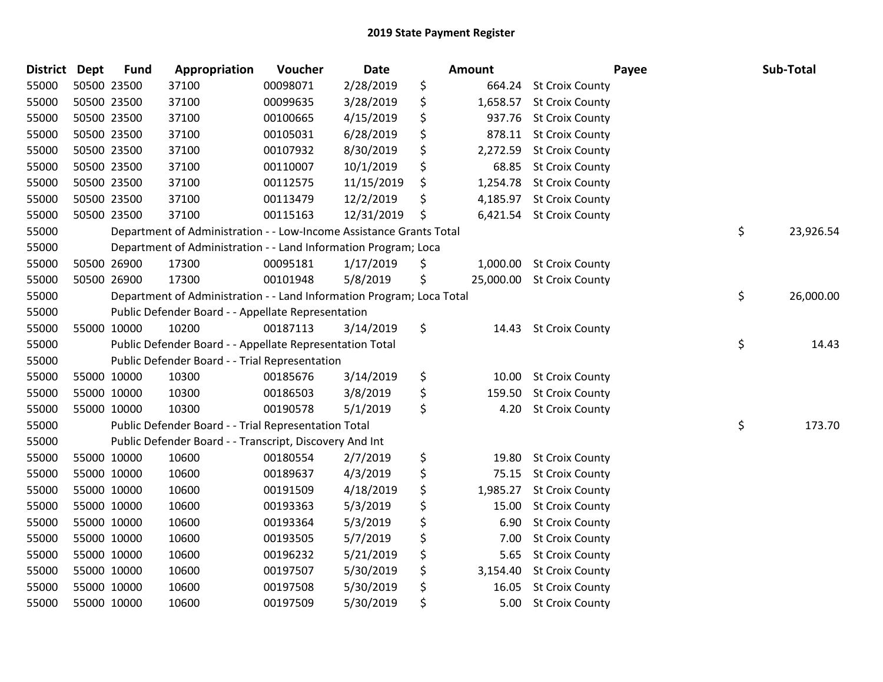# 2019 State Payment Register

| District | Dept | Fund | Appropriation | Voucher | Date | Amount | Payee | Sub-Total |
|---|---|---|---|---|---|---|---|---|
| 55000 | 50500 | 23500 | 37100 | 00098071 | 2/28/2019 | $ 664.24 | St Croix County | |
| 55000 | 50500 | 23500 | 37100 | 00099635 | 3/28/2019 | $ 1,658.57 | St Croix County | |
| 55000 | 50500 | 23500 | 37100 | 00100665 | 4/15/2019 | $ 937.76 | St Croix County | |
| 55000 | 50500 | 23500 | 37100 | 00105031 | 6/28/2019 | $ 878.11 | St Croix County | |
| 55000 | 50500 | 23500 | 37100 | 00107932 | 8/30/2019 | $ 2,272.59 | St Croix County | |
| 55000 | 50500 | 23500 | 37100 | 00110007 | 10/1/2019 | $ 68.85 | St Croix County | |
| 55000 | 50500 | 23500 | 37100 | 00112575 | 11/15/2019 | $ 1,254.78 | St Croix County | |
| 55000 | 50500 | 23500 | 37100 | 00113479 | 12/2/2019 | $ 4,185.97 | St Croix County | |
| 55000 | 50500 | 23500 | 37100 | 00115163 | 12/31/2019 | $ 6,421.54 | St Croix County | |
| 55000 | | Department of Administration - - Low-Income Assistance Grants Total | | | | | | $ 23,926.54 |
| 55000 | | Department of Administration - - Land Information Program; Loca | | | | | | |
| 55000 | 50500 | 26900 | 17300 | 00095181 | 1/17/2019 | $ 1,000.00 | St Croix County | |
| 55000 | 50500 | 26900 | 17300 | 00101948 | 5/8/2019 | $ 25,000.00 | St Croix County | |
| 55000 | | Department of Administration - - Land Information Program; Loca Total | | | | | | $ 26,000.00 |
| 55000 | | Public Defender Board - - Appellate Representation | | | | | | |
| 55000 | 55000 | 10000 | 10200 | 00187113 | 3/14/2019 | $ 14.43 | St Croix County | |
| 55000 | | Public Defender Board - - Appellate Representation Total | | | | | | $ 14.43 |
| 55000 | | Public Defender Board - - Trial Representation | | | | | | |
| 55000 | 55000 | 10000 | 10300 | 00185676 | 3/14/2019 | $ 10.00 | St Croix County | |
| 55000 | 55000 | 10000 | 10300 | 00186503 | 3/8/2019 | $ 159.50 | St Croix County | |
| 55000 | 55000 | 10000 | 10300 | 00190578 | 5/1/2019 | $ 4.20 | St Croix County | |
| 55000 | | Public Defender Board - - Trial Representation Total | | | | | | $ 173.70 |
| 55000 | | Public Defender Board - - Transcript, Discovery And Int | | | | | | |
| 55000 | 55000 | 10000 | 10600 | 00180554 | 2/7/2019 | $ 19.80 | St Croix County | |
| 55000 | 55000 | 10000 | 10600 | 00189637 | 4/3/2019 | $ 75.15 | St Croix County | |
| 55000 | 55000 | 10000 | 10600 | 00191509 | 4/18/2019 | $ 1,985.27 | St Croix County | |
| 55000 | 55000 | 10000 | 10600 | 00193363 | 5/3/2019 | $ 15.00 | St Croix County | |
| 55000 | 55000 | 10000 | 10600 | 00193364 | 5/3/2019 | $ 6.90 | St Croix County | |
| 55000 | 55000 | 10000 | 10600 | 00193505 | 5/7/2019 | $ 7.00 | St Croix County | |
| 55000 | 55000 | 10000 | 10600 | 00196232 | 5/21/2019 | $ 5.65 | St Croix County | |
| 55000 | 55000 | 10000 | 10600 | 00197507 | 5/30/2019 | $ 3,154.40 | St Croix County | |
| 55000 | 55000 | 10000 | 10600 | 00197508 | 5/30/2019 | $ 16.05 | St Croix County | |
| 55000 | 55000 | 10000 | 10600 | 00197509 | 5/30/2019 | $ 5.00 | St Croix County | |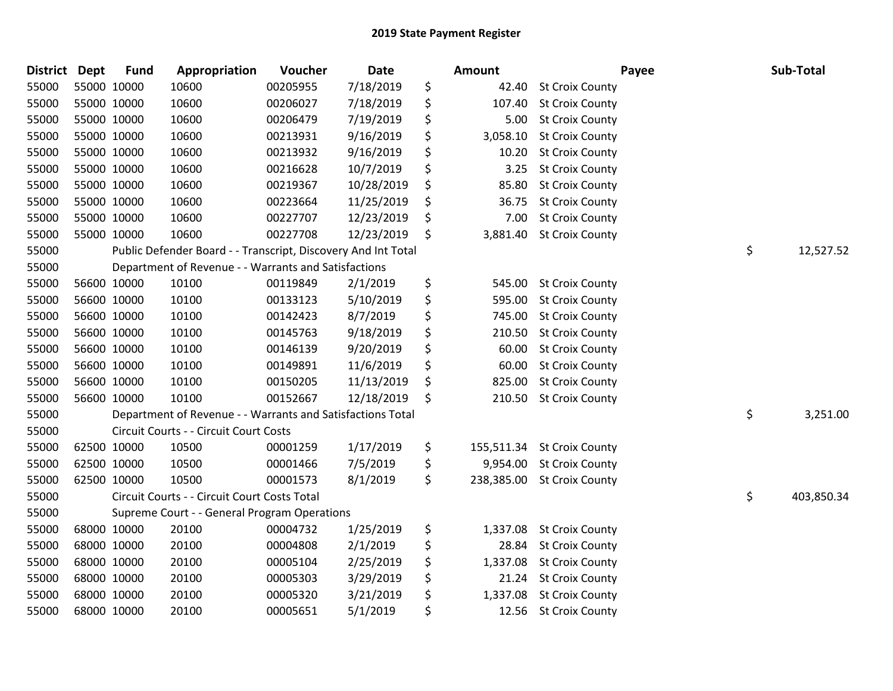# 2019 State Payment Register

| District | Dept | Fund | Appropriation | Voucher | Date | Amount | Payee | Sub-Total |
|---|---|---|---|---|---|---|---|---|
| 55000 | 55000 | 10000 | 10600 | 00205955 | 7/18/2019 | $ 42.40 | St Croix County | |
| 55000 | 55000 | 10000 | 10600 | 00206027 | 7/18/2019 | $ 107.40 | St Croix County | |
| 55000 | 55000 | 10000 | 10600 | 00206479 | 7/19/2019 | $ 5.00 | St Croix County | |
| 55000 | 55000 | 10000 | 10600 | 00213931 | 9/16/2019 | $ 3,058.10 | St Croix County | |
| 55000 | 55000 | 10000 | 10600 | 00213932 | 9/16/2019 | $ 10.20 | St Croix County | |
| 55000 | 55000 | 10000 | 10600 | 00216628 | 10/7/2019 | $ 3.25 | St Croix County | |
| 55000 | 55000 | 10000 | 10600 | 00219367 | 10/28/2019 | $ 85.80 | St Croix County | |
| 55000 | 55000 | 10000 | 10600 | 00223664 | 11/25/2019 | $ 36.75 | St Croix County | |
| 55000 | 55000 | 10000 | 10600 | 00227707 | 12/23/2019 | $ 7.00 | St Croix County | |
| 55000 | 55000 | 10000 | 10600 | 00227708 | 12/23/2019 | $ 3,881.40 | St Croix County | |
| 55000 | | Public Defender Board - - Transcript, Discovery And Int Total | | | | | | $ 12,527.52 |
| 55000 | | Department of Revenue - - Warrants and Satisfactions | | | | | | |
| 55000 | 56600 | 10000 | 10100 | 00119849 | 2/1/2019 | $ 545.00 | St Croix County | |
| 55000 | 56600 | 10000 | 10100 | 00133123 | 5/10/2019 | $ 595.00 | St Croix County | |
| 55000 | 56600 | 10000 | 10100 | 00142423 | 8/7/2019 | $ 745.00 | St Croix County | |
| 55000 | 56600 | 10000 | 10100 | 00145763 | 9/18/2019 | $ 210.50 | St Croix County | |
| 55000 | 56600 | 10000 | 10100 | 00146139 | 9/20/2019 | $ 60.00 | St Croix County | |
| 55000 | 56600 | 10000 | 10100 | 00149891 | 11/6/2019 | $ 60.00 | St Croix County | |
| 55000 | 56600 | 10000 | 10100 | 00150205 | 11/13/2019 | $ 825.00 | St Croix County | |
| 55000 | 56600 | 10000 | 10100 | 00152667 | 12/18/2019 | $ 210.50 | St Croix County | |
| 55000 | | Department of Revenue - - Warrants and Satisfactions Total | | | | | | $ 3,251.00 |
| 55000 | | Circuit Courts - - Circuit Court Costs | | | | | | |
| 55000 | 62500 | 10000 | 10500 | 00001259 | 1/17/2019 | $ 155,511.34 | St Croix County | |
| 55000 | 62500 | 10000 | 10500 | 00001466 | 7/5/2019 | $ 9,954.00 | St Croix County | |
| 55000 | 62500 | 10000 | 10500 | 00001573 | 8/1/2019 | $ 238,385.00 | St Croix County | |
| 55000 | | Circuit Courts - - Circuit Court Costs Total | | | | | | $ 403,850.34 |
| 55000 | | Supreme Court - - General Program Operations | | | | | | |
| 55000 | 68000 | 10000 | 20100 | 00004732 | 1/25/2019 | $ 1,337.08 | St Croix County | |
| 55000 | 68000 | 10000 | 20100 | 00004808 | 2/1/2019 | $ 28.84 | St Croix County | |
| 55000 | 68000 | 10000 | 20100 | 00005104 | 2/25/2019 | $ 1,337.08 | St Croix County | |
| 55000 | 68000 | 10000 | 20100 | 00005303 | 3/29/2019 | $ 21.24 | St Croix County | |
| 55000 | 68000 | 10000 | 20100 | 00005320 | 3/21/2019 | $ 1,337.08 | St Croix County | |
| 55000 | 68000 | 10000 | 20100 | 00005651 | 5/1/2019 | $ 12.56 | St Croix County | |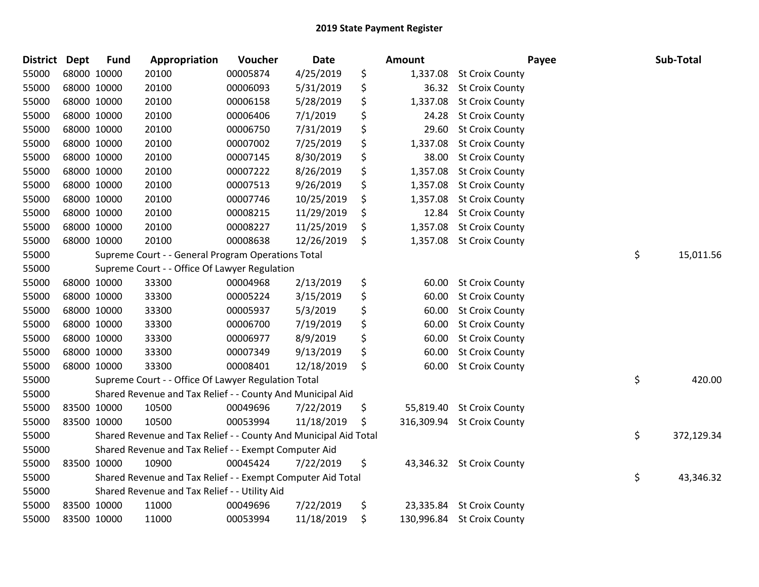# 2019 State Payment Register

| District | Dept | Fund | Appropriation | Voucher | Date | | Amount | Payee | | Sub-Total |
|---|---|---|---|---|---|---|---|---|---|---|
| 55000 | 68000 | 10000 | 20100 | 00005874 | 4/25/2019 | $ | 1,337.08 | St Croix County | | |
| 55000 | 68000 | 10000 | 20100 | 00006093 | 5/31/2019 | $ | 36.32 | St Croix County | | |
| 55000 | 68000 | 10000 | 20100 | 00006158 | 5/28/2019 | $ | 1,337.08 | St Croix County | | |
| 55000 | 68000 | 10000 | 20100 | 00006406 | 7/1/2019 | $ | 24.28 | St Croix County | | |
| 55000 | 68000 | 10000 | 20100 | 00006750 | 7/31/2019 | $ | 29.60 | St Croix County | | |
| 55000 | 68000 | 10000 | 20100 | 00007002 | 7/25/2019 | $ | 1,337.08 | St Croix County | | |
| 55000 | 68000 | 10000 | 20100 | 00007145 | 8/30/2019 | $ | 38.00 | St Croix County | | |
| 55000 | 68000 | 10000 | 20100 | 00007222 | 8/26/2019 | $ | 1,357.08 | St Croix County | | |
| 55000 | 68000 | 10000 | 20100 | 00007513 | 9/26/2019 | $ | 1,357.08 | St Croix County | | |
| 55000 | 68000 | 10000 | 20100 | 00007746 | 10/25/2019 | $ | 1,357.08 | St Croix County | | |
| 55000 | 68000 | 10000 | 20100 | 00008215 | 11/29/2019 | $ | 12.84 | St Croix County | | |
| 55000 | 68000 | 10000 | 20100 | 00008227 | 11/25/2019 | $ | 1,357.08 | St Croix County | | |
| 55000 | 68000 | 10000 | 20100 | 00008638 | 12/26/2019 | $ | 1,357.08 | St Croix County | | |
| 55000 | | Supreme Court - - General Program Operations Total | | | | | | | $ | 15,011.56 |
| 55000 | | Supreme Court - - Office Of Lawyer Regulation | | | | | | | | |
| 55000 | 68000 | 10000 | 33300 | 00004968 | 2/13/2019 | $ | 60.00 | St Croix County | | |
| 55000 | 68000 | 10000 | 33300 | 00005224 | 3/15/2019 | $ | 60.00 | St Croix County | | |
| 55000 | 68000 | 10000 | 33300 | 00005937 | 5/3/2019 | $ | 60.00 | St Croix County | | |
| 55000 | 68000 | 10000 | 33300 | 00006700 | 7/19/2019 | $ | 60.00 | St Croix County | | |
| 55000 | 68000 | 10000 | 33300 | 00006977 | 8/9/2019 | $ | 60.00 | St Croix County | | |
| 55000 | 68000 | 10000 | 33300 | 00007349 | 9/13/2019 | $ | 60.00 | St Croix County | | |
| 55000 | 68000 | 10000 | 33300 | 00008401 | 12/18/2019 | $ | 60.00 | St Croix County | | |
| 55000 | | Supreme Court - - Office Of Lawyer Regulation Total | | | | | | | $ | 420.00 |
| 55000 | | Shared Revenue and Tax Relief - - County And Municipal Aid | | | | | | | | |
| 55000 | 83500 | 10000 | 10500 | 00049696 | 7/22/2019 | $ | 55,819.40 | St Croix County | | |
| 55000 | 83500 | 10000 | 10500 | 00053994 | 11/18/2019 | $ | 316,309.94 | St Croix County | | |
| 55000 | | Shared Revenue and Tax Relief - - County And Municipal Aid Total | | | | | | | $ | 372,129.34 |
| 55000 | | Shared Revenue and Tax Relief - - Exempt Computer Aid | | | | | | | | |
| 55000 | 83500 | 10000 | 10900 | 00045424 | 7/22/2019 | $ | 43,346.32 | St Croix County | | |
| 55000 | | Shared Revenue and Tax Relief - - Exempt Computer Aid Total | | | | | | | $ | 43,346.32 |
| 55000 | | Shared Revenue and Tax Relief - - Utility Aid | | | | | | | | |
| 55000 | 83500 | 10000 | 11000 | 00049696 | 7/22/2019 | $ | 23,335.84 | St Croix County | | |
| 55000 | 83500 | 10000 | 11000 | 00053994 | 11/18/2019 | $ | 130,996.84 | St Croix County | | |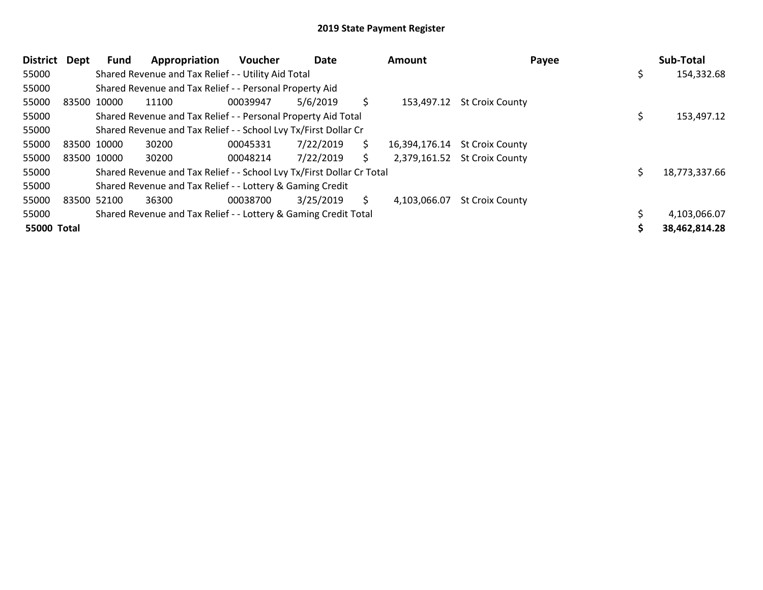# 2019 State Payment Register

| District | Dept | Fund | Appropriation | Voucher | Date | Amount | Payee | Sub-Total |
|---|---|---|---|---|---|---|---|---|
| 55000 | | Shared Revenue and Tax Relief - - Utility Aid Total | | | | | | $ 154,332.68 |
| 55000 | | Shared Revenue and Tax Relief - - Personal Property Aid | | | | | | |
| 55000 | 83500 | 10000 | 11100 | 00039947 | 5/6/2019 | $ 153,497.12 | St Croix County | |
| 55000 | | Shared Revenue and Tax Relief - - Personal Property Aid Total | | | | | | $ 153,497.12 |
| 55000 | | Shared Revenue and Tax Relief - - School Lvy Tx/First Dollar Cr | | | | | | |
| 55000 | 83500 | 10000 | 30200 | 00045331 | 7/22/2019 | $ 16,394,176.14 | St Croix County | |
| 55000 | 83500 | 10000 | 30200 | 00048214 | 7/22/2019 | $ 2,379,161.52 | St Croix County | |
| 55000 | | Shared Revenue and Tax Relief - - School Lvy Tx/First Dollar Cr Total | | | | | | $ 18,773,337.66 |
| 55000 | | Shared Revenue and Tax Relief - - Lottery & Gaming Credit | | | | | | |
| 55000 | 83500 | 52100 | 36300 | 00038700 | 3/25/2019 | $ 4,103,066.07 | St Croix County | |
| 55000 | | Shared Revenue and Tax Relief - - Lottery & Gaming Credit Total | | | | | | $ 4,103,066.07 |
| **55000 Total** | | | | | | | | **$ 38,462,814.28** |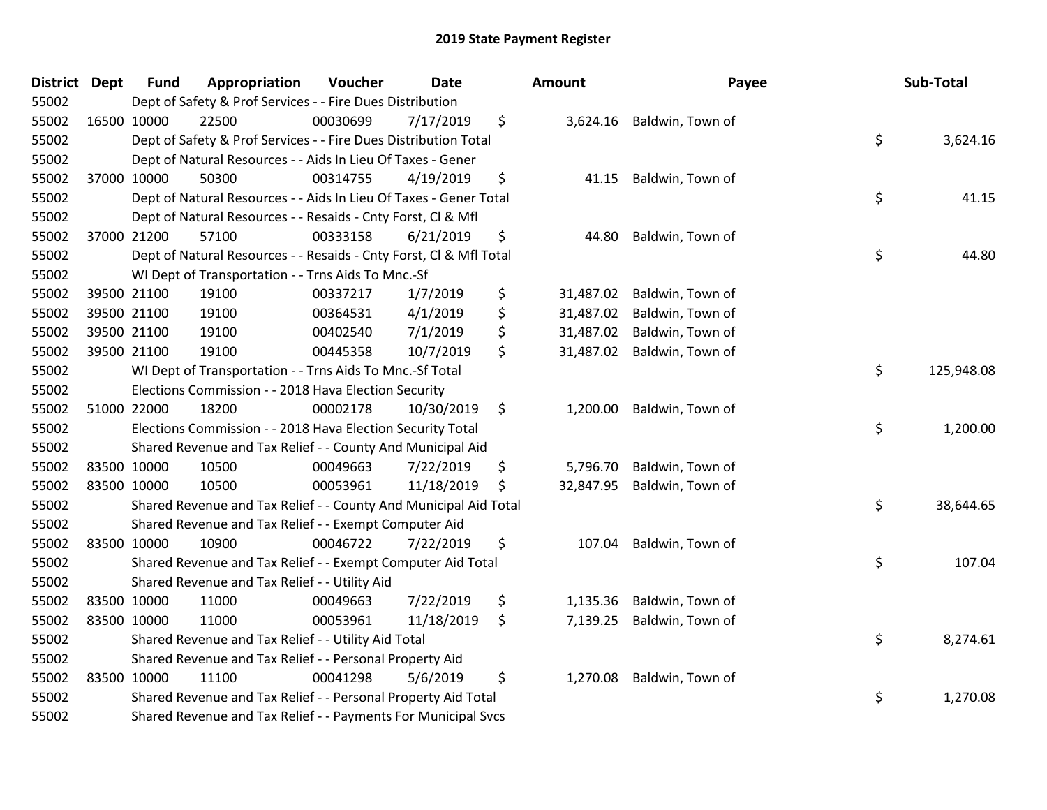# 2019 State Payment Register

| District | Dept | Fund | Appropriation | Voucher | Date | Amount | Payee | Sub-Total |
|---|---|---|---|---|---|---|---|---|
| 55002 | | Dept of Safety & Prof Services - - Fire Dues Distribution | | | | | | |
| 55002 | 16500 | 10000 | 22500 | 00030699 | 7/17/2019 | $ 3,624.16 | Baldwin, Town of | |
| 55002 | | Dept of Safety & Prof Services - - Fire Dues Distribution Total | | | | | | $ 3,624.16 |
| 55002 | | Dept of Natural Resources - - Aids In Lieu Of Taxes - Gener | | | | | | |
| 55002 | 37000 | 10000 | 50300 | 00314755 | 4/19/2019 | $ 41.15 | Baldwin, Town of | |
| 55002 | | Dept of Natural Resources - - Aids In Lieu Of Taxes - Gener Total | | | | | | $ 41.15 |
| 55002 | | Dept of Natural Resources - - Resaids - Cnty Forst, Cl & Mfl | | | | | | |
| 55002 | 37000 | 21200 | 57100 | 00333158 | 6/21/2019 | $ 44.80 | Baldwin, Town of | |
| 55002 | | Dept of Natural Resources - - Resaids - Cnty Forst, Cl & Mfl Total | | | | | | $ 44.80 |
| 55002 | | WI Dept of Transportation - - Trns Aids To Mnc.-Sf | | | | | | |
| 55002 | 39500 | 21100 | 19100 | 00337217 | 1/7/2019 | $ 31,487.02 | Baldwin, Town of | |
| 55002 | 39500 | 21100 | 19100 | 00364531 | 4/1/2019 | $ 31,487.02 | Baldwin, Town of | |
| 55002 | 39500 | 21100 | 19100 | 00402540 | 7/1/2019 | $ 31,487.02 | Baldwin, Town of | |
| 55002 | 39500 | 21100 | 19100 | 00445358 | 10/7/2019 | $ 31,487.02 | Baldwin, Town of | |
| 55002 | | WI Dept of Transportation - - Trns Aids To Mnc.-Sf Total | | | | | | $ 125,948.08 |
| 55002 | | Elections Commission - - 2018 Hava Election Security | | | | | | |
| 55002 | 51000 | 22000 | 18200 | 00002178 | 10/30/2019 | $ 1,200.00 | Baldwin, Town of | |
| 55002 | | Elections Commission - - 2018 Hava Election Security Total | | | | | | $ 1,200.00 |
| 55002 | | Shared Revenue and Tax Relief - - County And Municipal Aid | | | | | | |
| 55002 | 83500 | 10000 | 10500 | 00049663 | 7/22/2019 | $ 5,796.70 | Baldwin, Town of | |
| 55002 | 83500 | 10000 | 10500 | 00053961 | 11/18/2019 | $ 32,847.95 | Baldwin, Town of | |
| 55002 | | Shared Revenue and Tax Relief - - County And Municipal Aid Total | | | | | | $ 38,644.65 |
| 55002 | | Shared Revenue and Tax Relief - - Exempt Computer Aid | | | | | | |
| 55002 | 83500 | 10000 | 10900 | 00046722 | 7/22/2019 | $ 107.04 | Baldwin, Town of | |
| 55002 | | Shared Revenue and Tax Relief - - Exempt Computer Aid Total | | | | | | $ 107.04 |
| 55002 | | Shared Revenue and Tax Relief - - Utility Aid | | | | | | |
| 55002 | 83500 | 10000 | 11000 | 00049663 | 7/22/2019 | $ 1,135.36 | Baldwin, Town of | |
| 55002 | 83500 | 10000 | 11000 | 00053961 | 11/18/2019 | $ 7,139.25 | Baldwin, Town of | |
| 55002 | | Shared Revenue and Tax Relief - - Utility Aid Total | | | | | | $ 8,274.61 |
| 55002 | | Shared Revenue and Tax Relief - - Personal Property Aid | | | | | | |
| 55002 | 83500 | 10000 | 11100 | 00041298 | 5/6/2019 | $ 1,270.08 | Baldwin, Town of | |
| 55002 | | Shared Revenue and Tax Relief - - Personal Property Aid Total | | | | | | $ 1,270.08 |
| 55002 | | Shared Revenue and Tax Relief - - Payments For Municipal Svcs | | | | | | |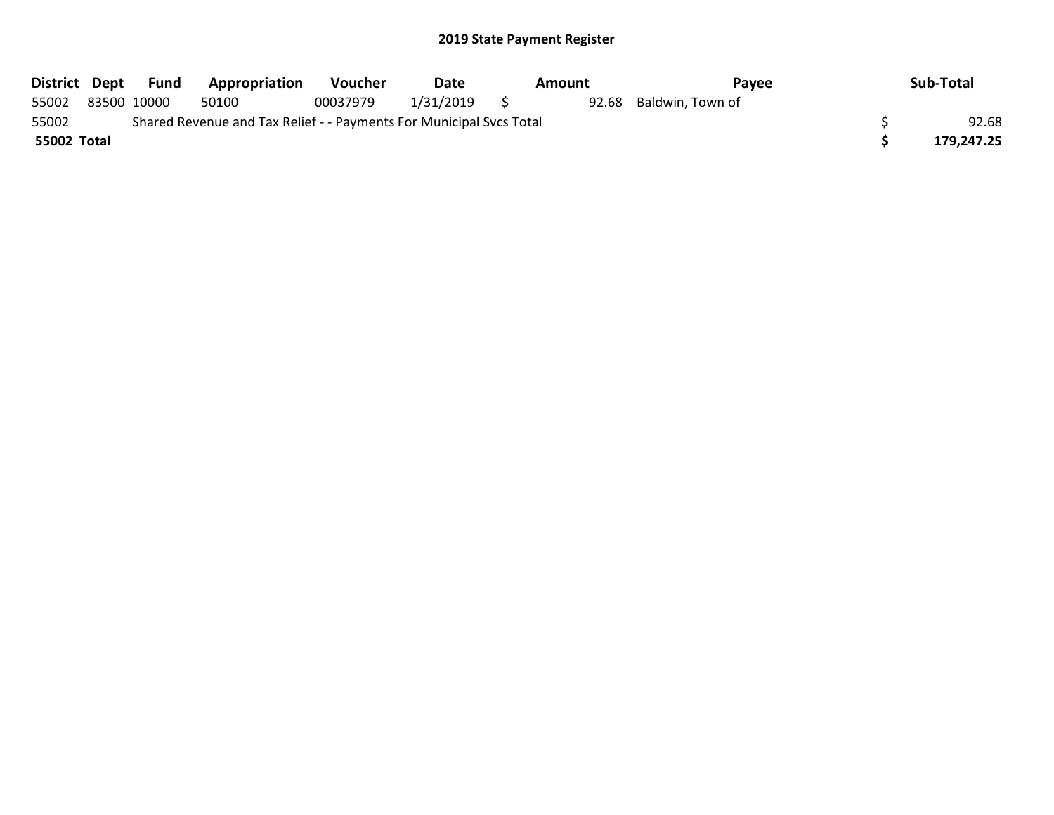## 2019 State Payment Register

| District | Dept | Fund | Appropriation | Voucher | Date | Amount | Payee | Sub-Total |
|---|---|---|---|---|---|---|---|---|
| 55002 | 83500 | 10000 | 50100 | 00037979 | 1/31/2019 | $ 92.68 | Baldwin, Town of | |
| 55002 | Shared Revenue and Tax Relief - - Payments For Municipal Svcs Total | | | | | | | $ 92.68 |
| **55002 Total** | | | | | | | | **$ 179,247.25** |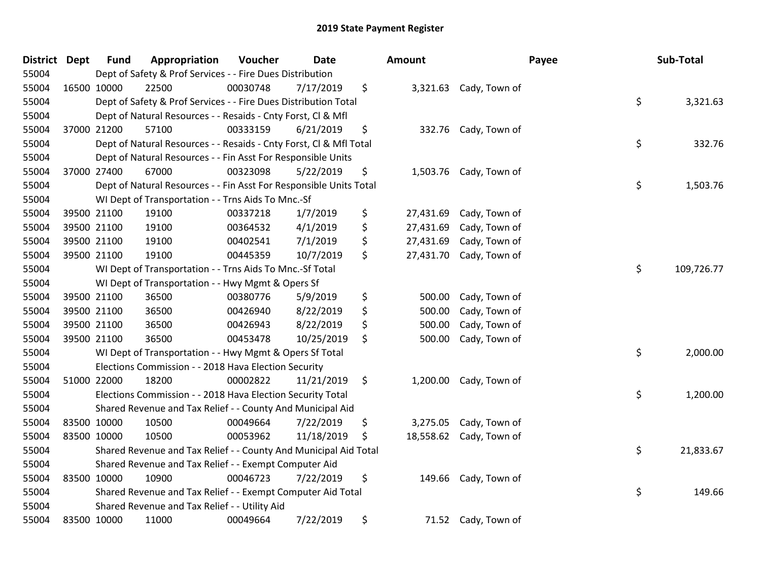# 2019 State Payment Register

| District | Dept | Fund | Appropriation | Voucher | Date | Amount | Payee | Sub-Total |
|---|---|---|---|---|---|---|---|---|
| 55004 | | Dept of Safety & Prof Services - - Fire Dues Distribution | | | | | | |
| 55004 | 16500 | 10000 | 22500 | 00030748 | 7/17/2019 | $ 3,321.63 | Cady, Town of | |
| 55004 | | Dept of Safety & Prof Services - - Fire Dues Distribution Total | | | | | | $ 3,321.63 |
| 55004 | | Dept of Natural Resources - - Resaids - Cnty Forst, Cl & Mfl | | | | | | |
| 55004 | 37000 | 21200 | 57100 | 00333159 | 6/21/2019 | $ 332.76 | Cady, Town of | |
| 55004 | | Dept of Natural Resources - - Resaids - Cnty Forst, Cl & Mfl Total | | | | | | $ 332.76 |
| 55004 | | Dept of Natural Resources - - Fin Asst For Responsible Units | | | | | | |
| 55004 | 37000 | 27400 | 67000 | 00323098 | 5/22/2019 | $ 1,503.76 | Cady, Town of | |
| 55004 | | Dept of Natural Resources - - Fin Asst For Responsible Units Total | | | | | | $ 1,503.76 |
| 55004 | | WI Dept of Transportation - - Trns Aids To Mnc.-Sf | | | | | | |
| 55004 | 39500 | 21100 | 19100 | 00337218 | 1/7/2019 | $ 27,431.69 | Cady, Town of | |
| 55004 | 39500 | 21100 | 19100 | 00364532 | 4/1/2019 | $ 27,431.69 | Cady, Town of | |
| 55004 | 39500 | 21100 | 19100 | 00402541 | 7/1/2019 | $ 27,431.69 | Cady, Town of | |
| 55004 | 39500 | 21100 | 19100 | 00445359 | 10/7/2019 | $ 27,431.70 | Cady, Town of | |
| 55004 | | WI Dept of Transportation - - Trns Aids To Mnc.-Sf Total | | | | | | $ 109,726.77 |
| 55004 | | WI Dept of Transportation - - Hwy Mgmt & Opers Sf | | | | | | |
| 55004 | 39500 | 21100 | 36500 | 00380776 | 5/9/2019 | $ 500.00 | Cady, Town of | |
| 55004 | 39500 | 21100 | 36500 | 00426940 | 8/22/2019 | $ 500.00 | Cady, Town of | |
| 55004 | 39500 | 21100 | 36500 | 00426943 | 8/22/2019 | $ 500.00 | Cady, Town of | |
| 55004 | 39500 | 21100 | 36500 | 00453478 | 10/25/2019 | $ 500.00 | Cady, Town of | |
| 55004 | | WI Dept of Transportation - - Hwy Mgmt & Opers Sf Total | | | | | | $ 2,000.00 |
| 55004 | | Elections Commission - - 2018 Hava Election Security | | | | | | |
| 55004 | 51000 | 22000 | 18200 | 00002822 | 11/21/2019 | $ 1,200.00 | Cady, Town of | |
| 55004 | | Elections Commission - - 2018 Hava Election Security Total | | | | | | $ 1,200.00 |
| 55004 | | Shared Revenue and Tax Relief - - County And Municipal Aid | | | | | | |
| 55004 | 83500 | 10000 | 10500 | 00049664 | 7/22/2019 | $ 3,275.05 | Cady, Town of | |
| 55004 | 83500 | 10000 | 10500 | 00053962 | 11/18/2019 | $ 18,558.62 | Cady, Town of | |
| 55004 | | Shared Revenue and Tax Relief - - County And Municipal Aid Total | | | | | | $ 21,833.67 |
| 55004 | | Shared Revenue and Tax Relief - - Exempt Computer Aid | | | | | | |
| 55004 | 83500 | 10000 | 10900 | 00046723 | 7/22/2019 | $ 149.66 | Cady, Town of | |
| 55004 | | Shared Revenue and Tax Relief - - Exempt Computer Aid Total | | | | | | $ 149.66 |
| 55004 | | Shared Revenue and Tax Relief - - Utility Aid | | | | | | |
| 55004 | 83500 | 10000 | 11000 | 00049664 | 7/22/2019 | $ 71.52 | Cady, Town of | |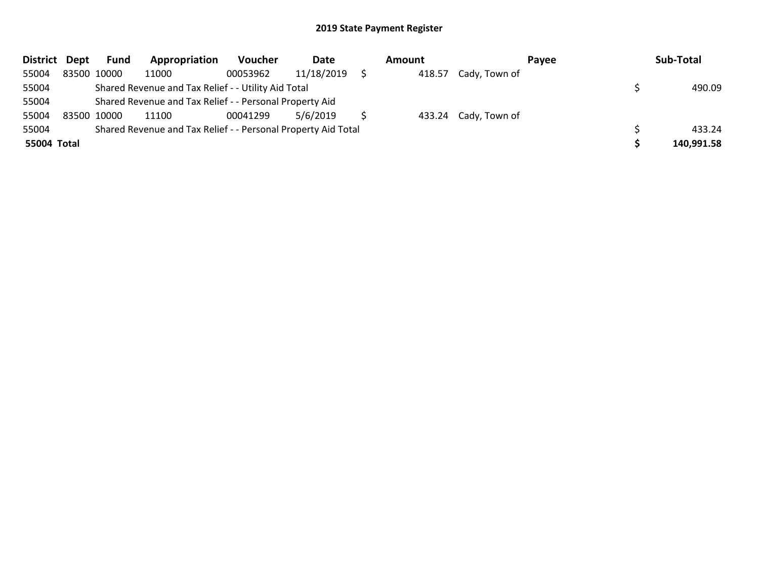## 2019 State Payment Register

| District | Dept | Fund | Appropriation | Voucher | Date | Amount | Payee | Sub-Total |
|---|---|---|---|---|---|---|---|---|
| 55004 | 83500 | 10000 | 11000 | 00053962 | 11/18/2019 | $ 418.57 | Cady, Town of | |
| 55004 | | Shared Revenue and Tax Relief - - Utility Aid Total | | | | | | $ 490.09 |
| 55004 | | Shared Revenue and Tax Relief - - Personal Property Aid | | | | | | |
| 55004 | 83500 | 10000 | 11100 | 00041299 | 5/6/2019 | $ 433.24 | Cady, Town of | |
| 55004 | | Shared Revenue and Tax Relief - - Personal Property Aid Total | | | | | | $ 433.24 |
| **55004 Total** | | | | | | | | **$ 140,991.58** |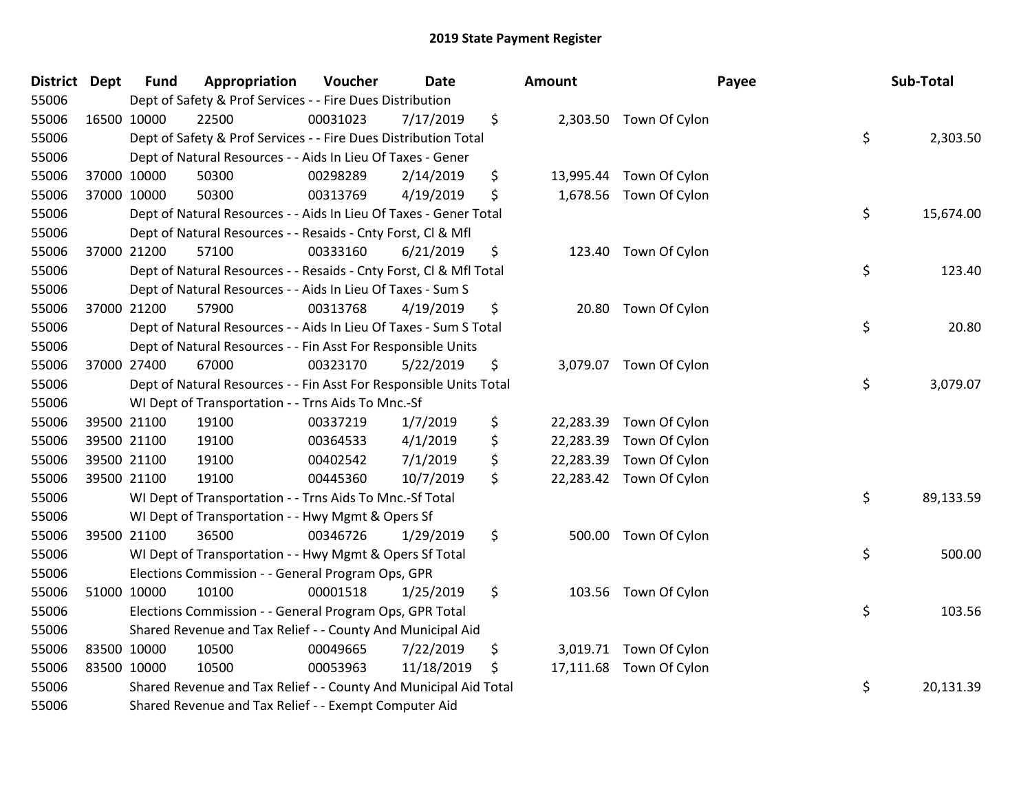# 2019 State Payment Register

| District | Dept | Fund | Appropriation | Voucher | Date | Amount | Payee | Sub-Total |
|---|---|---|---|---|---|---|---|---|
| 55006 | | Dept of Safety & Prof Services - - Fire Dues Distribution | | | | | | |
| 55006 | 16500 | 10000 | 22500 | 00031023 | 7/17/2019 | $ 2,303.50 | Town Of Cylon | |
| 55006 | | Dept of Safety & Prof Services - - Fire Dues Distribution Total | | | | | | $ 2,303.50 |
| 55006 | | Dept of Natural Resources - - Aids In Lieu Of Taxes - Gener | | | | | | |
| 55006 | 37000 | 10000 | 50300 | 00298289 | 2/14/2019 | $ 13,995.44 | Town Of Cylon | |
| 55006 | 37000 | 10000 | 50300 | 00313769 | 4/19/2019 | $ 1,678.56 | Town Of Cylon | |
| 55006 | | Dept of Natural Resources - - Aids In Lieu Of Taxes - Gener Total | | | | | | $ 15,674.00 |
| 55006 | | Dept of Natural Resources - - Resaids - Cnty Forst, Cl & Mfl | | | | | | |
| 55006 | 37000 | 21200 | 57100 | 00333160 | 6/21/2019 | $ 123.40 | Town Of Cylon | |
| 55006 | | Dept of Natural Resources - - Resaids - Cnty Forst, Cl & Mfl Total | | | | | | $ 123.40 |
| 55006 | | Dept of Natural Resources - - Aids In Lieu Of Taxes - Sum S | | | | | | |
| 55006 | 37000 | 21200 | 57900 | 00313768 | 4/19/2019 | $ 20.80 | Town Of Cylon | |
| 55006 | | Dept of Natural Resources - - Aids In Lieu Of Taxes - Sum S Total | | | | | | $ 20.80 |
| 55006 | | Dept of Natural Resources - - Fin Asst For Responsible Units | | | | | | |
| 55006 | 37000 | 27400 | 67000 | 00323170 | 5/22/2019 | $ 3,079.07 | Town Of Cylon | |
| 55006 | | Dept of Natural Resources - - Fin Asst For Responsible Units Total | | | | | | $ 3,079.07 |
| 55006 | | WI Dept of Transportation - - Trns Aids To Mnc.-Sf | | | | | | |
| 55006 | 39500 | 21100 | 19100 | 00337219 | 1/7/2019 | $ 22,283.39 | Town Of Cylon | |
| 55006 | 39500 | 21100 | 19100 | 00364533 | 4/1/2019 | $ 22,283.39 | Town Of Cylon | |
| 55006 | 39500 | 21100 | 19100 | 00402542 | 7/1/2019 | $ 22,283.39 | Town Of Cylon | |
| 55006 | 39500 | 21100 | 19100 | 00445360 | 10/7/2019 | $ 22,283.42 | Town Of Cylon | |
| 55006 | | WI Dept of Transportation - - Trns Aids To Mnc.-Sf Total | | | | | | $ 89,133.59 |
| 55006 | | WI Dept of Transportation - - Hwy Mgmt & Opers Sf | | | | | | |
| 55006 | 39500 | 21100 | 36500 | 00346726 | 1/29/2019 | $ 500.00 | Town Of Cylon | |
| 55006 | | WI Dept of Transportation - - Hwy Mgmt & Opers Sf Total | | | | | | $ 500.00 |
| 55006 | | Elections Commission - - General Program Ops, GPR | | | | | | |
| 55006 | 51000 | 10000 | 10100 | 00001518 | 1/25/2019 | $ 103.56 | Town Of Cylon | |
| 55006 | | Elections Commission - - General Program Ops, GPR Total | | | | | | $ 103.56 |
| 55006 | | Shared Revenue and Tax Relief - - County And Municipal Aid | | | | | | |
| 55006 | 83500 | 10000 | 10500 | 00049665 | 7/22/2019 | $ 3,019.71 | Town Of Cylon | |
| 55006 | 83500 | 10000 | 10500 | 00053963 | 11/18/2019 | $ 17,111.68 | Town Of Cylon | |
| 55006 | | Shared Revenue and Tax Relief - - County And Municipal Aid Total | | | | | | $ 20,131.39 |
| 55006 | | Shared Revenue and Tax Relief - - Exempt Computer Aid | | | | | | |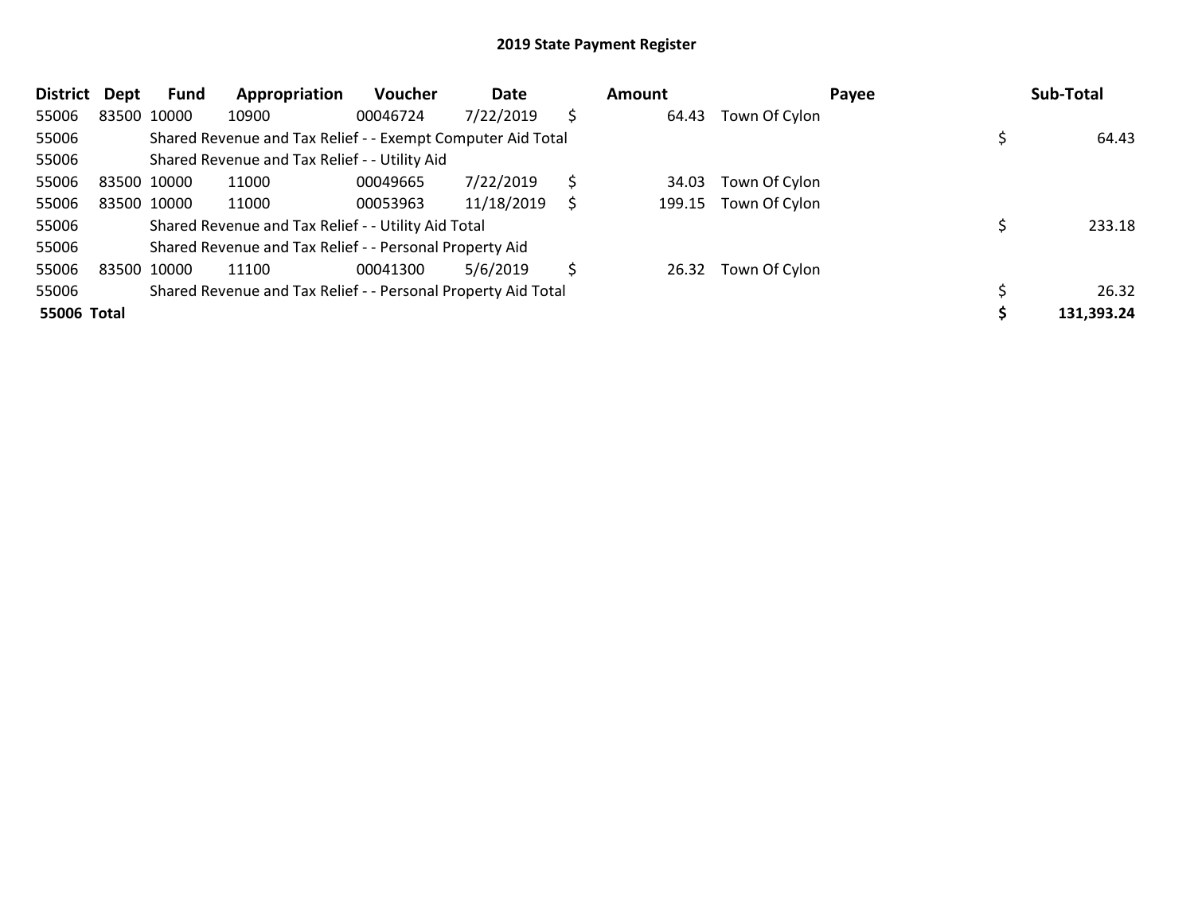## 2019 State Payment Register

| District | Dept | Fund | Appropriation | Voucher | Date | Amount | Payee | Sub-Total |
|---|---|---|---|---|---|---|---|---|
| 55006 | 83500 | 10000 | 10900 | 00046724 | 7/22/2019 | $ 64.43 | Town Of Cylon | |
| 55006 | | Shared Revenue and Tax Relief - - Exempt Computer Aid Total | | | | | | $ 64.43 |
| 55006 | | Shared Revenue and Tax Relief - - Utility Aid | | | | | | |
| 55006 | 83500 | 10000 | 11000 | 00049665 | 7/22/2019 | $ 34.03 | Town Of Cylon | |
| 55006 | 83500 | 10000 | 11000 | 00053963 | 11/18/2019 | $ 199.15 | Town Of Cylon | |
| 55006 | | Shared Revenue and Tax Relief - - Utility Aid Total | | | | | | $ 233.18 |
| 55006 | | Shared Revenue and Tax Relief - - Personal Property Aid | | | | | | |
| 55006 | 83500 | 10000 | 11100 | 00041300 | 5/6/2019 | $ 26.32 | Town Of Cylon | |
| 55006 | | Shared Revenue and Tax Relief - - Personal Property Aid Total | | | | | | $ 26.32 |
| **55006 Total** | | | | | | | | **$ 131,393.24** |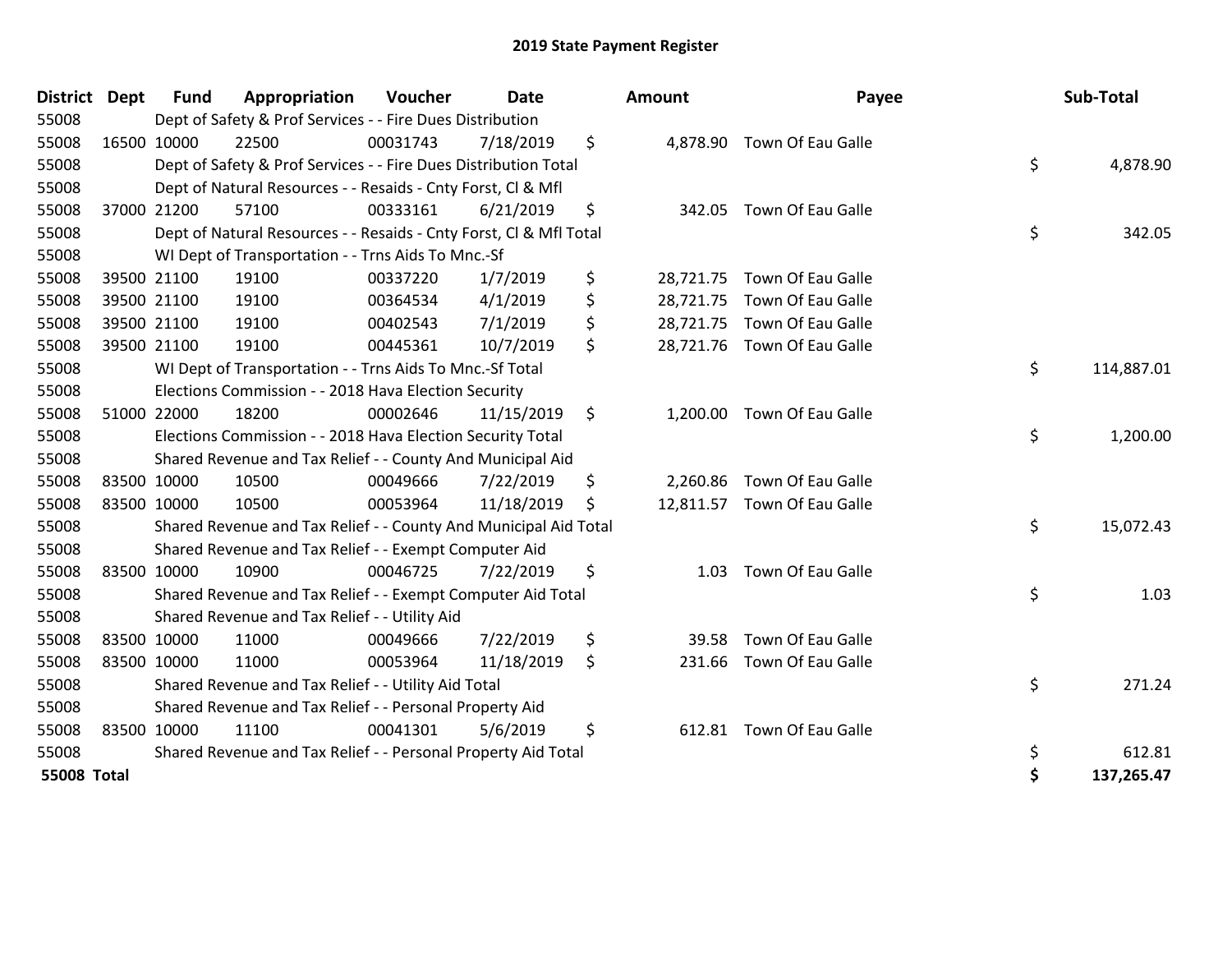# 2019 State Payment Register

| District | Dept | Fund | Appropriation | Voucher | Date | Amount | Payee | Sub-Total |
|---|---|---|---|---|---|---|---|---|
| 55008 | | Dept of Safety & Prof Services - - Fire Dues Distribution | | | | | | |
| 55008 | 16500 | 10000 | 22500 | 00031743 | 7/18/2019 | $ 4,878.90 | Town Of Eau Galle | |
| 55008 | | Dept of Safety & Prof Services - - Fire Dues Distribution Total | | | | | | $ 4,878.90 |
| 55008 | | Dept of Natural Resources - - Resaids - Cnty Forst, Cl & Mfl | | | | | | |
| 55008 | 37000 | 21200 | 57100 | 00333161 | 6/21/2019 | $ 342.05 | Town Of Eau Galle | |
| 55008 | | Dept of Natural Resources - - Resaids - Cnty Forst, Cl & Mfl Total | | | | | | $ 342.05 |
| 55008 | | WI Dept of Transportation - - Trns Aids To Mnc.-Sf | | | | | | |
| 55008 | 39500 | 21100 | 19100 | 00337220 | 1/7/2019 | $ 28,721.75 | Town Of Eau Galle | |
| 55008 | 39500 | 21100 | 19100 | 00364534 | 4/1/2019 | $ 28,721.75 | Town Of Eau Galle | |
| 55008 | 39500 | 21100 | 19100 | 00402543 | 7/1/2019 | $ 28,721.75 | Town Of Eau Galle | |
| 55008 | 39500 | 21100 | 19100 | 00445361 | 10/7/2019 | $ 28,721.76 | Town Of Eau Galle | |
| 55008 | | WI Dept of Transportation - - Trns Aids To Mnc.-Sf Total | | | | | | $ 114,887.01 |
| 55008 | | Elections Commission - - 2018 Hava Election Security | | | | | | |
| 55008 | 51000 | 22000 | 18200 | 00002646 | 11/15/2019 | $ 1,200.00 | Town Of Eau Galle | |
| 55008 | | Elections Commission - - 2018 Hava Election Security Total | | | | | | $ 1,200.00 |
| 55008 | | Shared Revenue and Tax Relief - - County And Municipal Aid | | | | | | |
| 55008 | 83500 | 10000 | 10500 | 00049666 | 7/22/2019 | $ 2,260.86 | Town Of Eau Galle | |
| 55008 | 83500 | 10000 | 10500 | 00053964 | 11/18/2019 | $ 12,811.57 | Town Of Eau Galle | |
| 55008 | | Shared Revenue and Tax Relief - - County And Municipal Aid Total | | | | | | $ 15,072.43 |
| 55008 | | Shared Revenue and Tax Relief - - Exempt Computer Aid | | | | | | |
| 55008 | 83500 | 10000 | 10900 | 00046725 | 7/22/2019 | $ 1.03 | Town Of Eau Galle | |
| 55008 | | Shared Revenue and Tax Relief - - Exempt Computer Aid Total | | | | | | $ 1.03 |
| 55008 | | Shared Revenue and Tax Relief - - Utility Aid | | | | | | |
| 55008 | 83500 | 10000 | 11000 | 00049666 | 7/22/2019 | $ 39.58 | Town Of Eau Galle | |
| 55008 | 83500 | 10000 | 11000 | 00053964 | 11/18/2019 | $ 231.66 | Town Of Eau Galle | |
| 55008 | | Shared Revenue and Tax Relief - - Utility Aid Total | | | | | | $ 271.24 |
| 55008 | | Shared Revenue and Tax Relief - - Personal Property Aid | | | | | | |
| 55008 | 83500 | 10000 | 11100 | 00041301 | 5/6/2019 | $ 612.81 | Town Of Eau Galle | |
| 55008 | | Shared Revenue and Tax Relief - - Personal Property Aid Total | | | | | | $ 612.81 |
| **55008 Total** | | | | | | | | **$ 137,265.47** |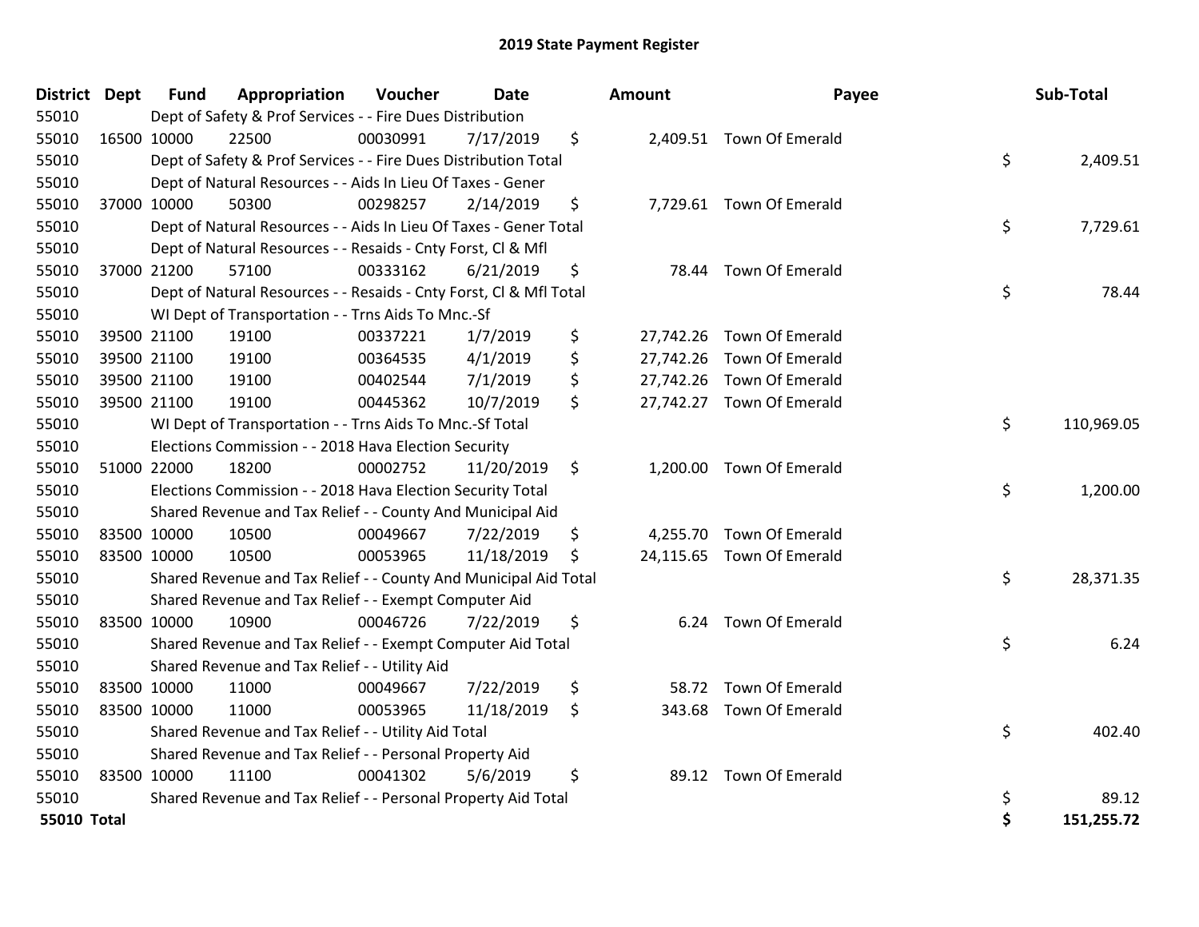# 2019 State Payment Register

| District | Dept | Fund | Appropriation | Voucher | Date | Amount | Payee | Sub-Total |
|---|---|---|---|---|---|---|---|---|
| 55010 | | Dept of Safety & Prof Services - - Fire Dues Distribution | | | | | | |
| 55010 | 16500 | 10000 | 22500 | 00030991 | 7/17/2019 | $ 2,409.51 | Town Of Emerald | |
| 55010 | | Dept of Safety & Prof Services - - Fire Dues Distribution Total | | | | | | $ 2,409.51 |
| 55010 | | Dept of Natural Resources - - Aids In Lieu Of Taxes - Gener | | | | | | |
| 55010 | 37000 | 10000 | 50300 | 00298257 | 2/14/2019 | $ 7,729.61 | Town Of Emerald | |
| 55010 | | Dept of Natural Resources - - Aids In Lieu Of Taxes - Gener Total | | | | | | $ 7,729.61 |
| 55010 | | Dept of Natural Resources - - Resaids - Cnty Forst, Cl & Mfl | | | | | | |
| 55010 | 37000 | 21200 | 57100 | 00333162 | 6/21/2019 | $ 78.44 | Town Of Emerald | |
| 55010 | | Dept of Natural Resources - - Resaids - Cnty Forst, Cl & Mfl Total | | | | | | $ 78.44 |
| 55010 | | WI Dept of Transportation - - Trns Aids To Mnc.-Sf | | | | | | |
| 55010 | 39500 | 21100 | 19100 | 00337221 | 1/7/2019 | $ 27,742.26 | Town Of Emerald | |
| 55010 | 39500 | 21100 | 19100 | 00364535 | 4/1/2019 | $ 27,742.26 | Town Of Emerald | |
| 55010 | 39500 | 21100 | 19100 | 00402544 | 7/1/2019 | $ 27,742.26 | Town Of Emerald | |
| 55010 | 39500 | 21100 | 19100 | 00445362 | 10/7/2019 | $ 27,742.27 | Town Of Emerald | |
| 55010 | | WI Dept of Transportation - - Trns Aids To Mnc.-Sf Total | | | | | | $ 110,969.05 |
| 55010 | | Elections Commission - - 2018 Hava Election Security | | | | | | |
| 55010 | 51000 | 22000 | 18200 | 00002752 | 11/20/2019 | $ 1,200.00 | Town Of Emerald | |
| 55010 | | Elections Commission - - 2018 Hava Election Security Total | | | | | | $ 1,200.00 |
| 55010 | | Shared Revenue and Tax Relief - - County And Municipal Aid | | | | | | |
| 55010 | 83500 | 10000 | 10500 | 00049667 | 7/22/2019 | $ 4,255.70 | Town Of Emerald | |
| 55010 | 83500 | 10000 | 10500 | 00053965 | 11/18/2019 | $ 24,115.65 | Town Of Emerald | |
| 55010 | | Shared Revenue and Tax Relief - - County And Municipal Aid Total | | | | | | $ 28,371.35 |
| 55010 | | Shared Revenue and Tax Relief - - Exempt Computer Aid | | | | | | |
| 55010 | 83500 | 10000 | 10900 | 00046726 | 7/22/2019 | $ 6.24 | Town Of Emerald | |
| 55010 | | Shared Revenue and Tax Relief - - Exempt Computer Aid Total | | | | | | $ 6.24 |
| 55010 | | Shared Revenue and Tax Relief - - Utility Aid | | | | | | |
| 55010 | 83500 | 10000 | 11000 | 00049667 | 7/22/2019 | $ 58.72 | Town Of Emerald | |
| 55010 | 83500 | 10000 | 11000 | 00053965 | 11/18/2019 | $ 343.68 | Town Of Emerald | |
| 55010 | | Shared Revenue and Tax Relief - - Utility Aid Total | | | | | | $ 402.40 |
| 55010 | | Shared Revenue and Tax Relief - - Personal Property Aid | | | | | | |
| 55010 | 83500 | 10000 | 11100 | 00041302 | 5/6/2019 | $ 89.12 | Town Of Emerald | |
| 55010 | | Shared Revenue and Tax Relief - - Personal Property Aid Total | | | | | | $ 89.12 |
| **55010 Total** | | | | | | | | **$ 151,255.72** |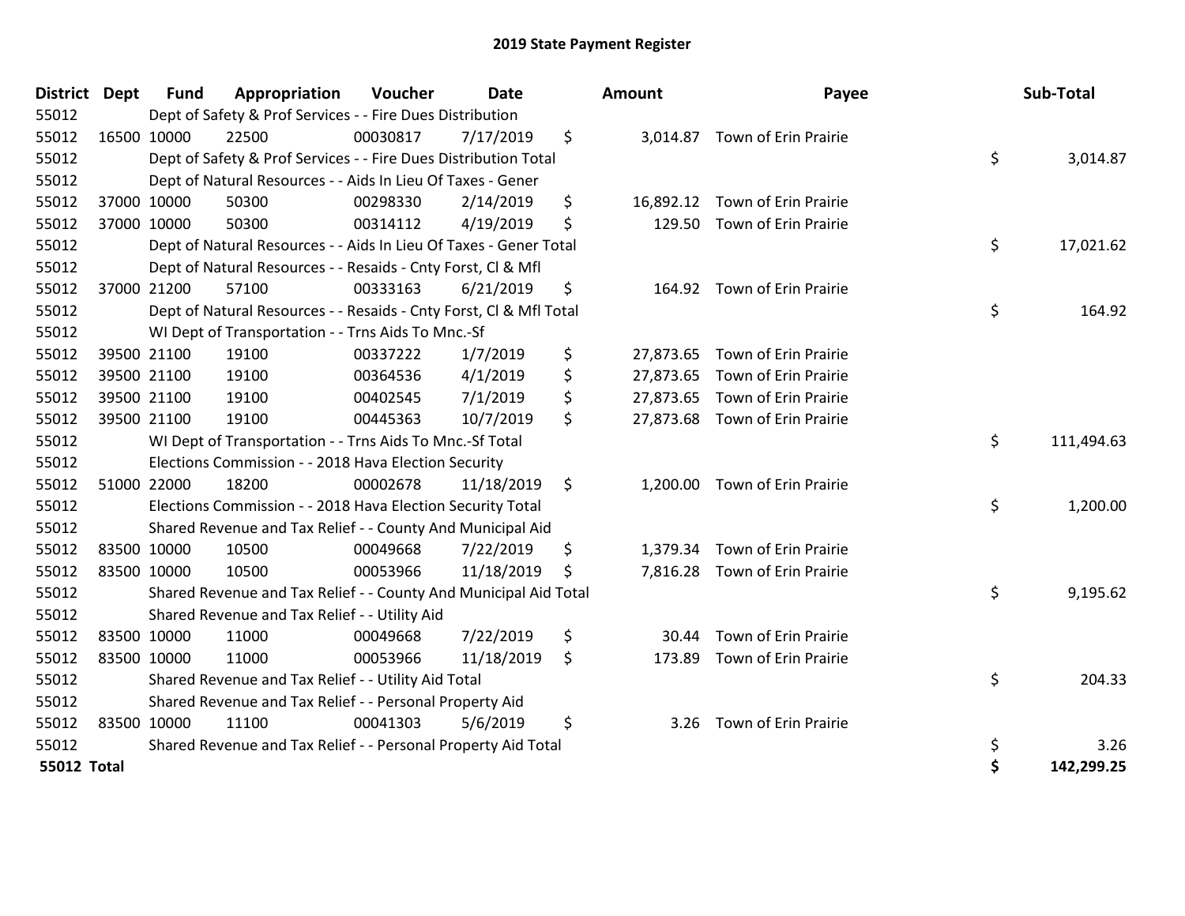# 2019 State Payment Register

| District | Dept | Fund | Appropriation | Voucher | Date | Amount | Payee | Sub-Total |
|---|---|---|---|---|---|---|---|---|
| 55012 | | Dept of Safety & Prof Services - - Fire Dues Distribution | | | | | | |
| 55012 | 16500 | 10000 | 22500 | 00030817 | 7/17/2019 | $ 3,014.87 | Town of Erin Prairie | |
| 55012 | | Dept of Safety & Prof Services - - Fire Dues Distribution Total | | | | | | $ 3,014.87 |
| 55012 | | Dept of Natural Resources - - Aids In Lieu Of Taxes - Gener | | | | | | |
| 55012 | 37000 | 10000 | 50300 | 00298330 | 2/14/2019 | $ 16,892.12 | Town of Erin Prairie | |
| 55012 | 37000 | 10000 | 50300 | 00314112 | 4/19/2019 | $ 129.50 | Town of Erin Prairie | |
| 55012 | | Dept of Natural Resources - - Aids In Lieu Of Taxes - Gener Total | | | | | | $ 17,021.62 |
| 55012 | | Dept of Natural Resources - - Resaids - Cnty Forst, Cl & Mfl | | | | | | |
| 55012 | 37000 | 21200 | 57100 | 00333163 | 6/21/2019 | $ 164.92 | Town of Erin Prairie | |
| 55012 | | Dept of Natural Resources - - Resaids - Cnty Forst, Cl & Mfl Total | | | | | | $ 164.92 |
| 55012 | | WI Dept of Transportation - - Trns Aids To Mnc.-Sf | | | | | | |
| 55012 | 39500 | 21100 | 19100 | 00337222 | 1/7/2019 | $ 27,873.65 | Town of Erin Prairie | |
| 55012 | 39500 | 21100 | 19100 | 00364536 | 4/1/2019 | $ 27,873.65 | Town of Erin Prairie | |
| 55012 | 39500 | 21100 | 19100 | 00402545 | 7/1/2019 | $ 27,873.65 | Town of Erin Prairie | |
| 55012 | 39500 | 21100 | 19100 | 00445363 | 10/7/2019 | $ 27,873.68 | Town of Erin Prairie | |
| 55012 | | WI Dept of Transportation - - Trns Aids To Mnc.-Sf Total | | | | | | $ 111,494.63 |
| 55012 | | Elections Commission - - 2018 Hava Election Security | | | | | | |
| 55012 | 51000 | 22000 | 18200 | 00002678 | 11/18/2019 | $ 1,200.00 | Town of Erin Prairie | |
| 55012 | | Elections Commission - - 2018 Hava Election Security Total | | | | | | $ 1,200.00 |
| 55012 | | Shared Revenue and Tax Relief - - County And Municipal Aid | | | | | | |
| 55012 | 83500 | 10000 | 10500 | 00049668 | 7/22/2019 | $ 1,379.34 | Town of Erin Prairie | |
| 55012 | 83500 | 10000 | 10500 | 00053966 | 11/18/2019 | $ 7,816.28 | Town of Erin Prairie | |
| 55012 | | Shared Revenue and Tax Relief - - County And Municipal Aid Total | | | | | | $ 9,195.62 |
| 55012 | | Shared Revenue and Tax Relief - - Utility Aid | | | | | | |
| 55012 | 83500 | 10000 | 11000 | 00049668 | 7/22/2019 | $ 30.44 | Town of Erin Prairie | |
| 55012 | 83500 | 10000 | 11000 | 00053966 | 11/18/2019 | $ 173.89 | Town of Erin Prairie | |
| 55012 | | Shared Revenue and Tax Relief - - Utility Aid Total | | | | | | $ 204.33 |
| 55012 | | Shared Revenue and Tax Relief - - Personal Property Aid | | | | | | |
| 55012 | 83500 | 10000 | 11100 | 00041303 | 5/6/2019 | $ 3.26 | Town of Erin Prairie | |
| 55012 | | Shared Revenue and Tax Relief - - Personal Property Aid Total | | | | | | $ 3.26 |
| **55012 Total** | | | | | | | | **$ 142,299.25** |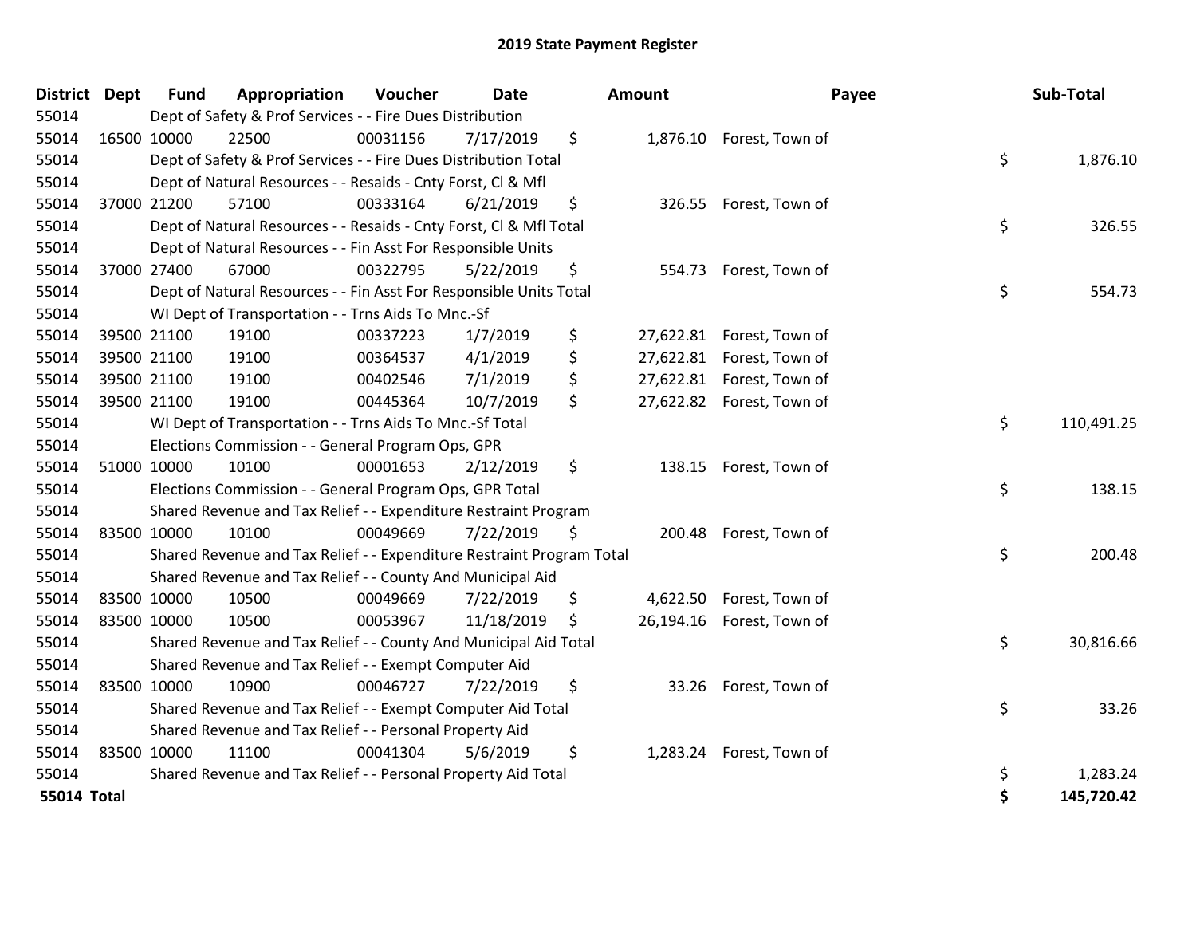# 2019 State Payment Register

| District | Dept | Fund | Appropriation | Voucher | Date | Amount | Payee | Sub-Total |
|---|---|---|---|---|---|---|---|---|
| 55014 | | Dept of Safety & Prof Services - - Fire Dues Distribution | | | | | | |
| 55014 | 16500 | 10000 | 22500 | 00031156 | 7/17/2019 | $ 1,876.10 | Forest, Town of | |
| 55014 | | Dept of Safety & Prof Services - - Fire Dues Distribution Total | | | | | | $ 1,876.10 |
| 55014 | | Dept of Natural Resources - - Resaids - Cnty Forst, Cl & Mfl | | | | | | |
| 55014 | 37000 | 21200 | 57100 | 00333164 | 6/21/2019 | $ 326.55 | Forest, Town of | |
| 55014 | | Dept of Natural Resources - - Resaids - Cnty Forst, Cl & Mfl Total | | | | | | $ 326.55 |
| 55014 | | Dept of Natural Resources - - Fin Asst For Responsible Units | | | | | | |
| 55014 | 37000 | 27400 | 67000 | 00322795 | 5/22/2019 | $ 554.73 | Forest, Town of | |
| 55014 | | Dept of Natural Resources - - Fin Asst For Responsible Units Total | | | | | | $ 554.73 |
| 55014 | | WI Dept of Transportation - - Trns Aids To Mnc.-Sf | | | | | | |
| 55014 | 39500 | 21100 | 19100 | 00337223 | 1/7/2019 | $ 27,622.81 | Forest, Town of | |
| 55014 | 39500 | 21100 | 19100 | 00364537 | 4/1/2019 | $ 27,622.81 | Forest, Town of | |
| 55014 | 39500 | 21100 | 19100 | 00402546 | 7/1/2019 | $ 27,622.81 | Forest, Town of | |
| 55014 | 39500 | 21100 | 19100 | 00445364 | 10/7/2019 | $ 27,622.82 | Forest, Town of | |
| 55014 | | WI Dept of Transportation - - Trns Aids To Mnc.-Sf Total | | | | | | $ 110,491.25 |
| 55014 | | Elections Commission - - General Program Ops, GPR | | | | | | |
| 55014 | 51000 | 10000 | 10100 | 00001653 | 2/12/2019 | $ 138.15 | Forest, Town of | |
| 55014 | | Elections Commission - - General Program Ops, GPR Total | | | | | | $ 138.15 |
| 55014 | | Shared Revenue and Tax Relief - - Expenditure Restraint Program | | | | | | |
| 55014 | 83500 | 10000 | 10100 | 00049669 | 7/22/2019 | $ 200.48 | Forest, Town of | |
| 55014 | | Shared Revenue and Tax Relief - - Expenditure Restraint Program Total | | | | | | $ 200.48 |
| 55014 | | Shared Revenue and Tax Relief - - County And Municipal Aid | | | | | | |
| 55014 | 83500 | 10000 | 10500 | 00049669 | 7/22/2019 | $ 4,622.50 | Forest, Town of | |
| 55014 | 83500 | 10000 | 10500 | 00053967 | 11/18/2019 | $ 26,194.16 | Forest, Town of | |
| 55014 | | Shared Revenue and Tax Relief - - County And Municipal Aid Total | | | | | | $ 30,816.66 |
| 55014 | | Shared Revenue and Tax Relief - - Exempt Computer Aid | | | | | | |
| 55014 | 83500 | 10000 | 10900 | 00046727 | 7/22/2019 | $ 33.26 | Forest, Town of | |
| 55014 | | Shared Revenue and Tax Relief - - Exempt Computer Aid Total | | | | | | $ 33.26 |
| 55014 | | Shared Revenue and Tax Relief - - Personal Property Aid | | | | | | |
| 55014 | 83500 | 10000 | 11100 | 00041304 | 5/6/2019 | $ 1,283.24 | Forest, Town of | |
| 55014 | | Shared Revenue and Tax Relief - - Personal Property Aid Total | | | | | | $ 1,283.24 |
| **55014 Total** | | | | | | | | **$ 145,720.42** |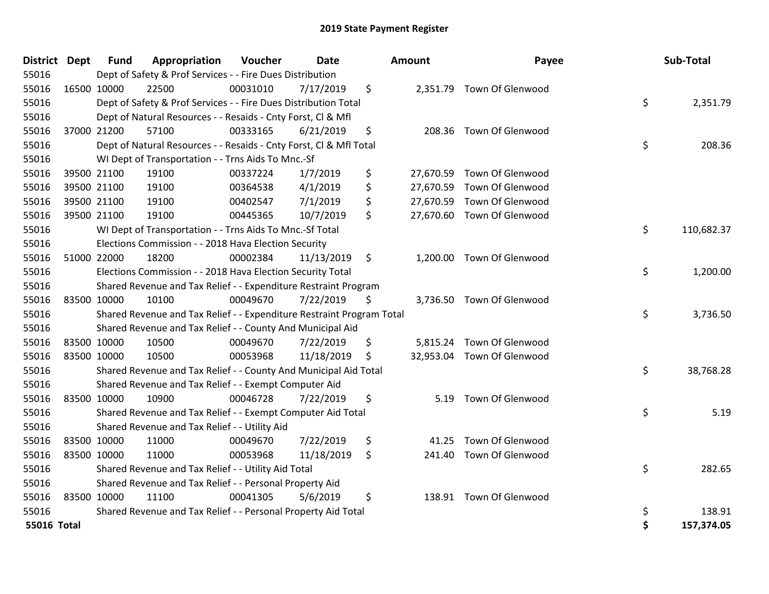# 2019 State Payment Register

| District | Dept | Fund | Appropriation | Voucher | Date | Amount | Payee | Sub-Total |
|---|---|---|---|---|---|---|---|---|
| 55016 | | Dept of Safety & Prof Services - - Fire Dues Distribution | | | | | | |
| 55016 | 16500 | 10000 | 22500 | 00031010 | 7/17/2019 | $ 2,351.79 | Town Of Glenwood | |
| 55016 | | Dept of Safety & Prof Services - - Fire Dues Distribution Total | | | | | | $ 2,351.79 |
| 55016 | | Dept of Natural Resources - - Resaids - Cnty Forst, Cl & Mfl | | | | | | |
| 55016 | 37000 | 21200 | 57100 | 00333165 | 6/21/2019 | $ 208.36 | Town Of Glenwood | |
| 55016 | | Dept of Natural Resources - - Resaids - Cnty Forst, Cl & Mfl Total | | | | | | $ 208.36 |
| 55016 | | WI Dept of Transportation - - Trns Aids To Mnc.-Sf | | | | | | |
| 55016 | 39500 | 21100 | 19100 | 00337224 | 1/7/2019 | $ 27,670.59 | Town Of Glenwood | |
| 55016 | 39500 | 21100 | 19100 | 00364538 | 4/1/2019 | $ 27,670.59 | Town Of Glenwood | |
| 55016 | 39500 | 21100 | 19100 | 00402547 | 7/1/2019 | $ 27,670.59 | Town Of Glenwood | |
| 55016 | 39500 | 21100 | 19100 | 00445365 | 10/7/2019 | $ 27,670.60 | Town Of Glenwood | |
| 55016 | | WI Dept of Transportation - - Trns Aids To Mnc.-Sf Total | | | | | | $ 110,682.37 |
| 55016 | | Elections Commission - - 2018 Hava Election Security | | | | | | |
| 55016 | 51000 | 22000 | 18200 | 00002384 | 11/13/2019 | $ 1,200.00 | Town Of Glenwood | |
| 55016 | | Elections Commission - - 2018 Hava Election Security Total | | | | | | $ 1,200.00 |
| 55016 | | Shared Revenue and Tax Relief - - Expenditure Restraint Program | | | | | | |
| 55016 | 83500 | 10000 | 10100 | 00049670 | 7/22/2019 | $ 3,736.50 | Town Of Glenwood | |
| 55016 | | Shared Revenue and Tax Relief - - Expenditure Restraint Program Total | | | | | | $ 3,736.50 |
| 55016 | | Shared Revenue and Tax Relief - - County And Municipal Aid | | | | | | |
| 55016 | 83500 | 10000 | 10500 | 00049670 | 7/22/2019 | $ 5,815.24 | Town Of Glenwood | |
| 55016 | 83500 | 10000 | 10500 | 00053968 | 11/18/2019 | $ 32,953.04 | Town Of Glenwood | |
| 55016 | | Shared Revenue and Tax Relief - - County And Municipal Aid Total | | | | | | $ 38,768.28 |
| 55016 | | Shared Revenue and Tax Relief - - Exempt Computer Aid | | | | | | |
| 55016 | 83500 | 10000 | 10900 | 00046728 | 7/22/2019 | $ 5.19 | Town Of Glenwood | |
| 55016 | | Shared Revenue and Tax Relief - - Exempt Computer Aid Total | | | | | | $ 5.19 |
| 55016 | | Shared Revenue and Tax Relief - - Utility Aid | | | | | | |
| 55016 | 83500 | 10000 | 11000 | 00049670 | 7/22/2019 | $ 41.25 | Town Of Glenwood | |
| 55016 | 83500 | 10000 | 11000 | 00053968 | 11/18/2019 | $ 241.40 | Town Of Glenwood | |
| 55016 | | Shared Revenue and Tax Relief - - Utility Aid Total | | | | | | $ 282.65 |
| 55016 | | Shared Revenue and Tax Relief - - Personal Property Aid | | | | | | |
| 55016 | 83500 | 10000 | 11100 | 00041305 | 5/6/2019 | $ 138.91 | Town Of Glenwood | |
| 55016 | | Shared Revenue and Tax Relief - - Personal Property Aid Total | | | | | | $ 138.91 |
| **55016 Total** | | | | | | | | **$ 157,374.05** |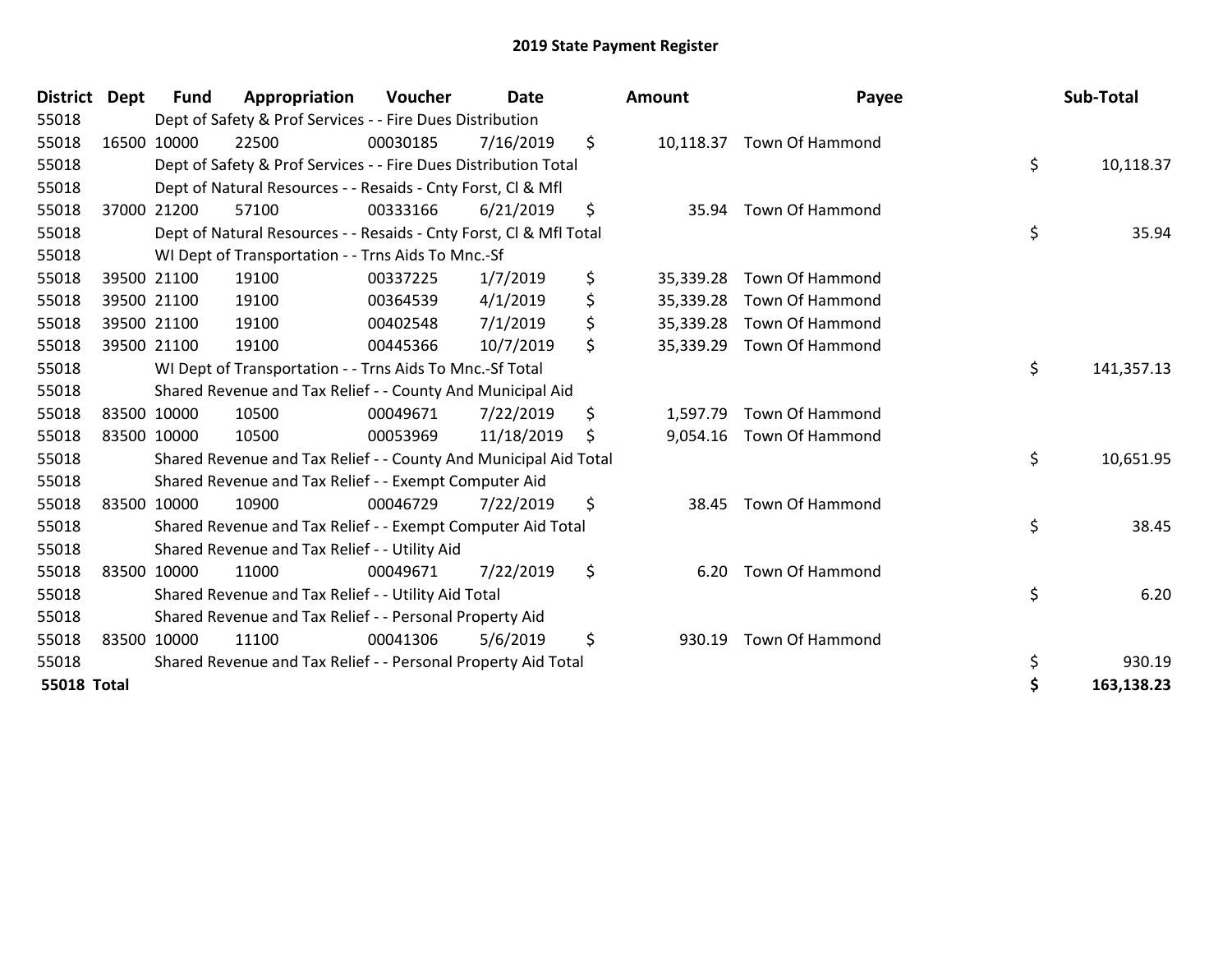# 2019 State Payment Register

| District | Dept | Fund | Appropriation | Voucher | Date | Amount | Payee | Sub-Total |
|---|---|---|---|---|---|---|---|---|
| 55018 | | Dept of Safety & Prof Services - - Fire Dues Distribution | | | | | | |
| 55018 | 16500 | 10000 | 22500 | 00030185 | 7/16/2019 | $ 10,118.37 | Town Of Hammond | |
| 55018 | | Dept of Safety & Prof Services - - Fire Dues Distribution Total | | | | | | $ 10,118.37 |
| 55018 | | Dept of Natural Resources - - Resaids - Cnty Forst, Cl & Mfl | | | | | | |
| 55018 | 37000 | 21200 | 57100 | 00333166 | 6/21/2019 | $ 35.94 | Town Of Hammond | |
| 55018 | | Dept of Natural Resources - - Resaids - Cnty Forst, Cl & Mfl Total | | | | | | $ 35.94 |
| 55018 | | WI Dept of Transportation - - Trns Aids To Mnc.-Sf | | | | | | |
| 55018 | 39500 | 21100 | 19100 | 00337225 | 1/7/2019 | $ 35,339.28 | Town Of Hammond | |
| 55018 | 39500 | 21100 | 19100 | 00364539 | 4/1/2019 | $ 35,339.28 | Town Of Hammond | |
| 55018 | 39500 | 21100 | 19100 | 00402548 | 7/1/2019 | $ 35,339.28 | Town Of Hammond | |
| 55018 | 39500 | 21100 | 19100 | 00445366 | 10/7/2019 | $ 35,339.29 | Town Of Hammond | |
| 55018 | | WI Dept of Transportation - - Trns Aids To Mnc.-Sf Total | | | | | | $ 141,357.13 |
| 55018 | | Shared Revenue and Tax Relief - - County And Municipal Aid | | | | | | |
| 55018 | 83500 | 10000 | 10500 | 00049671 | 7/22/2019 | $ 1,597.79 | Town Of Hammond | |
| 55018 | 83500 | 10000 | 10500 | 00053969 | 11/18/2019 | $ 9,054.16 | Town Of Hammond | |
| 55018 | | Shared Revenue and Tax Relief - - County And Municipal Aid Total | | | | | | $ 10,651.95 |
| 55018 | | Shared Revenue and Tax Relief - - Exempt Computer Aid | | | | | | |
| 55018 | 83500 | 10000 | 10900 | 00046729 | 7/22/2019 | $ 38.45 | Town Of Hammond | |
| 55018 | | Shared Revenue and Tax Relief - - Exempt Computer Aid Total | | | | | | $ 38.45 |
| 55018 | | Shared Revenue and Tax Relief - - Utility Aid | | | | | | |
| 55018 | 83500 | 10000 | 11000 | 00049671 | 7/22/2019 | $ 6.20 | Town Of Hammond | |
| 55018 | | Shared Revenue and Tax Relief - - Utility Aid Total | | | | | | $ 6.20 |
| 55018 | | Shared Revenue and Tax Relief - - Personal Property Aid | | | | | | |
| 55018 | 83500 | 10000 | 11100 | 00041306 | 5/6/2019 | $ 930.19 | Town Of Hammond | |
| 55018 | | Shared Revenue and Tax Relief - - Personal Property Aid Total | | | | | | $ 930.19 |
| **55018 Total** | | | | | | | | **$ 163,138.23** |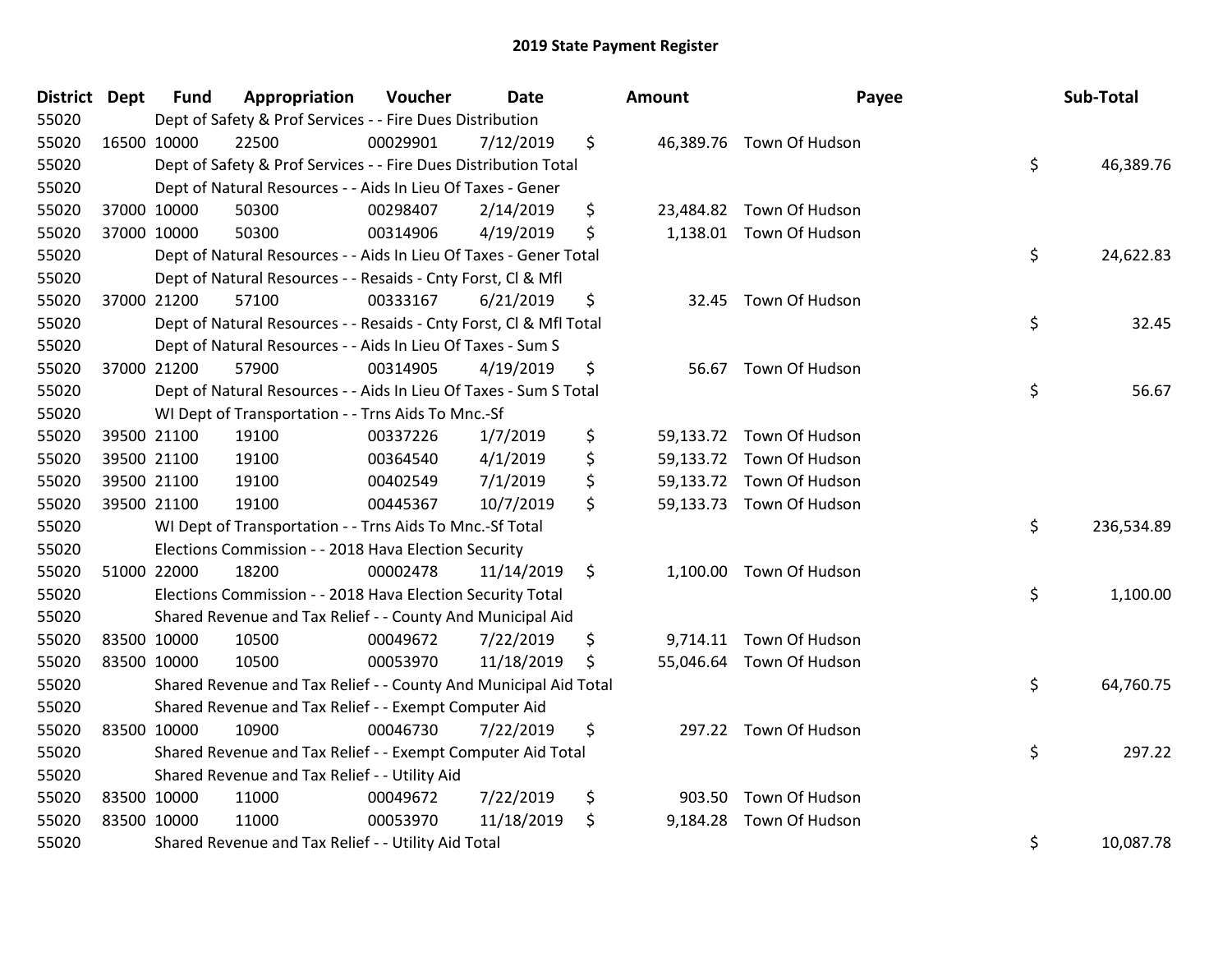# 2019 State Payment Register

| District | Dept | Fund | Appropriation | Voucher | Date | Amount | Payee | Sub-Total |
|---|---|---|---|---|---|---|---|---|
| 55020 | Dept of Safety & Prof Services - - Fire Dues Distribution | | | | | | | |
| 55020 | 16500 | 10000 | 22500 | 00029901 | 7/12/2019 | $ 46,389.76 | Town Of Hudson | |
| 55020 | Dept of Safety & Prof Services - - Fire Dues Distribution Total | | | | | | | $ 46,389.76 |
| 55020 | Dept of Natural Resources - - Aids In Lieu Of Taxes - Gener | | | | | | | |
| 55020 | 37000 | 10000 | 50300 | 00298407 | 2/14/2019 | $ 23,484.82 | Town Of Hudson | |
| 55020 | 37000 | 10000 | 50300 | 00314906 | 4/19/2019 | $ 1,138.01 | Town Of Hudson | |
| 55020 | Dept of Natural Resources - - Aids In Lieu Of Taxes - Gener Total | | | | | | | $ 24,622.83 |
| 55020 | Dept of Natural Resources - - Resaids - Cnty Forst, Cl & Mfl | | | | | | | |
| 55020 | 37000 | 21200 | 57100 | 00333167 | 6/21/2019 | $ 32.45 | Town Of Hudson | |
| 55020 | Dept of Natural Resources - - Resaids - Cnty Forst, Cl & Mfl Total | | | | | | | $ 32.45 |
| 55020 | Dept of Natural Resources - - Aids In Lieu Of Taxes - Sum S | | | | | | | |
| 55020 | 37000 | 21200 | 57900 | 00314905 | 4/19/2019 | $ 56.67 | Town Of Hudson | |
| 55020 | Dept of Natural Resources - - Aids In Lieu Of Taxes - Sum S Total | | | | | | | $ 56.67 |
| 55020 | WI Dept of Transportation - - Trns Aids To Mnc.-Sf | | | | | | | |
| 55020 | 39500 | 21100 | 19100 | 00337226 | 1/7/2019 | $ 59,133.72 | Town Of Hudson | |
| 55020 | 39500 | 21100 | 19100 | 00364540 | 4/1/2019 | $ 59,133.72 | Town Of Hudson | |
| 55020 | 39500 | 21100 | 19100 | 00402549 | 7/1/2019 | $ 59,133.72 | Town Of Hudson | |
| 55020 | 39500 | 21100 | 19100 | 00445367 | 10/7/2019 | $ 59,133.73 | Town Of Hudson | |
| 55020 | WI Dept of Transportation - - Trns Aids To Mnc.-Sf Total | | | | | | | $ 236,534.89 |
| 55020 | Elections Commission - - 2018 Hava Election Security | | | | | | | |
| 55020 | 51000 | 22000 | 18200 | 00002478 | 11/14/2019 | $ 1,100.00 | Town Of Hudson | |
| 55020 | Elections Commission - - 2018 Hava Election Security Total | | | | | | | $ 1,100.00 |
| 55020 | Shared Revenue and Tax Relief - - County And Municipal Aid | | | | | | | |
| 55020 | 83500 | 10000 | 10500 | 00049672 | 7/22/2019 | $ 9,714.11 | Town Of Hudson | |
| 55020 | 83500 | 10000 | 10500 | 00053970 | 11/18/2019 | $ 55,046.64 | Town Of Hudson | |
| 55020 | Shared Revenue and Tax Relief - - County And Municipal Aid Total | | | | | | | $ 64,760.75 |
| 55020 | Shared Revenue and Tax Relief - - Exempt Computer Aid | | | | | | | |
| 55020 | 83500 | 10000 | 10900 | 00046730 | 7/22/2019 | $ 297.22 | Town Of Hudson | |
| 55020 | Shared Revenue and Tax Relief - - Exempt Computer Aid Total | | | | | | | $ 297.22 |
| 55020 | Shared Revenue and Tax Relief - - Utility Aid | | | | | | | |
| 55020 | 83500 | 10000 | 11000 | 00049672 | 7/22/2019 | $ 903.50 | Town Of Hudson | |
| 55020 | 83500 | 10000 | 11000 | 00053970 | 11/18/2019 | $ 9,184.28 | Town Of Hudson | |
| 55020 | Shared Revenue and Tax Relief - - Utility Aid Total | | | | | | | $ 10,087.78 |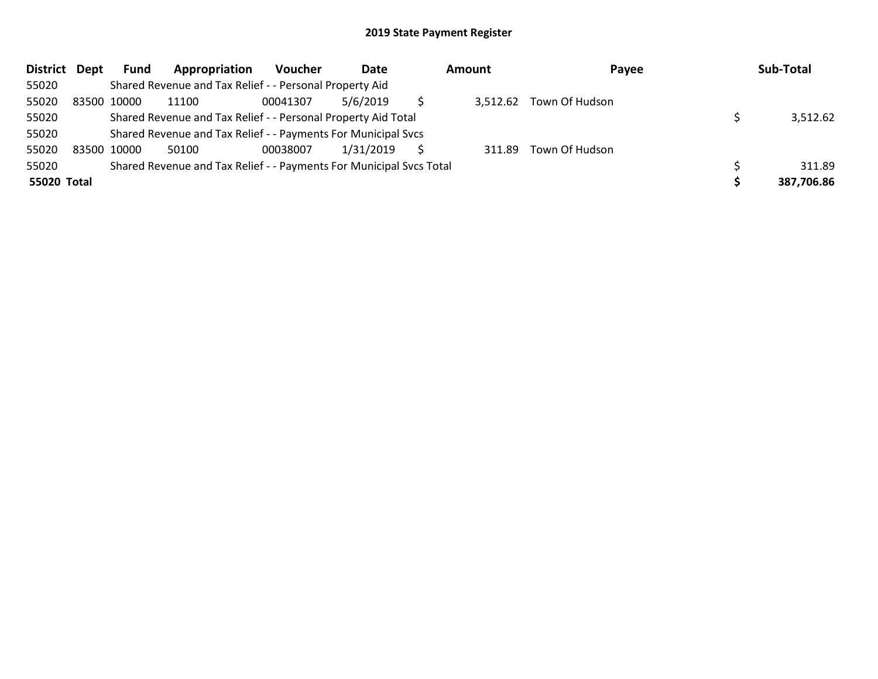# 2019 State Payment Register

| District | Dept | Fund | Appropriation | Voucher | Date | Amount | Payee | Sub-Total |
|---|---|---|---|---|---|---|---|---|
| 55020 | | Shared Revenue and Tax Relief - - Personal Property Aid | | | | | | |
| 55020 | 83500 | 10000 | 11100 | 00041307 | 5/6/2019 | $ 3,512.62 | Town Of Hudson | |
| 55020 | | Shared Revenue and Tax Relief - - Personal Property Aid Total | | | | | | $ 3,512.62 |
| 55020 | | Shared Revenue and Tax Relief - - Payments For Municipal Svcs | | | | | | |
| 55020 | 83500 | 10000 | 50100 | 00038007 | 1/31/2019 | $ 311.89 | Town Of Hudson | |
| 55020 | | Shared Revenue and Tax Relief - - Payments For Municipal Svcs Total | | | | | | $ 311.89 |
| **55020 Total** | | | | | | | | **$ 387,706.86** |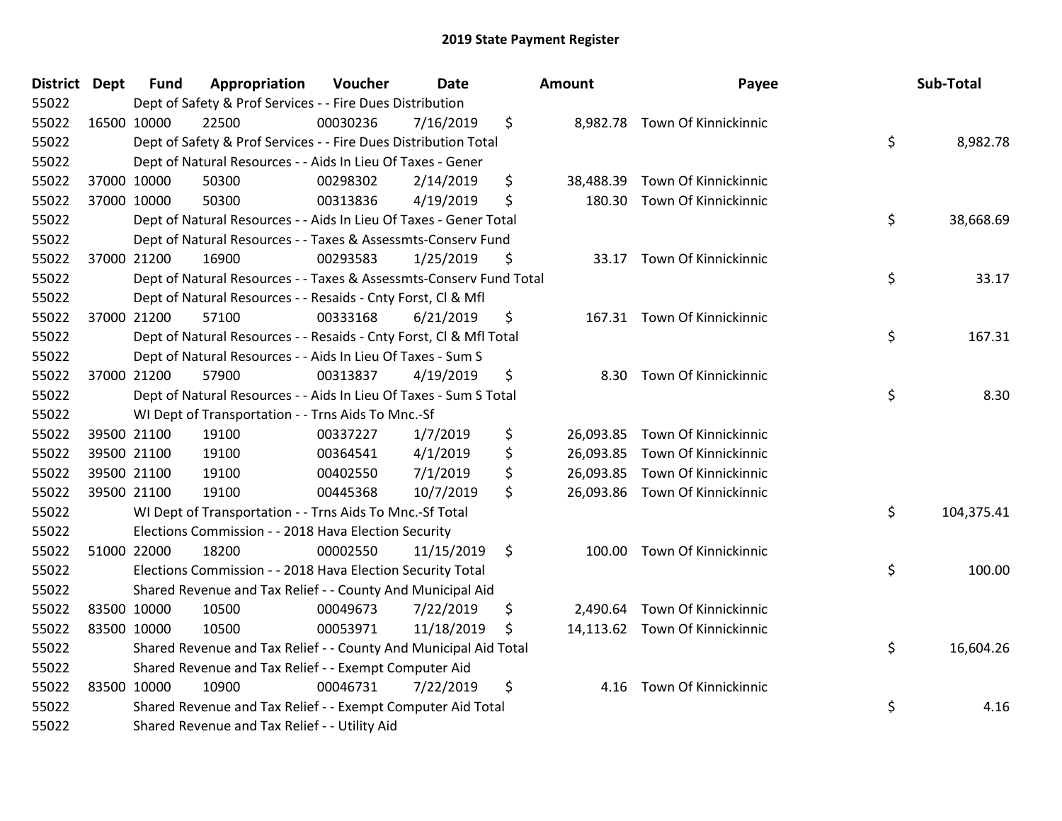# 2019 State Payment Register

| District | Dept | Fund | Appropriation | Voucher | Date | Amount | Payee | Sub-Total |
|---|---|---|---|---|---|---|---|---|
| 55022 | | Dept of Safety & Prof Services - - Fire Dues Distribution | | | | | | |
| 55022 | 16500 | 10000 | 22500 | 00030236 | 7/16/2019 | $ 8,982.78 | Town Of Kinnickinnic | |
| 55022 | | Dept of Safety & Prof Services - - Fire Dues Distribution Total | | | | | | $ 8,982.78 |
| 55022 | | Dept of Natural Resources - - Aids In Lieu Of Taxes - Gener | | | | | | |
| 55022 | 37000 | 10000 | 50300 | 00298302 | 2/14/2019 | $ 38,488.39 | Town Of Kinnickinnic | |
| 55022 | 37000 | 10000 | 50300 | 00313836 | 4/19/2019 | $ 180.30 | Town Of Kinnickinnic | |
| 55022 | | Dept of Natural Resources - - Aids In Lieu Of Taxes - Gener Total | | | | | | $ 38,668.69 |
| 55022 | | Dept of Natural Resources - - Taxes & Assessmts-Conserv Fund | | | | | | |
| 55022 | 37000 | 21200 | 16900 | 00293583 | 1/25/2019 | $ 33.17 | Town Of Kinnickinnic | |
| 55022 | | Dept of Natural Resources - - Taxes & Assessmts-Conserv Fund Total | | | | | | $ 33.17 |
| 55022 | | Dept of Natural Resources - - Resaids - Cnty Forst, Cl & Mfl | | | | | | |
| 55022 | 37000 | 21200 | 57100 | 00333168 | 6/21/2019 | $ 167.31 | Town Of Kinnickinnic | |
| 55022 | | Dept of Natural Resources - - Resaids - Cnty Forst, Cl & Mfl Total | | | | | | $ 167.31 |
| 55022 | | Dept of Natural Resources - - Aids In Lieu Of Taxes - Sum S | | | | | | |
| 55022 | 37000 | 21200 | 57900 | 00313837 | 4/19/2019 | $ 8.30 | Town Of Kinnickinnic | |
| 55022 | | Dept of Natural Resources - - Aids In Lieu Of Taxes - Sum S Total | | | | | | $ 8.30 |
| 55022 | | WI Dept of Transportation - - Trns Aids To Mnc.-Sf | | | | | | |
| 55022 | 39500 | 21100 | 19100 | 00337227 | 1/7/2019 | $ 26,093.85 | Town Of Kinnickinnic | |
| 55022 | 39500 | 21100 | 19100 | 00364541 | 4/1/2019 | $ 26,093.85 | Town Of Kinnickinnic | |
| 55022 | 39500 | 21100 | 19100 | 00402550 | 7/1/2019 | $ 26,093.85 | Town Of Kinnickinnic | |
| 55022 | 39500 | 21100 | 19100 | 00445368 | 10/7/2019 | $ 26,093.86 | Town Of Kinnickinnic | |
| 55022 | | WI Dept of Transportation - - Trns Aids To Mnc.-Sf Total | | | | | | $ 104,375.41 |
| 55022 | | Elections Commission - - 2018 Hava Election Security | | | | | | |
| 55022 | 51000 | 22000 | 18200 | 00002550 | 11/15/2019 | $ 100.00 | Town Of Kinnickinnic | |
| 55022 | | Elections Commission - - 2018 Hava Election Security Total | | | | | | $ 100.00 |
| 55022 | | Shared Revenue and Tax Relief - - County And Municipal Aid | | | | | | |
| 55022 | 83500 | 10000 | 10500 | 00049673 | 7/22/2019 | $ 2,490.64 | Town Of Kinnickinnic | |
| 55022 | 83500 | 10000 | 10500 | 00053971 | 11/18/2019 | $ 14,113.62 | Town Of Kinnickinnic | |
| 55022 | | Shared Revenue and Tax Relief - - County And Municipal Aid Total | | | | | | $ 16,604.26 |
| 55022 | | Shared Revenue and Tax Relief - - Exempt Computer Aid | | | | | | |
| 55022 | 83500 | 10000 | 10900 | 00046731 | 7/22/2019 | $ 4.16 | Town Of Kinnickinnic | |
| 55022 | | Shared Revenue and Tax Relief - - Exempt Computer Aid Total | | | | | | $ 4.16 |
| 55022 | | Shared Revenue and Tax Relief - - Utility Aid | | | | | | |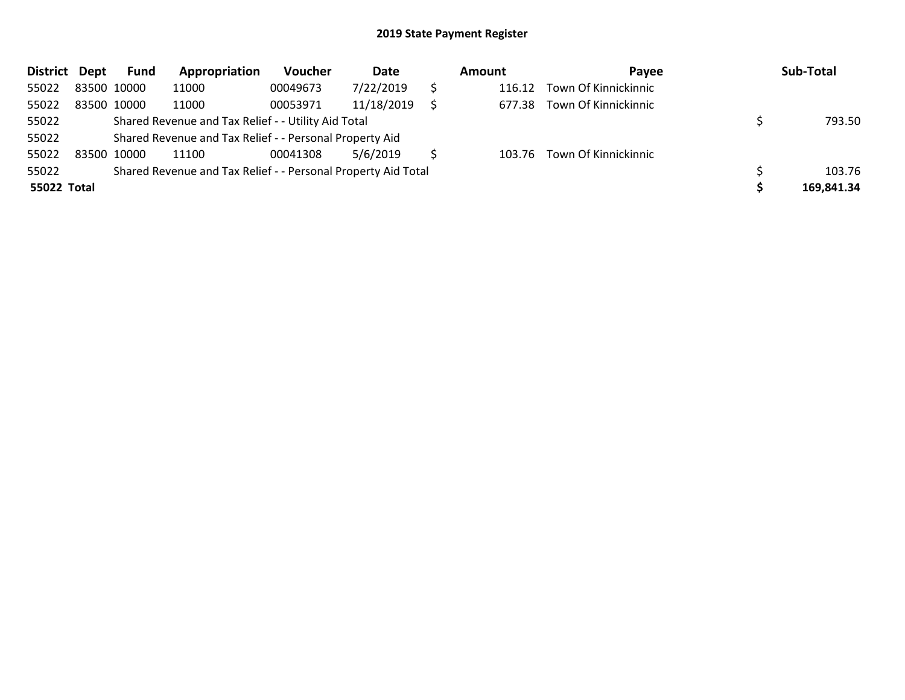## 2019 State Payment Register

| District | Dept | Fund | Appropriation | Voucher | Date | Amount | Payee | Sub-Total |
|---|---|---|---|---|---|---|---|---|
| 55022 | 83500 | 10000 | 11000 | 00049673 | 7/22/2019 | $ 116.12 | Town Of Kinnickinnic | |
| 55022 | 83500 | 10000 | 11000 | 00053971 | 11/18/2019 | $ 677.38 | Town Of Kinnickinnic | |
| 55022 | | Shared Revenue and Tax Relief - - Utility Aid Total | | | | | | $ 793.50 |
| 55022 | | Shared Revenue and Tax Relief - - Personal Property Aid | | | | | | |
| 55022 | 83500 | 10000 | 11100 | 00041308 | 5/6/2019 | $ 103.76 | Town Of Kinnickinnic | |
| 55022 | | Shared Revenue and Tax Relief - - Personal Property Aid Total | | | | | | $ 103.76 |
| **55022 Total** | | | | | | | | **$ 169,841.34** |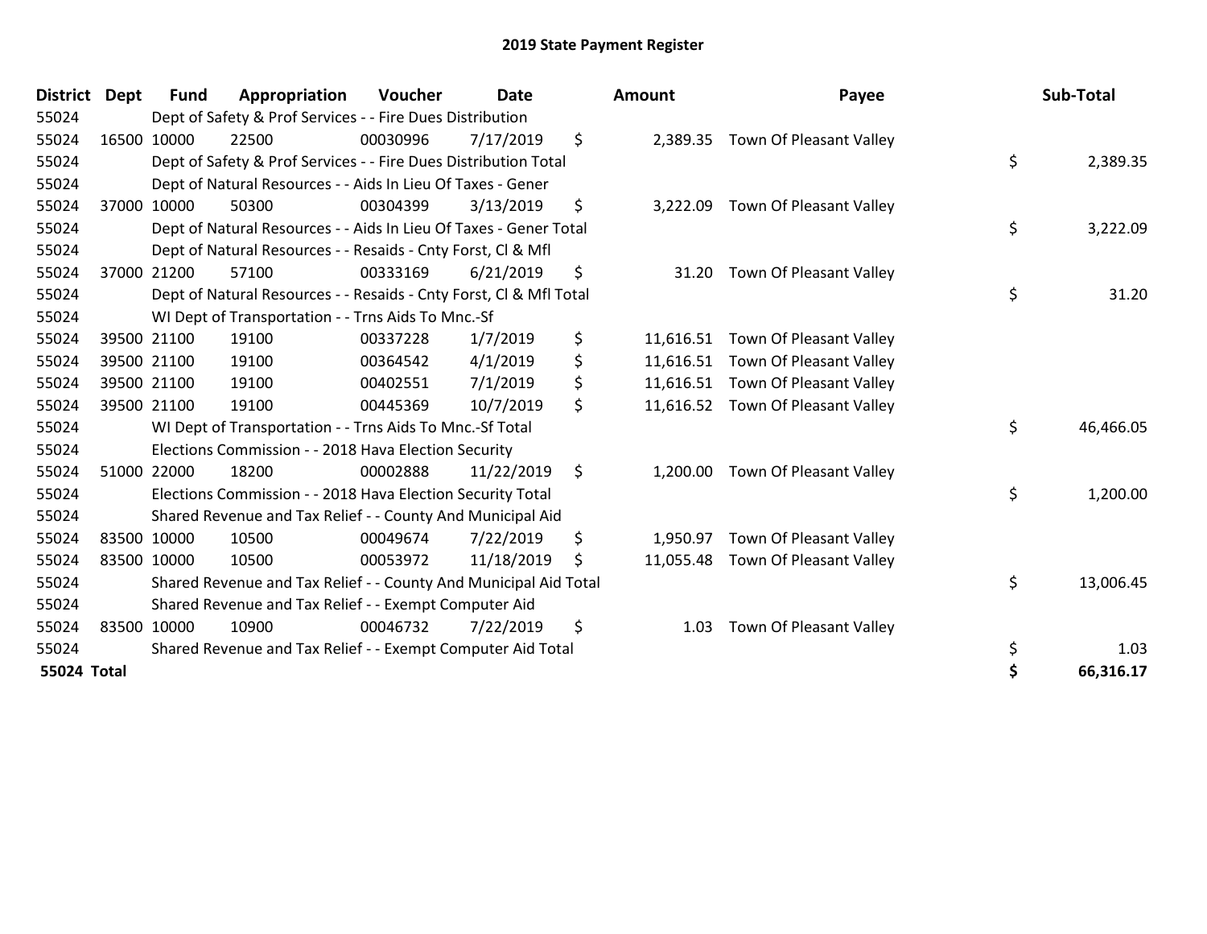# 2019 State Payment Register

| District | Dept | Fund | Appropriation | Voucher | Date | Amount | Payee | Sub-Total |
|---|---|---|---|---|---|---|---|---|
| 55024 | | Dept of Safety & Prof Services - - Fire Dues Distribution | | | | | | |
| 55024 | 16500 | 10000 | 22500 | 00030996 | 7/17/2019 | $ 2,389.35 | Town Of Pleasant Valley | |
| 55024 | | Dept of Safety & Prof Services - - Fire Dues Distribution Total | | | | | | $ 2,389.35 |
| 55024 | | Dept of Natural Resources - - Aids In Lieu Of Taxes - Gener | | | | | | |
| 55024 | 37000 | 10000 | 50300 | 00304399 | 3/13/2019 | $ 3,222.09 | Town Of Pleasant Valley | |
| 55024 | | Dept of Natural Resources - - Aids In Lieu Of Taxes - Gener Total | | | | | | $ 3,222.09 |
| 55024 | | Dept of Natural Resources - - Resaids - Cnty Forst, Cl & Mfl | | | | | | |
| 55024 | 37000 | 21200 | 57100 | 00333169 | 6/21/2019 | $ 31.20 | Town Of Pleasant Valley | |
| 55024 | | Dept of Natural Resources - - Resaids - Cnty Forst, Cl & Mfl Total | | | | | | $ 31.20 |
| 55024 | | WI Dept of Transportation - - Trns Aids To Mnc.-Sf | | | | | | |
| 55024 | 39500 | 21100 | 19100 | 00337228 | 1/7/2019 | $ 11,616.51 | Town Of Pleasant Valley | |
| 55024 | 39500 | 21100 | 19100 | 00364542 | 4/1/2019 | $ 11,616.51 | Town Of Pleasant Valley | |
| 55024 | 39500 | 21100 | 19100 | 00402551 | 7/1/2019 | $ 11,616.51 | Town Of Pleasant Valley | |
| 55024 | 39500 | 21100 | 19100 | 00445369 | 10/7/2019 | $ 11,616.52 | Town Of Pleasant Valley | |
| 55024 | | WI Dept of Transportation - - Trns Aids To Mnc.-Sf Total | | | | | | $ 46,466.05 |
| 55024 | | Elections Commission - - 2018 Hava Election Security | | | | | | |
| 55024 | 51000 | 22000 | 18200 | 00002888 | 11/22/2019 | $ 1,200.00 | Town Of Pleasant Valley | |
| 55024 | | Elections Commission - - 2018 Hava Election Security Total | | | | | | $ 1,200.00 |
| 55024 | | Shared Revenue and Tax Relief - - County And Municipal Aid | | | | | | |
| 55024 | 83500 | 10000 | 10500 | 00049674 | 7/22/2019 | $ 1,950.97 | Town Of Pleasant Valley | |
| 55024 | 83500 | 10000 | 10500 | 00053972 | 11/18/2019 | $ 11,055.48 | Town Of Pleasant Valley | |
| 55024 | | Shared Revenue and Tax Relief - - County And Municipal Aid Total | | | | | | $ 13,006.45 |
| 55024 | | Shared Revenue and Tax Relief - - Exempt Computer Aid | | | | | | |
| 55024 | 83500 | 10000 | 10900 | 00046732 | 7/22/2019 | $ 1.03 | Town Of Pleasant Valley | |
| 55024 | | Shared Revenue and Tax Relief - - Exempt Computer Aid Total | | | | | | $ 1.03 |
| **55024 Total** | | | | | | | | **$ 66,316.17** |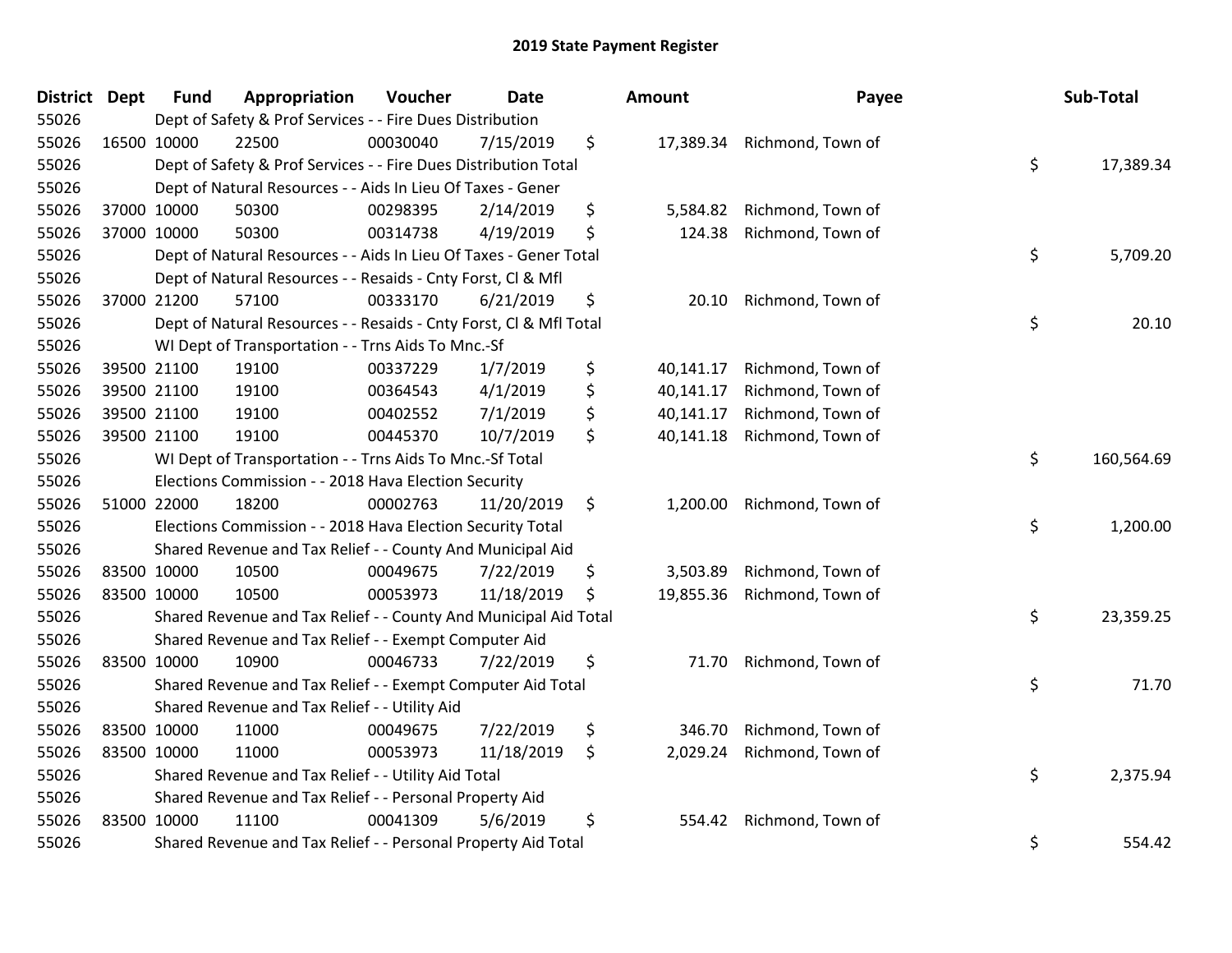# 2019 State Payment Register

| District | Dept | Fund | Appropriation | Voucher | Date | Amount | Payee | Sub-Total |
|---|---|---|---|---|---|---|---|---|
| 55026 | | Dept of Safety & Prof Services - - Fire Dues Distribution | | | | | | |
| 55026 | 16500 | 10000 | 22500 | 00030040 | 7/15/2019 | $ 17,389.34 | Richmond, Town of | |
| 55026 | | Dept of Safety & Prof Services - - Fire Dues Distribution Total | | | | | | $ 17,389.34 |
| 55026 | | Dept of Natural Resources - - Aids In Lieu Of Taxes - Gener | | | | | | |
| 55026 | 37000 | 10000 | 50300 | 00298395 | 2/14/2019 | $ 5,584.82 | Richmond, Town of | |
| 55026 | 37000 | 10000 | 50300 | 00314738 | 4/19/2019 | $ 124.38 | Richmond, Town of | |
| 55026 | | Dept of Natural Resources - - Aids In Lieu Of Taxes - Gener Total | | | | | | $ 5,709.20 |
| 55026 | | Dept of Natural Resources - - Resaids - Cnty Forst, Cl & Mfl | | | | | | |
| 55026 | 37000 | 21200 | 57100 | 00333170 | 6/21/2019 | $ 20.10 | Richmond, Town of | |
| 55026 | | Dept of Natural Resources - - Resaids - Cnty Forst, Cl & Mfl Total | | | | | | $ 20.10 |
| 55026 | | WI Dept of Transportation - - Trns Aids To Mnc.-Sf | | | | | | |
| 55026 | 39500 | 21100 | 19100 | 00337229 | 1/7/2019 | $ 40,141.17 | Richmond, Town of | |
| 55026 | 39500 | 21100 | 19100 | 00364543 | 4/1/2019 | $ 40,141.17 | Richmond, Town of | |
| 55026 | 39500 | 21100 | 19100 | 00402552 | 7/1/2019 | $ 40,141.17 | Richmond, Town of | |
| 55026 | 39500 | 21100 | 19100 | 00445370 | 10/7/2019 | $ 40,141.18 | Richmond, Town of | |
| 55026 | | WI Dept of Transportation - - Trns Aids To Mnc.-Sf Total | | | | | | $ 160,564.69 |
| 55026 | | Elections Commission - - 2018 Hava Election Security | | | | | | |
| 55026 | 51000 | 22000 | 18200 | 00002763 | 11/20/2019 | $ 1,200.00 | Richmond, Town of | |
| 55026 | | Elections Commission - - 2018 Hava Election Security Total | | | | | | $ 1,200.00 |
| 55026 | | Shared Revenue and Tax Relief - - County And Municipal Aid | | | | | | |
| 55026 | 83500 | 10000 | 10500 | 00049675 | 7/22/2019 | $ 3,503.89 | Richmond, Town of | |
| 55026 | 83500 | 10000 | 10500 | 00053973 | 11/18/2019 | $ 19,855.36 | Richmond, Town of | |
| 55026 | | Shared Revenue and Tax Relief - - County And Municipal Aid Total | | | | | | $ 23,359.25 |
| 55026 | | Shared Revenue and Tax Relief - - Exempt Computer Aid | | | | | | |
| 55026 | 83500 | 10000 | 10900 | 00046733 | 7/22/2019 | $ 71.70 | Richmond, Town of | |
| 55026 | | Shared Revenue and Tax Relief - - Exempt Computer Aid Total | | | | | | $ 71.70 |
| 55026 | | Shared Revenue and Tax Relief - - Utility Aid | | | | | | |
| 55026 | 83500 | 10000 | 11000 | 00049675 | 7/22/2019 | $ 346.70 | Richmond, Town of | |
| 55026 | 83500 | 10000 | 11000 | 00053973 | 11/18/2019 | $ 2,029.24 | Richmond, Town of | |
| 55026 | | Shared Revenue and Tax Relief - - Utility Aid Total | | | | | | $ 2,375.94 |
| 55026 | | Shared Revenue and Tax Relief - - Personal Property Aid | | | | | | |
| 55026 | 83500 | 10000 | 11100 | 00041309 | 5/6/2019 | $ 554.42 | Richmond, Town of | |
| 55026 | | Shared Revenue and Tax Relief - - Personal Property Aid Total | | | | | | $ 554.42 |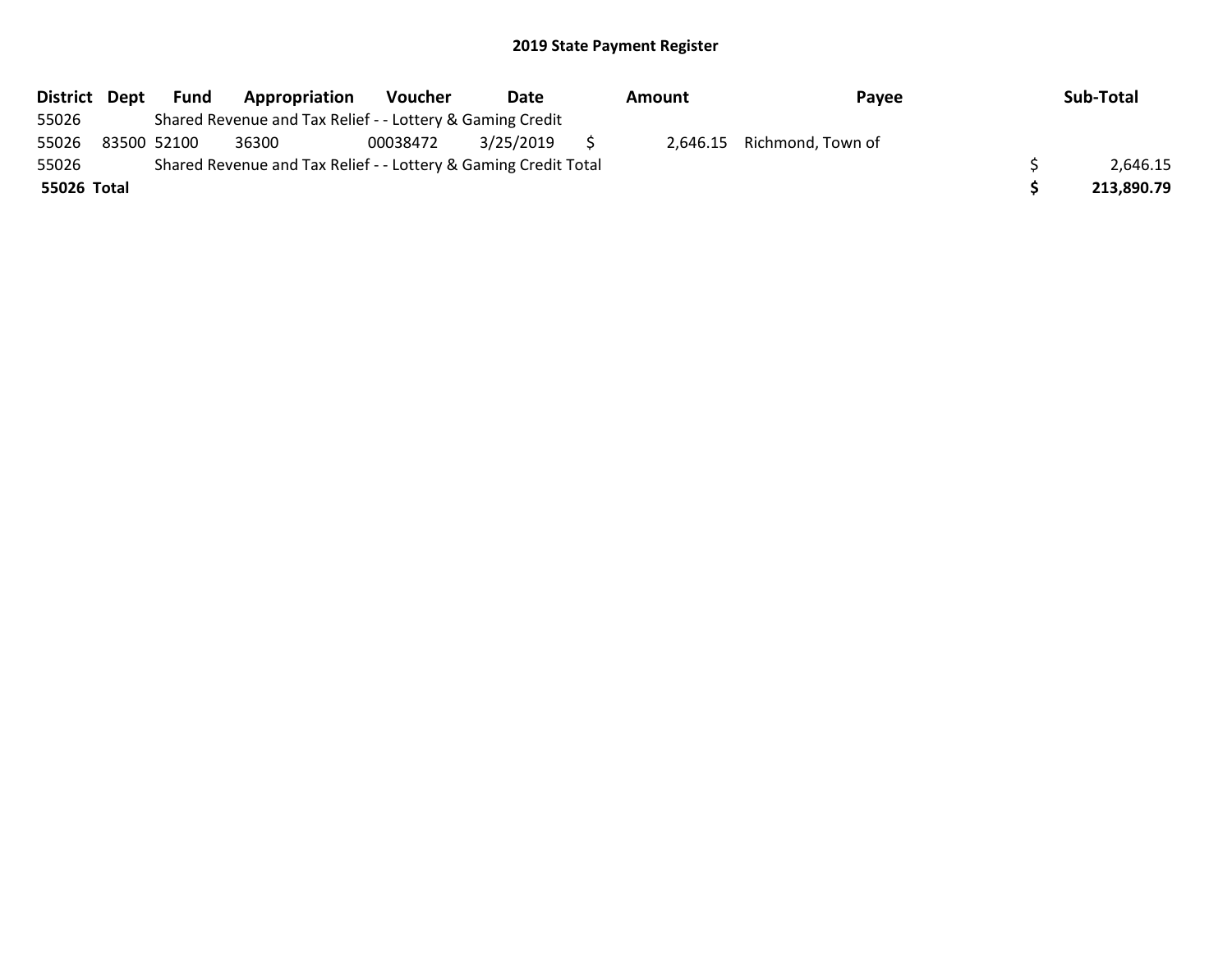## 2019 State Payment Register

| District | Dept | Fund | Appropriation | Voucher | Date | Amount | Payee | Sub-Total |
|---|---|---|---|---|---|---|---|---|
| 55026 | | Shared Revenue and Tax Relief - - Lottery & Gaming Credit | | | | | | |
| 55026 | 83500 | 52100 | 36300 | 00038472 | 3/25/2019 | $ 2,646.15 | Richmond, Town of | |
| 55026 | | Shared Revenue and Tax Relief - - Lottery & Gaming Credit Total | | | | | | $ 2,646.15 |
| **55026 Total** | | | | | | | | **$ 213,890.79** |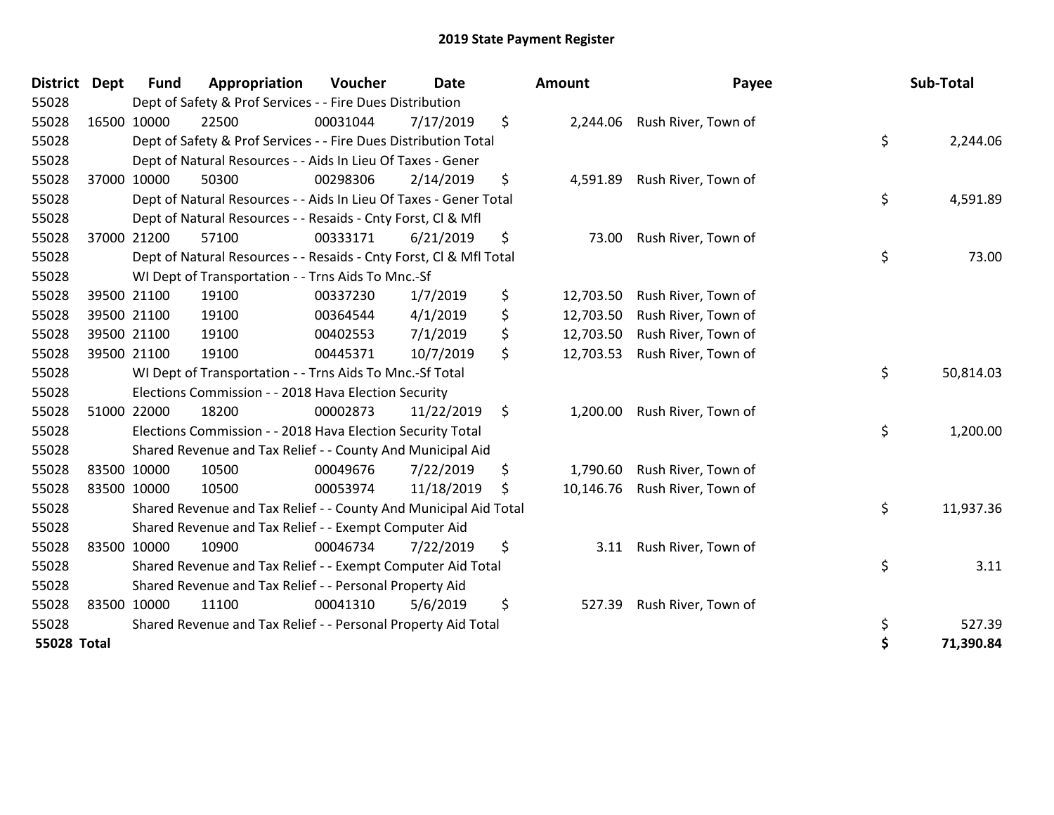# 2019 State Payment Register

| District | Dept | Fund | Appropriation | Voucher | Date | Amount | Payee | Sub-Total |
|---|---|---|---|---|---|---|---|---|
| 55028 | | Dept of Safety & Prof Services - - Fire Dues Distribution | | | | | | |
| 55028 | 16500 | 10000 | 22500 | 00031044 | 7/17/2019 | $ 2,244.06 | Rush River, Town of | |
| 55028 | | Dept of Safety & Prof Services - - Fire Dues Distribution Total | | | | | | $ 2,244.06 |
| 55028 | | Dept of Natural Resources - - Aids In Lieu Of Taxes - Gener | | | | | | |
| 55028 | 37000 | 10000 | 50300 | 00298306 | 2/14/2019 | $ 4,591.89 | Rush River, Town of | |
| 55028 | | Dept of Natural Resources - - Aids In Lieu Of Taxes - Gener Total | | | | | | $ 4,591.89 |
| 55028 | | Dept of Natural Resources - - Resaids - Cnty Forst, Cl & Mfl | | | | | | |
| 55028 | 37000 | 21200 | 57100 | 00333171 | 6/21/2019 | $ 73.00 | Rush River, Town of | |
| 55028 | | Dept of Natural Resources - - Resaids - Cnty Forst, Cl & Mfl Total | | | | | | $ 73.00 |
| 55028 | | WI Dept of Transportation - - Trns Aids To Mnc.-Sf | | | | | | |
| 55028 | 39500 | 21100 | 19100 | 00337230 | 1/7/2019 | $ 12,703.50 | Rush River, Town of | |
| 55028 | 39500 | 21100 | 19100 | 00364544 | 4/1/2019 | $ 12,703.50 | Rush River, Town of | |
| 55028 | 39500 | 21100 | 19100 | 00402553 | 7/1/2019 | $ 12,703.50 | Rush River, Town of | |
| 55028 | 39500 | 21100 | 19100 | 00445371 | 10/7/2019 | $ 12,703.53 | Rush River, Town of | |
| 55028 | | WI Dept of Transportation - - Trns Aids To Mnc.-Sf Total | | | | | | $ 50,814.03 |
| 55028 | | Elections Commission - - 2018 Hava Election Security | | | | | | |
| 55028 | 51000 | 22000 | 18200 | 00002873 | 11/22/2019 | $ 1,200.00 | Rush River, Town of | |
| 55028 | | Elections Commission - - 2018 Hava Election Security Total | | | | | | $ 1,200.00 |
| 55028 | | Shared Revenue and Tax Relief - - County And Municipal Aid | | | | | | |
| 55028 | 83500 | 10000 | 10500 | 00049676 | 7/22/2019 | $ 1,790.60 | Rush River, Town of | |
| 55028 | 83500 | 10000 | 10500 | 00053974 | 11/18/2019 | $ 10,146.76 | Rush River, Town of | |
| 55028 | | Shared Revenue and Tax Relief - - County And Municipal Aid Total | | | | | | $ 11,937.36 |
| 55028 | | Shared Revenue and Tax Relief - - Exempt Computer Aid | | | | | | |
| 55028 | 83500 | 10000 | 10900 | 00046734 | 7/22/2019 | $ 3.11 | Rush River, Town of | |
| 55028 | | Shared Revenue and Tax Relief - - Exempt Computer Aid Total | | | | | | $ 3.11 |
| 55028 | | Shared Revenue and Tax Relief - - Personal Property Aid | | | | | | |
| 55028 | 83500 | 10000 | 11100 | 00041310 | 5/6/2019 | $ 527.39 | Rush River, Town of | |
| 55028 | | Shared Revenue and Tax Relief - - Personal Property Aid Total | | | | | | $ 527.39 |
| **55028 Total** | | | | | | | | **$ 71,390.84** |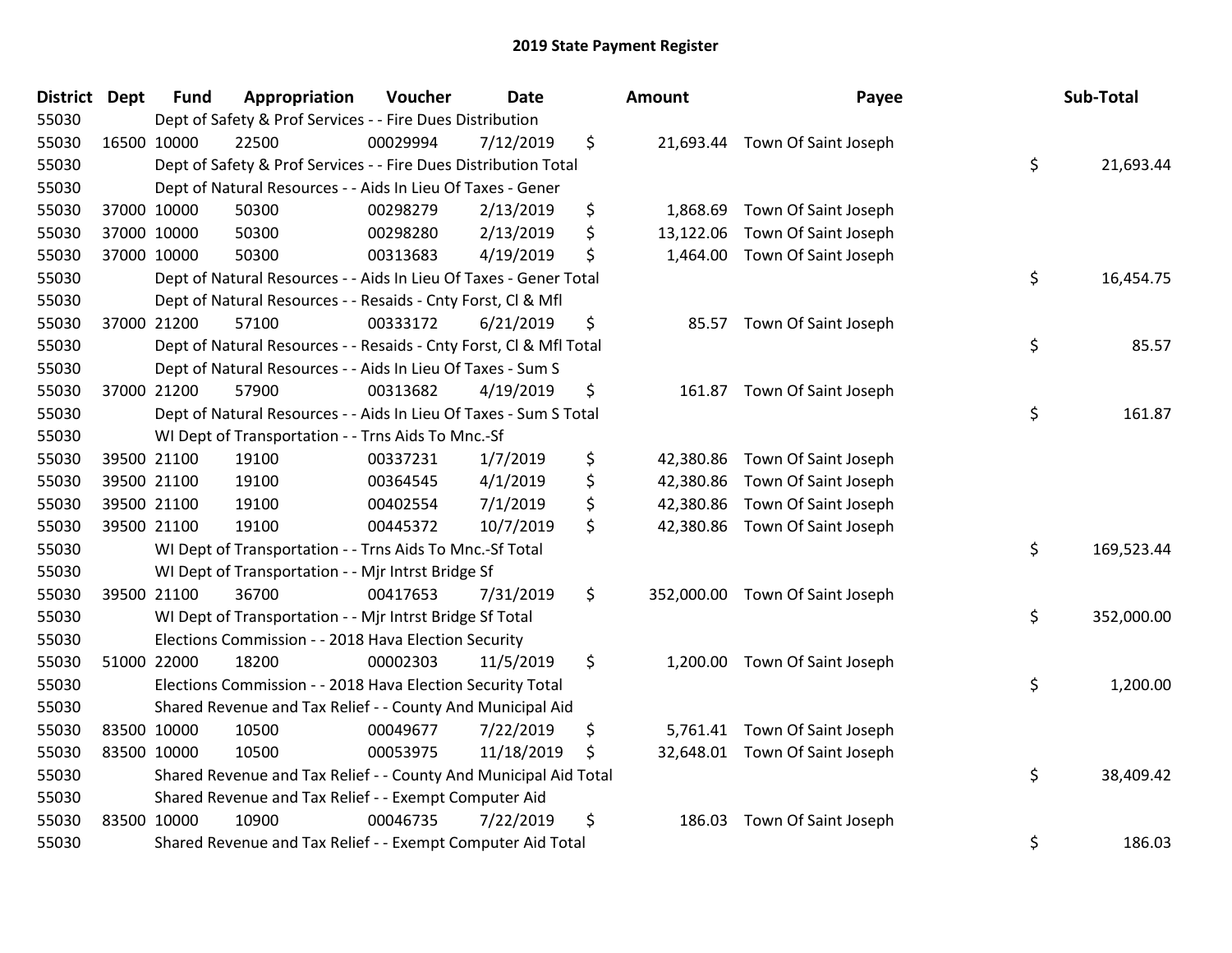# 2019 State Payment Register

| District | Dept | Fund | Appropriation | Voucher | Date | Amount | Payee | Sub-Total |
|---|---|---|---|---|---|---|---|---|
| 55030 | | Dept of Safety & Prof Services - - Fire Dues Distribution | | | | | | |
| 55030 | 16500 | 10000 | 22500 | 00029994 | 7/12/2019 | $ 21,693.44 | Town Of Saint Joseph | |
| 55030 | | Dept of Safety & Prof Services - - Fire Dues Distribution Total | | | | | | $ 21,693.44 |
| 55030 | | Dept of Natural Resources - - Aids In Lieu Of Taxes - Gener | | | | | | |
| 55030 | 37000 | 10000 | 50300 | 00298279 | 2/13/2019 | $ 1,868.69 | Town Of Saint Joseph | |
| 55030 | 37000 | 10000 | 50300 | 00298280 | 2/13/2019 | $ 13,122.06 | Town Of Saint Joseph | |
| 55030 | 37000 | 10000 | 50300 | 00313683 | 4/19/2019 | $ 1,464.00 | Town Of Saint Joseph | |
| 55030 | | Dept of Natural Resources - - Aids In Lieu Of Taxes - Gener Total | | | | | | $ 16,454.75 |
| 55030 | | Dept of Natural Resources - - Resaids - Cnty Forst, Cl & Mfl | | | | | | |
| 55030 | 37000 | 21200 | 57100 | 00333172 | 6/21/2019 | $ 85.57 | Town Of Saint Joseph | |
| 55030 | | Dept of Natural Resources - - Resaids - Cnty Forst, Cl & Mfl Total | | | | | | $ 85.57 |
| 55030 | | Dept of Natural Resources - - Aids In Lieu Of Taxes - Sum S | | | | | | |
| 55030 | 37000 | 21200 | 57900 | 00313682 | 4/19/2019 | $ 161.87 | Town Of Saint Joseph | |
| 55030 | | Dept of Natural Resources - - Aids In Lieu Of Taxes - Sum S Total | | | | | | $ 161.87 |
| 55030 | | WI Dept of Transportation - - Trns Aids To Mnc.-Sf | | | | | | |
| 55030 | 39500 | 21100 | 19100 | 00337231 | 1/7/2019 | $ 42,380.86 | Town Of Saint Joseph | |
| 55030 | 39500 | 21100 | 19100 | 00364545 | 4/1/2019 | $ 42,380.86 | Town Of Saint Joseph | |
| 55030 | 39500 | 21100 | 19100 | 00402554 | 7/1/2019 | $ 42,380.86 | Town Of Saint Joseph | |
| 55030 | 39500 | 21100 | 19100 | 00445372 | 10/7/2019 | $ 42,380.86 | Town Of Saint Joseph | |
| 55030 | | WI Dept of Transportation - - Trns Aids To Mnc.-Sf Total | | | | | | $ 169,523.44 |
| 55030 | | WI Dept of Transportation - - Mjr Intrst Bridge Sf | | | | | | |
| 55030 | 39500 | 21100 | 36700 | 00417653 | 7/31/2019 | $ 352,000.00 | Town Of Saint Joseph | |
| 55030 | | WI Dept of Transportation - - Mjr Intrst Bridge Sf Total | | | | | | $ 352,000.00 |
| 55030 | | Elections Commission - - 2018 Hava Election Security | | | | | | |
| 55030 | 51000 | 22000 | 18200 | 00002303 | 11/5/2019 | $ 1,200.00 | Town Of Saint Joseph | |
| 55030 | | Elections Commission - - 2018 Hava Election Security Total | | | | | | $ 1,200.00 |
| 55030 | | Shared Revenue and Tax Relief - - County And Municipal Aid | | | | | | |
| 55030 | 83500 | 10000 | 10500 | 00049677 | 7/22/2019 | $ 5,761.41 | Town Of Saint Joseph | |
| 55030 | 83500 | 10000 | 10500 | 00053975 | 11/18/2019 | $ 32,648.01 | Town Of Saint Joseph | |
| 55030 | | Shared Revenue and Tax Relief - - County And Municipal Aid Total | | | | | | $ 38,409.42 |
| 55030 | | Shared Revenue and Tax Relief - - Exempt Computer Aid | | | | | | |
| 55030 | 83500 | 10000 | 10900 | 00046735 | 7/22/2019 | $ 186.03 | Town Of Saint Joseph | |
| 55030 | | Shared Revenue and Tax Relief - - Exempt Computer Aid Total | | | | | | $ 186.03 |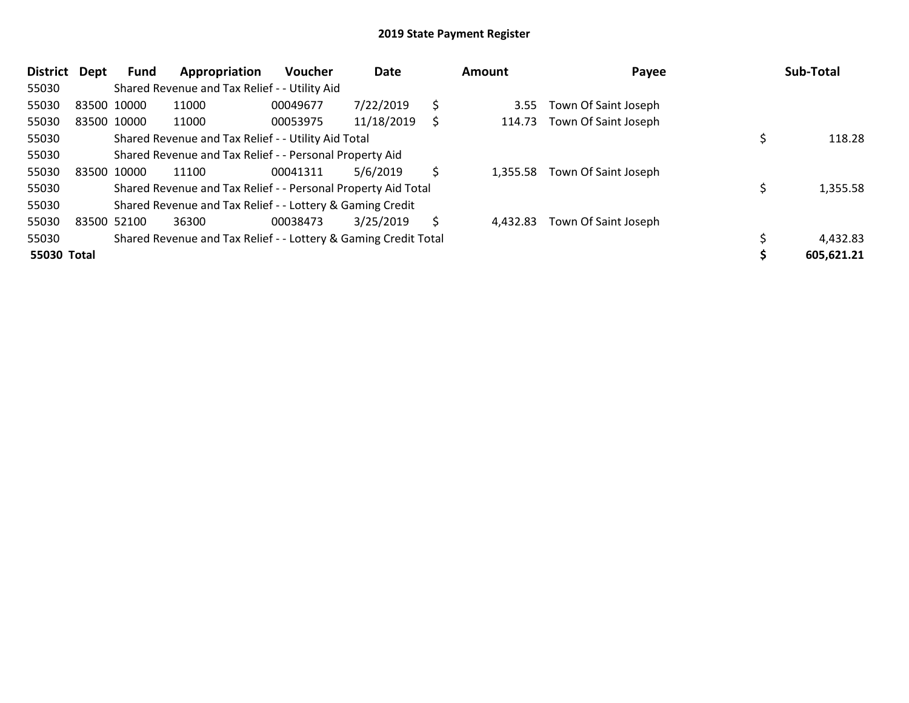# 2019 State Payment Register

| District | Dept | Fund | Appropriation | Voucher | Date | | Amount | Payee | | Sub-Total |
|---|---|---|---|---|---|---|---|---|---|---|
| 55030 | | Shared Revenue and Tax Relief - - Utility Aid | | | | | | | | |
| 55030 | 83500 | 10000 | 11000 | 00049677 | 7/22/2019 | $ | 3.55 | Town Of Saint Joseph | | |
| 55030 | 83500 | 10000 | 11000 | 00053975 | 11/18/2019 | $ | 114.73 | Town Of Saint Joseph | | |
| 55030 | | Shared Revenue and Tax Relief - - Utility Aid Total | | | | | | | $ | 118.28 |
| 55030 | | Shared Revenue and Tax Relief - - Personal Property Aid | | | | | | | | |
| 55030 | 83500 | 10000 | 11100 | 00041311 | 5/6/2019 | $ | 1,355.58 | Town Of Saint Joseph | | |
| 55030 | | Shared Revenue and Tax Relief - - Personal Property Aid Total | | | | | | | $ | 1,355.58 |
| 55030 | | Shared Revenue and Tax Relief - - Lottery & Gaming Credit | | | | | | | | |
| 55030 | 83500 | 52100 | 36300 | 00038473 | 3/25/2019 | $ | 4,432.83 | Town Of Saint Joseph | | |
| 55030 | | Shared Revenue and Tax Relief - - Lottery & Gaming Credit Total | | | | | | | $ | 4,432.83 |
| **55030** | **Total** | | | | | | | | **$** | **605,621.21** |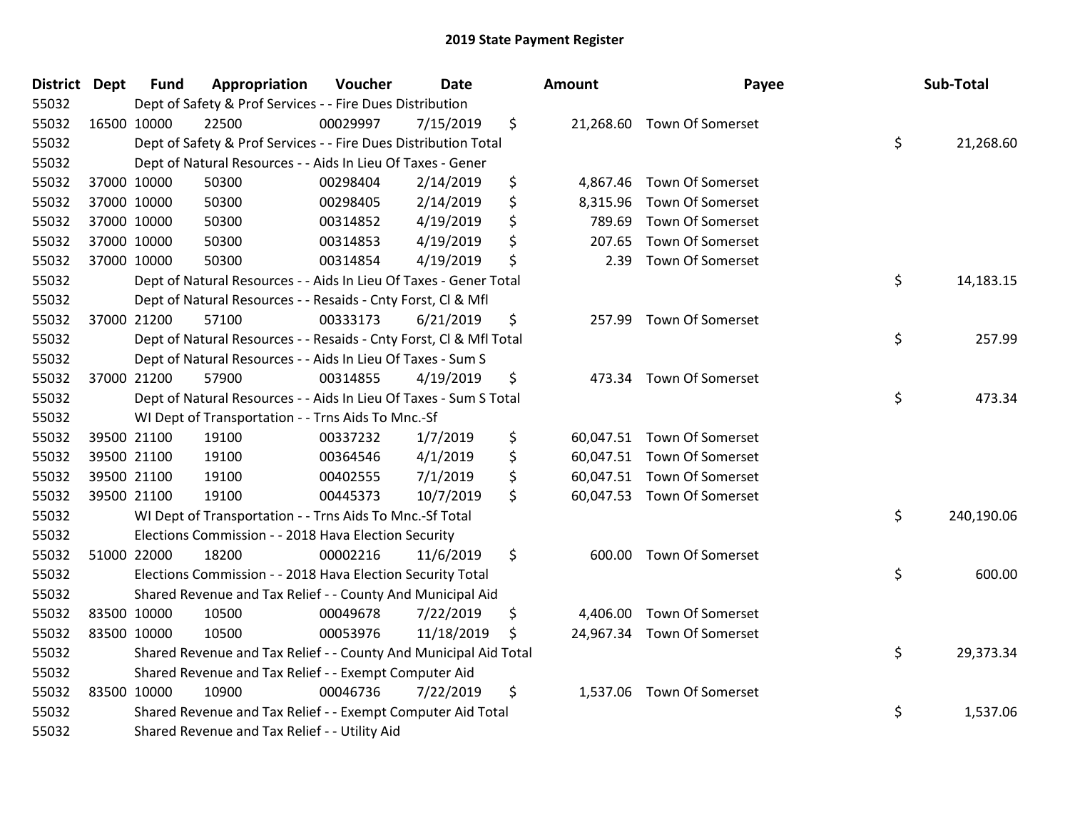# 2019 State Payment Register

| District | Dept | Fund | Appropriation | Voucher | Date | Amount | Payee | Sub-Total |
|---|---|---|---|---|---|---|---|---|
| 55032 | | Dept of Safety & Prof Services - - Fire Dues Distribution | | | | | | |
| 55032 | 16500 | 10000 | 22500 | 00029997 | 7/15/2019 | $ 21,268.60 | Town Of Somerset | |
| 55032 | | Dept of Safety & Prof Services - - Fire Dues Distribution Total | | | | | | $ 21,268.60 |
| 55032 | | Dept of Natural Resources - - Aids In Lieu Of Taxes - Gener | | | | | | |
| 55032 | 37000 | 10000 | 50300 | 00298404 | 2/14/2019 | $ 4,867.46 | Town Of Somerset | |
| 55032 | 37000 | 10000 | 50300 | 00298405 | 2/14/2019 | $ 8,315.96 | Town Of Somerset | |
| 55032 | 37000 | 10000 | 50300 | 00314852 | 4/19/2019 | $ 789.69 | Town Of Somerset | |
| 55032 | 37000 | 10000 | 50300 | 00314853 | 4/19/2019 | $ 207.65 | Town Of Somerset | |
| 55032 | 37000 | 10000 | 50300 | 00314854 | 4/19/2019 | $ 2.39 | Town Of Somerset | |
| 55032 | | Dept of Natural Resources - - Aids In Lieu Of Taxes - Gener Total | | | | | | $ 14,183.15 |
| 55032 | | Dept of Natural Resources - - Resaids - Cnty Forst, Cl & Mfl | | | | | | |
| 55032 | 37000 | 21200 | 57100 | 00333173 | 6/21/2019 | $ 257.99 | Town Of Somerset | |
| 55032 | | Dept of Natural Resources - - Resaids - Cnty Forst, Cl & Mfl Total | | | | | | $ 257.99 |
| 55032 | | Dept of Natural Resources - - Aids In Lieu Of Taxes - Sum S | | | | | | |
| 55032 | 37000 | 21200 | 57900 | 00314855 | 4/19/2019 | $ 473.34 | Town Of Somerset | |
| 55032 | | Dept of Natural Resources - - Aids In Lieu Of Taxes - Sum S Total | | | | | | $ 473.34 |
| 55032 | | WI Dept of Transportation - - Trns Aids To Mnc.-Sf | | | | | | |
| 55032 | 39500 | 21100 | 19100 | 00337232 | 1/7/2019 | $ 60,047.51 | Town Of Somerset | |
| 55032 | 39500 | 21100 | 19100 | 00364546 | 4/1/2019 | $ 60,047.51 | Town Of Somerset | |
| 55032 | 39500 | 21100 | 19100 | 00402555 | 7/1/2019 | $ 60,047.51 | Town Of Somerset | |
| 55032 | 39500 | 21100 | 19100 | 00445373 | 10/7/2019 | $ 60,047.53 | Town Of Somerset | |
| 55032 | | WI Dept of Transportation - - Trns Aids To Mnc.-Sf Total | | | | | | $ 240,190.06 |
| 55032 | | Elections Commission - - 2018 Hava Election Security | | | | | | |
| 55032 | 51000 | 22000 | 18200 | 00002216 | 11/6/2019 | $ 600.00 | Town Of Somerset | |
| 55032 | | Elections Commission - - 2018 Hava Election Security Total | | | | | | $ 600.00 |
| 55032 | | Shared Revenue and Tax Relief - - County And Municipal Aid | | | | | | |
| 55032 | 83500 | 10000 | 10500 | 00049678 | 7/22/2019 | $ 4,406.00 | Town Of Somerset | |
| 55032 | 83500 | 10000 | 10500 | 00053976 | 11/18/2019 | $ 24,967.34 | Town Of Somerset | |
| 55032 | | Shared Revenue and Tax Relief - - County And Municipal Aid Total | | | | | | $ 29,373.34 |
| 55032 | | Shared Revenue and Tax Relief - - Exempt Computer Aid | | | | | | |
| 55032 | 83500 | 10000 | 10900 | 00046736 | 7/22/2019 | $ 1,537.06 | Town Of Somerset | |
| 55032 | | Shared Revenue and Tax Relief - - Exempt Computer Aid Total | | | | | | $ 1,537.06 |
| 55032 | | Shared Revenue and Tax Relief - - Utility Aid | | | | | | |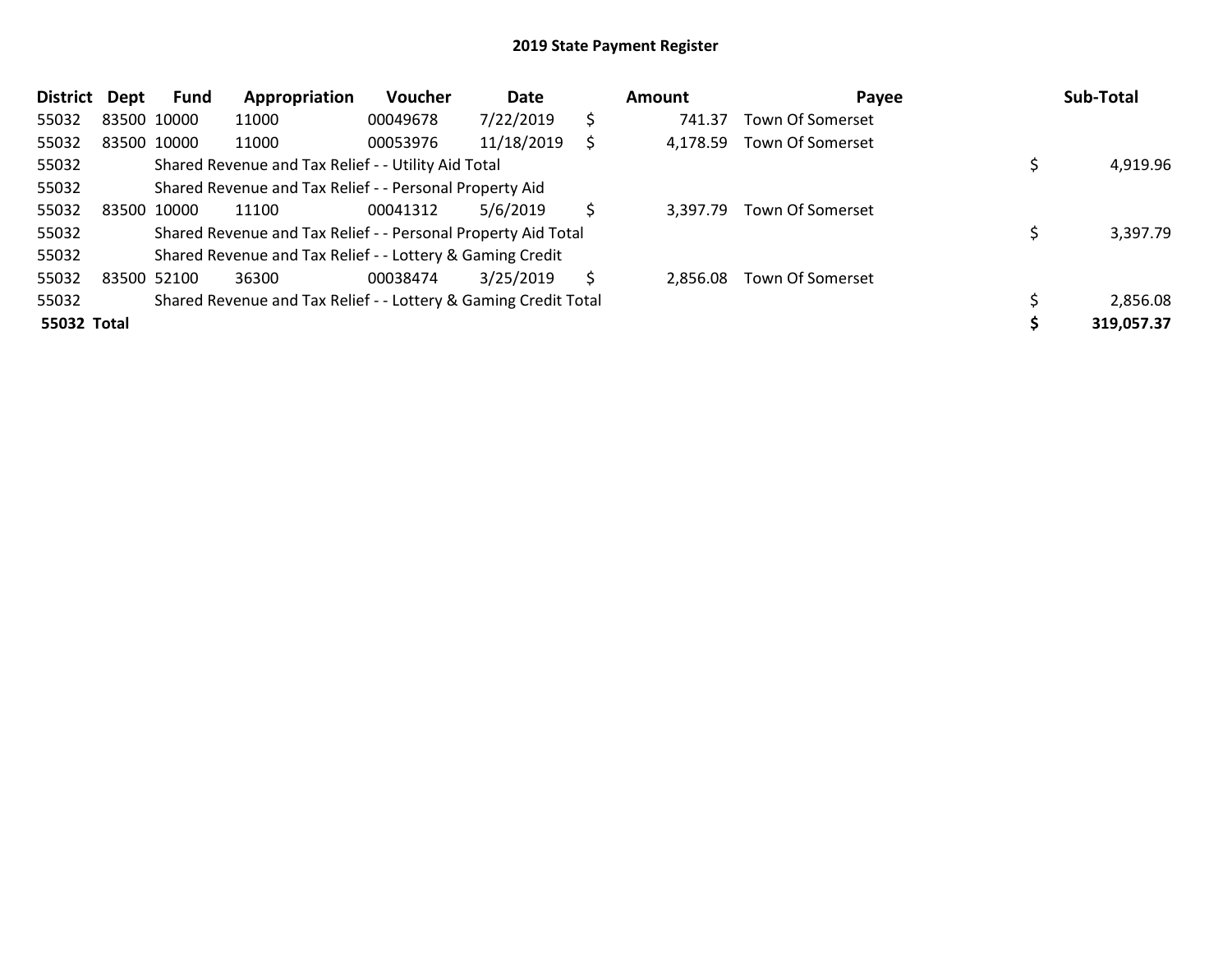# 2019 State Payment Register

| District | Dept | Fund | Appropriation | Voucher | Date | Amount | Payee | Sub-Total |
|---|---|---|---|---|---|---|---|---|
| 55032 | 83500 | 10000 | 11000 | 00049678 | 7/22/2019 | $ 741.37 | Town Of Somerset | |
| 55032 | 83500 | 10000 | 11000 | 00053976 | 11/18/2019 | $ 4,178.59 | Town Of Somerset | |
| 55032 | | Shared Revenue and Tax Relief - - Utility Aid Total | | | | | | $ 4,919.96 |
| 55032 | | Shared Revenue and Tax Relief - - Personal Property Aid | | | | | | |
| 55032 | 83500 | 10000 | 11100 | 00041312 | 5/6/2019 | $ 3,397.79 | Town Of Somerset | |
| 55032 | | Shared Revenue and Tax Relief - - Personal Property Aid Total | | | | | | $ 3,397.79 |
| 55032 | | Shared Revenue and Tax Relief - - Lottery & Gaming Credit | | | | | | |
| 55032 | 83500 | 52100 | 36300 | 00038474 | 3/25/2019 | $ 2,856.08 | Town Of Somerset | |
| 55032 | | Shared Revenue and Tax Relief - - Lottery & Gaming Credit Total | | | | | | $ 2,856.08 |
| **55032 Total** | | | | | | | | **$ 319,057.37** |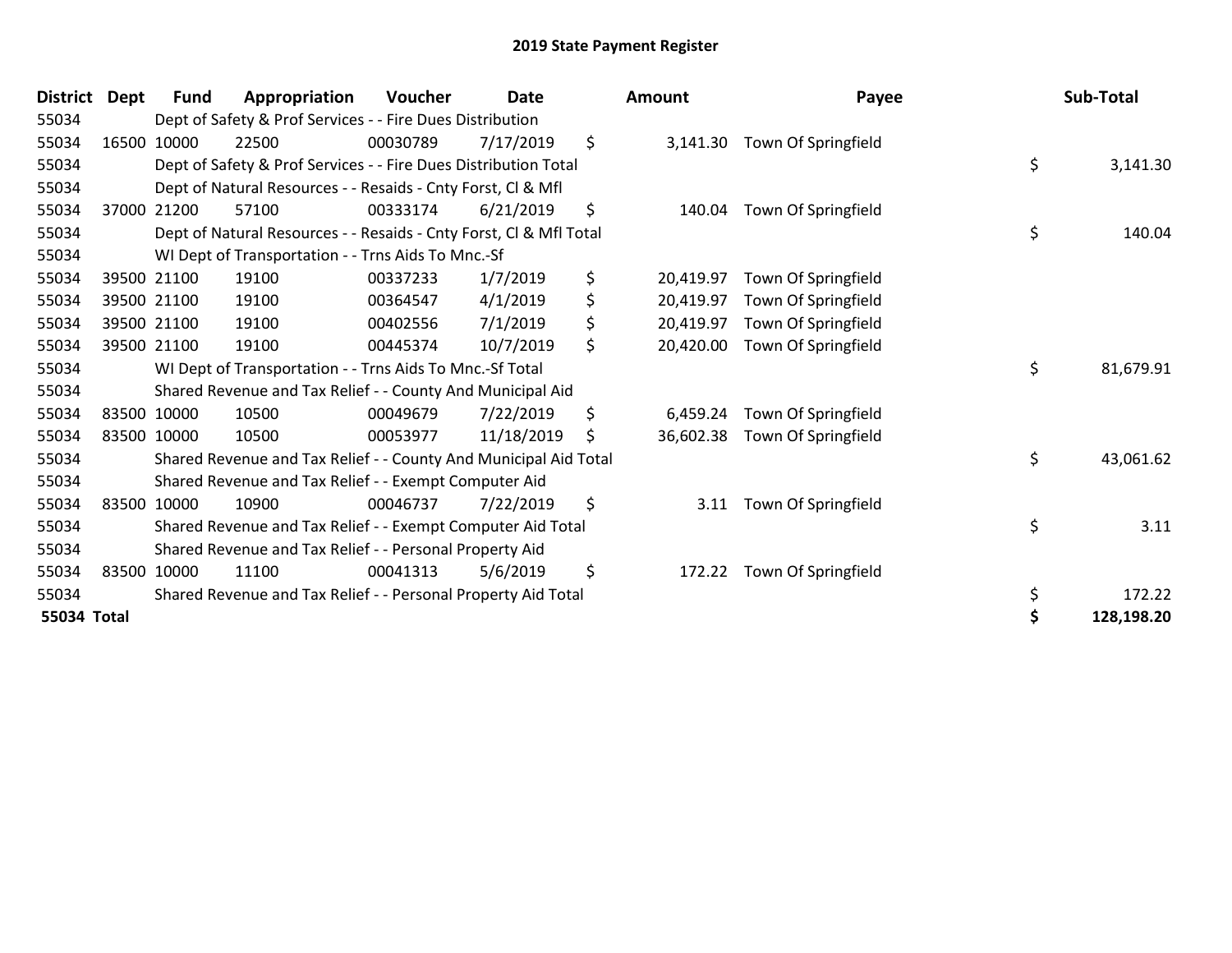# 2019 State Payment Register

| District | Dept | Fund | Appropriation | Voucher | Date | Amount | Payee | Sub-Total |
|---|---|---|---|---|---|---|---|---|
| 55034 | | Dept of Safety & Prof Services - - Fire Dues Distribution | | | | | | |
| 55034 | 16500 | 10000 | 22500 | 00030789 | 7/17/2019 | $ 3,141.30 | Town Of Springfield | |
| 55034 | | Dept of Safety & Prof Services - - Fire Dues Distribution Total | | | | | | $ 3,141.30 |
| 55034 | | Dept of Natural Resources - - Resaids - Cnty Forst, Cl & Mfl | | | | | | |
| 55034 | 37000 | 21200 | 57100 | 00333174 | 6/21/2019 | $ 140.04 | Town Of Springfield | |
| 55034 | | Dept of Natural Resources - - Resaids - Cnty Forst, Cl & Mfl Total | | | | | | $ 140.04 |
| 55034 | | WI Dept of Transportation - - Trns Aids To Mnc.-Sf | | | | | | |
| 55034 | 39500 | 21100 | 19100 | 00337233 | 1/7/2019 | $ 20,419.97 | Town Of Springfield | |
| 55034 | 39500 | 21100 | 19100 | 00364547 | 4/1/2019 | $ 20,419.97 | Town Of Springfield | |
| 55034 | 39500 | 21100 | 19100 | 00402556 | 7/1/2019 | $ 20,419.97 | Town Of Springfield | |
| 55034 | 39500 | 21100 | 19100 | 00445374 | 10/7/2019 | $ 20,420.00 | Town Of Springfield | |
| 55034 | | WI Dept of Transportation - - Trns Aids To Mnc.-Sf Total | | | | | | $ 81,679.91 |
| 55034 | | Shared Revenue and Tax Relief - - County And Municipal Aid | | | | | | |
| 55034 | 83500 | 10000 | 10500 | 00049679 | 7/22/2019 | $ 6,459.24 | Town Of Springfield | |
| 55034 | 83500 | 10000 | 10500 | 00053977 | 11/18/2019 | $ 36,602.38 | Town Of Springfield | |
| 55034 | | Shared Revenue and Tax Relief - - County And Municipal Aid Total | | | | | | $ 43,061.62 |
| 55034 | | Shared Revenue and Tax Relief - - Exempt Computer Aid | | | | | | |
| 55034 | 83500 | 10000 | 10900 | 00046737 | 7/22/2019 | $ 3.11 | Town Of Springfield | |
| 55034 | | Shared Revenue and Tax Relief - - Exempt Computer Aid Total | | | | | | $ 3.11 |
| 55034 | | Shared Revenue and Tax Relief - - Personal Property Aid | | | | | | |
| 55034 | 83500 | 10000 | 11100 | 00041313 | 5/6/2019 | $ 172.22 | Town Of Springfield | |
| 55034 | | Shared Revenue and Tax Relief - - Personal Property Aid Total | | | | | | $ 172.22 |
| **55034 Total** | | | | | | | | **$ 128,198.20** |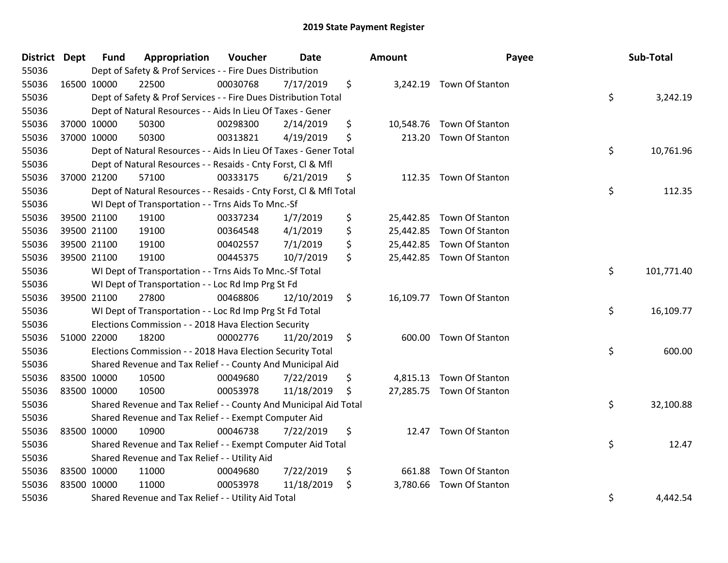# 2019 State Payment Register

| District | Dept | Fund | Appropriation | Voucher | Date | Amount | Payee | Sub-Total |
|---|---|---|---|---|---|---|---|---|
| 55036 | Dept of Safety & Prof Services - - Fire Dues Distribution | | | | | | | |
| 55036 | 16500 | 10000 | 22500 | 00030768 | 7/17/2019 | $ 3,242.19 | Town Of Stanton | |
| 55036 | Dept of Safety & Prof Services - - Fire Dues Distribution Total | | | | | | | $ 3,242.19 |
| 55036 | Dept of Natural Resources - - Aids In Lieu Of Taxes - Gener | | | | | | | |
| 55036 | 37000 | 10000 | 50300 | 00298300 | 2/14/2019 | $ 10,548.76 | Town Of Stanton | |
| 55036 | 37000 | 10000 | 50300 | 00313821 | 4/19/2019 | $ 213.20 | Town Of Stanton | |
| 55036 | Dept of Natural Resources - - Aids In Lieu Of Taxes - Gener Total | | | | | | | $ 10,761.96 |
| 55036 | Dept of Natural Resources - - Resaids - Cnty Forst, Cl & Mfl | | | | | | | |
| 55036 | 37000 | 21200 | 57100 | 00333175 | 6/21/2019 | $ 112.35 | Town Of Stanton | |
| 55036 | Dept of Natural Resources - - Resaids - Cnty Forst, Cl & Mfl Total | | | | | | | $ 112.35 |
| 55036 | WI Dept of Transportation - - Trns Aids To Mnc.-Sf | | | | | | | |
| 55036 | 39500 | 21100 | 19100 | 00337234 | 1/7/2019 | $ 25,442.85 | Town Of Stanton | |
| 55036 | 39500 | 21100 | 19100 | 00364548 | 4/1/2019 | $ 25,442.85 | Town Of Stanton | |
| 55036 | 39500 | 21100 | 19100 | 00402557 | 7/1/2019 | $ 25,442.85 | Town Of Stanton | |
| 55036 | 39500 | 21100 | 19100 | 00445375 | 10/7/2019 | $ 25,442.85 | Town Of Stanton | |
| 55036 | WI Dept of Transportation - - Trns Aids To Mnc.-Sf Total | | | | | | | $ 101,771.40 |
| 55036 | WI Dept of Transportation - - Loc Rd Imp Prg St Fd | | | | | | | |
| 55036 | 39500 | 21100 | 27800 | 00468806 | 12/10/2019 | $ 16,109.77 | Town Of Stanton | |
| 55036 | WI Dept of Transportation - - Loc Rd Imp Prg St Fd Total | | | | | | | $ 16,109.77 |
| 55036 | Elections Commission - - 2018 Hava Election Security | | | | | | | |
| 55036 | 51000 | 22000 | 18200 | 00002776 | 11/20/2019 | $ 600.00 | Town Of Stanton | |
| 55036 | Elections Commission - - 2018 Hava Election Security Total | | | | | | | $ 600.00 |
| 55036 | Shared Revenue and Tax Relief - - County And Municipal Aid | | | | | | | |
| 55036 | 83500 | 10000 | 10500 | 00049680 | 7/22/2019 | $ 4,815.13 | Town Of Stanton | |
| 55036 | 83500 | 10000 | 10500 | 00053978 | 11/18/2019 | $ 27,285.75 | Town Of Stanton | |
| 55036 | Shared Revenue and Tax Relief - - County And Municipal Aid Total | | | | | | | $ 32,100.88 |
| 55036 | Shared Revenue and Tax Relief - - Exempt Computer Aid | | | | | | | |
| 55036 | 83500 | 10000 | 10900 | 00046738 | 7/22/2019 | $ 12.47 | Town Of Stanton | |
| 55036 | Shared Revenue and Tax Relief - - Exempt Computer Aid Total | | | | | | | $ 12.47 |
| 55036 | Shared Revenue and Tax Relief - - Utility Aid | | | | | | | |
| 55036 | 83500 | 10000 | 11000 | 00049680 | 7/22/2019 | $ 661.88 | Town Of Stanton | |
| 55036 | 83500 | 10000 | 11000 | 00053978 | 11/18/2019 | $ 3,780.66 | Town Of Stanton | |
| 55036 | Shared Revenue and Tax Relief - - Utility Aid Total | | | | | | | $ 4,442.54 |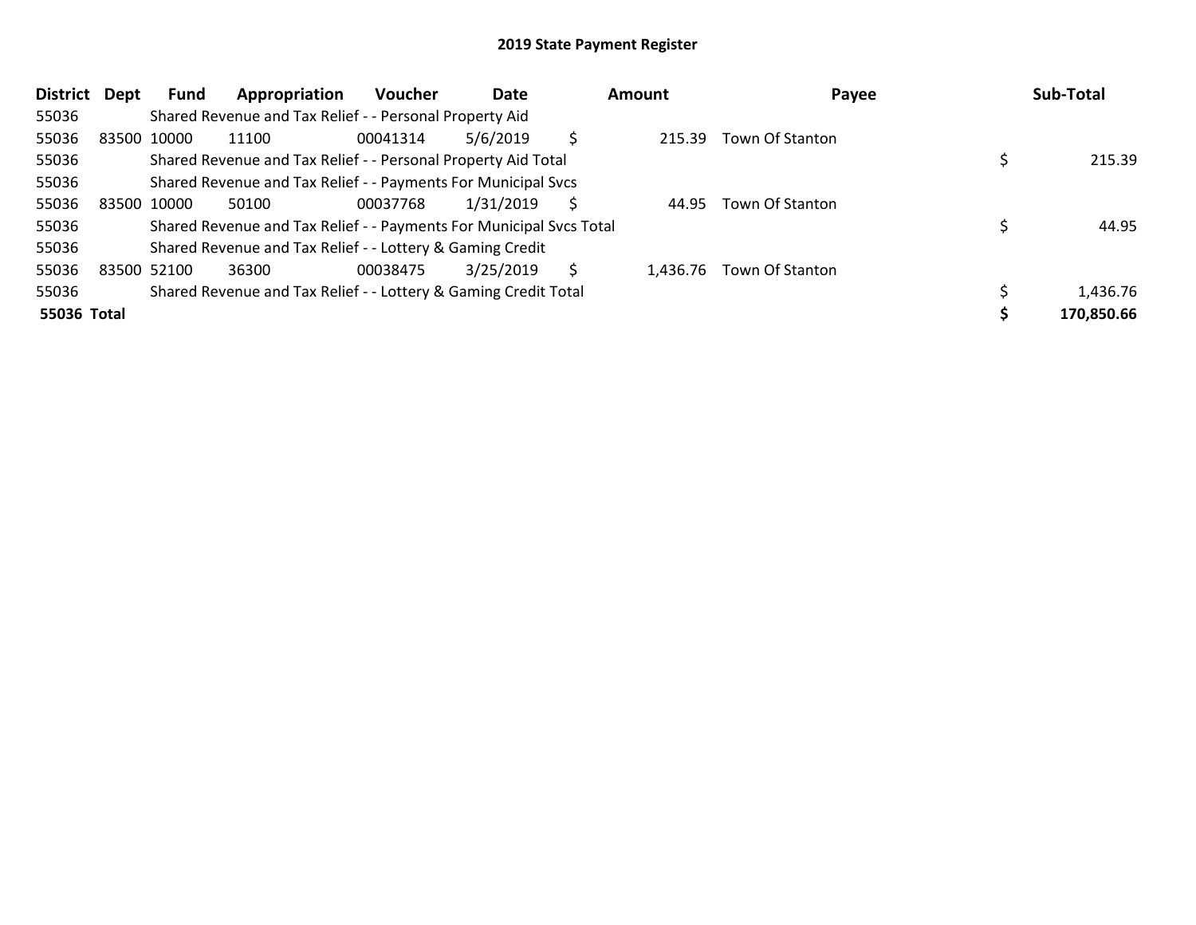# 2019 State Payment Register

| District | Dept | Fund | Appropriation | Voucher | Date | Amount | Payee | Sub-Total |
|---|---|---|---|---|---|---|---|---|
| 55036 | | Shared Revenue and Tax Relief - - Personal Property Aid | | | | | | |
| 55036 | 83500 | 10000 | 11100 | 00041314 | 5/6/2019 | $ 215.39 | Town Of Stanton | |
| 55036 | | Shared Revenue and Tax Relief - - Personal Property Aid Total | | | | | | $ 215.39 |
| 55036 | | Shared Revenue and Tax Relief - - Payments For Municipal Svcs | | | | | | |
| 55036 | 83500 | 10000 | 50100 | 00037768 | 1/31/2019 | $ 44.95 | Town Of Stanton | |
| 55036 | | Shared Revenue and Tax Relief - - Payments For Municipal Svcs Total | | | | | | $ 44.95 |
| 55036 | | Shared Revenue and Tax Relief - - Lottery & Gaming Credit | | | | | | |
| 55036 | 83500 | 52100 | 36300 | 00038475 | 3/25/2019 | $ 1,436.76 | Town Of Stanton | |
| 55036 | | Shared Revenue and Tax Relief - - Lottery & Gaming Credit Total | | | | | | $ 1,436.76 |
| **55036 Total** | | | | | | | | **$ 170,850.66** |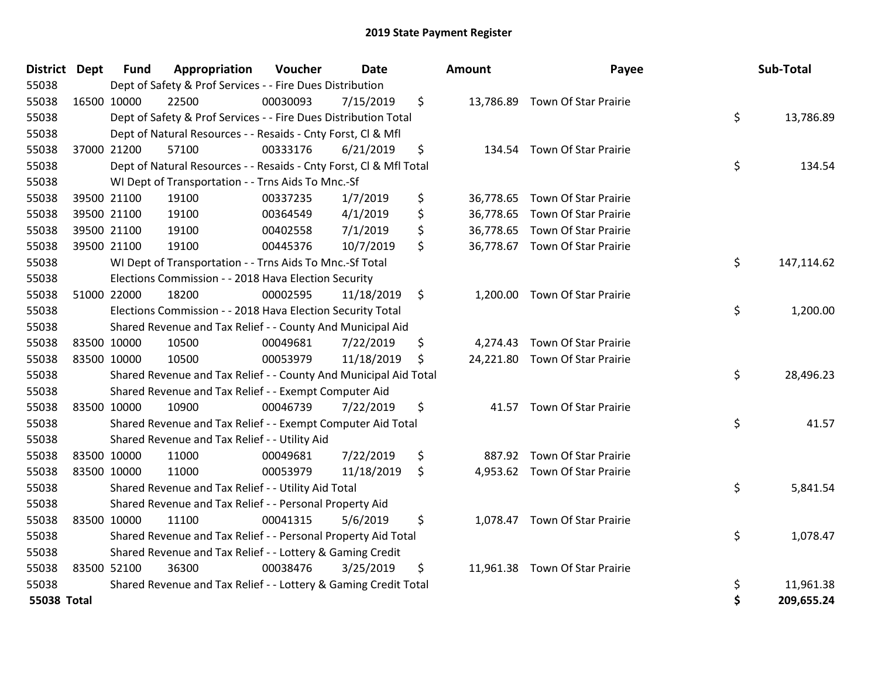# 2019 State Payment Register

| District | Dept | Fund | Appropriation | Voucher | Date | Amount | Payee | Sub-Total |
|---|---|---|---|---|---|---|---|---|
| 55038 | | Dept of Safety & Prof Services - - Fire Dues Distribution | | | | | | |
| 55038 | 16500 | 10000 | 22500 | 00030093 | 7/15/2019 | $ 13,786.89 | Town Of Star Prairie | |
| 55038 | | Dept of Safety & Prof Services - - Fire Dues Distribution Total | | | | | | $ 13,786.89 |
| 55038 | | Dept of Natural Resources - - Resaids - Cnty Forst, Cl & Mfl | | | | | | |
| 55038 | 37000 | 21200 | 57100 | 00333176 | 6/21/2019 | $ 134.54 | Town Of Star Prairie | |
| 55038 | | Dept of Natural Resources - - Resaids - Cnty Forst, Cl & Mfl Total | | | | | | $ 134.54 |
| 55038 | | WI Dept of Transportation - - Trns Aids To Mnc.-Sf | | | | | | |
| 55038 | 39500 | 21100 | 19100 | 00337235 | 1/7/2019 | $ 36,778.65 | Town Of Star Prairie | |
| 55038 | 39500 | 21100 | 19100 | 00364549 | 4/1/2019 | $ 36,778.65 | Town Of Star Prairie | |
| 55038 | 39500 | 21100 | 19100 | 00402558 | 7/1/2019 | $ 36,778.65 | Town Of Star Prairie | |
| 55038 | 39500 | 21100 | 19100 | 00445376 | 10/7/2019 | $ 36,778.67 | Town Of Star Prairie | |
| 55038 | | WI Dept of Transportation - - Trns Aids To Mnc.-Sf Total | | | | | | $ 147,114.62 |
| 55038 | | Elections Commission - - 2018 Hava Election Security | | | | | | |
| 55038 | 51000 | 22000 | 18200 | 00002595 | 11/18/2019 | $ 1,200.00 | Town Of Star Prairie | |
| 55038 | | Elections Commission - - 2018 Hava Election Security Total | | | | | | $ 1,200.00 |
| 55038 | | Shared Revenue and Tax Relief - - County And Municipal Aid | | | | | | |
| 55038 | 83500 | 10000 | 10500 | 00049681 | 7/22/2019 | $ 4,274.43 | Town Of Star Prairie | |
| 55038 | 83500 | 10000 | 10500 | 00053979 | 11/18/2019 | $ 24,221.80 | Town Of Star Prairie | |
| 55038 | | Shared Revenue and Tax Relief - - County And Municipal Aid Total | | | | | | $ 28,496.23 |
| 55038 | | Shared Revenue and Tax Relief - - Exempt Computer Aid | | | | | | |
| 55038 | 83500 | 10000 | 10900 | 00046739 | 7/22/2019 | $ 41.57 | Town Of Star Prairie | |
| 55038 | | Shared Revenue and Tax Relief - - Exempt Computer Aid Total | | | | | | $ 41.57 |
| 55038 | | Shared Revenue and Tax Relief - - Utility Aid | | | | | | |
| 55038 | 83500 | 10000 | 11000 | 00049681 | 7/22/2019 | $ 887.92 | Town Of Star Prairie | |
| 55038 | 83500 | 10000 | 11000 | 00053979 | 11/18/2019 | $ 4,953.62 | Town Of Star Prairie | |
| 55038 | | Shared Revenue and Tax Relief - - Utility Aid Total | | | | | | $ 5,841.54 |
| 55038 | | Shared Revenue and Tax Relief - - Personal Property Aid | | | | | | |
| 55038 | 83500 | 10000 | 11100 | 00041315 | 5/6/2019 | $ 1,078.47 | Town Of Star Prairie | |
| 55038 | | Shared Revenue and Tax Relief - - Personal Property Aid Total | | | | | | $ 1,078.47 |
| 55038 | | Shared Revenue and Tax Relief - - Lottery & Gaming Credit | | | | | | |
| 55038 | 83500 | 52100 | 36300 | 00038476 | 3/25/2019 | $ 11,961.38 | Town Of Star Prairie | |
| 55038 | | Shared Revenue and Tax Relief - - Lottery & Gaming Credit Total | | | | | | $ 11,961.38 |
| **55038 Total** | | | | | | | | **$ 209,655.24** |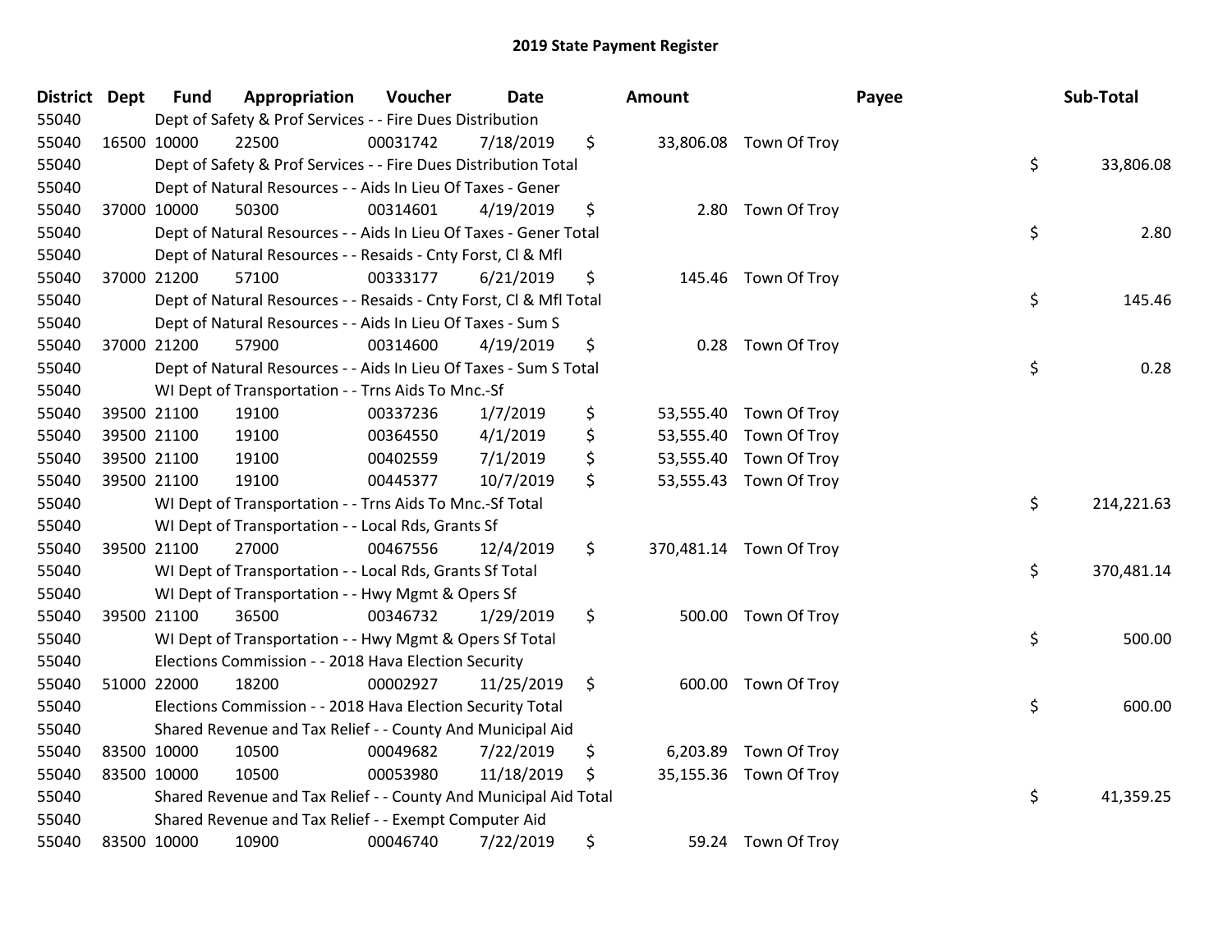# 2019 State Payment Register

| District | Dept | Fund | Appropriation | Voucher | Date | Amount | Payee | Sub-Total |
|---|---|---|---|---|---|---|---|---|
| 55040 | | Dept of Safety & Prof Services - - Fire Dues Distribution | | | | | | |
| 55040 | 16500 | 10000 | 22500 | 00031742 | 7/18/2019 | $ 33,806.08 | Town Of Troy | |
| 55040 | | Dept of Safety & Prof Services - - Fire Dues Distribution Total | | | | | | $ 33,806.08 |
| 55040 | | Dept of Natural Resources - - Aids In Lieu Of Taxes - Gener | | | | | | |
| 55040 | 37000 | 10000 | 50300 | 00314601 | 4/19/2019 | $ 2.80 | Town Of Troy | |
| 55040 | | Dept of Natural Resources - - Aids In Lieu Of Taxes - Gener Total | | | | | | $ 2.80 |
| 55040 | | Dept of Natural Resources - - Resaids - Cnty Forst, Cl & Mfl | | | | | | |
| 55040 | 37000 | 21200 | 57100 | 00333177 | 6/21/2019 | $ 145.46 | Town Of Troy | |
| 55040 | | Dept of Natural Resources - - Resaids - Cnty Forst, Cl & Mfl Total | | | | | | $ 145.46 |
| 55040 | | Dept of Natural Resources - - Aids In Lieu Of Taxes - Sum S | | | | | | |
| 55040 | 37000 | 21200 | 57900 | 00314600 | 4/19/2019 | $ 0.28 | Town Of Troy | |
| 55040 | | Dept of Natural Resources - - Aids In Lieu Of Taxes - Sum S Total | | | | | | $ 0.28 |
| 55040 | | WI Dept of Transportation - - Trns Aids To Mnc.-Sf | | | | | | |
| 55040 | 39500 | 21100 | 19100 | 00337236 | 1/7/2019 | $ 53,555.40 | Town Of Troy | |
| 55040 | 39500 | 21100 | 19100 | 00364550 | 4/1/2019 | $ 53,555.40 | Town Of Troy | |
| 55040 | 39500 | 21100 | 19100 | 00402559 | 7/1/2019 | $ 53,555.40 | Town Of Troy | |
| 55040 | 39500 | 21100 | 19100 | 00445377 | 10/7/2019 | $ 53,555.43 | Town Of Troy | |
| 55040 | | WI Dept of Transportation - - Trns Aids To Mnc.-Sf Total | | | | | | $ 214,221.63 |
| 55040 | | WI Dept of Transportation - - Local Rds, Grants Sf | | | | | | |
| 55040 | 39500 | 21100 | 27000 | 00467556 | 12/4/2019 | $ 370,481.14 | Town Of Troy | |
| 55040 | | WI Dept of Transportation - - Local Rds, Grants Sf Total | | | | | | $ 370,481.14 |
| 55040 | | WI Dept of Transportation - - Hwy Mgmt & Opers Sf | | | | | | |
| 55040 | 39500 | 21100 | 36500 | 00346732 | 1/29/2019 | $ 500.00 | Town Of Troy | |
| 55040 | | WI Dept of Transportation - - Hwy Mgmt & Opers Sf Total | | | | | | $ 500.00 |
| 55040 | | Elections Commission - - 2018 Hava Election Security | | | | | | |
| 55040 | 51000 | 22000 | 18200 | 00002927 | 11/25/2019 | $ 600.00 | Town Of Troy | |
| 55040 | | Elections Commission - - 2018 Hava Election Security Total | | | | | | $ 600.00 |
| 55040 | | Shared Revenue and Tax Relief - - County And Municipal Aid | | | | | | |
| 55040 | 83500 | 10000 | 10500 | 00049682 | 7/22/2019 | $ 6,203.89 | Town Of Troy | |
| 55040 | 83500 | 10000 | 10500 | 00053980 | 11/18/2019 | $ 35,155.36 | Town Of Troy | |
| 55040 | | Shared Revenue and Tax Relief - - County And Municipal Aid Total | | | | | | $ 41,359.25 |
| 55040 | | Shared Revenue and Tax Relief - - Exempt Computer Aid | | | | | | |
| 55040 | 83500 | 10000 | 10900 | 00046740 | 7/22/2019 | $ 59.24 | Town Of Troy | |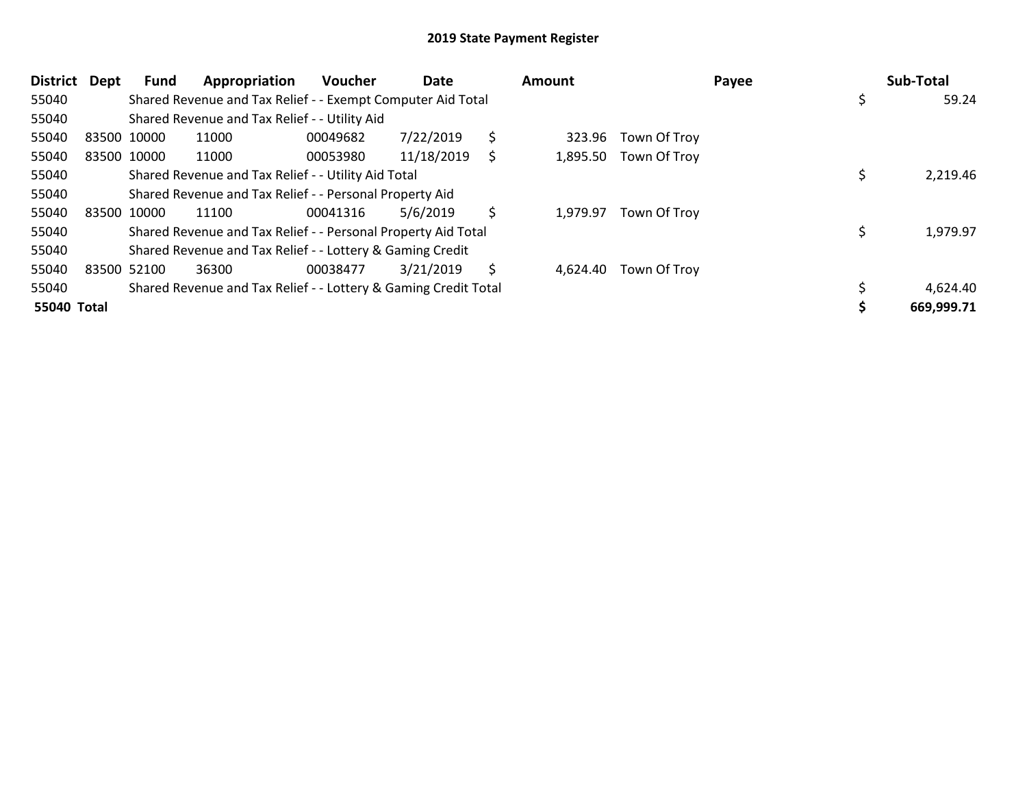## 2019 State Payment Register

| District | Dept | Fund | Appropriation | Voucher | Date | Amount | Payee | Sub-Total |
|---|---|---|---|---|---|---|---|---|
| 55040 | | Shared Revenue and Tax Relief - - Exempt Computer Aid Total | | | | | | $ 59.24 |
| 55040 | | Shared Revenue and Tax Relief - - Utility Aid | | | | | | |
| 55040 | 83500 | 10000 | 11000 | 00049682 | 7/22/2019 | $ 323.96 | Town Of Troy | |
| 55040 | 83500 | 10000 | 11000 | 00053980 | 11/18/2019 | $ 1,895.50 | Town Of Troy | |
| 55040 | | Shared Revenue and Tax Relief - - Utility Aid Total | | | | | | $ 2,219.46 |
| 55040 | | Shared Revenue and Tax Relief - - Personal Property Aid | | | | | | |
| 55040 | 83500 | 10000 | 11100 | 00041316 | 5/6/2019 | $ 1,979.97 | Town Of Troy | |
| 55040 | | Shared Revenue and Tax Relief - - Personal Property Aid Total | | | | | | $ 1,979.97 |
| 55040 | | Shared Revenue and Tax Relief - - Lottery & Gaming Credit | | | | | | |
| 55040 | 83500 | 52100 | 36300 | 00038477 | 3/21/2019 | $ 4,624.40 | Town Of Troy | |
| 55040 | | Shared Revenue and Tax Relief - - Lottery & Gaming Credit Total | | | | | | $ 4,624.40 |
| **55040 Total** | | | | | | | | **$ 669,999.71** |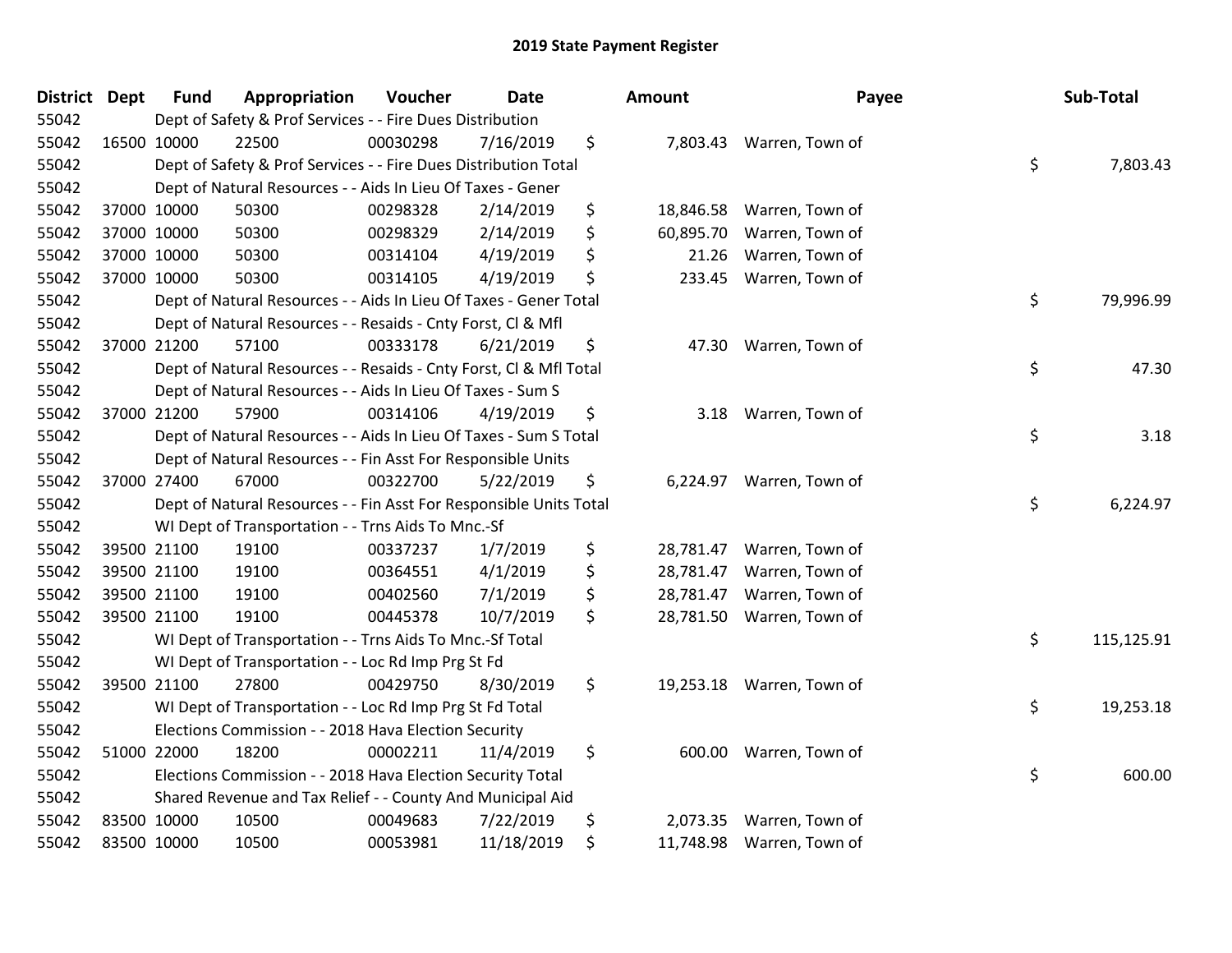# 2019 State Payment Register

| District | Dept | Fund | Appropriation | Voucher | Date | Amount | Payee | Sub-Total |
|---|---|---|---|---|---|---|---|---|
| 55042 | | Dept of Safety & Prof Services - - Fire Dues Distribution | | | | | | |
| 55042 | 16500 | 10000 | 22500 | 00030298 | 7/16/2019 | $ 7,803.43 | Warren, Town of | |
| 55042 | | Dept of Safety & Prof Services - - Fire Dues Distribution Total | | | | | | $ 7,803.43 |
| 55042 | | Dept of Natural Resources - - Aids In Lieu Of Taxes - Gener | | | | | | |
| 55042 | 37000 | 10000 | 50300 | 00298328 | 2/14/2019 | $ 18,846.58 | Warren, Town of | |
| 55042 | 37000 | 10000 | 50300 | 00298329 | 2/14/2019 | $ 60,895.70 | Warren, Town of | |
| 55042 | 37000 | 10000 | 50300 | 00314104 | 4/19/2019 | $ 21.26 | Warren, Town of | |
| 55042 | 37000 | 10000 | 50300 | 00314105 | 4/19/2019 | $ 233.45 | Warren, Town of | |
| 55042 | | Dept of Natural Resources - - Aids In Lieu Of Taxes - Gener Total | | | | | | $ 79,996.99 |
| 55042 | | Dept of Natural Resources - - Resaids - Cnty Forst, Cl & Mfl | | | | | | |
| 55042 | 37000 | 21200 | 57100 | 00333178 | 6/21/2019 | $ 47.30 | Warren, Town of | |
| 55042 | | Dept of Natural Resources - - Resaids - Cnty Forst, Cl & Mfl Total | | | | | | $ 47.30 |
| 55042 | | Dept of Natural Resources - - Aids In Lieu Of Taxes - Sum S | | | | | | |
| 55042 | 37000 | 21200 | 57900 | 00314106 | 4/19/2019 | $ 3.18 | Warren, Town of | |
| 55042 | | Dept of Natural Resources - - Aids In Lieu Of Taxes - Sum S Total | | | | | | $ 3.18 |
| 55042 | | Dept of Natural Resources - - Fin Asst For Responsible Units | | | | | | |
| 55042 | 37000 | 27400 | 67000 | 00322700 | 5/22/2019 | $ 6,224.97 | Warren, Town of | |
| 55042 | | Dept of Natural Resources - - Fin Asst For Responsible Units Total | | | | | | $ 6,224.97 |
| 55042 | | WI Dept of Transportation - - Trns Aids To Mnc.-Sf | | | | | | |
| 55042 | 39500 | 21100 | 19100 | 00337237 | 1/7/2019 | $ 28,781.47 | Warren, Town of | |
| 55042 | 39500 | 21100 | 19100 | 00364551 | 4/1/2019 | $ 28,781.47 | Warren, Town of | |
| 55042 | 39500 | 21100 | 19100 | 00402560 | 7/1/2019 | $ 28,781.47 | Warren, Town of | |
| 55042 | 39500 | 21100 | 19100 | 00445378 | 10/7/2019 | $ 28,781.50 | Warren, Town of | |
| 55042 | | WI Dept of Transportation - - Trns Aids To Mnc.-Sf Total | | | | | | $ 115,125.91 |
| 55042 | | WI Dept of Transportation - - Loc Rd Imp Prg St Fd | | | | | | |
| 55042 | 39500 | 21100 | 27800 | 00429750 | 8/30/2019 | $ 19,253.18 | Warren, Town of | |
| 55042 | | WI Dept of Transportation - - Loc Rd Imp Prg St Fd Total | | | | | | $ 19,253.18 |
| 55042 | | Elections Commission - - 2018 Hava Election Security | | | | | | |
| 55042 | 51000 | 22000 | 18200 | 00002211 | 11/4/2019 | $ 600.00 | Warren, Town of | |
| 55042 | | Elections Commission - - 2018 Hava Election Security Total | | | | | | $ 600.00 |
| 55042 | | Shared Revenue and Tax Relief - - County And Municipal Aid | | | | | | |
| 55042 | 83500 | 10000 | 10500 | 00049683 | 7/22/2019 | $ 2,073.35 | Warren, Town of | |
| 55042 | 83500 | 10000 | 10500 | 00053981 | 11/18/2019 | $ 11,748.98 | Warren, Town of | |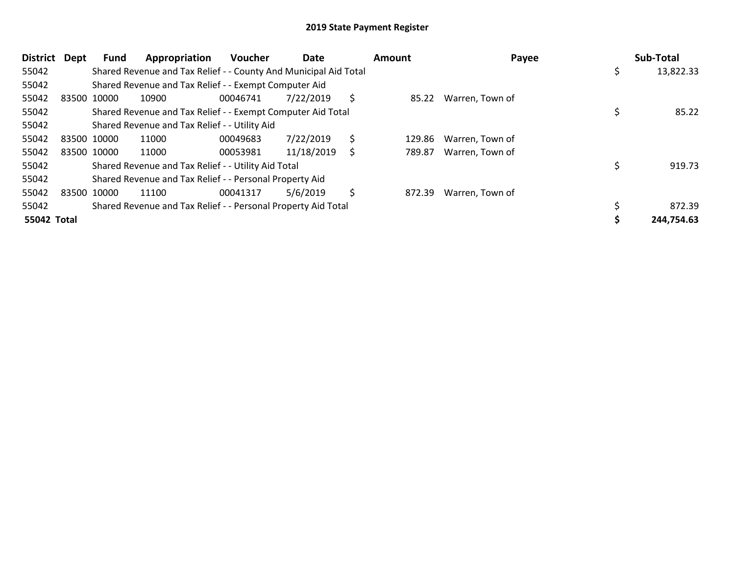# 2019 State Payment Register

| District | Dept | Fund | Appropriation | Voucher | Date | Amount | Payee | Sub-Total |
|---|---|---|---|---|---|---|---|---|
| 55042 | | Shared Revenue and Tax Relief - - County And Municipal Aid Total | | | | | | $ 13,822.33 |
| 55042 | | Shared Revenue and Tax Relief - - Exempt Computer Aid | | | | | | |
| 55042 | 83500 | 10000 | 10900 | 00046741 | 7/22/2019 | $ 85.22 | Warren, Town of | |
| 55042 | | Shared Revenue and Tax Relief - - Exempt Computer Aid Total | | | | | | $ 85.22 |
| 55042 | | Shared Revenue and Tax Relief - - Utility Aid | | | | | | |
| 55042 | 83500 | 10000 | 11000 | 00049683 | 7/22/2019 | $ 129.86 | Warren, Town of | |
| 55042 | 83500 | 10000 | 11000 | 00053981 | 11/18/2019 | $ 789.87 | Warren, Town of | |
| 55042 | | Shared Revenue and Tax Relief - - Utility Aid Total | | | | | | $ 919.73 |
| 55042 | | Shared Revenue and Tax Relief - - Personal Property Aid | | | | | | |
| 55042 | 83500 | 10000 | 11100 | 00041317 | 5/6/2019 | $ 872.39 | Warren, Town of | |
| 55042 | | Shared Revenue and Tax Relief - - Personal Property Aid Total | | | | | | $ 872.39 |
| **55042 Total** | | | | | | | | **$ 244,754.63** |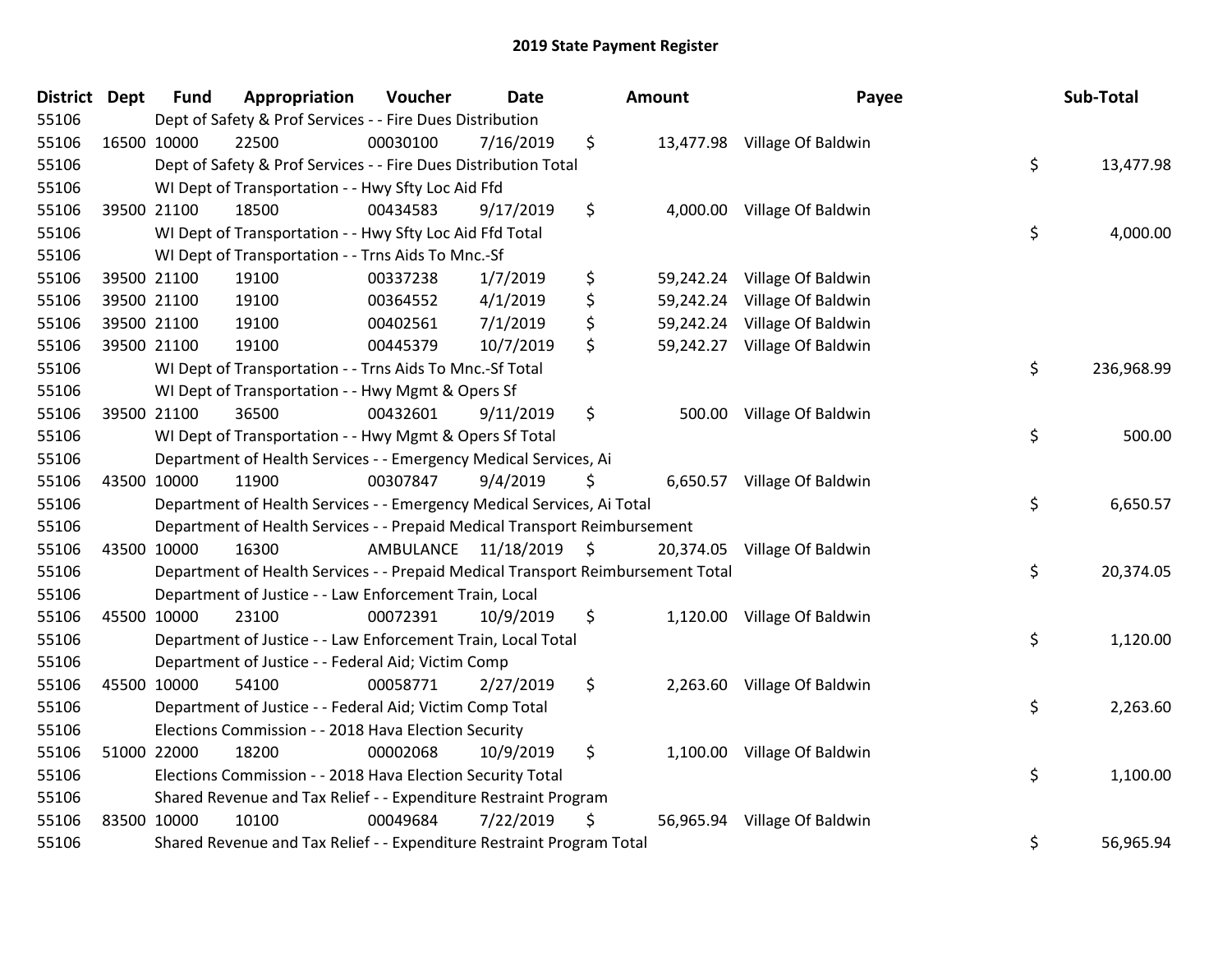# 2019 State Payment Register

| District | Dept | Fund | Appropriation | Voucher | Date | Amount | Payee | Sub-Total |
|---|---|---|---|---|---|---|---|---|
| 55106 | | Dept of Safety & Prof Services - - Fire Dues Distribution | | | | | | |
| 55106 | 16500 | 10000 | 22500 | 00030100 | 7/16/2019 | $ 13,477.98 | Village Of Baldwin | |
| 55106 | | Dept of Safety & Prof Services - - Fire Dues Distribution Total | | | | | | $ 13,477.98 |
| 55106 | | WI Dept of Transportation - - Hwy Sfty Loc Aid Ffd | | | | | | |
| 55106 | 39500 | 21100 | 18500 | 00434583 | 9/17/2019 | $ 4,000.00 | Village Of Baldwin | |
| 55106 | | WI Dept of Transportation - - Hwy Sfty Loc Aid Ffd Total | | | | | | $ 4,000.00 |
| 55106 | | WI Dept of Transportation - - Trns Aids To Mnc.-Sf | | | | | | |
| 55106 | 39500 | 21100 | 19100 | 00337238 | 1/7/2019 | $ 59,242.24 | Village Of Baldwin | |
| 55106 | 39500 | 21100 | 19100 | 00364552 | 4/1/2019 | $ 59,242.24 | Village Of Baldwin | |
| 55106 | 39500 | 21100 | 19100 | 00402561 | 7/1/2019 | $ 59,242.24 | Village Of Baldwin | |
| 55106 | 39500 | 21100 | 19100 | 00445379 | 10/7/2019 | $ 59,242.27 | Village Of Baldwin | |
| 55106 | | WI Dept of Transportation - - Trns Aids To Mnc.-Sf Total | | | | | | $ 236,968.99 |
| 55106 | | WI Dept of Transportation - - Hwy Mgmt & Opers Sf | | | | | | |
| 55106 | 39500 | 21100 | 36500 | 00432601 | 9/11/2019 | $ 500.00 | Village Of Baldwin | |
| 55106 | | WI Dept of Transportation - - Hwy Mgmt & Opers Sf Total | | | | | | $ 500.00 |
| 55106 | | Department of Health Services - - Emergency Medical Services, Ai | | | | | | |
| 55106 | 43500 | 10000 | 11900 | 00307847 | 9/4/2019 | $ 6,650.57 | Village Of Baldwin | |
| 55106 | | Department of Health Services - - Emergency Medical Services, Ai Total | | | | | | $ 6,650.57 |
| 55106 | | Department of Health Services - - Prepaid Medical Transport Reimbursement | | | | | | |
| 55106 | 43500 | 10000 | 16300 | AMBULANCE | 11/18/2019 | $ 20,374.05 | Village Of Baldwin | |
| 55106 | | Department of Health Services - - Prepaid Medical Transport Reimbursement Total | | | | | | $ 20,374.05 |
| 55106 | | Department of Justice - - Law Enforcement Train, Local | | | | | | |
| 55106 | 45500 | 10000 | 23100 | 00072391 | 10/9/2019 | $ 1,120.00 | Village Of Baldwin | |
| 55106 | | Department of Justice - - Law Enforcement Train, Local Total | | | | | | $ 1,120.00 |
| 55106 | | Department of Justice - - Federal Aid; Victim Comp | | | | | | |
| 55106 | 45500 | 10000 | 54100 | 00058771 | 2/27/2019 | $ 2,263.60 | Village Of Baldwin | |
| 55106 | | Department of Justice - - Federal Aid; Victim Comp Total | | | | | | $ 2,263.60 |
| 55106 | | Elections Commission - - 2018 Hava Election Security | | | | | | |
| 55106 | 51000 | 22000 | 18200 | 00002068 | 10/9/2019 | $ 1,100.00 | Village Of Baldwin | |
| 55106 | | Elections Commission - - 2018 Hava Election Security Total | | | | | | $ 1,100.00 |
| 55106 | | Shared Revenue and Tax Relief - - Expenditure Restraint Program | | | | | | |
| 55106 | 83500 | 10000 | 10100 | 00049684 | 7/22/2019 | $ 56,965.94 | Village Of Baldwin | |
| 55106 | | Shared Revenue and Tax Relief - - Expenditure Restraint Program Total | | | | | | $ 56,965.94 |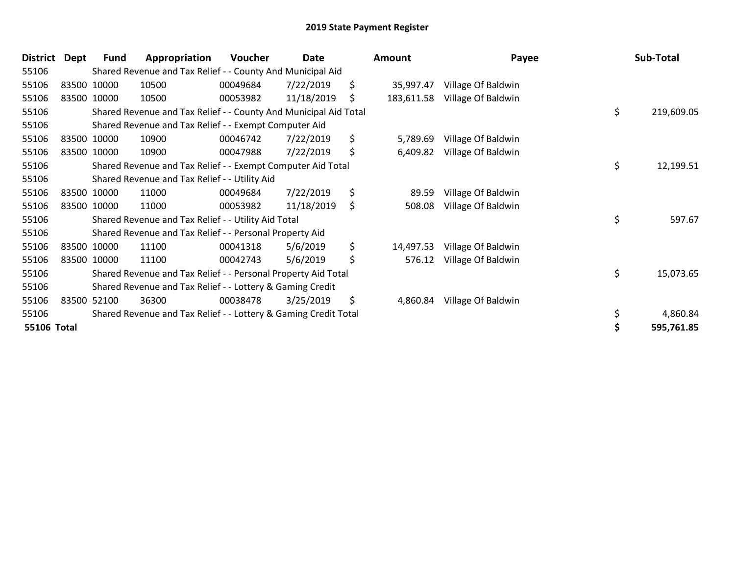# 2019 State Payment Register

| District | Dept | Fund | Appropriation | Voucher | Date | Amount | Payee | Sub-Total |
|---|---|---|---|---|---|---|---|---|
| 55106 | | Shared Revenue and Tax Relief - - County And Municipal Aid | | | | | | |
| 55106 | 83500 | 10000 | 10500 | 00049684 | 7/22/2019 | $ 35,997.47 | Village Of Baldwin | |
| 55106 | 83500 | 10000 | 10500 | 00053982 | 11/18/2019 | $ 183,611.58 | Village Of Baldwin | |
| 55106 | | Shared Revenue and Tax Relief - - County And Municipal Aid Total | | | | | | $ 219,609.05 |
| 55106 | | Shared Revenue and Tax Relief - - Exempt Computer Aid | | | | | | |
| 55106 | 83500 | 10000 | 10900 | 00046742 | 7/22/2019 | $ 5,789.69 | Village Of Baldwin | |
| 55106 | 83500 | 10000 | 10900 | 00047988 | 7/22/2019 | $ 6,409.82 | Village Of Baldwin | |
| 55106 | | Shared Revenue and Tax Relief - - Exempt Computer Aid Total | | | | | | $ 12,199.51 |
| 55106 | | Shared Revenue and Tax Relief - - Utility Aid | | | | | | |
| 55106 | 83500 | 10000 | 11000 | 00049684 | 7/22/2019 | $ 89.59 | Village Of Baldwin | |
| 55106 | 83500 | 10000 | 11000 | 00053982 | 11/18/2019 | $ 508.08 | Village Of Baldwin | |
| 55106 | | Shared Revenue and Tax Relief - - Utility Aid Total | | | | | | $ 597.67 |
| 55106 | | Shared Revenue and Tax Relief - - Personal Property Aid | | | | | | |
| 55106 | 83500 | 10000 | 11100 | 00041318 | 5/6/2019 | $ 14,497.53 | Village Of Baldwin | |
| 55106 | 83500 | 10000 | 11100 | 00042743 | 5/6/2019 | $ 576.12 | Village Of Baldwin | |
| 55106 | | Shared Revenue and Tax Relief - - Personal Property Aid Total | | | | | | $ 15,073.65 |
| 55106 | | Shared Revenue and Tax Relief - - Lottery & Gaming Credit | | | | | | |
| 55106 | 83500 | 52100 | 36300 | 00038478 | 3/25/2019 | $ 4,860.84 | Village Of Baldwin | |
| 55106 | | Shared Revenue and Tax Relief - - Lottery & Gaming Credit Total | | | | | | $ 4,860.84 |
| **55106 Total** | | | | | | | | **$ 595,761.85** |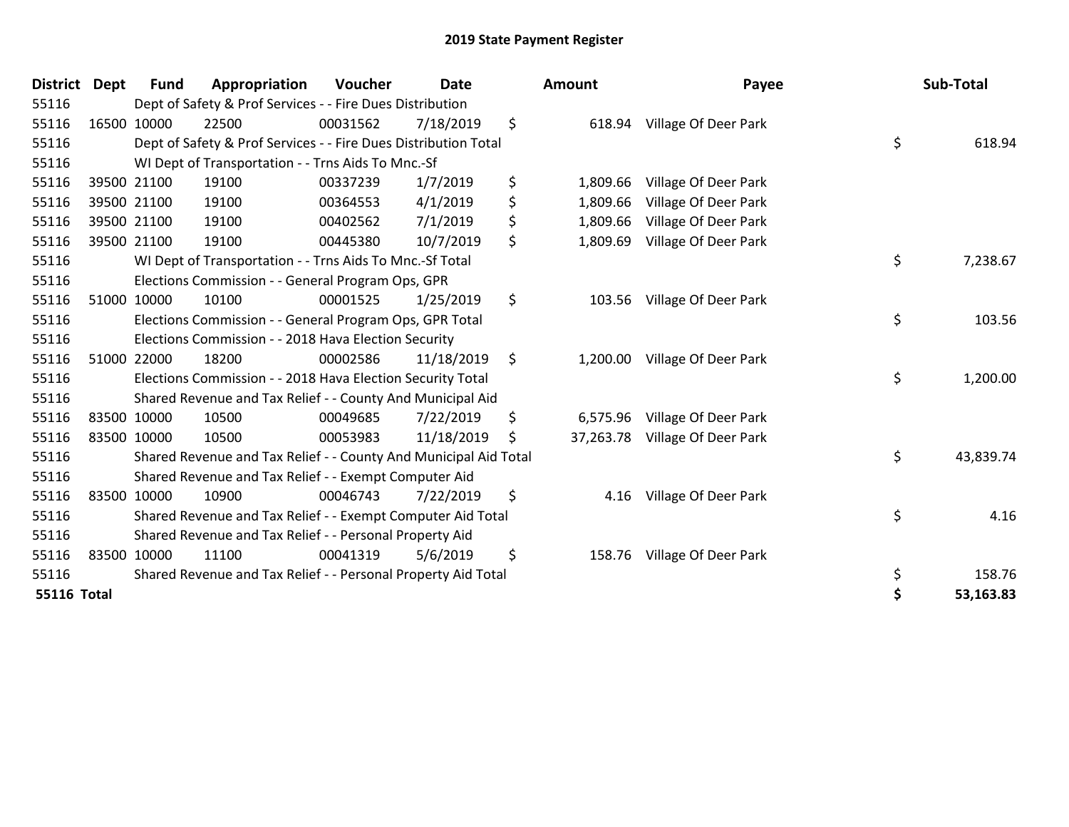# 2019 State Payment Register

| District | Dept | Fund | Appropriation | Voucher | Date | Amount | Payee | Sub-Total |
|---|---|---|---|---|---|---|---|---|
| 55116 | | Dept of Safety & Prof Services - - Fire Dues Distribution | | | | | | |
| 55116 | 16500 | 10000 | 22500 | 00031562 | 7/18/2019 | $ 618.94 | Village Of Deer Park | |
| 55116 | | Dept of Safety & Prof Services - - Fire Dues Distribution Total | | | | | | $ 618.94 |
| 55116 | | WI Dept of Transportation - - Trns Aids To Mnc.-Sf | | | | | | |
| 55116 | 39500 | 21100 | 19100 | 00337239 | 1/7/2019 | $ 1,809.66 | Village Of Deer Park | |
| 55116 | 39500 | 21100 | 19100 | 00364553 | 4/1/2019 | $ 1,809.66 | Village Of Deer Park | |
| 55116 | 39500 | 21100 | 19100 | 00402562 | 7/1/2019 | $ 1,809.66 | Village Of Deer Park | |
| 55116 | 39500 | 21100 | 19100 | 00445380 | 10/7/2019 | $ 1,809.69 | Village Of Deer Park | |
| 55116 | | WI Dept of Transportation - - Trns Aids To Mnc.-Sf Total | | | | | | $ 7,238.67 |
| 55116 | | Elections Commission - - General Program Ops, GPR | | | | | | |
| 55116 | 51000 | 10000 | 10100 | 00001525 | 1/25/2019 | $ 103.56 | Village Of Deer Park | |
| 55116 | | Elections Commission - - General Program Ops, GPR Total | | | | | | $ 103.56 |
| 55116 | | Elections Commission - - 2018 Hava Election Security | | | | | | |
| 55116 | 51000 | 22000 | 18200 | 00002586 | 11/18/2019 | $ 1,200.00 | Village Of Deer Park | |
| 55116 | | Elections Commission - - 2018 Hava Election Security Total | | | | | | $ 1,200.00 |
| 55116 | | Shared Revenue and Tax Relief - - County And Municipal Aid | | | | | | |
| 55116 | 83500 | 10000 | 10500 | 00049685 | 7/22/2019 | $ 6,575.96 | Village Of Deer Park | |
| 55116 | 83500 | 10000 | 10500 | 00053983 | 11/18/2019 | $ 37,263.78 | Village Of Deer Park | |
| 55116 | | Shared Revenue and Tax Relief - - County And Municipal Aid Total | | | | | | $ 43,839.74 |
| 55116 | | Shared Revenue and Tax Relief - - Exempt Computer Aid | | | | | | |
| 55116 | 83500 | 10000 | 10900 | 00046743 | 7/22/2019 | $ 4.16 | Village Of Deer Park | |
| 55116 | | Shared Revenue and Tax Relief - - Exempt Computer Aid Total | | | | | | $ 4.16 |
| 55116 | | Shared Revenue and Tax Relief - - Personal Property Aid | | | | | | |
| 55116 | 83500 | 10000 | 11100 | 00041319 | 5/6/2019 | $ 158.76 | Village Of Deer Park | |
| 55116 | | Shared Revenue and Tax Relief - - Personal Property Aid Total | | | | | | $ 158.76 |
| **55116 Total** | | | | | | | | **$ 53,163.83** |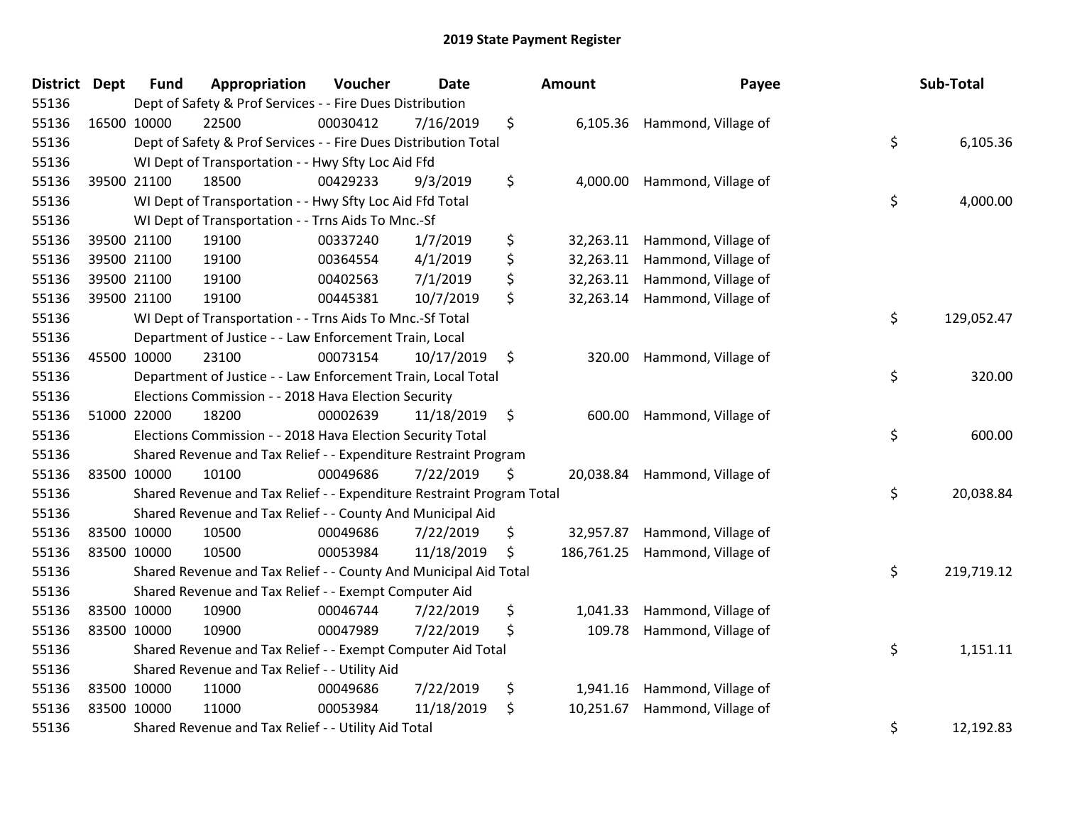# 2019 State Payment Register

| District | Dept | Fund | Appropriation | Voucher | Date | Amount | Payee | Sub-Total |
|---|---|---|---|---|---|---|---|---|
| 55136 | Dept of Safety & Prof Services - - Fire Dues Distribution | | | | | | | |
| 55136 | 16500 | 10000 | 22500 | 00030412 | 7/16/2019 | $ 6,105.36 | Hammond, Village of | |
| 55136 | Dept of Safety & Prof Services - - Fire Dues Distribution Total | | | | | | | $ 6,105.36 |
| 55136 | WI Dept of Transportation - - Hwy Sfty Loc Aid Ffd | | | | | | | |
| 55136 | 39500 | 21100 | 18500 | 00429233 | 9/3/2019 | $ 4,000.00 | Hammond, Village of | |
| 55136 | WI Dept of Transportation - - Hwy Sfty Loc Aid Ffd Total | | | | | | | $ 4,000.00 |
| 55136 | WI Dept of Transportation - - Trns Aids To Mnc.-Sf | | | | | | | |
| 55136 | 39500 | 21100 | 19100 | 00337240 | 1/7/2019 | $ 32,263.11 | Hammond, Village of | |
| 55136 | 39500 | 21100 | 19100 | 00364554 | 4/1/2019 | $ 32,263.11 | Hammond, Village of | |
| 55136 | 39500 | 21100 | 19100 | 00402563 | 7/1/2019 | $ 32,263.11 | Hammond, Village of | |
| 55136 | 39500 | 21100 | 19100 | 00445381 | 10/7/2019 | $ 32,263.14 | Hammond, Village of | |
| 55136 | WI Dept of Transportation - - Trns Aids To Mnc.-Sf Total | | | | | | | $ 129,052.47 |
| 55136 | Department of Justice - - Law Enforcement Train, Local | | | | | | | |
| 55136 | 45500 | 10000 | 23100 | 00073154 | 10/17/2019 | $ 320.00 | Hammond, Village of | |
| 55136 | Department of Justice - - Law Enforcement Train, Local Total | | | | | | | $ 320.00 |
| 55136 | Elections Commission - - 2018 Hava Election Security | | | | | | | |
| 55136 | 51000 | 22000 | 18200 | 00002639 | 11/18/2019 | $ 600.00 | Hammond, Village of | |
| 55136 | Elections Commission - - 2018 Hava Election Security Total | | | | | | | $ 600.00 |
| 55136 | Shared Revenue and Tax Relief - - Expenditure Restraint Program | | | | | | | |
| 55136 | 83500 | 10000 | 10100 | 00049686 | 7/22/2019 | $ 20,038.84 | Hammond, Village of | |
| 55136 | Shared Revenue and Tax Relief - - Expenditure Restraint Program Total | | | | | | | $ 20,038.84 |
| 55136 | Shared Revenue and Tax Relief - - County And Municipal Aid | | | | | | | |
| 55136 | 83500 | 10000 | 10500 | 00049686 | 7/22/2019 | $ 32,957.87 | Hammond, Village of | |
| 55136 | 83500 | 10000 | 10500 | 00053984 | 11/18/2019 | $ 186,761.25 | Hammond, Village of | |
| 55136 | Shared Revenue and Tax Relief - - County And Municipal Aid Total | | | | | | | $ 219,719.12 |
| 55136 | Shared Revenue and Tax Relief - - Exempt Computer Aid | | | | | | | |
| 55136 | 83500 | 10000 | 10900 | 00046744 | 7/22/2019 | $ 1,041.33 | Hammond, Village of | |
| 55136 | 83500 | 10000 | 10900 | 00047989 | 7/22/2019 | $ 109.78 | Hammond, Village of | |
| 55136 | Shared Revenue and Tax Relief - - Exempt Computer Aid Total | | | | | | | $ 1,151.11 |
| 55136 | Shared Revenue and Tax Relief - - Utility Aid | | | | | | | |
| 55136 | 83500 | 10000 | 11000 | 00049686 | 7/22/2019 | $ 1,941.16 | Hammond, Village of | |
| 55136 | 83500 | 10000 | 11000 | 00053984 | 11/18/2019 | $ 10,251.67 | Hammond, Village of | |
| 55136 | Shared Revenue and Tax Relief - - Utility Aid Total | | | | | | | $ 12,192.83 |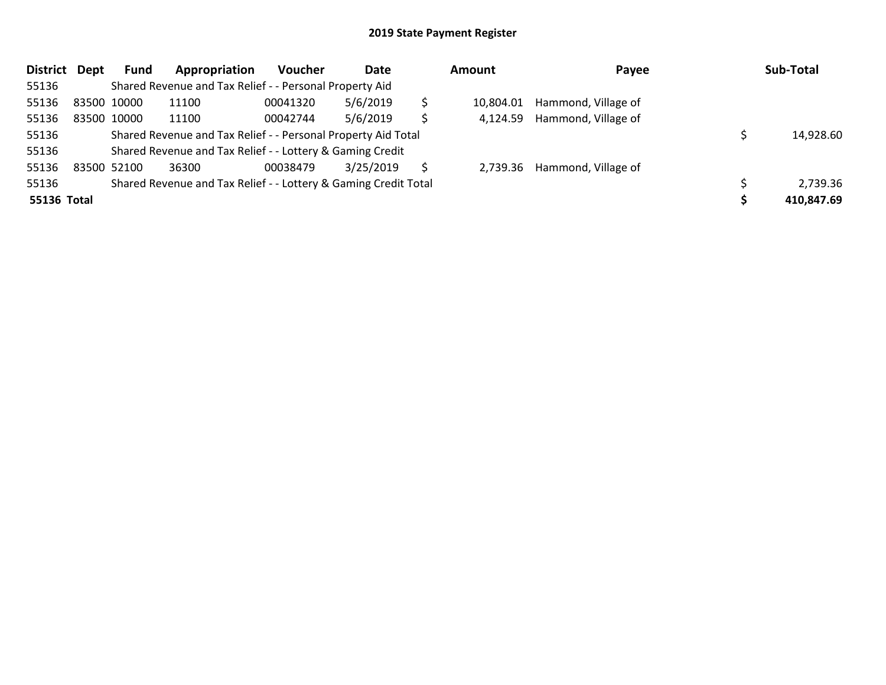## 2019 State Payment Register

| District | Dept | Fund | Appropriation | Voucher | Date | Amount | Payee | Sub-Total |
|---|---|---|---|---|---|---|---|---|
| 55136 | | Shared Revenue and Tax Relief - - Personal Property Aid | | | | | | |
| 55136 | 83500 | 10000 | 11100 | 00041320 | 5/6/2019 | $ 10,804.01 | Hammond, Village of | |
| 55136 | 83500 | 10000 | 11100 | 00042744 | 5/6/2019 | $ 4,124.59 | Hammond, Village of | |
| 55136 | | Shared Revenue and Tax Relief - - Personal Property Aid Total | | | | | | $ 14,928.60 |
| 55136 | | Shared Revenue and Tax Relief - - Lottery & Gaming Credit | | | | | | |
| 55136 | 83500 | 52100 | 36300 | 00038479 | 3/25/2019 | $ 2,739.36 | Hammond, Village of | |
| 55136 | | Shared Revenue and Tax Relief - - Lottery & Gaming Credit Total | | | | | | $ 2,739.36 |
| **55136 Total** | | | | | | | | **$ 410,847.69** |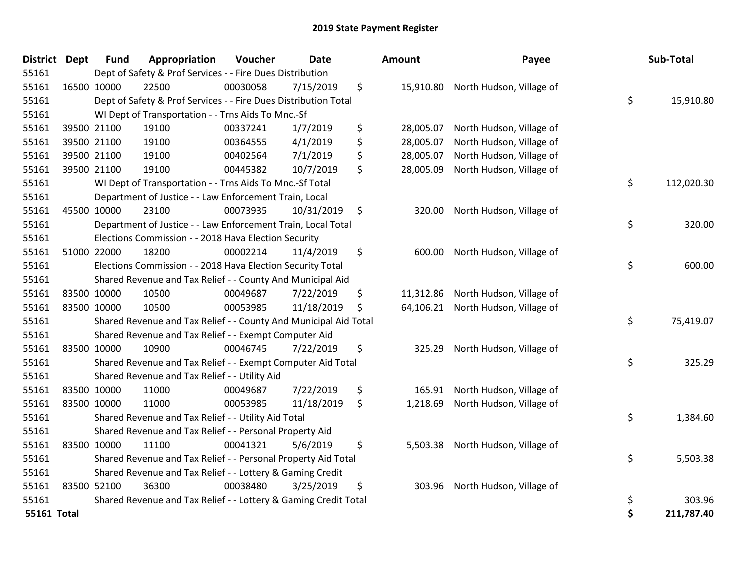# 2019 State Payment Register

| District | Dept | Fund | Appropriation | Voucher | Date | Amount | Payee | Sub-Total |
|---|---|---|---|---|---|---|---|---|
| 55161 | | Dept of Safety & Prof Services - - Fire Dues Distribution | | | | | | |
| 55161 | 16500 | 10000 | 22500 | 00030058 | 7/15/2019 | $ 15,910.80 | North Hudson, Village of | |
| 55161 | | Dept of Safety & Prof Services - - Fire Dues Distribution Total | | | | | | $ 15,910.80 |
| 55161 | | WI Dept of Transportation - - Trns Aids To Mnc.-Sf | | | | | | |
| 55161 | 39500 | 21100 | 19100 | 00337241 | 1/7/2019 | $ 28,005.07 | North Hudson, Village of | |
| 55161 | 39500 | 21100 | 19100 | 00364555 | 4/1/2019 | $ 28,005.07 | North Hudson, Village of | |
| 55161 | 39500 | 21100 | 19100 | 00402564 | 7/1/2019 | $ 28,005.07 | North Hudson, Village of | |
| 55161 | 39500 | 21100 | 19100 | 00445382 | 10/7/2019 | $ 28,005.09 | North Hudson, Village of | |
| 55161 | | WI Dept of Transportation - - Trns Aids To Mnc.-Sf Total | | | | | | $ 112,020.30 |
| 55161 | | Department of Justice - - Law Enforcement Train, Local | | | | | | |
| 55161 | 45500 | 10000 | 23100 | 00073935 | 10/31/2019 | $ 320.00 | North Hudson, Village of | |
| 55161 | | Department of Justice - - Law Enforcement Train, Local Total | | | | | | $ 320.00 |
| 55161 | | Elections Commission - - 2018 Hava Election Security | | | | | | |
| 55161 | 51000 | 22000 | 18200 | 00002214 | 11/4/2019 | $ 600.00 | North Hudson, Village of | |
| 55161 | | Elections Commission - - 2018 Hava Election Security Total | | | | | | $ 600.00 |
| 55161 | | Shared Revenue and Tax Relief - - County And Municipal Aid | | | | | | |
| 55161 | 83500 | 10000 | 10500 | 00049687 | 7/22/2019 | $ 11,312.86 | North Hudson, Village of | |
| 55161 | 83500 | 10000 | 10500 | 00053985 | 11/18/2019 | $ 64,106.21 | North Hudson, Village of | |
| 55161 | | Shared Revenue and Tax Relief - - County And Municipal Aid Total | | | | | | $ 75,419.07 |
| 55161 | | Shared Revenue and Tax Relief - - Exempt Computer Aid | | | | | | |
| 55161 | 83500 | 10000 | 10900 | 00046745 | 7/22/2019 | $ 325.29 | North Hudson, Village of | |
| 55161 | | Shared Revenue and Tax Relief - - Exempt Computer Aid Total | | | | | | $ 325.29 |
| 55161 | | Shared Revenue and Tax Relief - - Utility Aid | | | | | | |
| 55161 | 83500 | 10000 | 11000 | 00049687 | 7/22/2019 | $ 165.91 | North Hudson, Village of | |
| 55161 | 83500 | 10000 | 11000 | 00053985 | 11/18/2019 | $ 1,218.69 | North Hudson, Village of | |
| 55161 | | Shared Revenue and Tax Relief - - Utility Aid Total | | | | | | $ 1,384.60 |
| 55161 | | Shared Revenue and Tax Relief - - Personal Property Aid | | | | | | |
| 55161 | 83500 | 10000 | 11100 | 00041321 | 5/6/2019 | $ 5,503.38 | North Hudson, Village of | |
| 55161 | | Shared Revenue and Tax Relief - - Personal Property Aid Total | | | | | | $ 5,503.38 |
| 55161 | | Shared Revenue and Tax Relief - - Lottery & Gaming Credit | | | | | | |
| 55161 | 83500 | 52100 | 36300 | 00038480 | 3/25/2019 | $ 303.96 | North Hudson, Village of | |
| 55161 | | Shared Revenue and Tax Relief - - Lottery & Gaming Credit Total | | | | | | $ 303.96 |
| **55161 Total** | | | | | | | | **$ 211,787.40** |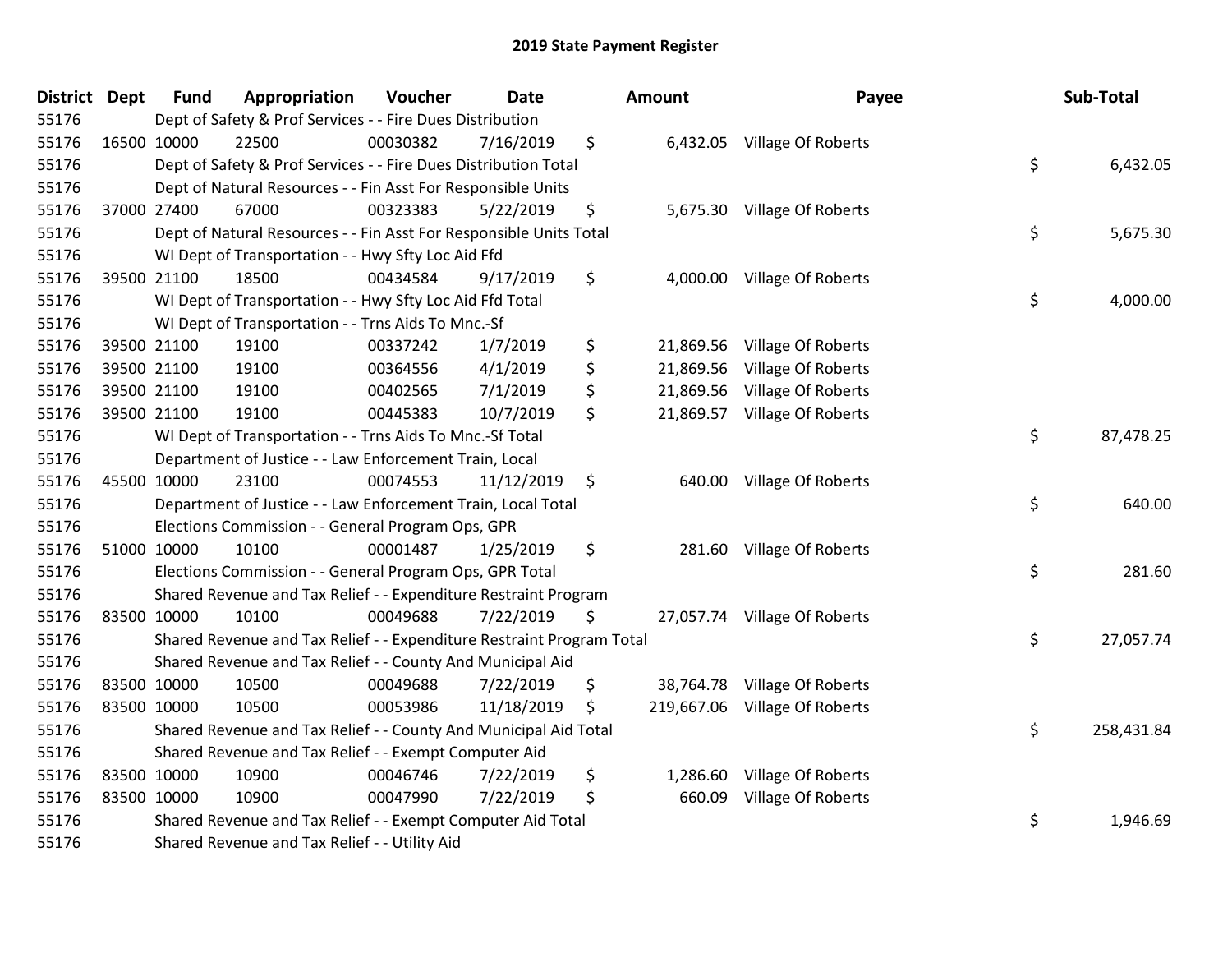# 2019 State Payment Register

| District | Dept | Fund | Appropriation | Voucher | Date | Amount | Payee | Sub-Total |
|---|---|---|---|---|---|---|---|---|
| 55176 | | Dept of Safety & Prof Services - - Fire Dues Distribution | | | | | | |
| 55176 | 16500 | 10000 | 22500 | 00030382 | 7/16/2019 | $ 6,432.05 | Village Of Roberts | |
| 55176 | | Dept of Safety & Prof Services - - Fire Dues Distribution Total | | | | | | $ 6,432.05 |
| 55176 | | Dept of Natural Resources - - Fin Asst For Responsible Units | | | | | | |
| 55176 | 37000 | 27400 | 67000 | 00323383 | 5/22/2019 | $ 5,675.30 | Village Of Roberts | |
| 55176 | | Dept of Natural Resources - - Fin Asst For Responsible Units Total | | | | | | $ 5,675.30 |
| 55176 | | WI Dept of Transportation - - Hwy Sfty Loc Aid Ffd | | | | | | |
| 55176 | 39500 | 21100 | 18500 | 00434584 | 9/17/2019 | $ 4,000.00 | Village Of Roberts | |
| 55176 | | WI Dept of Transportation - - Hwy Sfty Loc Aid Ffd Total | | | | | | $ 4,000.00 |
| 55176 | | WI Dept of Transportation - - Trns Aids To Mnc.-Sf | | | | | | |
| 55176 | 39500 | 21100 | 19100 | 00337242 | 1/7/2019 | $ 21,869.56 | Village Of Roberts | |
| 55176 | 39500 | 21100 | 19100 | 00364556 | 4/1/2019 | $ 21,869.56 | Village Of Roberts | |
| 55176 | 39500 | 21100 | 19100 | 00402565 | 7/1/2019 | $ 21,869.56 | Village Of Roberts | |
| 55176 | 39500 | 21100 | 19100 | 00445383 | 10/7/2019 | $ 21,869.57 | Village Of Roberts | |
| 55176 | | WI Dept of Transportation - - Trns Aids To Mnc.-Sf Total | | | | | | $ 87,478.25 |
| 55176 | | Department of Justice - - Law Enforcement Train, Local | | | | | | |
| 55176 | 45500 | 10000 | 23100 | 00074553 | 11/12/2019 | $ 640.00 | Village Of Roberts | |
| 55176 | | Department of Justice - - Law Enforcement Train, Local Total | | | | | | $ 640.00 |
| 55176 | | Elections Commission - - General Program Ops, GPR | | | | | | |
| 55176 | 51000 | 10000 | 10100 | 00001487 | 1/25/2019 | $ 281.60 | Village Of Roberts | |
| 55176 | | Elections Commission - - General Program Ops, GPR Total | | | | | | $ 281.60 |
| 55176 | | Shared Revenue and Tax Relief - - Expenditure Restraint Program | | | | | | |
| 55176 | 83500 | 10000 | 10100 | 00049688 | 7/22/2019 | $ 27,057.74 | Village Of Roberts | |
| 55176 | | Shared Revenue and Tax Relief - - Expenditure Restraint Program Total | | | | | | $ 27,057.74 |
| 55176 | | Shared Revenue and Tax Relief - - County And Municipal Aid | | | | | | |
| 55176 | 83500 | 10000 | 10500 | 00049688 | 7/22/2019 | $ 38,764.78 | Village Of Roberts | |
| 55176 | 83500 | 10000 | 10500 | 00053986 | 11/18/2019 | $ 219,667.06 | Village Of Roberts | |
| 55176 | | Shared Revenue and Tax Relief - - County And Municipal Aid Total | | | | | | $ 258,431.84 |
| 55176 | | Shared Revenue and Tax Relief - - Exempt Computer Aid | | | | | | |
| 55176 | 83500 | 10000 | 10900 | 00046746 | 7/22/2019 | $ 1,286.60 | Village Of Roberts | |
| 55176 | 83500 | 10000 | 10900 | 00047990 | 7/22/2019 | $ 660.09 | Village Of Roberts | |
| 55176 | | Shared Revenue and Tax Relief - - Exempt Computer Aid Total | | | | | | $ 1,946.69 |
| 55176 | | Shared Revenue and Tax Relief - - Utility Aid | | | | | | |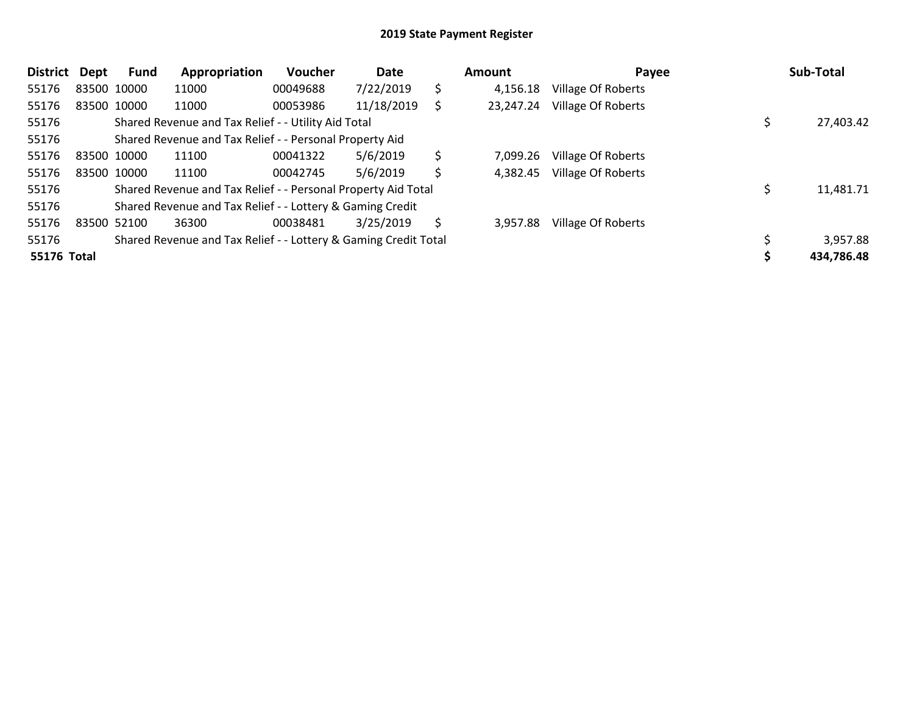## 2019 State Payment Register

| District | Dept | Fund | Appropriation | Voucher | Date | Amount | Payee | Sub-Total |
|---|---|---|---|---|---|---|---|---|
| 55176 | 83500 | 10000 | 11000 | 00049688 | 7/22/2019 | $ 4,156.18 | Village Of Roberts | |
| 55176 | 83500 | 10000 | 11000 | 00053986 | 11/18/2019 | $ 23,247.24 | Village Of Roberts | |
| 55176 | | Shared Revenue and Tax Relief - - Utility Aid Total | | | | | | $ 27,403.42 |
| 55176 | | Shared Revenue and Tax Relief - - Personal Property Aid | | | | | | |
| 55176 | 83500 | 10000 | 11100 | 00041322 | 5/6/2019 | $ 7,099.26 | Village Of Roberts | |
| 55176 | 83500 | 10000 | 11100 | 00042745 | 5/6/2019 | $ 4,382.45 | Village Of Roberts | |
| 55176 | | Shared Revenue and Tax Relief - - Personal Property Aid Total | | | | | | $ 11,481.71 |
| 55176 | | Shared Revenue and Tax Relief - - Lottery & Gaming Credit | | | | | | |
| 55176 | 83500 | 52100 | 36300 | 00038481 | 3/25/2019 | $ 3,957.88 | Village Of Roberts | |
| 55176 | | Shared Revenue and Tax Relief - - Lottery & Gaming Credit Total | | | | | | $ 3,957.88 |
| **55176 Total** | | | | | | | | **$ 434,786.48** |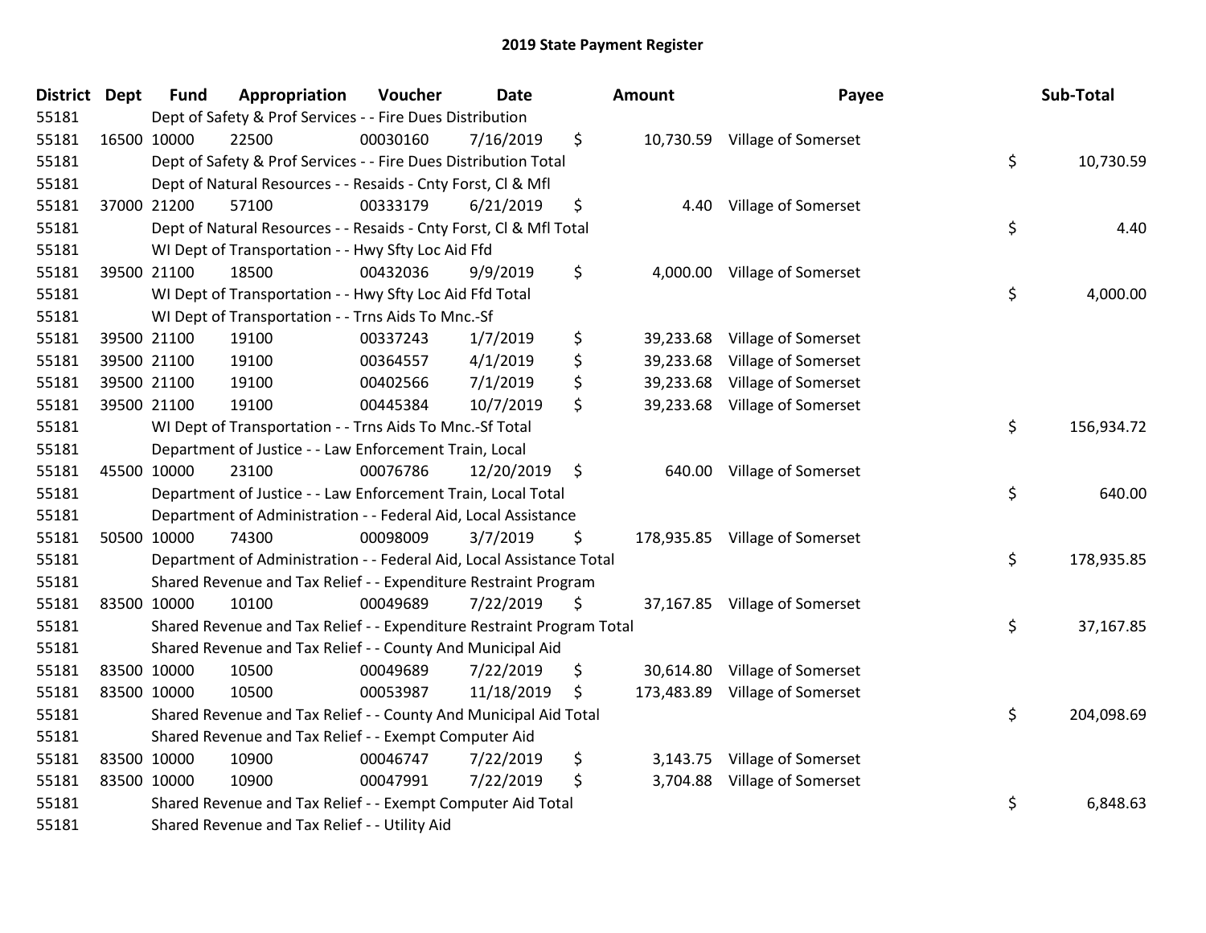# 2019 State Payment Register

| District | Dept | Fund | Appropriation | Voucher | Date | Amount | Payee | Sub-Total |
|---|---|---|---|---|---|---|---|---|
| 55181 | | Dept of Safety & Prof Services - - Fire Dues Distribution | | | | | | |
| 55181 | 16500 | 10000 | 22500 | 00030160 | 7/16/2019 | $ 10,730.59 | Village of Somerset | |
| 55181 | | Dept of Safety & Prof Services - - Fire Dues Distribution Total | | | | | | $ 10,730.59 |
| 55181 | | Dept of Natural Resources - - Resaids - Cnty Forst, Cl & Mfl | | | | | | |
| 55181 | 37000 | 21200 | 57100 | 00333179 | 6/21/2019 | $ 4.40 | Village of Somerset | |
| 55181 | | Dept of Natural Resources - - Resaids - Cnty Forst, Cl & Mfl Total | | | | | | $ 4.40 |
| 55181 | | WI Dept of Transportation - - Hwy Sfty Loc Aid Ffd | | | | | | |
| 55181 | 39500 | 21100 | 18500 | 00432036 | 9/9/2019 | $ 4,000.00 | Village of Somerset | |
| 55181 | | WI Dept of Transportation - - Hwy Sfty Loc Aid Ffd Total | | | | | | $ 4,000.00 |
| 55181 | | WI Dept of Transportation - - Trns Aids To Mnc.-Sf | | | | | | |
| 55181 | 39500 | 21100 | 19100 | 00337243 | 1/7/2019 | $ 39,233.68 | Village of Somerset | |
| 55181 | 39500 | 21100 | 19100 | 00364557 | 4/1/2019 | $ 39,233.68 | Village of Somerset | |
| 55181 | 39500 | 21100 | 19100 | 00402566 | 7/1/2019 | $ 39,233.68 | Village of Somerset | |
| 55181 | 39500 | 21100 | 19100 | 00445384 | 10/7/2019 | $ 39,233.68 | Village of Somerset | |
| 55181 | | WI Dept of Transportation - - Trns Aids To Mnc.-Sf Total | | | | | | $ 156,934.72 |
| 55181 | | Department of Justice - - Law Enforcement Train, Local | | | | | | |
| 55181 | 45500 | 10000 | 23100 | 00076786 | 12/20/2019 | $ 640.00 | Village of Somerset | |
| 55181 | | Department of Justice - - Law Enforcement Train, Local Total | | | | | | $ 640.00 |
| 55181 | | Department of Administration - - Federal Aid, Local Assistance | | | | | | |
| 55181 | 50500 | 10000 | 74300 | 00098009 | 3/7/2019 | $ 178,935.85 | Village of Somerset | |
| 55181 | | Department of Administration - - Federal Aid, Local Assistance Total | | | | | | $ 178,935.85 |
| 55181 | | Shared Revenue and Tax Relief - - Expenditure Restraint Program | | | | | | |
| 55181 | 83500 | 10000 | 10100 | 00049689 | 7/22/2019 | $ 37,167.85 | Village of Somerset | |
| 55181 | | Shared Revenue and Tax Relief - - Expenditure Restraint Program Total | | | | | | $ 37,167.85 |
| 55181 | | Shared Revenue and Tax Relief - - County And Municipal Aid | | | | | | |
| 55181 | 83500 | 10000 | 10500 | 00049689 | 7/22/2019 | $ 30,614.80 | Village of Somerset | |
| 55181 | 83500 | 10000 | 10500 | 00053987 | 11/18/2019 | $ 173,483.89 | Village of Somerset | |
| 55181 | | Shared Revenue and Tax Relief - - County And Municipal Aid Total | | | | | | $ 204,098.69 |
| 55181 | | Shared Revenue and Tax Relief - - Exempt Computer Aid | | | | | | |
| 55181 | 83500 | 10000 | 10900 | 00046747 | 7/22/2019 | $ 3,143.75 | Village of Somerset | |
| 55181 | 83500 | 10000 | 10900 | 00047991 | 7/22/2019 | $ 3,704.88 | Village of Somerset | |
| 55181 | | Shared Revenue and Tax Relief - - Exempt Computer Aid Total | | | | | | $ 6,848.63 |
| 55181 | | Shared Revenue and Tax Relief - - Utility Aid | | | | | | |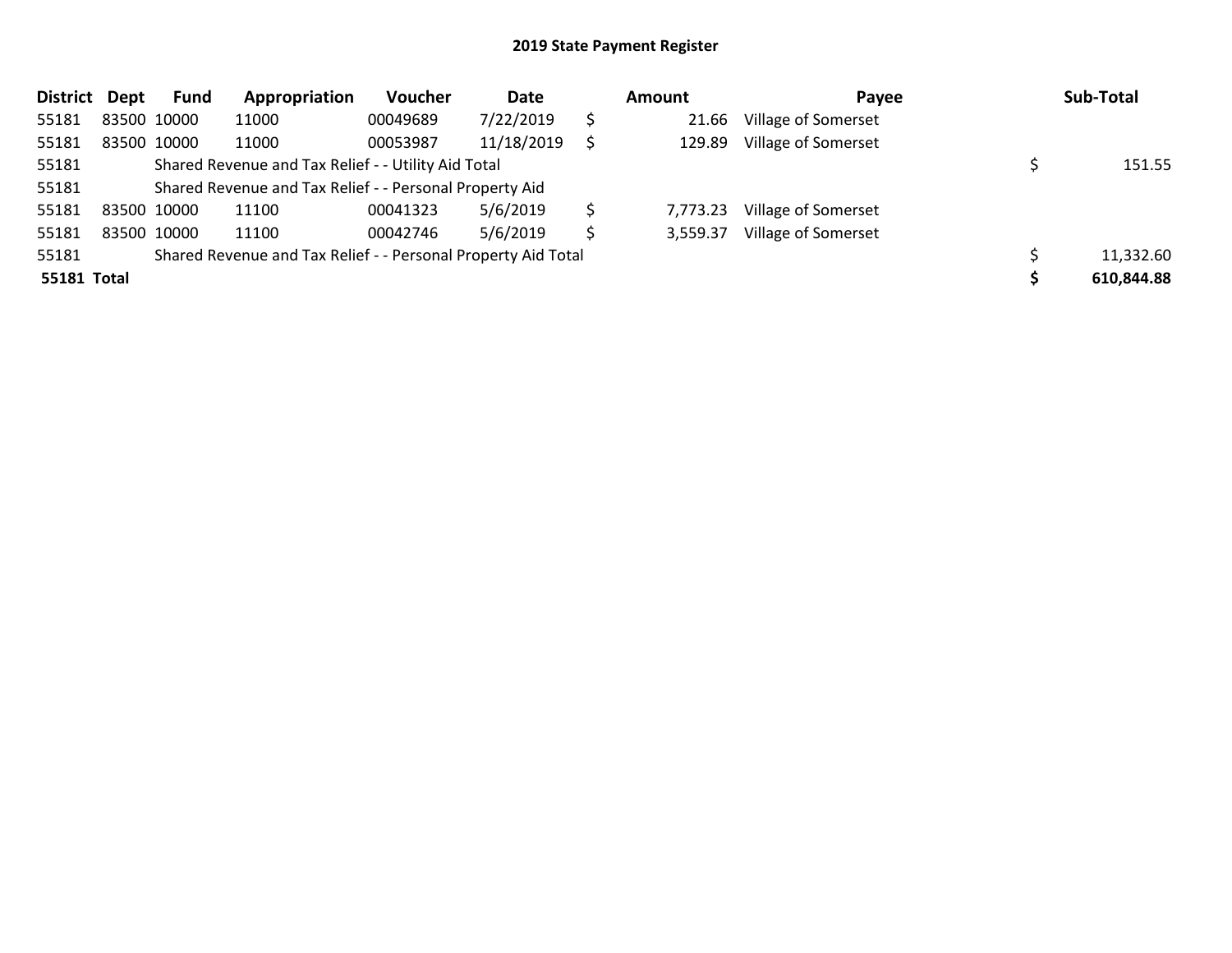## 2019 State Payment Register

| District | Dept | Fund | Appropriation | Voucher | Date | | Amount | Payee | | Sub-Total |
|---|---|---|---|---|---|---|---|---|---|---|
| 55181 | 83500 | 10000 | 11000 | 00049689 | 7/22/2019 | $ | 21.66 | Village of Somerset | | |
| 55181 | 83500 | 10000 | 11000 | 00053987 | 11/18/2019 | $ | 129.89 | Village of Somerset | | |
| 55181 | | Shared Revenue and Tax Relief - - Utility Aid Total | | | | | | | $ | 151.55 |
| 55181 | | Shared Revenue and Tax Relief - - Personal Property Aid | | | | | | | | |
| 55181 | 83500 | 10000 | 11100 | 00041323 | 5/6/2019 | $ | 7,773.23 | Village of Somerset | | |
| 55181 | 83500 | 10000 | 11100 | 00042746 | 5/6/2019 | $ | 3,559.37 | Village of Somerset | | |
| 55181 | | Shared Revenue and Tax Relief - - Personal Property Aid Total | | | | | | | $ | 11,332.60 |
| **55181 Total** | | | | | | | | | **$** | **610,844.88** |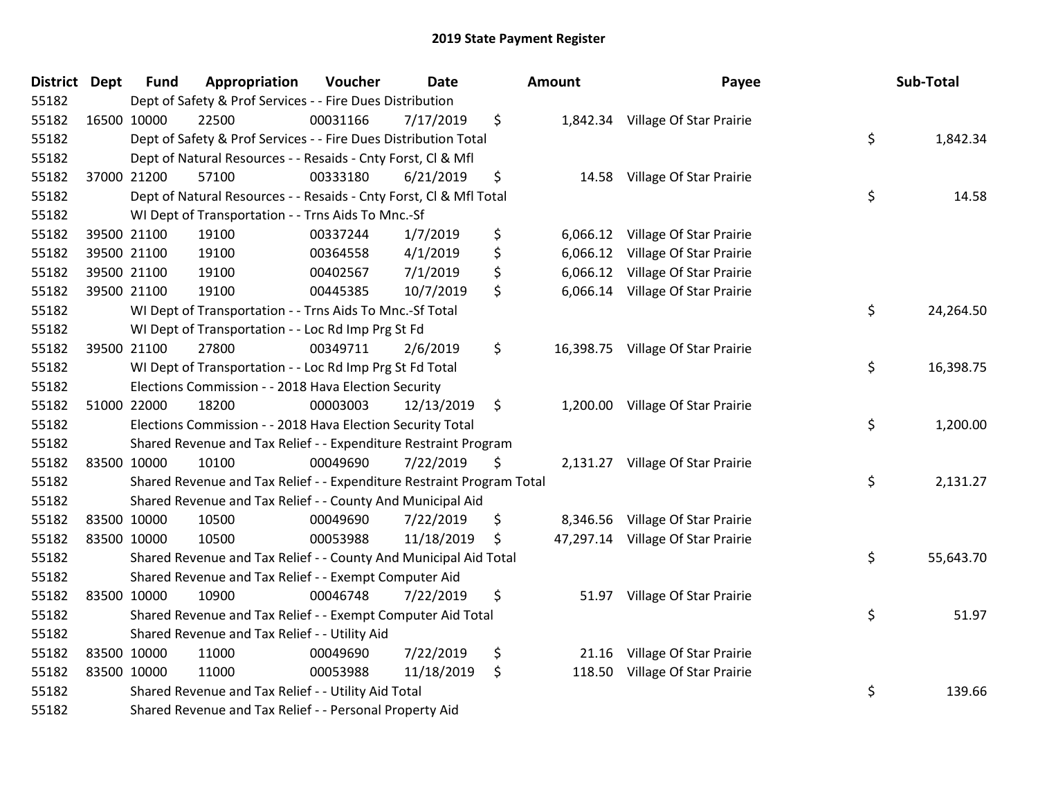# 2019 State Payment Register

| District | Dept | Fund | Appropriation | Voucher | Date | Amount | Payee | Sub-Total |
|---|---|---|---|---|---|---|---|---|
| 55182 | | Dept of Safety & Prof Services - - Fire Dues Distribution | | | | | | |
| 55182 | 16500 | 10000 | 22500 | 00031166 | 7/17/2019 | $ 1,842.34 | Village Of Star Prairie | |
| 55182 | | Dept of Safety & Prof Services - - Fire Dues Distribution Total | | | | | | $ 1,842.34 |
| 55182 | | Dept of Natural Resources - - Resaids - Cnty Forst, Cl & Mfl | | | | | | |
| 55182 | 37000 | 21200 | 57100 | 00333180 | 6/21/2019 | $ 14.58 | Village Of Star Prairie | |
| 55182 | | Dept of Natural Resources - - Resaids - Cnty Forst, Cl & Mfl Total | | | | | | $ 14.58 |
| 55182 | | WI Dept of Transportation - - Trns Aids To Mnc.-Sf | | | | | | |
| 55182 | 39500 | 21100 | 19100 | 00337244 | 1/7/2019 | $ 6,066.12 | Village Of Star Prairie | |
| 55182 | 39500 | 21100 | 19100 | 00364558 | 4/1/2019 | $ 6,066.12 | Village Of Star Prairie | |
| 55182 | 39500 | 21100 | 19100 | 00402567 | 7/1/2019 | $ 6,066.12 | Village Of Star Prairie | |
| 55182 | 39500 | 21100 | 19100 | 00445385 | 10/7/2019 | $ 6,066.14 | Village Of Star Prairie | |
| 55182 | | WI Dept of Transportation - - Trns Aids To Mnc.-Sf Total | | | | | | $ 24,264.50 |
| 55182 | | WI Dept of Transportation - - Loc Rd Imp Prg St Fd | | | | | | |
| 55182 | 39500 | 21100 | 27800 | 00349711 | 2/6/2019 | $ 16,398.75 | Village Of Star Prairie | |
| 55182 | | WI Dept of Transportation - - Loc Rd Imp Prg St Fd Total | | | | | | $ 16,398.75 |
| 55182 | | Elections Commission - - 2018 Hava Election Security | | | | | | |
| 55182 | 51000 | 22000 | 18200 | 00003003 | 12/13/2019 | $ 1,200.00 | Village Of Star Prairie | |
| 55182 | | Elections Commission - - 2018 Hava Election Security Total | | | | | | $ 1,200.00 |
| 55182 | | Shared Revenue and Tax Relief - - Expenditure Restraint Program | | | | | | |
| 55182 | 83500 | 10000 | 10100 | 00049690 | 7/22/2019 | $ 2,131.27 | Village Of Star Prairie | |
| 55182 | | Shared Revenue and Tax Relief - - Expenditure Restraint Program Total | | | | | | $ 2,131.27 |
| 55182 | | Shared Revenue and Tax Relief - - County And Municipal Aid | | | | | | |
| 55182 | 83500 | 10000 | 10500 | 00049690 | 7/22/2019 | $ 8,346.56 | Village Of Star Prairie | |
| 55182 | 83500 | 10000 | 10500 | 00053988 | 11/18/2019 | $ 47,297.14 | Village Of Star Prairie | |
| 55182 | | Shared Revenue and Tax Relief - - County And Municipal Aid Total | | | | | | $ 55,643.70 |
| 55182 | | Shared Revenue and Tax Relief - - Exempt Computer Aid | | | | | | |
| 55182 | 83500 | 10000 | 10900 | 00046748 | 7/22/2019 | $ 51.97 | Village Of Star Prairie | |
| 55182 | | Shared Revenue and Tax Relief - - Exempt Computer Aid Total | | | | | | $ 51.97 |
| 55182 | | Shared Revenue and Tax Relief - - Utility Aid | | | | | | |
| 55182 | 83500 | 10000 | 11000 | 00049690 | 7/22/2019 | $ 21.16 | Village Of Star Prairie | |
| 55182 | 83500 | 10000 | 11000 | 00053988 | 11/18/2019 | $ 118.50 | Village Of Star Prairie | |
| 55182 | | Shared Revenue and Tax Relief - - Utility Aid Total | | | | | | $ 139.66 |
| 55182 | | Shared Revenue and Tax Relief - - Personal Property Aid | | | | | | |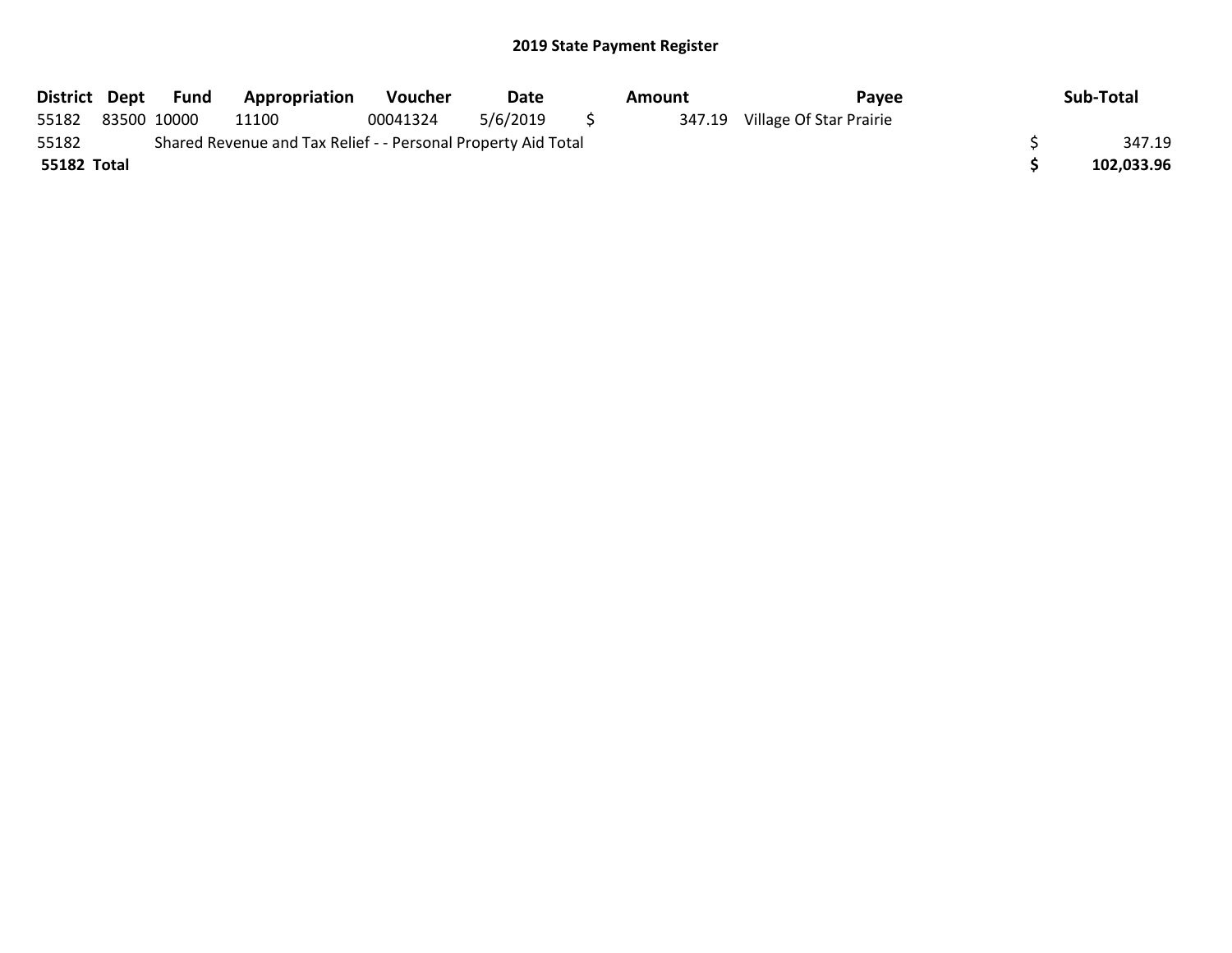## 2019 State Payment Register

| District | Dept | Fund | Appropriation | Voucher | Date | Amount | Payee | Sub-Total |
|---|---|---|---|---|---|---|---|---|
| 55182 | 83500 | 10000 | 11100 | 00041324 | 5/6/2019 | $ 347.19 | Village Of Star Prairie | |
| 55182 | | Shared Revenue and Tax Relief - - Personal Property Aid Total | | | | | | $ 347.19 |
| **55182 Total** | | | | | | | | **$ 102,033.96** |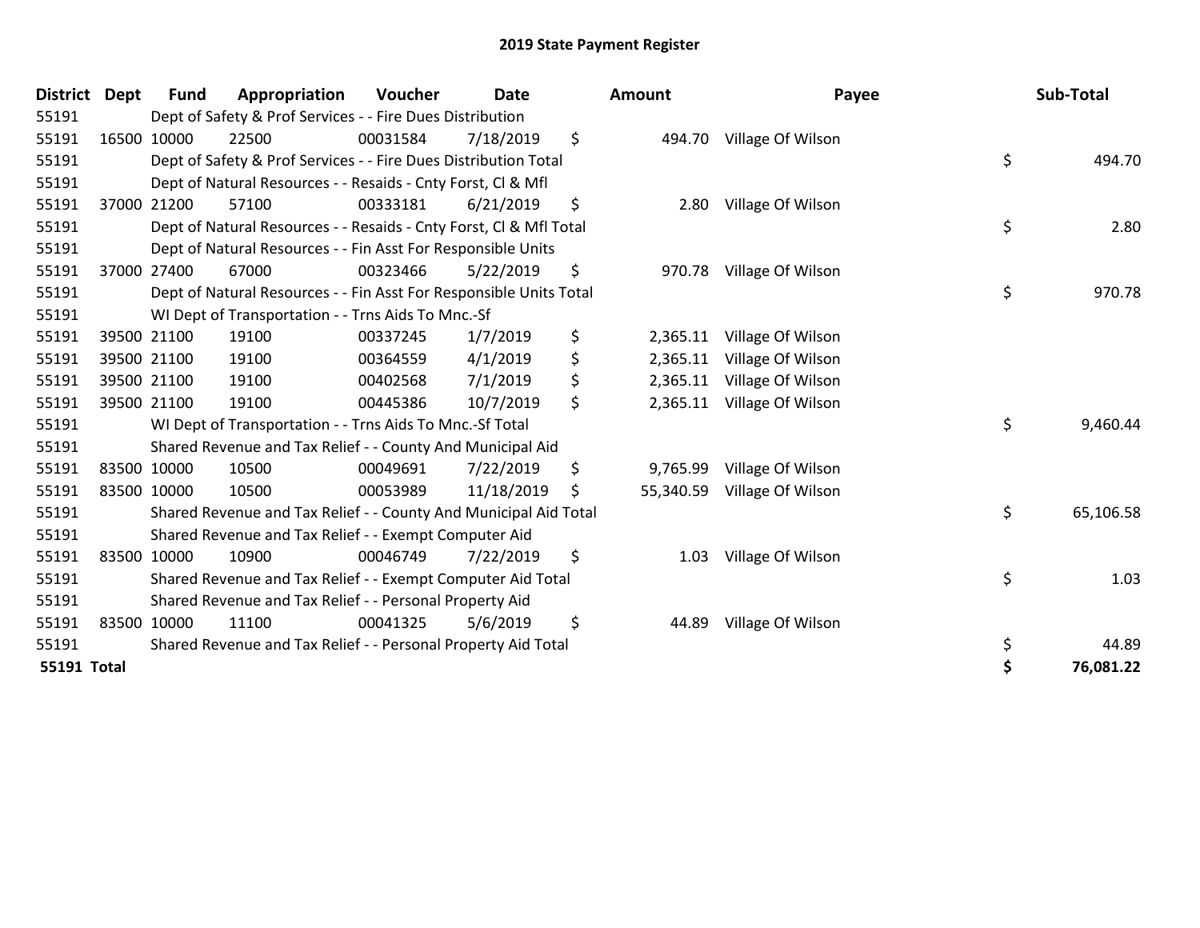# 2019 State Payment Register

| District | Dept | Fund | Appropriation | Voucher | Date | Amount | Payee | Sub-Total |
|---|---|---|---|---|---|---|---|---|
| 55191 | | Dept of Safety & Prof Services - - Fire Dues Distribution | | | | | | |
| 55191 | 16500 | 10000 | 22500 | 00031584 | 7/18/2019 | $ 494.70 | Village Of Wilson | |
| 55191 | | Dept of Safety & Prof Services - - Fire Dues Distribution Total | | | | | | $ 494.70 |
| 55191 | | Dept of Natural Resources - - Resaids - Cnty Forst, Cl & Mfl | | | | | | |
| 55191 | 37000 | 21200 | 57100 | 00333181 | 6/21/2019 | $ 2.80 | Village Of Wilson | |
| 55191 | | Dept of Natural Resources - - Resaids - Cnty Forst, Cl & Mfl Total | | | | | | $ 2.80 |
| 55191 | | Dept of Natural Resources - - Fin Asst For Responsible Units | | | | | | |
| 55191 | 37000 | 27400 | 67000 | 00323466 | 5/22/2019 | $ 970.78 | Village Of Wilson | |
| 55191 | | Dept of Natural Resources - - Fin Asst For Responsible Units Total | | | | | | $ 970.78 |
| 55191 | | WI Dept of Transportation - - Trns Aids To Mnc.-Sf | | | | | | |
| 55191 | 39500 | 21100 | 19100 | 00337245 | 1/7/2019 | $ 2,365.11 | Village Of Wilson | |
| 55191 | 39500 | 21100 | 19100 | 00364559 | 4/1/2019 | $ 2,365.11 | Village Of Wilson | |
| 55191 | 39500 | 21100 | 19100 | 00402568 | 7/1/2019 | $ 2,365.11 | Village Of Wilson | |
| 55191 | 39500 | 21100 | 19100 | 00445386 | 10/7/2019 | $ 2,365.11 | Village Of Wilson | |
| 55191 | | WI Dept of Transportation - - Trns Aids To Mnc.-Sf Total | | | | | | $ 9,460.44 |
| 55191 | | Shared Revenue and Tax Relief - - County And Municipal Aid | | | | | | |
| 55191 | 83500 | 10000 | 10500 | 00049691 | 7/22/2019 | $ 9,765.99 | Village Of Wilson | |
| 55191 | 83500 | 10000 | 10500 | 00053989 | 11/18/2019 | $ 55,340.59 | Village Of Wilson | |
| 55191 | | Shared Revenue and Tax Relief - - County And Municipal Aid Total | | | | | | $ 65,106.58 |
| 55191 | | Shared Revenue and Tax Relief - - Exempt Computer Aid | | | | | | |
| 55191 | 83500 | 10000 | 10900 | 00046749 | 7/22/2019 | $ 1.03 | Village Of Wilson | |
| 55191 | | Shared Revenue and Tax Relief - - Exempt Computer Aid Total | | | | | | $ 1.03 |
| 55191 | | Shared Revenue and Tax Relief - - Personal Property Aid | | | | | | |
| 55191 | 83500 | 10000 | 11100 | 00041325 | 5/6/2019 | $ 44.89 | Village Of Wilson | |
| 55191 | | Shared Revenue and Tax Relief - - Personal Property Aid Total | | | | | | $ 44.89 |
| **55191 Total** | | | | | | | | **$ 76,081.22** |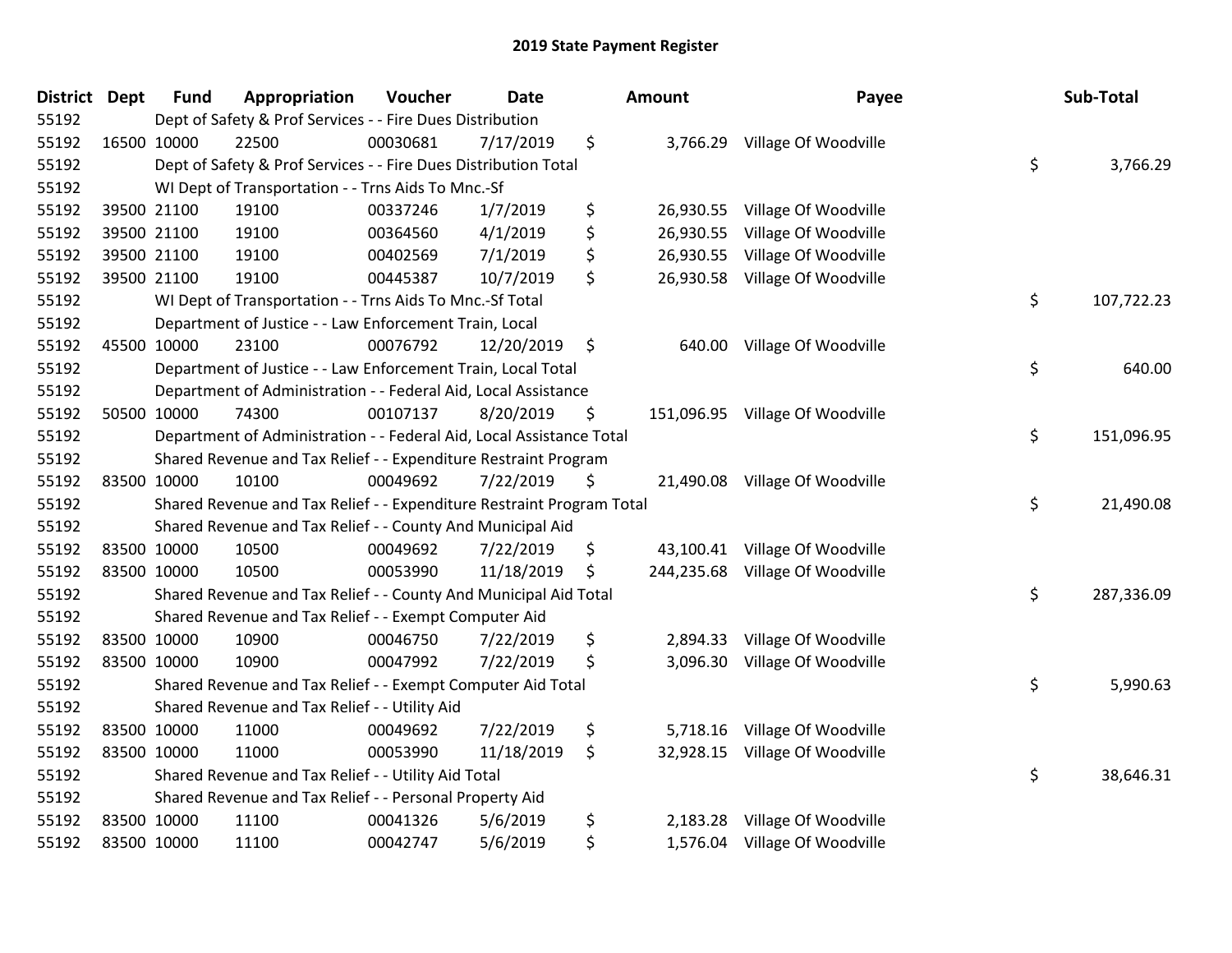# 2019 State Payment Register

| District | Dept | Fund | Appropriation | Voucher | Date | Amount | Payee | Sub-Total |
|---|---|---|---|---|---|---|---|---|
| 55192 | Dept of Safety & Prof Services - - Fire Dues Distribution | | | | | | | |
| 55192 | 16500 | 10000 | 22500 | 00030681 | 7/17/2019 | $ 3,766.29 | Village Of Woodville | |
| 55192 | Dept of Safety & Prof Services - - Fire Dues Distribution Total | | | | | | | $ 3,766.29 |
| 55192 | WI Dept of Transportation - - Trns Aids To Mnc.-Sf | | | | | | | |
| 55192 | 39500 | 21100 | 19100 | 00337246 | 1/7/2019 | $ 26,930.55 | Village Of Woodville | |
| 55192 | 39500 | 21100 | 19100 | 00364560 | 4/1/2019 | $ 26,930.55 | Village Of Woodville | |
| 55192 | 39500 | 21100 | 19100 | 00402569 | 7/1/2019 | $ 26,930.55 | Village Of Woodville | |
| 55192 | 39500 | 21100 | 19100 | 00445387 | 10/7/2019 | $ 26,930.58 | Village Of Woodville | |
| 55192 | WI Dept of Transportation - - Trns Aids To Mnc.-Sf Total | | | | | | | $ 107,722.23 |
| 55192 | Department of Justice - - Law Enforcement Train, Local | | | | | | | |
| 55192 | 45500 | 10000 | 23100 | 00076792 | 12/20/2019 | $ 640.00 | Village Of Woodville | |
| 55192 | Department of Justice - - Law Enforcement Train, Local Total | | | | | | | $ 640.00 |
| 55192 | Department of Administration - - Federal Aid, Local Assistance | | | | | | | |
| 55192 | 50500 | 10000 | 74300 | 00107137 | 8/20/2019 | $ 151,096.95 | Village Of Woodville | |
| 55192 | Department of Administration - - Federal Aid, Local Assistance Total | | | | | | | $ 151,096.95 |
| 55192 | Shared Revenue and Tax Relief - - Expenditure Restraint Program | | | | | | | |
| 55192 | 83500 | 10000 | 10100 | 00049692 | 7/22/2019 | $ 21,490.08 | Village Of Woodville | |
| 55192 | Shared Revenue and Tax Relief - - Expenditure Restraint Program Total | | | | | | | $ 21,490.08 |
| 55192 | Shared Revenue and Tax Relief - - County And Municipal Aid | | | | | | | |
| 55192 | 83500 | 10000 | 10500 | 00049692 | 7/22/2019 | $ 43,100.41 | Village Of Woodville | |
| 55192 | 83500 | 10000 | 10500 | 00053990 | 11/18/2019 | $ 244,235.68 | Village Of Woodville | |
| 55192 | Shared Revenue and Tax Relief - - County And Municipal Aid Total | | | | | | | $ 287,336.09 |
| 55192 | Shared Revenue and Tax Relief - - Exempt Computer Aid | | | | | | | |
| 55192 | 83500 | 10000 | 10900 | 00046750 | 7/22/2019 | $ 2,894.33 | Village Of Woodville | |
| 55192 | 83500 | 10000 | 10900 | 00047992 | 7/22/2019 | $ 3,096.30 | Village Of Woodville | |
| 55192 | Shared Revenue and Tax Relief - - Exempt Computer Aid Total | | | | | | | $ 5,990.63 |
| 55192 | Shared Revenue and Tax Relief - - Utility Aid | | | | | | | |
| 55192 | 83500 | 10000 | 11000 | 00049692 | 7/22/2019 | $ 5,718.16 | Village Of Woodville | |
| 55192 | 83500 | 10000 | 11000 | 00053990 | 11/18/2019 | $ 32,928.15 | Village Of Woodville | |
| 55192 | Shared Revenue and Tax Relief - - Utility Aid Total | | | | | | | $ 38,646.31 |
| 55192 | Shared Revenue and Tax Relief - - Personal Property Aid | | | | | | | |
| 55192 | 83500 | 10000 | 11100 | 00041326 | 5/6/2019 | $ 2,183.28 | Village Of Woodville | |
| 55192 | 83500 | 10000 | 11100 | 00042747 | 5/6/2019 | $ 1,576.04 | Village Of Woodville | |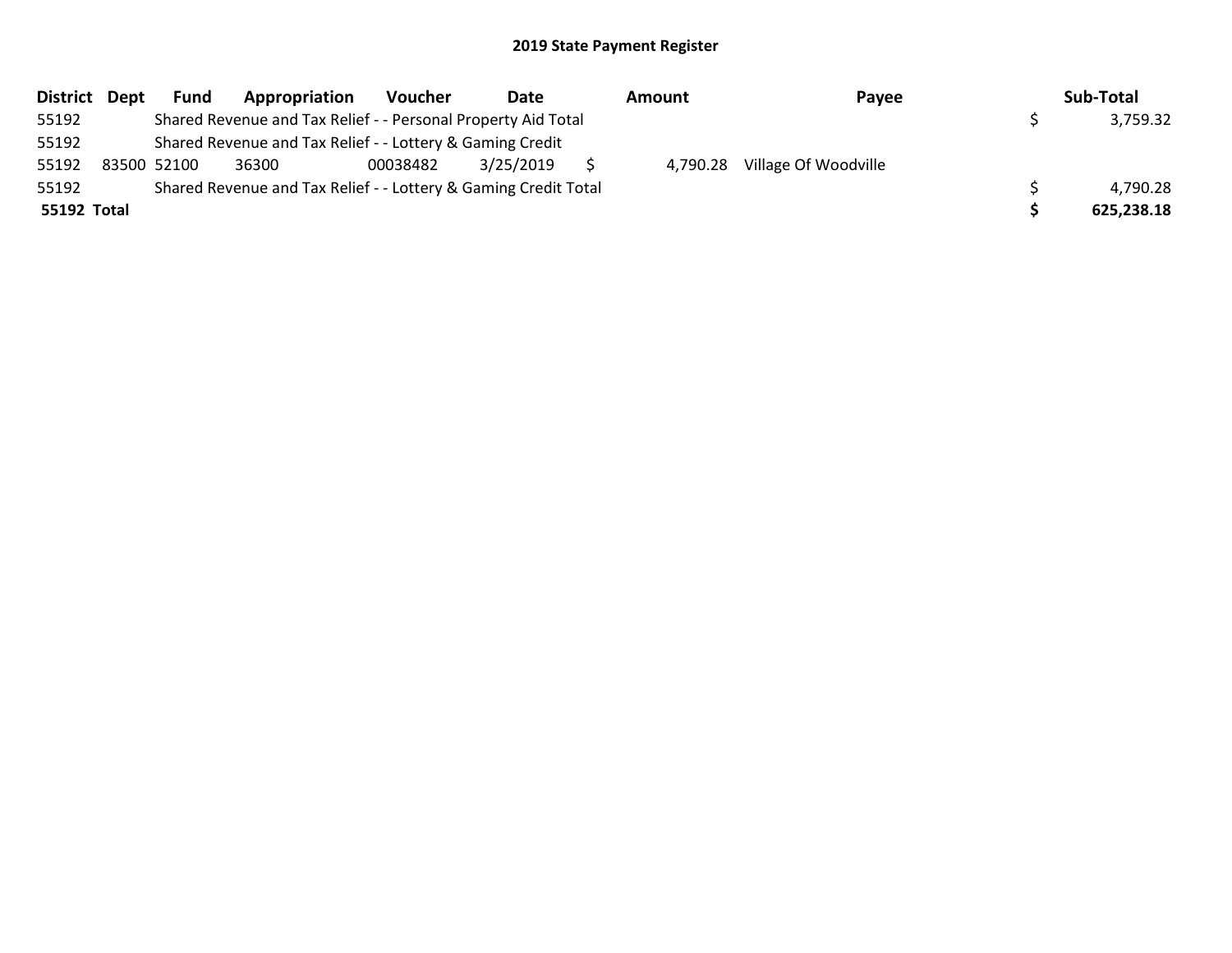## 2019 State Payment Register

| District | Dept | Fund | Appropriation | Voucher | Date | Amount | Payee | Sub-Total |
|---|---|---|---|---|---|---|---|---|
| 55192 | | Shared Revenue and Tax Relief - - Personal Property Aid Total | | | | | | $ 3,759.32 |
| 55192 | | Shared Revenue and Tax Relief - - Lottery & Gaming Credit | | | | | | |
| 55192 | 83500 | 52100 | 36300 | 00038482 | 3/25/2019 | $ 4,790.28 | Village Of Woodville | |
| 55192 | | Shared Revenue and Tax Relief - - Lottery & Gaming Credit Total | | | | | | $ 4,790.28 |
| **55192** | **Total** | | | | | | | **$ 625,238.18** |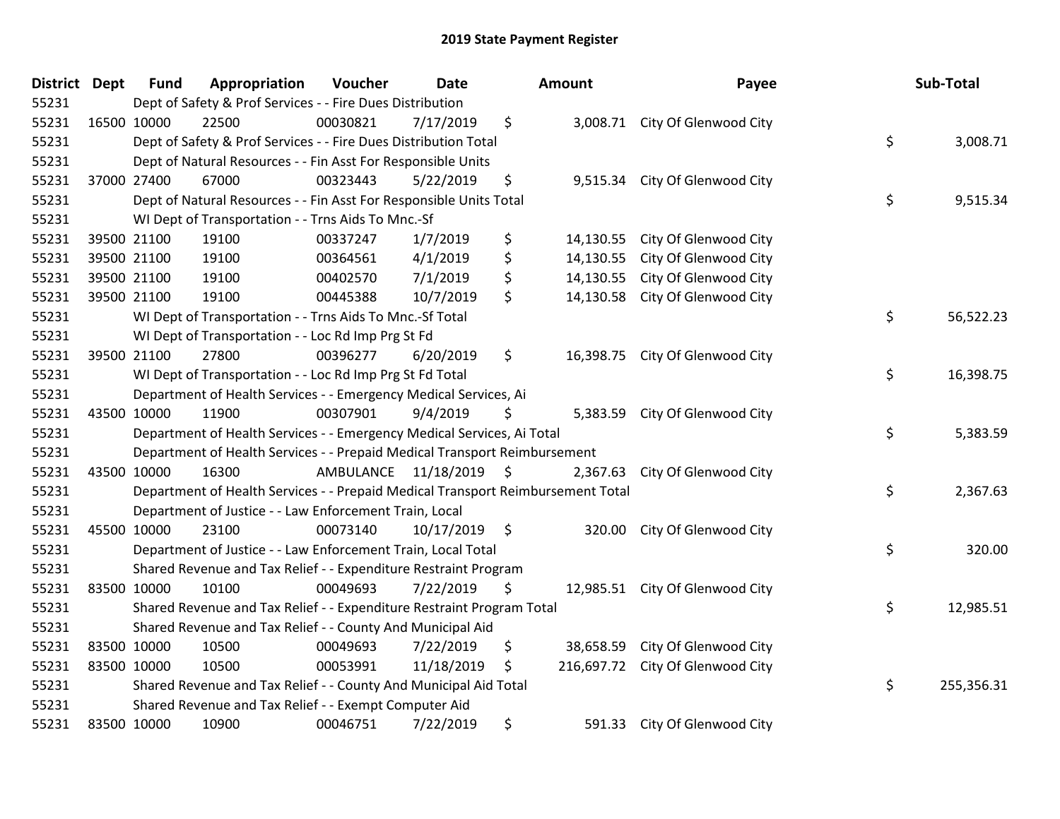# 2019 State Payment Register

| District | Dept | Fund | Appropriation | Voucher | Date | Amount | Payee | Sub-Total |
|---|---|---|---|---|---|---|---|---|
| 55231 | | Dept of Safety & Prof Services - - Fire Dues Distribution | | | | | | |
| 55231 | 16500 | 10000 | 22500 | 00030821 | 7/17/2019 | $ 3,008.71 | City Of Glenwood City | |
| 55231 | | Dept of Safety & Prof Services - - Fire Dues Distribution Total | | | | | | $ 3,008.71 |
| 55231 | | Dept of Natural Resources - - Fin Asst For Responsible Units | | | | | | |
| 55231 | 37000 | 27400 | 67000 | 00323443 | 5/22/2019 | $ 9,515.34 | City Of Glenwood City | |
| 55231 | | Dept of Natural Resources - - Fin Asst For Responsible Units Total | | | | | | $ 9,515.34 |
| 55231 | | WI Dept of Transportation - - Trns Aids To Mnc.-Sf | | | | | | |
| 55231 | 39500 | 21100 | 19100 | 00337247 | 1/7/2019 | $ 14,130.55 | City Of Glenwood City | |
| 55231 | 39500 | 21100 | 19100 | 00364561 | 4/1/2019 | $ 14,130.55 | City Of Glenwood City | |
| 55231 | 39500 | 21100 | 19100 | 00402570 | 7/1/2019 | $ 14,130.55 | City Of Glenwood City | |
| 55231 | 39500 | 21100 | 19100 | 00445388 | 10/7/2019 | $ 14,130.58 | City Of Glenwood City | |
| 55231 | | WI Dept of Transportation - - Trns Aids To Mnc.-Sf Total | | | | | | $ 56,522.23 |
| 55231 | | WI Dept of Transportation - - Loc Rd Imp Prg St Fd | | | | | | |
| 55231 | 39500 | 21100 | 27800 | 00396277 | 6/20/2019 | $ 16,398.75 | City Of Glenwood City | |
| 55231 | | WI Dept of Transportation - - Loc Rd Imp Prg St Fd Total | | | | | | $ 16,398.75 |
| 55231 | | Department of Health Services - - Emergency Medical Services, Ai | | | | | | |
| 55231 | 43500 | 10000 | 11900 | 00307901 | 9/4/2019 | $ 5,383.59 | City Of Glenwood City | |
| 55231 | | Department of Health Services - - Emergency Medical Services, Ai Total | | | | | | $ 5,383.59 |
| 55231 | | Department of Health Services - - Prepaid Medical Transport Reimbursement | | | | | | |
| 55231 | 43500 | 10000 | 16300 | AMBULANCE | 11/18/2019 | $ 2,367.63 | City Of Glenwood City | |
| 55231 | | Department of Health Services - - Prepaid Medical Transport Reimbursement Total | | | | | | $ 2,367.63 |
| 55231 | | Department of Justice - - Law Enforcement Train, Local | | | | | | |
| 55231 | 45500 | 10000 | 23100 | 00073140 | 10/17/2019 | $ 320.00 | City Of Glenwood City | |
| 55231 | | Department of Justice - - Law Enforcement Train, Local Total | | | | | | $ 320.00 |
| 55231 | | Shared Revenue and Tax Relief - - Expenditure Restraint Program | | | | | | |
| 55231 | 83500 | 10000 | 10100 | 00049693 | 7/22/2019 | $ 12,985.51 | City Of Glenwood City | |
| 55231 | | Shared Revenue and Tax Relief - - Expenditure Restraint Program Total | | | | | | $ 12,985.51 |
| 55231 | | Shared Revenue and Tax Relief - - County And Municipal Aid | | | | | | |
| 55231 | 83500 | 10000 | 10500 | 00049693 | 7/22/2019 | $ 38,658.59 | City Of Glenwood City | |
| 55231 | 83500 | 10000 | 10500 | 00053991 | 11/18/2019 | $ 216,697.72 | City Of Glenwood City | |
| 55231 | | Shared Revenue and Tax Relief - - County And Municipal Aid Total | | | | | | $ 255,356.31 |
| 55231 | | Shared Revenue and Tax Relief - - Exempt Computer Aid | | | | | | |
| 55231 | 83500 | 10000 | 10900 | 00046751 | 7/22/2019 | $ 591.33 | City Of Glenwood City | |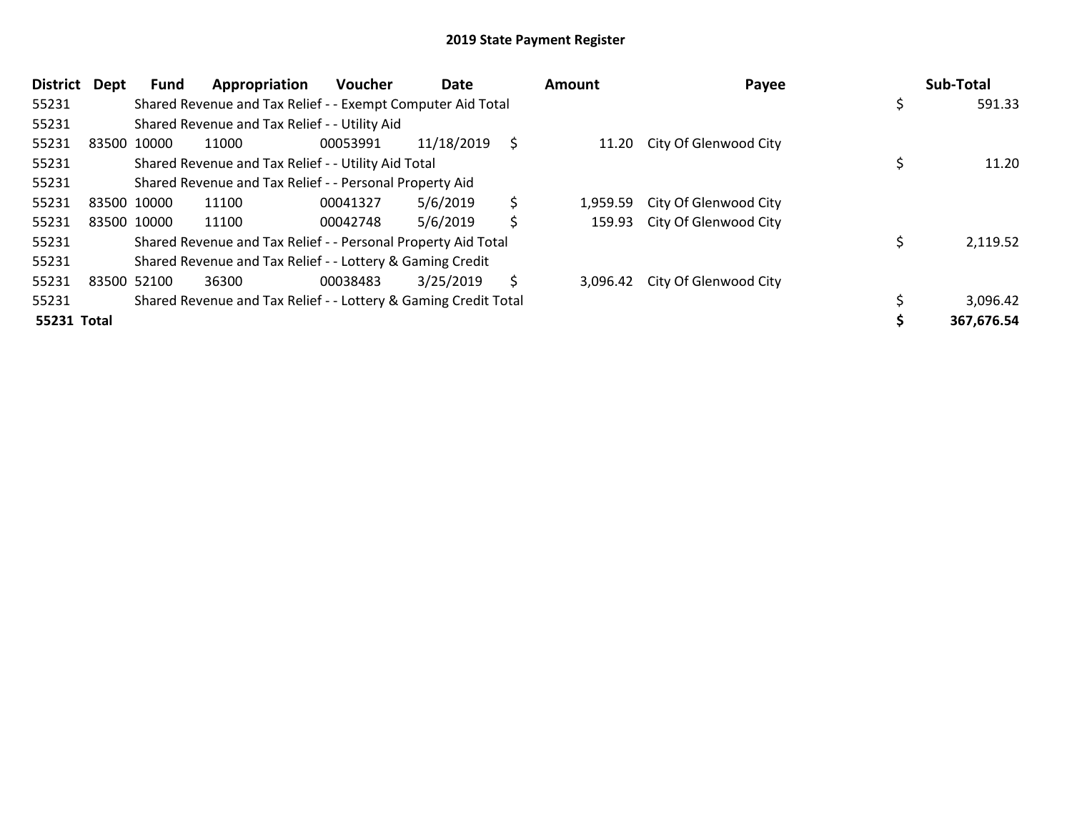## 2019 State Payment Register

| District | Dept | Fund | Appropriation | Voucher | Date | Amount | Payee | Sub-Total |
|---|---|---|---|---|---|---|---|---|
| 55231 | | Shared Revenue and Tax Relief - - Exempt Computer Aid Total | | | | | | $ 591.33 |
| 55231 | | Shared Revenue and Tax Relief - - Utility Aid | | | | | | |
| 55231 | 83500 | 10000 | 11000 | 00053991 | 11/18/2019 | $ 11.20 | City Of Glenwood City | |
| 55231 | | Shared Revenue and Tax Relief - - Utility Aid Total | | | | | | $ 11.20 |
| 55231 | | Shared Revenue and Tax Relief - - Personal Property Aid | | | | | | |
| 55231 | 83500 | 10000 | 11100 | 00041327 | 5/6/2019 | $ 1,959.59 | City Of Glenwood City | |
| 55231 | 83500 | 10000 | 11100 | 00042748 | 5/6/2019 | $ 159.93 | City Of Glenwood City | |
| 55231 | | Shared Revenue and Tax Relief - - Personal Property Aid Total | | | | | | $ 2,119.52 |
| 55231 | | Shared Revenue and Tax Relief - - Lottery & Gaming Credit | | | | | | |
| 55231 | 83500 | 52100 | 36300 | 00038483 | 3/25/2019 | $ 3,096.42 | City Of Glenwood City | |
| 55231 | | Shared Revenue and Tax Relief - - Lottery & Gaming Credit Total | | | | | | $ 3,096.42 |
| **55231 Total** | | | | | | | | **$ 367,676.54** |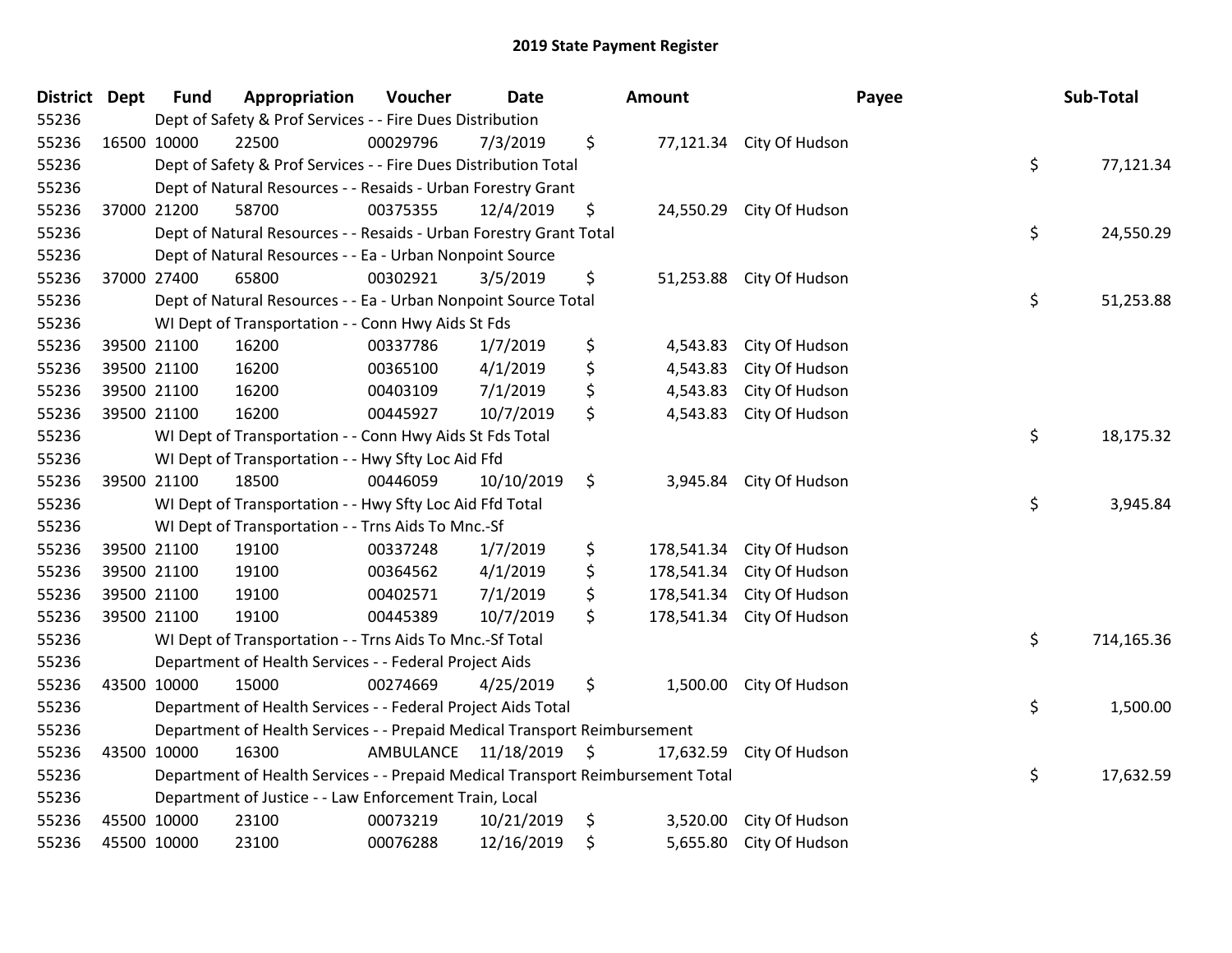## 2019 State Payment Register

| District | Dept | Fund | Appropriation | Voucher | Date | Amount | Payee | Sub-Total |
|---|---|---|---|---|---|---|---|---|
| 55236 | | Dept of Safety & Prof Services - - Fire Dues Distribution | | | | | | |
| 55236 | 16500 | 10000 | 22500 | 00029796 | 7/3/2019 | $ 77,121.34 | City Of Hudson | |
| 55236 | | Dept of Safety & Prof Services - - Fire Dues Distribution Total | | | | | | $ 77,121.34 |
| 55236 | | Dept of Natural Resources - - Resaids - Urban Forestry Grant | | | | | | |
| 55236 | 37000 | 21200 | 58700 | 00375355 | 12/4/2019 | $ 24,550.29 | City Of Hudson | |
| 55236 | | Dept of Natural Resources - - Resaids - Urban Forestry Grant Total | | | | | | $ 24,550.29 |
| 55236 | | Dept of Natural Resources - - Ea - Urban Nonpoint Source | | | | | | |
| 55236 | 37000 | 27400 | 65800 | 00302921 | 3/5/2019 | $ 51,253.88 | City Of Hudson | |
| 55236 | | Dept of Natural Resources - - Ea - Urban Nonpoint Source Total | | | | | | $ 51,253.88 |
| 55236 | | WI Dept of Transportation - - Conn Hwy Aids St Fds | | | | | | |
| 55236 | 39500 | 21100 | 16200 | 00337786 | 1/7/2019 | $ 4,543.83 | City Of Hudson | |
| 55236 | 39500 | 21100 | 16200 | 00365100 | 4/1/2019 | $ 4,543.83 | City Of Hudson | |
| 55236 | 39500 | 21100 | 16200 | 00403109 | 7/1/2019 | $ 4,543.83 | City Of Hudson | |
| 55236 | 39500 | 21100 | 16200 | 00445927 | 10/7/2019 | $ 4,543.83 | City Of Hudson | |
| 55236 | | WI Dept of Transportation - - Conn Hwy Aids St Fds Total | | | | | | $ 18,175.32 |
| 55236 | | WI Dept of Transportation - - Hwy Sfty Loc Aid Ffd | | | | | | |
| 55236 | 39500 | 21100 | 18500 | 00446059 | 10/10/2019 | $ 3,945.84 | City Of Hudson | |
| 55236 | | WI Dept of Transportation - - Hwy Sfty Loc Aid Ffd Total | | | | | | $ 3,945.84 |
| 55236 | | WI Dept of Transportation - - Trns Aids To Mnc.-Sf | | | | | | |
| 55236 | 39500 | 21100 | 19100 | 00337248 | 1/7/2019 | $ 178,541.34 | City Of Hudson | |
| 55236 | 39500 | 21100 | 19100 | 00364562 | 4/1/2019 | $ 178,541.34 | City Of Hudson | |
| 55236 | 39500 | 21100 | 19100 | 00402571 | 7/1/2019 | $ 178,541.34 | City Of Hudson | |
| 55236 | 39500 | 21100 | 19100 | 00445389 | 10/7/2019 | $ 178,541.34 | City Of Hudson | |
| 55236 | | WI Dept of Transportation - - Trns Aids To Mnc.-Sf Total | | | | | | $ 714,165.36 |
| 55236 | | Department of Health Services - - Federal Project Aids | | | | | | |
| 55236 | 43500 | 10000 | 15000 | 00274669 | 4/25/2019 | $ 1,500.00 | City Of Hudson | |
| 55236 | | Department of Health Services - - Federal Project Aids Total | | | | | | $ 1,500.00 |
| 55236 | | Department of Health Services - - Prepaid Medical Transport Reimbursement | | | | | | |
| 55236 | 43500 | 10000 | 16300 | AMBULANCE | 11/18/2019 | $ 17,632.59 | City Of Hudson | |
| 55236 | | Department of Health Services - - Prepaid Medical Transport Reimbursement Total | | | | | | $ 17,632.59 |
| 55236 | | Department of Justice - - Law Enforcement Train, Local | | | | | | |
| 55236 | 45500 | 10000 | 23100 | 00073219 | 10/21/2019 | $ 3,520.00 | City Of Hudson | |
| 55236 | 45500 | 10000 | 23100 | 00076288 | 12/16/2019 | $ 5,655.80 | City Of Hudson | |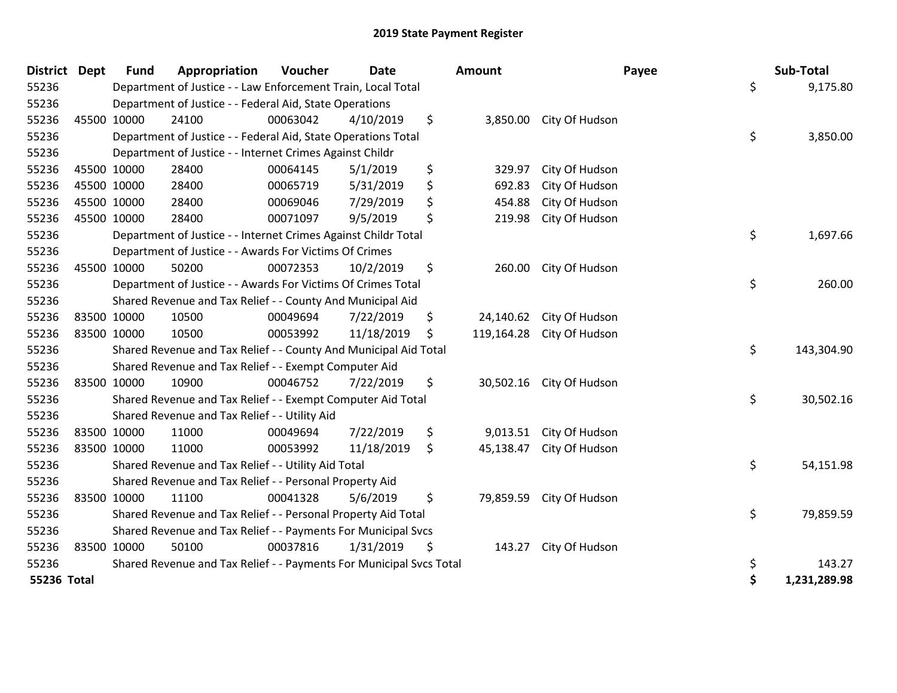## 2019 State Payment Register

| District | Dept | Fund | Appropriation | Voucher | Date | Amount | Payee | Sub-Total |
|---|---|---|---|---|---|---|---|---|
| 55236 | | Department of Justice - - Law Enforcement Train, Local Total | | | | | | $ 9,175.80 |
| 55236 | | Department of Justice - - Federal Aid, State Operations | | | | | | |
| 55236 | 45500 | 10000 | 24100 | 00063042 | 4/10/2019 | $ 3,850.00 | City Of Hudson | |
| 55236 | | Department of Justice - - Federal Aid, State Operations Total | | | | | | $ 3,850.00 |
| 55236 | | Department of Justice - - Internet Crimes Against Childr | | | | | | |
| 55236 | 45500 | 10000 | 28400 | 00064145 | 5/1/2019 | $ 329.97 | City Of Hudson | |
| 55236 | 45500 | 10000 | 28400 | 00065719 | 5/31/2019 | $ 692.83 | City Of Hudson | |
| 55236 | 45500 | 10000 | 28400 | 00069046 | 7/29/2019 | $ 454.88 | City Of Hudson | |
| 55236 | 45500 | 10000 | 28400 | 00071097 | 9/5/2019 | $ 219.98 | City Of Hudson | |
| 55236 | | Department of Justice - - Internet Crimes Against Childr Total | | | | | | $ 1,697.66 |
| 55236 | | Department of Justice - - Awards For Victims Of Crimes | | | | | | |
| 55236 | 45500 | 10000 | 50200 | 00072353 | 10/2/2019 | $ 260.00 | City Of Hudson | |
| 55236 | | Department of Justice - - Awards For Victims Of Crimes Total | | | | | | $ 260.00 |
| 55236 | | Shared Revenue and Tax Relief - - County And Municipal Aid | | | | | | |
| 55236 | 83500 | 10000 | 10500 | 00049694 | 7/22/2019 | $ 24,140.62 | City Of Hudson | |
| 55236 | 83500 | 10000 | 10500 | 00053992 | 11/18/2019 | $ 119,164.28 | City Of Hudson | |
| 55236 | | Shared Revenue and Tax Relief - - County And Municipal Aid Total | | | | | | $ 143,304.90 |
| 55236 | | Shared Revenue and Tax Relief - - Exempt Computer Aid | | | | | | |
| 55236 | 83500 | 10000 | 10900 | 00046752 | 7/22/2019 | $ 30,502.16 | City Of Hudson | |
| 55236 | | Shared Revenue and Tax Relief - - Exempt Computer Aid Total | | | | | | $ 30,502.16 |
| 55236 | | Shared Revenue and Tax Relief - - Utility Aid | | | | | | |
| 55236 | 83500 | 10000 | 11000 | 00049694 | 7/22/2019 | $ 9,013.51 | City Of Hudson | |
| 55236 | 83500 | 10000 | 11000 | 00053992 | 11/18/2019 | $ 45,138.47 | City Of Hudson | |
| 55236 | | Shared Revenue and Tax Relief - - Utility Aid Total | | | | | | $ 54,151.98 |
| 55236 | | Shared Revenue and Tax Relief - - Personal Property Aid | | | | | | |
| 55236 | 83500 | 10000 | 11100 | 00041328 | 5/6/2019 | $ 79,859.59 | City Of Hudson | |
| 55236 | | Shared Revenue and Tax Relief - - Personal Property Aid Total | | | | | | $ 79,859.59 |
| 55236 | | Shared Revenue and Tax Relief - - Payments For Municipal Svcs | | | | | | |
| 55236 | 83500 | 10000 | 50100 | 00037816 | 1/31/2019 | $ 143.27 | City Of Hudson | |
| 55236 | | Shared Revenue and Tax Relief - - Payments For Municipal Svcs Total | | | | | | $ 143.27 |
| **55236 Total** | | | | | | | | **$ 1,231,289.98** |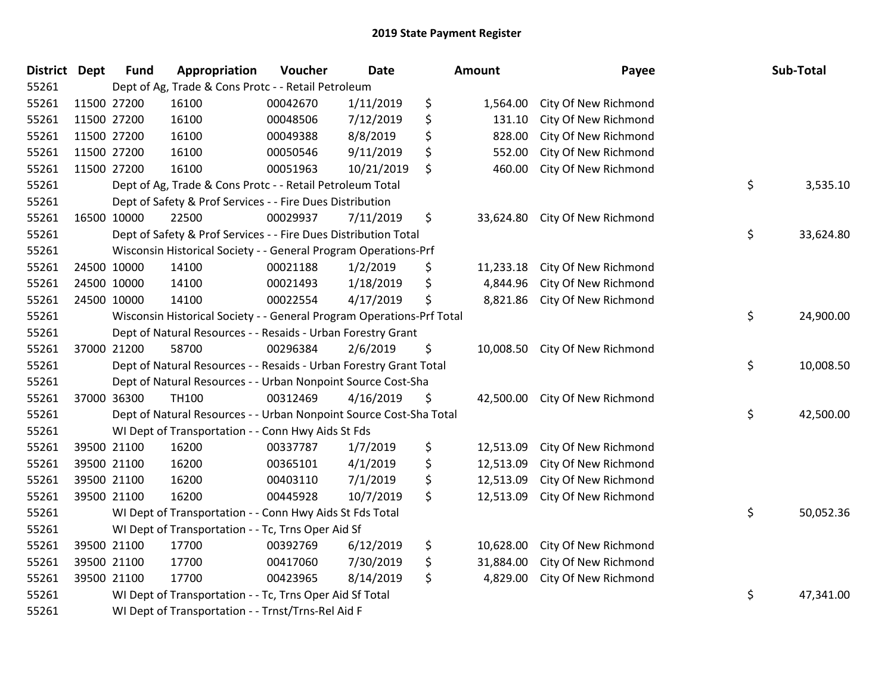# 2019 State Payment Register

| District | Dept | Fund | Appropriation | Voucher | Date | Amount | Payee | Sub-Total |
|---|---|---|---|---|---|---|---|---|
| 55261 | | Dept of Ag, Trade & Cons Protc - - Retail Petroleum | | | | | | |
| 55261 | 11500 | 27200 | 16100 | 00042670 | 1/11/2019 | $ 1,564.00 | City Of New Richmond | |
| 55261 | 11500 | 27200 | 16100 | 00048506 | 7/12/2019 | $ 131.10 | City Of New Richmond | |
| 55261 | 11500 | 27200 | 16100 | 00049388 | 8/8/2019 | $ 828.00 | City Of New Richmond | |
| 55261 | 11500 | 27200 | 16100 | 00050546 | 9/11/2019 | $ 552.00 | City Of New Richmond | |
| 55261 | 11500 | 27200 | 16100 | 00051963 | 10/21/2019 | $ 460.00 | City Of New Richmond | |
| 55261 | | Dept of Ag, Trade & Cons Protc - - Retail Petroleum Total | | | | | | $ 3,535.10 |
| 55261 | | Dept of Safety & Prof Services - - Fire Dues Distribution | | | | | | |
| 55261 | 16500 | 10000 | 22500 | 00029937 | 7/11/2019 | $ 33,624.80 | City Of New Richmond | |
| 55261 | | Dept of Safety & Prof Services - - Fire Dues Distribution Total | | | | | | $ 33,624.80 |
| 55261 | | Wisconsin Historical Society - - General Program Operations-Prf | | | | | | |
| 55261 | 24500 | 10000 | 14100 | 00021188 | 1/2/2019 | $ 11,233.18 | City Of New Richmond | |
| 55261 | 24500 | 10000 | 14100 | 00021493 | 1/18/2019 | $ 4,844.96 | City Of New Richmond | |
| 55261 | 24500 | 10000 | 14100 | 00022554 | 4/17/2019 | $ 8,821.86 | City Of New Richmond | |
| 55261 | | Wisconsin Historical Society - - General Program Operations-Prf Total | | | | | | $ 24,900.00 |
| 55261 | | Dept of Natural Resources - - Resaids - Urban Forestry Grant | | | | | | |
| 55261 | 37000 | 21200 | 58700 | 00296384 | 2/6/2019 | $ 10,008.50 | City Of New Richmond | |
| 55261 | | Dept of Natural Resources - - Resaids - Urban Forestry Grant Total | | | | | | $ 10,008.50 |
| 55261 | | Dept of Natural Resources - - Urban Nonpoint Source Cost-Sha | | | | | | |
| 55261 | 37000 | 36300 | TH100 | 00312469 | 4/16/2019 | $ 42,500.00 | City Of New Richmond | |
| 55261 | | Dept of Natural Resources - - Urban Nonpoint Source Cost-Sha Total | | | | | | $ 42,500.00 |
| 55261 | | WI Dept of Transportation - - Conn Hwy Aids St Fds | | | | | | |
| 55261 | 39500 | 21100 | 16200 | 00337787 | 1/7/2019 | $ 12,513.09 | City Of New Richmond | |
| 55261 | 39500 | 21100 | 16200 | 00365101 | 4/1/2019 | $ 12,513.09 | City Of New Richmond | |
| 55261 | 39500 | 21100 | 16200 | 00403110 | 7/1/2019 | $ 12,513.09 | City Of New Richmond | |
| 55261 | 39500 | 21100 | 16200 | 00445928 | 10/7/2019 | $ 12,513.09 | City Of New Richmond | |
| 55261 | | WI Dept of Transportation - - Conn Hwy Aids St Fds Total | | | | | | $ 50,052.36 |
| 55261 | | WI Dept of Transportation - - Tc, Trns Oper Aid Sf | | | | | | |
| 55261 | 39500 | 21100 | 17700 | 00392769 | 6/12/2019 | $ 10,628.00 | City Of New Richmond | |
| 55261 | 39500 | 21100 | 17700 | 00417060 | 7/30/2019 | $ 31,884.00 | City Of New Richmond | |
| 55261 | 39500 | 21100 | 17700 | 00423965 | 8/14/2019 | $ 4,829.00 | City Of New Richmond | |
| 55261 | | WI Dept of Transportation - - Tc, Trns Oper Aid Sf Total | | | | | | $ 47,341.00 |
| 55261 | | WI Dept of Transportation - - Trnst/Trns-Rel Aid F | | | | | | |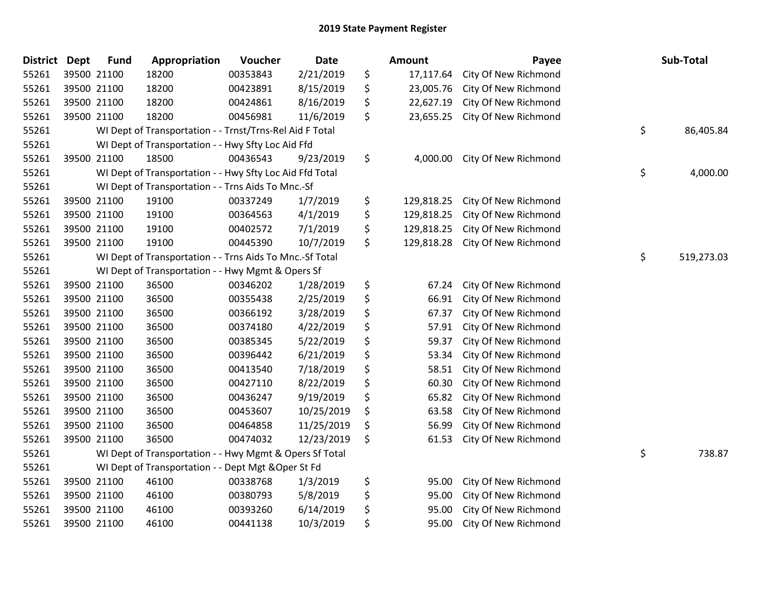## 2019 State Payment Register

| District | Dept | Fund | Appropriation | Voucher | Date | Amount | Payee | Sub-Total |
|---|---|---|---|---|---|---|---|---|
| 55261 | 39500 | 21100 | 18200 | 00353843 | 2/21/2019 | $ 17,117.64 | City Of New Richmond | |
| 55261 | 39500 | 21100 | 18200 | 00423891 | 8/15/2019 | $ 23,005.76 | City Of New Richmond | |
| 55261 | 39500 | 21100 | 18200 | 00424861 | 8/16/2019 | $ 22,627.19 | City Of New Richmond | |
| 55261 | 39500 | 21100 | 18200 | 00456981 | 11/6/2019 | $ 23,655.25 | City Of New Richmond | |
| 55261 | | | WI Dept of Transportation - - Trnst/Trns-Rel Aid F Total | | | | | $ 86,405.84 |
| 55261 | | | WI Dept of Transportation - - Hwy Sfty Loc Aid Ffd | | | | | |
| 55261 | 39500 | 21100 | 18500 | 00436543 | 9/23/2019 | $ 4,000.00 | City Of New Richmond | |
| 55261 | | | WI Dept of Transportation - - Hwy Sfty Loc Aid Ffd Total | | | | | $ 4,000.00 |
| 55261 | | | WI Dept of Transportation - - Trns Aids To Mnc.-Sf | | | | | |
| 55261 | 39500 | 21100 | 19100 | 00337249 | 1/7/2019 | $ 129,818.25 | City Of New Richmond | |
| 55261 | 39500 | 21100 | 19100 | 00364563 | 4/1/2019 | $ 129,818.25 | City Of New Richmond | |
| 55261 | 39500 | 21100 | 19100 | 00402572 | 7/1/2019 | $ 129,818.25 | City Of New Richmond | |
| 55261 | 39500 | 21100 | 19100 | 00445390 | 10/7/2019 | $ 129,818.28 | City Of New Richmond | |
| 55261 | | | WI Dept of Transportation - - Trns Aids To Mnc.-Sf Total | | | | | $ 519,273.03 |
| 55261 | | | WI Dept of Transportation - - Hwy Mgmt & Opers Sf | | | | | |
| 55261 | 39500 | 21100 | 36500 | 00346202 | 1/28/2019 | $ 67.24 | City Of New Richmond | |
| 55261 | 39500 | 21100 | 36500 | 00355438 | 2/25/2019 | $ 66.91 | City Of New Richmond | |
| 55261 | 39500 | 21100 | 36500 | 00366192 | 3/28/2019 | $ 67.37 | City Of New Richmond | |
| 55261 | 39500 | 21100 | 36500 | 00374180 | 4/22/2019 | $ 57.91 | City Of New Richmond | |
| 55261 | 39500 | 21100 | 36500 | 00385345 | 5/22/2019 | $ 59.37 | City Of New Richmond | |
| 55261 | 39500 | 21100 | 36500 | 00396442 | 6/21/2019 | $ 53.34 | City Of New Richmond | |
| 55261 | 39500 | 21100 | 36500 | 00413540 | 7/18/2019 | $ 58.51 | City Of New Richmond | |
| 55261 | 39500 | 21100 | 36500 | 00427110 | 8/22/2019 | $ 60.30 | City Of New Richmond | |
| 55261 | 39500 | 21100 | 36500 | 00436247 | 9/19/2019 | $ 65.82 | City Of New Richmond | |
| 55261 | 39500 | 21100 | 36500 | 00453607 | 10/25/2019 | $ 63.58 | City Of New Richmond | |
| 55261 | 39500 | 21100 | 36500 | 00464858 | 11/25/2019 | $ 56.99 | City Of New Richmond | |
| 55261 | 39500 | 21100 | 36500 | 00474032 | 12/23/2019 | $ 61.53 | City Of New Richmond | |
| 55261 | | | WI Dept of Transportation - - Hwy Mgmt & Opers Sf Total | | | | | $ 738.87 |
| 55261 | | | WI Dept of Transportation - - Dept Mgt &Oper St Fd | | | | | |
| 55261 | 39500 | 21100 | 46100 | 00338768 | 1/3/2019 | $ 95.00 | City Of New Richmond | |
| 55261 | 39500 | 21100 | 46100 | 00380793 | 5/8/2019 | $ 95.00 | City Of New Richmond | |
| 55261 | 39500 | 21100 | 46100 | 00393260 | 6/14/2019 | $ 95.00 | City Of New Richmond | |
| 55261 | 39500 | 21100 | 46100 | 00441138 | 10/3/2019 | $ 95.00 | City Of New Richmond | |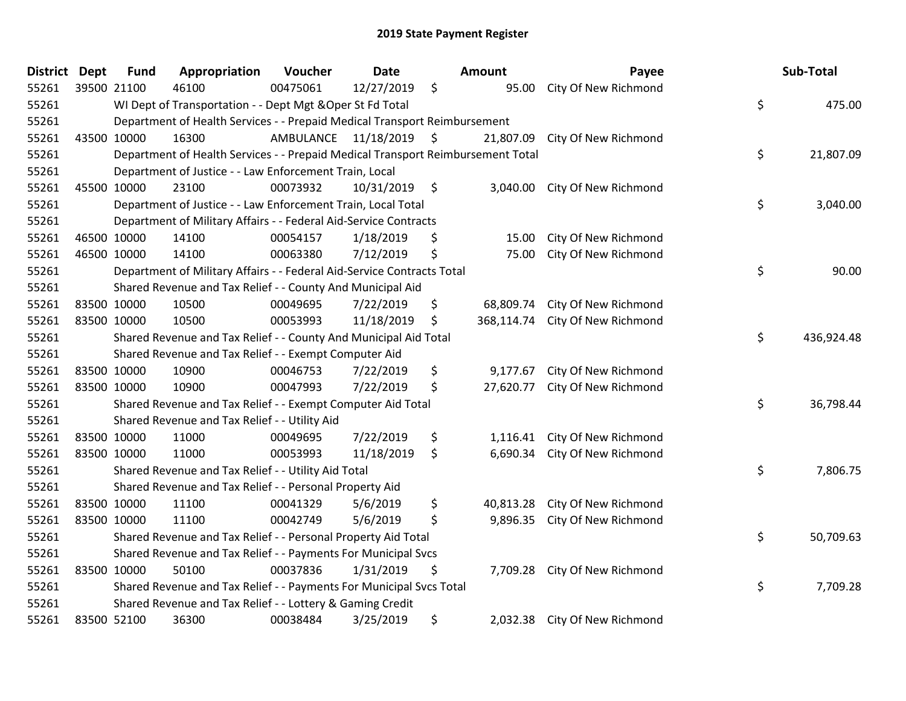# 2019 State Payment Register

| District | Dept | Fund | Appropriation | Voucher | Date | Amount | Payee | Sub-Total |
|---|---|---|---|---|---|---|---|---|
| 55261 | 39500 | 21100 | 46100 | 00475061 | 12/27/2019 | $ 95.00 | City Of New Richmond | |
| 55261 | | WI Dept of Transportation - - Dept Mgt &Oper St Fd Total | | | | | | $ 475.00 |
| 55261 | | Department of Health Services - - Prepaid Medical Transport Reimbursement | | | | | | |
| 55261 | 43500 | 10000 | 16300 | AMBULANCE | 11/18/2019 | $ 21,807.09 | City Of New Richmond | |
| 55261 | | Department of Health Services - - Prepaid Medical Transport Reimbursement Total | | | | | | $ 21,807.09 |
| 55261 | | Department of Justice - - Law Enforcement Train, Local | | | | | | |
| 55261 | 45500 | 10000 | 23100 | 00073932 | 10/31/2019 | $ 3,040.00 | City Of New Richmond | |
| 55261 | | Department of Justice - - Law Enforcement Train, Local Total | | | | | | $ 3,040.00 |
| 55261 | | Department of Military Affairs - - Federal Aid-Service Contracts | | | | | | |
| 55261 | 46500 | 10000 | 14100 | 00054157 | 1/18/2019 | $ 15.00 | City Of New Richmond | |
| 55261 | 46500 | 10000 | 14100 | 00063380 | 7/12/2019 | $ 75.00 | City Of New Richmond | |
| 55261 | | Department of Military Affairs - - Federal Aid-Service Contracts Total | | | | | | $ 90.00 |
| 55261 | | Shared Revenue and Tax Relief - - County And Municipal Aid | | | | | | |
| 55261 | 83500 | 10000 | 10500 | 00049695 | 7/22/2019 | $ 68,809.74 | City Of New Richmond | |
| 55261 | 83500 | 10000 | 10500 | 00053993 | 11/18/2019 | $ 368,114.74 | City Of New Richmond | |
| 55261 | | Shared Revenue and Tax Relief - - County And Municipal Aid Total | | | | | | $ 436,924.48 |
| 55261 | | Shared Revenue and Tax Relief - - Exempt Computer Aid | | | | | | |
| 55261 | 83500 | 10000 | 10900 | 00046753 | 7/22/2019 | $ 9,177.67 | City Of New Richmond | |
| 55261 | 83500 | 10000 | 10900 | 00047993 | 7/22/2019 | $ 27,620.77 | City Of New Richmond | |
| 55261 | | Shared Revenue and Tax Relief - - Exempt Computer Aid Total | | | | | | $ 36,798.44 |
| 55261 | | Shared Revenue and Tax Relief - - Utility Aid | | | | | | |
| 55261 | 83500 | 10000 | 11000 | 00049695 | 7/22/2019 | $ 1,116.41 | City Of New Richmond | |
| 55261 | 83500 | 10000 | 11000 | 00053993 | 11/18/2019 | $ 6,690.34 | City Of New Richmond | |
| 55261 | | Shared Revenue and Tax Relief - - Utility Aid Total | | | | | | $ 7,806.75 |
| 55261 | | Shared Revenue and Tax Relief - - Personal Property Aid | | | | | | |
| 55261 | 83500 | 10000 | 11100 | 00041329 | 5/6/2019 | $ 40,813.28 | City Of New Richmond | |
| 55261 | 83500 | 10000 | 11100 | 00042749 | 5/6/2019 | $ 9,896.35 | City Of New Richmond | |
| 55261 | | Shared Revenue and Tax Relief - - Personal Property Aid Total | | | | | | $ 50,709.63 |
| 55261 | | Shared Revenue and Tax Relief - - Payments For Municipal Svcs | | | | | | |
| 55261 | 83500 | 10000 | 50100 | 00037836 | 1/31/2019 | $ 7,709.28 | City Of New Richmond | |
| 55261 | | Shared Revenue and Tax Relief - - Payments For Municipal Svcs Total | | | | | | $ 7,709.28 |
| 55261 | | Shared Revenue and Tax Relief - - Lottery & Gaming Credit | | | | | | |
| 55261 | 83500 | 52100 | 36300 | 00038484 | 3/25/2019 | $ 2,032.38 | City Of New Richmond | |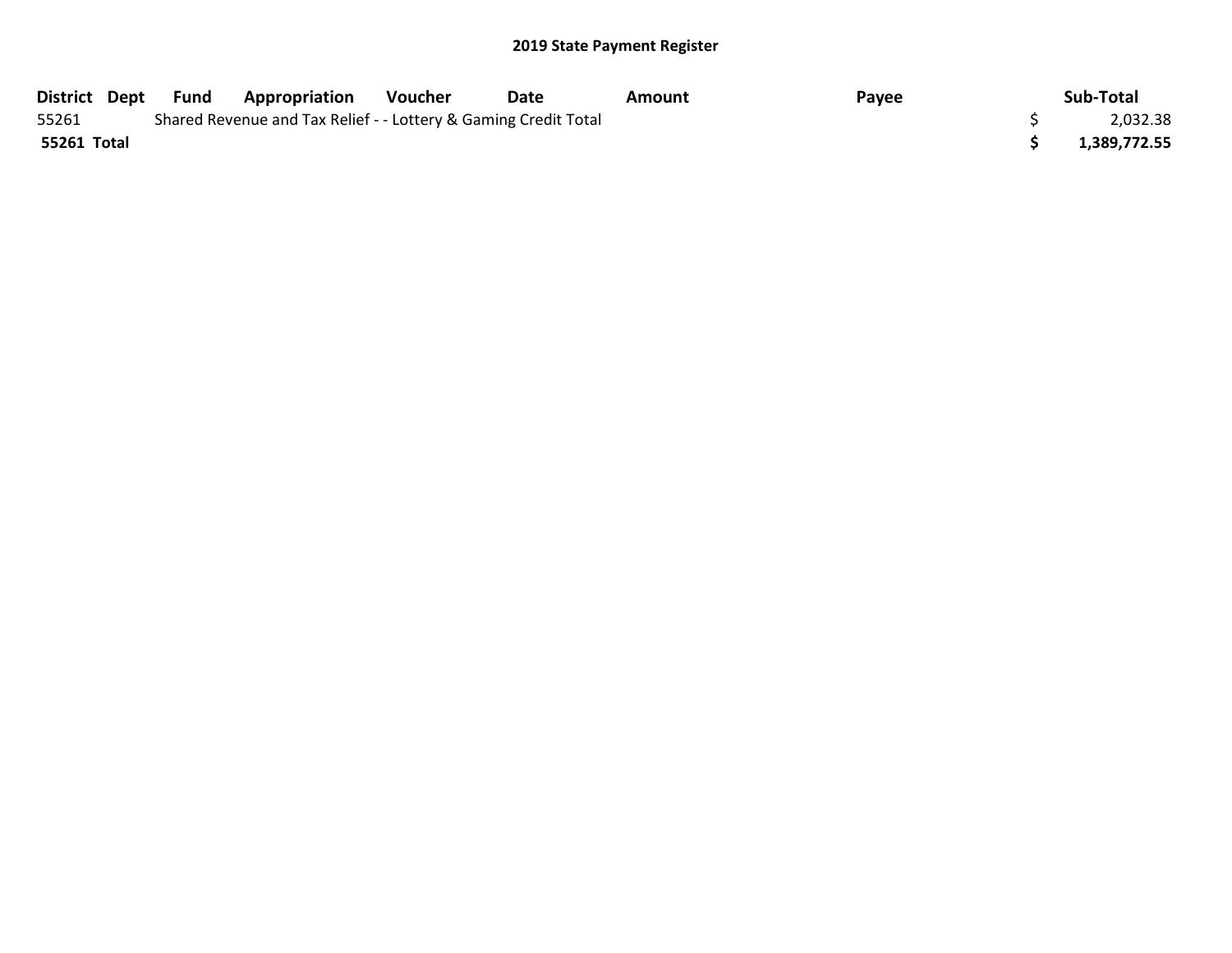# 2019 State Payment Register

| District | Dept | Fund | Appropriation | Voucher | Date | Amount | Payee | Sub-Total |
|---|---|---|---|---|---|---|---|---|
| 55261 | | Shared Revenue and Tax Relief - - Lottery & Gaming Credit Total | | | | | | $ 2,032.38 |
| **55261 Total** | | | | | | | | **$ 1,389,772.55** |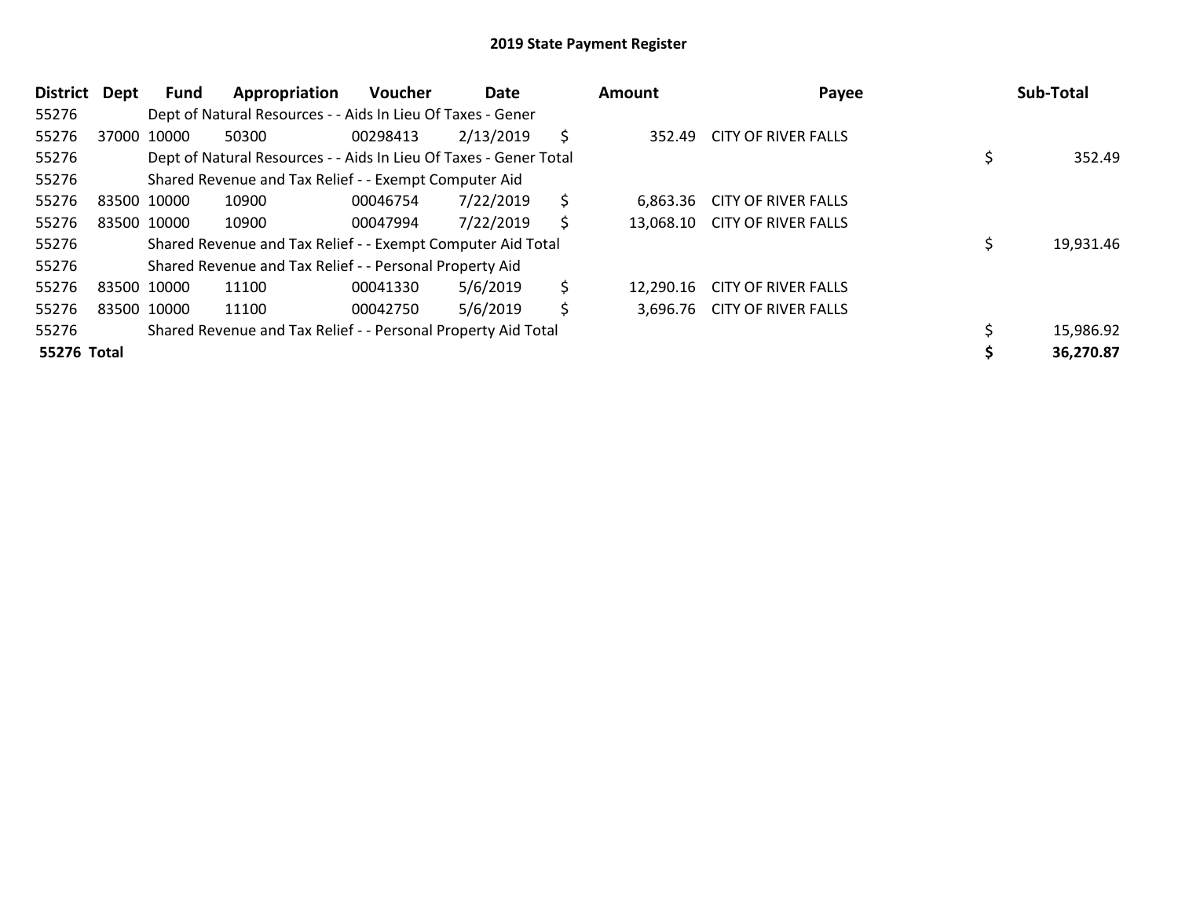# 2019 State Payment Register

| District | Dept | Fund | Appropriation | Voucher | Date | Amount | Payee | Sub-Total |
|---|---|---|---|---|---|---|---|---|
| 55276 | | Dept of Natural Resources - - Aids In Lieu Of Taxes - Gener | | | | | | |
| 55276 | 37000 | 10000 | 50300 | 00298413 | 2/13/2019 | $ 352.49 | CITY OF RIVER FALLS | |
| 55276 | | Dept of Natural Resources - - Aids In Lieu Of Taxes - Gener Total | | | | | | $ 352.49 |
| 55276 | | Shared Revenue and Tax Relief - - Exempt Computer Aid | | | | | | |
| 55276 | 83500 | 10000 | 10900 | 00046754 | 7/22/2019 | $ 6,863.36 | CITY OF RIVER FALLS | |
| 55276 | 83500 | 10000 | 10900 | 00047994 | 7/22/2019 | $ 13,068.10 | CITY OF RIVER FALLS | |
| 55276 | | Shared Revenue and Tax Relief - - Exempt Computer Aid Total | | | | | | $ 19,931.46 |
| 55276 | | Shared Revenue and Tax Relief - - Personal Property Aid | | | | | | |
| 55276 | 83500 | 10000 | 11100 | 00041330 | 5/6/2019 | $ 12,290.16 | CITY OF RIVER FALLS | |
| 55276 | 83500 | 10000 | 11100 | 00042750 | 5/6/2019 | $ 3,696.76 | CITY OF RIVER FALLS | |
| 55276 | | Shared Revenue and Tax Relief - - Personal Property Aid Total | | | | | | $ 15,986.92 |
| **55276 Total** | | | | | | | | **$ 36,270.87** |